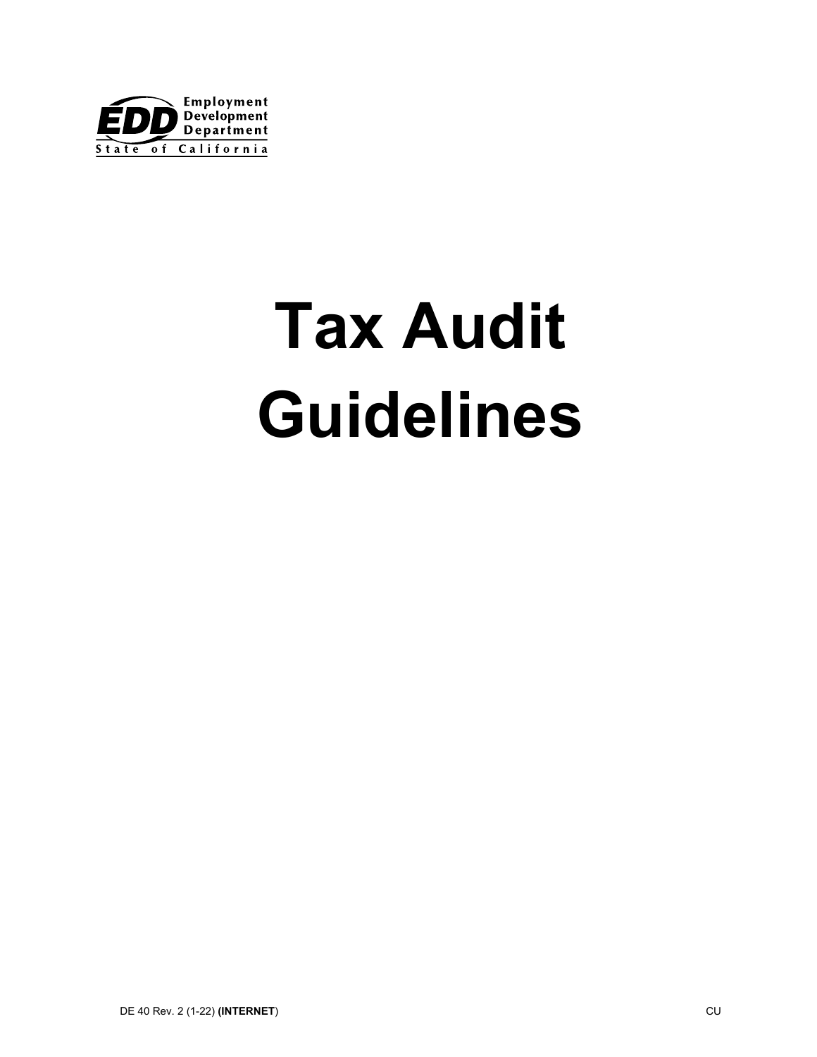Employment Development Department
State of California

# Tax Audit Guidelines

DE 40 Rev. 2 (1-22) **(INTERNET**) CU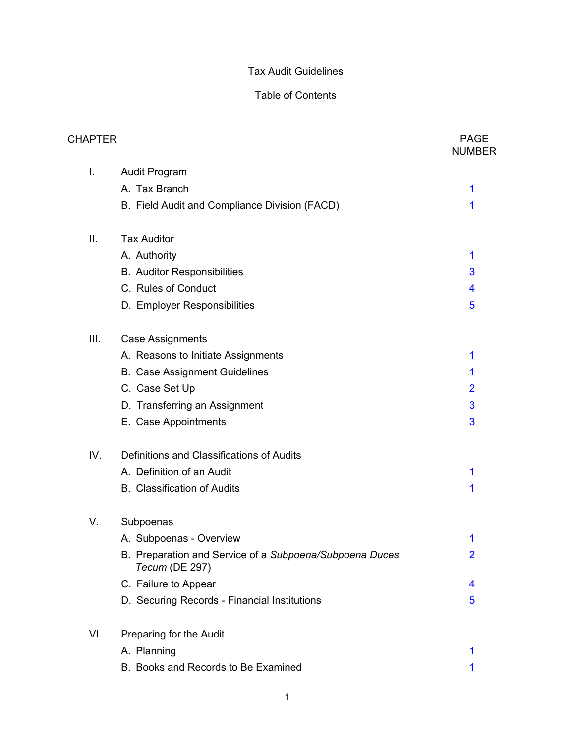# Tax Audit Guidelines

## Table of Contents

| CHAPTER | | PAGE NUMBER |
|---|---|---|
| I. | Audit Program | |
| | A. Tax Branch | 1 |
| | B. Field Audit and Compliance Division (FACD) | 1 |
| II. | Tax Auditor | |
| | A. Authority | 1 |
| | B. Auditor Responsibilities | 3 |
| | C. Rules of Conduct | 4 |
| | D. Employer Responsibilities | 5 |
| III. | Case Assignments | |
| | A. Reasons to Initiate Assignments | 1 |
| | B. Case Assignment Guidelines | 1 |
| | C. Case Set Up | 2 |
| | D. Transferring an Assignment | 3 |
| | E. Case Appointments | 3 |
| IV. | Definitions and Classifications of Audits | |
| | A. Definition of an Audit | 1 |
| | B. Classification of Audits | 1 |
| V. | Subpoenas | |
| | A. Subpoenas - Overview | 1 |
| | B. Preparation and Service of a *Subpoena/Subpoena Duces Tecum* (DE 297) | 2 |
| | C. Failure to Appear | 4 |
| | D. Securing Records - Financial Institutions | 5 |
| VI. | Preparing for the Audit | |
| | A. Planning | 1 |
| | B. Books and Records to Be Examined | 1 |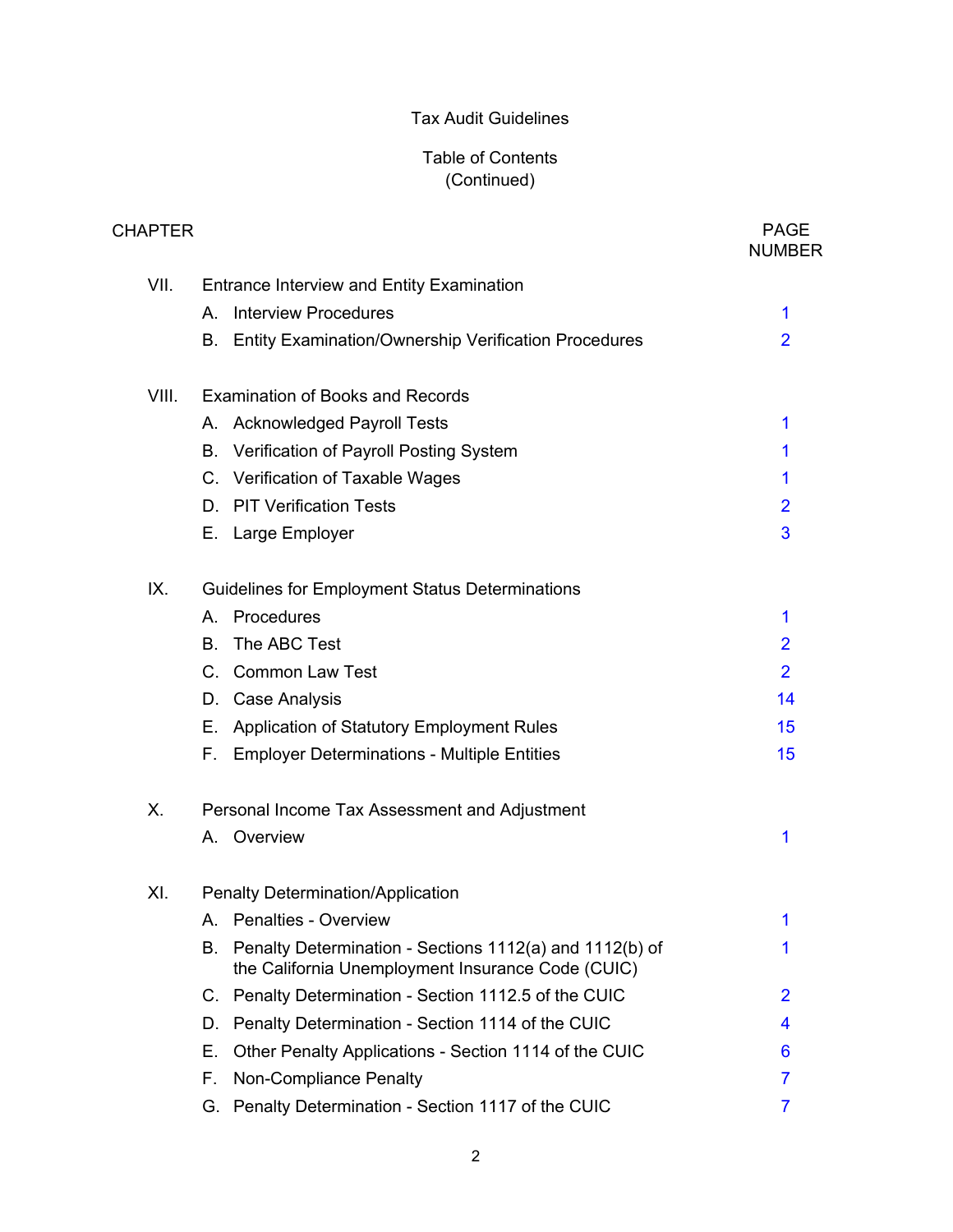# Tax Audit Guidelines

## Table of Contents
(Continued)

| CHAPTER | | PAGE NUMBER |
|---|---|---|
| VII. | Entrance Interview and Entity Examination | |
| | A. Interview Procedures | 1 |
| | B. Entity Examination/Ownership Verification Procedures | 2 |
| VIII. | Examination of Books and Records | |
| | A. Acknowledged Payroll Tests | 1 |
| | B. Verification of Payroll Posting System | 1 |
| | C. Verification of Taxable Wages | 1 |
| | D. PIT Verification Tests | 2 |
| | E. Large Employer | 3 |
| IX. | Guidelines for Employment Status Determinations | |
| | A. Procedures | 1 |
| | B. The ABC Test | 2 |
| | C. Common Law Test | 2 |
| | D. Case Analysis | 14 |
| | E. Application of Statutory Employment Rules | 15 |
| | F. Employer Determinations - Multiple Entities | 15 |
| X. | Personal Income Tax Assessment and Adjustment | |
| | A. Overview | 1 |
| XI. | Penalty Determination/Application | |
| | A. Penalties - Overview | 1 |
| | B. Penalty Determination - Sections 1112(a) and 1112(b) of the California Unemployment Insurance Code (CUIC) | 1 |
| | C. Penalty Determination - Section 1112.5 of the CUIC | 2 |
| | D. Penalty Determination - Section 1114 of the CUIC | 4 |
| | E. Other Penalty Applications - Section 1114 of the CUIC | 6 |
| | F. Non-Compliance Penalty | 7 |
| | G. Penalty Determination - Section 1117 of the CUIC | 7 |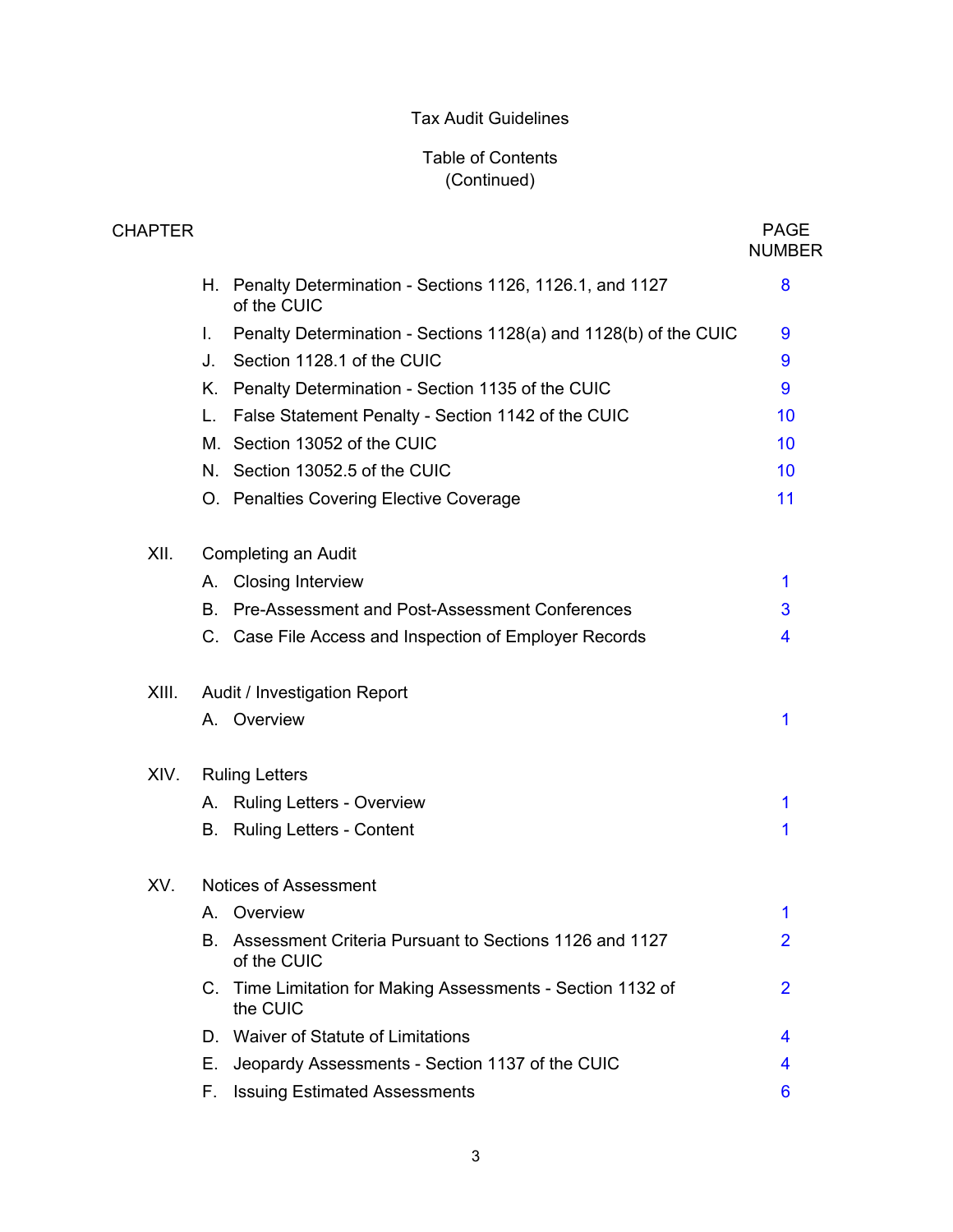# Tax Audit Guidelines

## Table of Contents (Continued)

| CHAPTER | | PAGE NUMBER |
|---|---|---|
| | H. Penalty Determination - Sections 1126, 1126.1, and 1127 of the CUIC | 8 |
| | I. Penalty Determination - Sections 1128(a) and 1128(b) of the CUIC | 9 |
| | J. Section 1128.1 of the CUIC | 9 |
| | K. Penalty Determination - Section 1135 of the CUIC | 9 |
| | L. False Statement Penalty - Section 1142 of the CUIC | 10 |
| | M. Section 13052 of the CUIC | 10 |
| | N. Section 13052.5 of the CUIC | 10 |
| | O. Penalties Covering Elective Coverage | 11 |
| XII. | Completing an Audit | |
| | A. Closing Interview | 1 |
| | B. Pre-Assessment and Post-Assessment Conferences | 3 |
| | C. Case File Access and Inspection of Employer Records | 4 |
| XIII. | Audit / Investigation Report | |
| | A. Overview | 1 |
| XIV. | Ruling Letters | |
| | A. Ruling Letters - Overview | 1 |
| | B. Ruling Letters - Content | 1 |
| XV. | Notices of Assessment | |
| | A. Overview | 1 |
| | B. Assessment Criteria Pursuant to Sections 1126 and 1127 of the CUIC | 2 |
| | C. Time Limitation for Making Assessments - Section 1132 of the CUIC | 2 |
| | D. Waiver of Statute of Limitations | 4 |
| | E. Jeopardy Assessments - Section 1137 of the CUIC | 4 |
| | F. Issuing Estimated Assessments | 6 |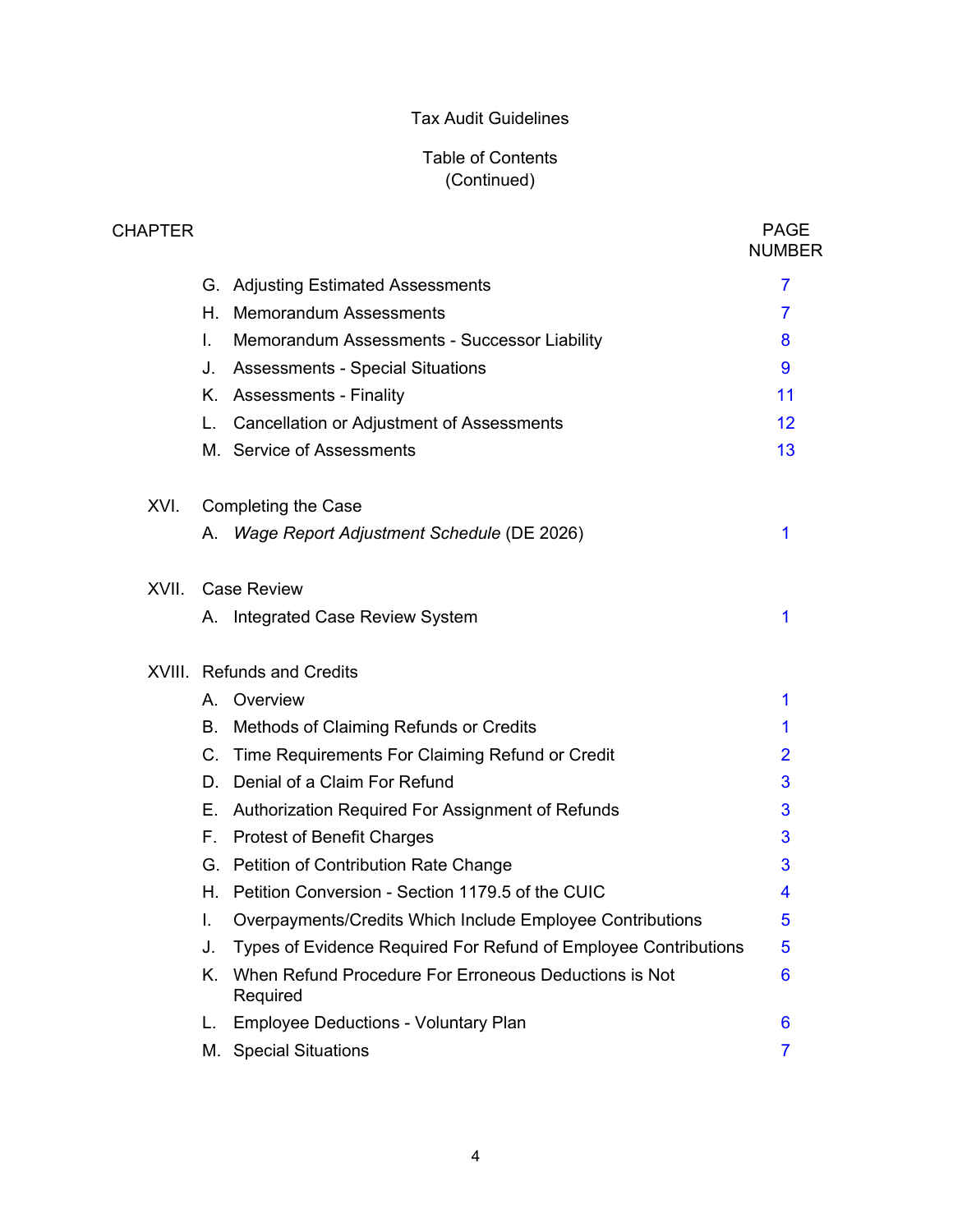# Tax Audit Guidelines

## Table of Contents (Continued)

| CHAPTER | | PAGE NUMBER |
|---|---|---|
| | G. Adjusting Estimated Assessments | 7 |
| | H. Memorandum Assessments | 7 |
| | I. Memorandum Assessments - Successor Liability | 8 |
| | J. Assessments - Special Situations | 9 |
| | K. Assessments - Finality | 11 |
| | L. Cancellation or Adjustment of Assessments | 12 |
| | M. Service of Assessments | 13 |
| XVI. | Completing the Case | |
| | A. *Wage Report Adjustment Schedule* (DE 2026) | 1 |
| XVII. | Case Review | |
| | A. Integrated Case Review System | 1 |
| XVIII. | Refunds and Credits | |
| | A. Overview | 1 |
| | B. Methods of Claiming Refunds or Credits | 1 |
| | C. Time Requirements For Claiming Refund or Credit | 2 |
| | D. Denial of a Claim For Refund | 3 |
| | E. Authorization Required For Assignment of Refunds | 3 |
| | F. Protest of Benefit Charges | 3 |
| | G. Petition of Contribution Rate Change | 3 |
| | H. Petition Conversion - Section 1179.5 of the CUIC | 4 |
| | I. Overpayments/Credits Which Include Employee Contributions | 5 |
| | J. Types of Evidence Required For Refund of Employee Contributions | 5 |
| | K. When Refund Procedure For Erroneous Deductions is Not Required | 6 |
| | L. Employee Deductions - Voluntary Plan | 6 |
| | M. Special Situations | 7 |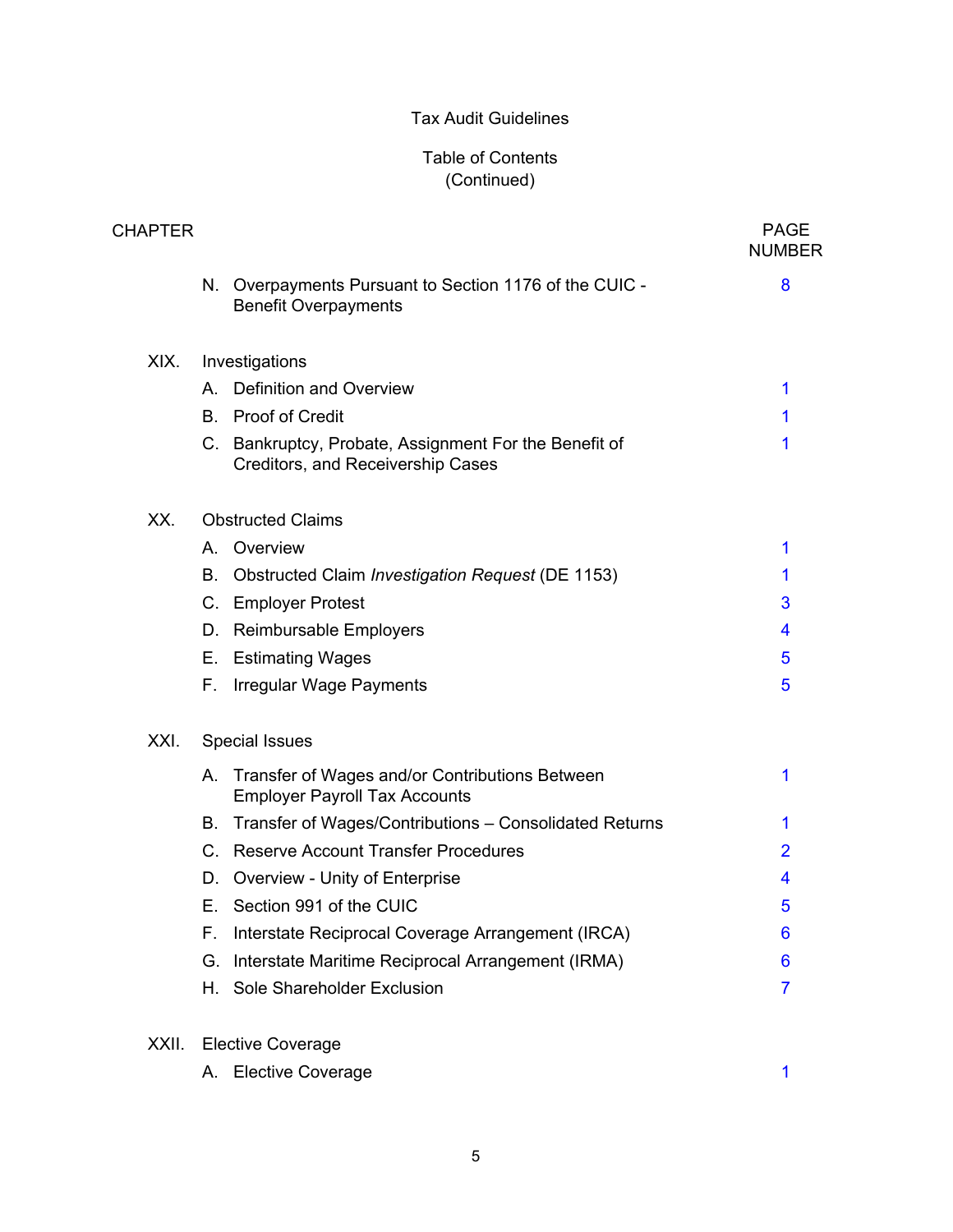Tax Audit Guidelines

Table of Contents
(Continued)

| CHAPTER | | | PAGE NUMBER |
|---|---|---|---|
| | N. | Overpayments Pursuant to Section 1176 of the CUIC - Benefit Overpayments | 8 |
| XIX. | Investigations | | |
| | A. | Definition and Overview | 1 |
| | B. | Proof of Credit | 1 |
| | C. | Bankruptcy, Probate, Assignment For the Benefit of Creditors, and Receivership Cases | 1 |
| XX. | Obstructed Claims | | |
| | A. | Overview | 1 |
| | B. | Obstructed Claim *Investigation Request* (DE 1153) | 1 |
| | C. | Employer Protest | 3 |
| | D. | Reimbursable Employers | 4 |
| | E. | Estimating Wages | 5 |
| | F. | Irregular Wage Payments | 5 |
| XXI. | Special Issues | | |
| | A. | Transfer of Wages and/or Contributions Between Employer Payroll Tax Accounts | 1 |
| | B. | Transfer of Wages/Contributions – Consolidated Returns | 1 |
| | C. | Reserve Account Transfer Procedures | 2 |
| | D. | Overview - Unity of Enterprise | 4 |
| | E. | Section 991 of the CUIC | 5 |
| | F. | Interstate Reciprocal Coverage Arrangement (IRCA) | 6 |
| | G. | Interstate Maritime Reciprocal Arrangement (IRMA) | 6 |
| | H. | Sole Shareholder Exclusion | 7 |
| XXII. | Elective Coverage | | |
| | A. | Elective Coverage | 1 |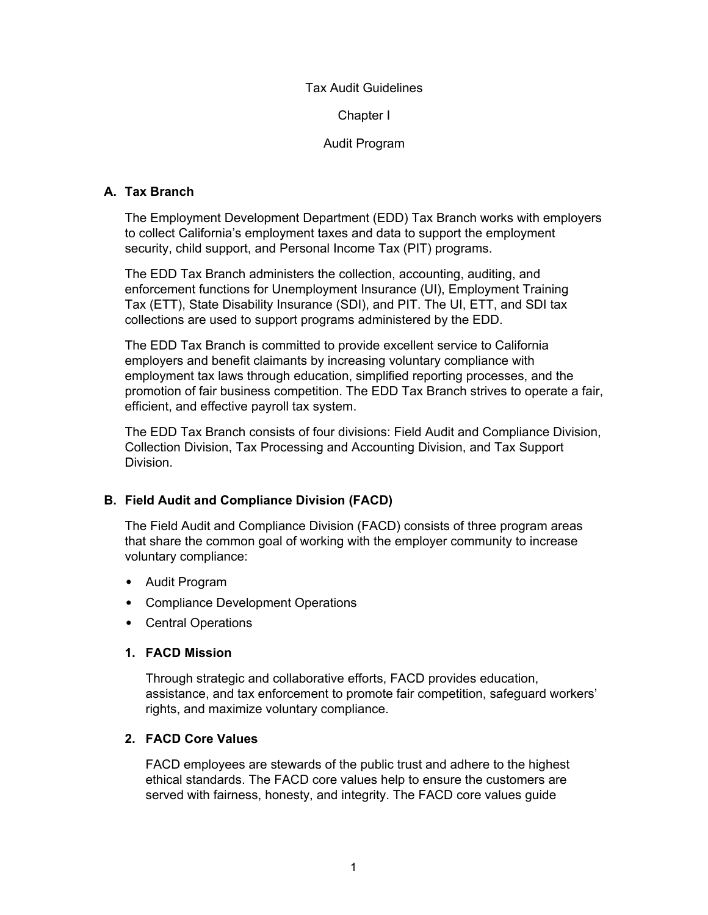Tax Audit Guidelines

Chapter I

Audit Program

## A. Tax Branch

The Employment Development Department (EDD) Tax Branch works with employers to collect California's employment taxes and data to support the employment security, child support, and Personal Income Tax (PIT) programs.

The EDD Tax Branch administers the collection, accounting, auditing, and enforcement functions for Unemployment Insurance (UI), Employment Training Tax (ETT), State Disability Insurance (SDI), and PIT. The UI, ETT, and SDI tax collections are used to support programs administered by the EDD.

The EDD Tax Branch is committed to provide excellent service to California employers and benefit claimants by increasing voluntary compliance with employment tax laws through education, simplified reporting processes, and the promotion of fair business competition. The EDD Tax Branch strives to operate a fair, efficient, and effective payroll tax system.

The EDD Tax Branch consists of four divisions: Field Audit and Compliance Division, Collection Division, Tax Processing and Accounting Division, and Tax Support Division.

## B. Field Audit and Compliance Division (FACD)

The Field Audit and Compliance Division (FACD) consists of three program areas that share the common goal of working with the employer community to increase voluntary compliance:

- Audit Program
- Compliance Development Operations
- Central Operations

### 1. FACD Mission

Through strategic and collaborative efforts, FACD provides education, assistance, and tax enforcement to promote fair competition, safeguard workers' rights, and maximize voluntary compliance.

### 2. FACD Core Values

FACD employees are stewards of the public trust and adhere to the highest ethical standards. The FACD core values help to ensure the customers are served with fairness, honesty, and integrity. The FACD core values guide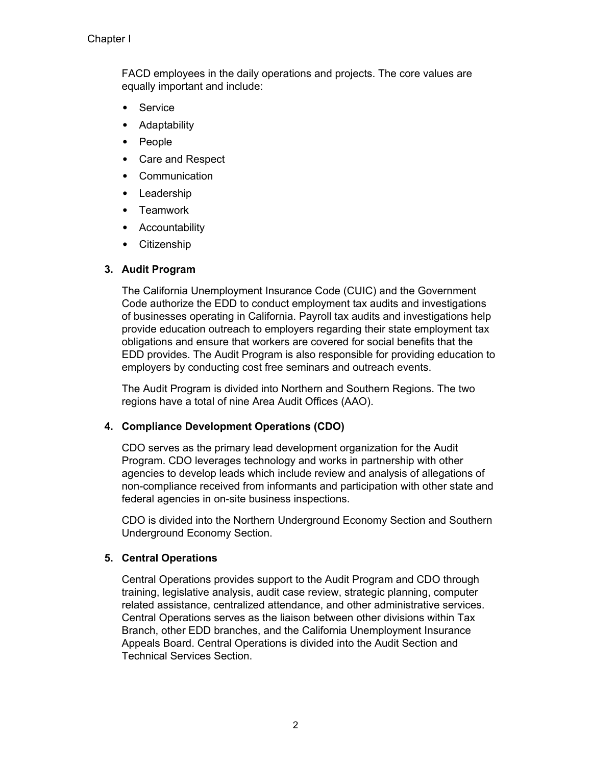FACD employees in the daily operations and projects. The core values are equally important and include:

- Service
- Adaptability
- People
- Care and Respect
- Communication
- Leadership
- Teamwork
- Accountability
- Citizenship

### 3. Audit Program

The California Unemployment Insurance Code (CUIC) and the Government Code authorize the EDD to conduct employment tax audits and investigations of businesses operating in California. Payroll tax audits and investigations help provide education outreach to employers regarding their state employment tax obligations and ensure that workers are covered for social benefits that the EDD provides. The Audit Program is also responsible for providing education to employers by conducting cost free seminars and outreach events.

The Audit Program is divided into Northern and Southern Regions. The two regions have a total of nine Area Audit Offices (AAO).

### 4. Compliance Development Operations (CDO)

CDO serves as the primary lead development organization for the Audit Program. CDO leverages technology and works in partnership with other agencies to develop leads which include review and analysis of allegations of non-compliance received from informants and participation with other state and federal agencies in on-site business inspections.

CDO is divided into the Northern Underground Economy Section and Southern Underground Economy Section.

### 5. Central Operations

Central Operations provides support to the Audit Program and CDO through training, legislative analysis, audit case review, strategic planning, computer related assistance, centralized attendance, and other administrative services. Central Operations serves as the liaison between other divisions within Tax Branch, other EDD branches, and the California Unemployment Insurance Appeals Board. Central Operations is divided into the Audit Section and Technical Services Section.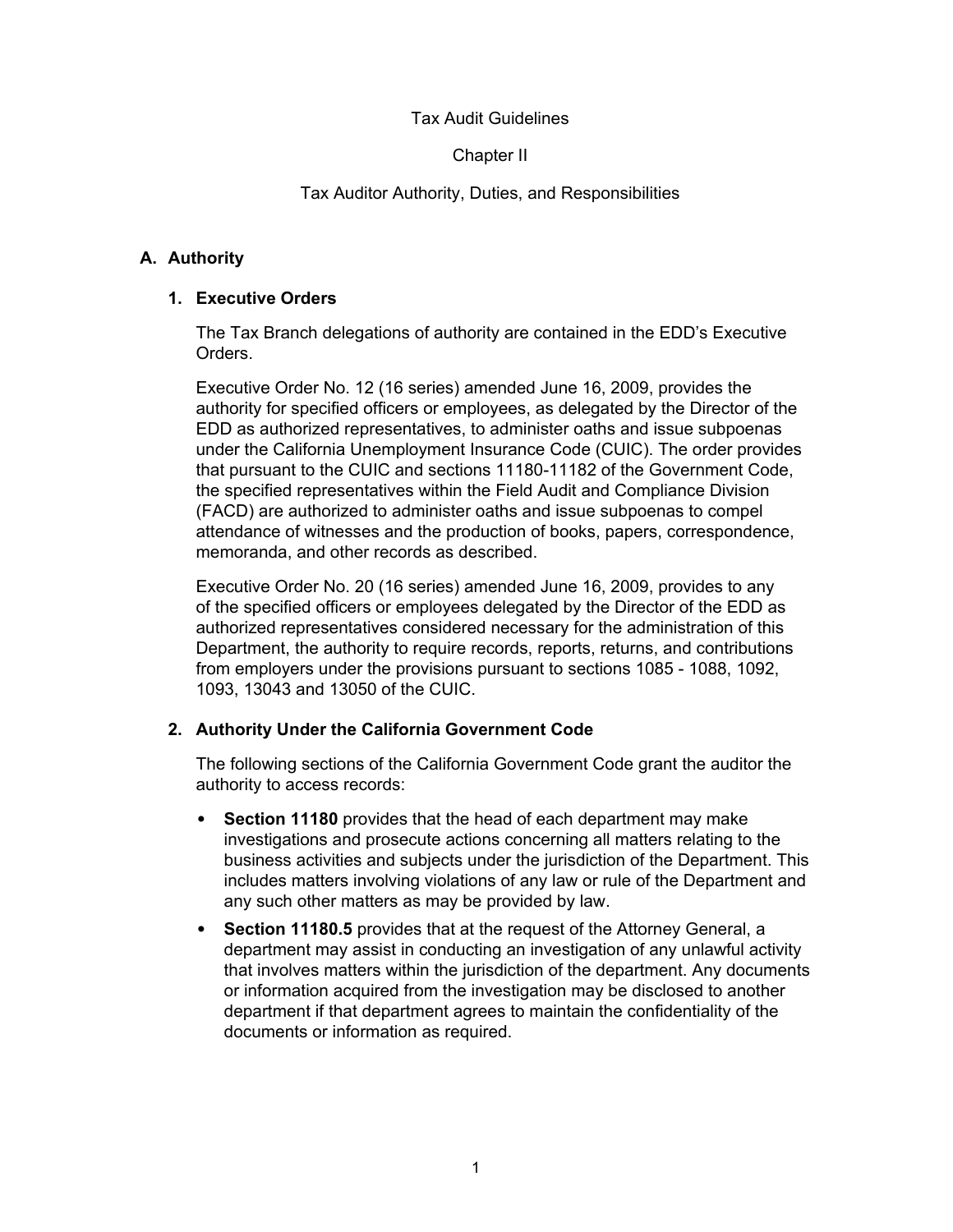Tax Audit Guidelines

Chapter II

Tax Auditor Authority, Duties, and Responsibilities

## A. Authority

### 1. Executive Orders

The Tax Branch delegations of authority are contained in the EDD's Executive Orders.

Executive Order No. 12 (16 series) amended June 16, 2009, provides the authority for specified officers or employees, as delegated by the Director of the EDD as authorized representatives, to administer oaths and issue subpoenas under the California Unemployment Insurance Code (CUIC). The order provides that pursuant to the CUIC and sections 11180-11182 of the Government Code, the specified representatives within the Field Audit and Compliance Division (FACD) are authorized to administer oaths and issue subpoenas to compel attendance of witnesses and the production of books, papers, correspondence, memoranda, and other records as described.

Executive Order No. 20 (16 series) amended June 16, 2009, provides to any of the specified officers or employees delegated by the Director of the EDD as authorized representatives considered necessary for the administration of this Department, the authority to require records, reports, returns, and contributions from employers under the provisions pursuant to sections 1085 - 1088, 1092, 1093, 13043 and 13050 of the CUIC.

### 2. Authority Under the California Government Code

The following sections of the California Government Code grant the auditor the authority to access records:

- **Section 11180** provides that the head of each department may make investigations and prosecute actions concerning all matters relating to the business activities and subjects under the jurisdiction of the Department. This includes matters involving violations of any law or rule of the Department and any such other matters as may be provided by law.
- **Section 11180.5** provides that at the request of the Attorney General, a department may assist in conducting an investigation of any unlawful activity that involves matters within the jurisdiction of the department. Any documents or information acquired from the investigation may be disclosed to another department if that department agrees to maintain the confidentiality of the documents or information as required.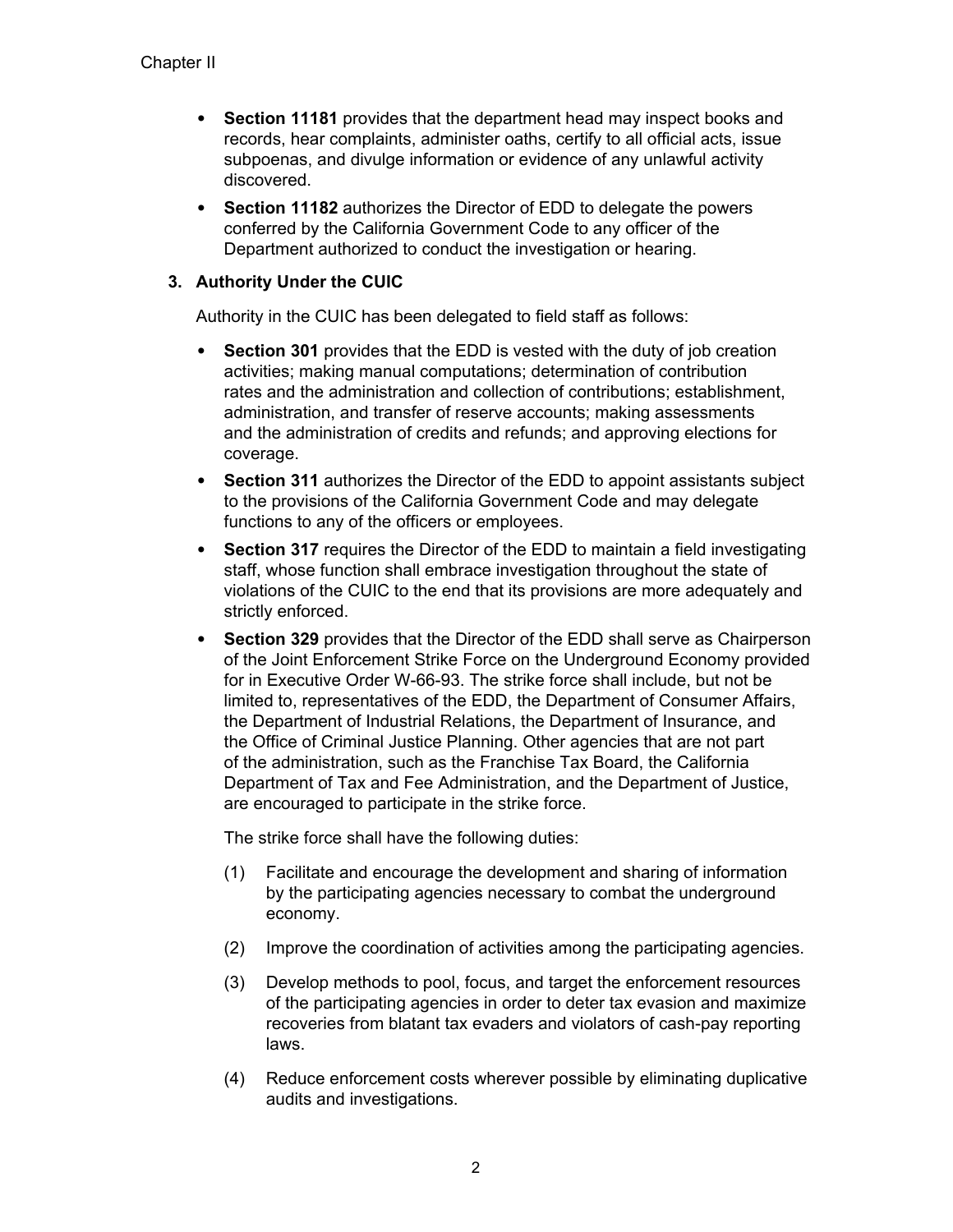- **Section 11181** provides that the department head may inspect books and records, hear complaints, administer oaths, certify to all official acts, issue subpoenas, and divulge information or evidence of any unlawful activity discovered.
- **Section 11182** authorizes the Director of EDD to delegate the powers conferred by the California Government Code to any officer of the Department authorized to conduct the investigation or hearing.

### 3. Authority Under the CUIC

Authority in the CUIC has been delegated to field staff as follows:

- **Section 301** provides that the EDD is vested with the duty of job creation activities; making manual computations; determination of contribution rates and the administration and collection of contributions; establishment, administration, and transfer of reserve accounts; making assessments and the administration of credits and refunds; and approving elections for coverage.
- **Section 311** authorizes the Director of the EDD to appoint assistants subject to the provisions of the California Government Code and may delegate functions to any of the officers or employees.
- **Section 317** requires the Director of the EDD to maintain a field investigating staff, whose function shall embrace investigation throughout the state of violations of the CUIC to the end that its provisions are more adequately and strictly enforced.
- **Section 329** provides that the Director of the EDD shall serve as Chairperson of the Joint Enforcement Strike Force on the Underground Economy provided for in Executive Order W-66-93. The strike force shall include, but not be limited to, representatives of the EDD, the Department of Consumer Affairs, the Department of Industrial Relations, the Department of Insurance, and the Office of Criminal Justice Planning. Other agencies that are not part of the administration, such as the Franchise Tax Board, the California Department of Tax and Fee Administration, and the Department of Justice, are encouraged to participate in the strike force.

  The strike force shall have the following duties:

  (1) Facilitate and encourage the development and sharing of information by the participating agencies necessary to combat the underground economy.

  (2) Improve the coordination of activities among the participating agencies.

  (3) Develop methods to pool, focus, and target the enforcement resources of the participating agencies in order to deter tax evasion and maximize recoveries from blatant tax evaders and violators of cash-pay reporting laws.

  (4) Reduce enforcement costs wherever possible by eliminating duplicative audits and investigations.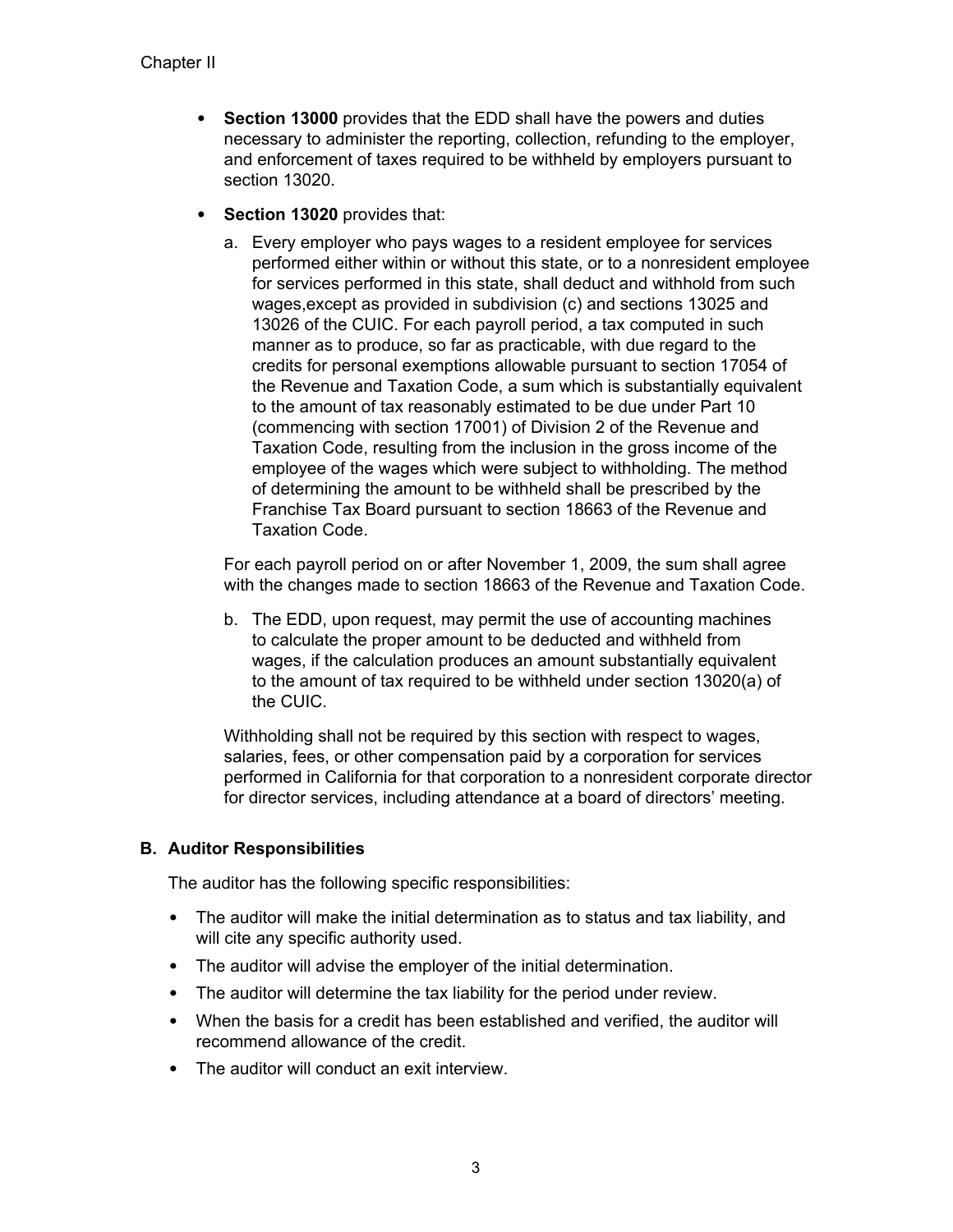- **Section 13000** provides that the EDD shall have the powers and duties necessary to administer the reporting, collection, refunding to the employer, and enforcement of taxes required to be withheld by employers pursuant to section 13020.

- **Section 13020** provides that:

  a. Every employer who pays wages to a resident employee for services performed either within or without this state, or to a nonresident employee for services performed in this state, shall deduct and withhold from such wages,except as provided in subdivision (c) and sections 13025 and 13026 of the CUIC. For each payroll period, a tax computed in such manner as to produce, so far as practicable, with due regard to the credits for personal exemptions allowable pursuant to section 17054 of the Revenue and Taxation Code, a sum which is substantially equivalent to the amount of tax reasonably estimated to be due under Part 10 (commencing with section 17001) of Division 2 of the Revenue and Taxation Code, resulting from the inclusion in the gross income of the employee of the wages which were subject to withholding. The method of determining the amount to be withheld shall be prescribed by the Franchise Tax Board pursuant to section 18663 of the Revenue and Taxation Code.

  For each payroll period on or after November 1, 2009, the sum shall agree with the changes made to section 18663 of the Revenue and Taxation Code.

  b. The EDD, upon request, may permit the use of accounting machines to calculate the proper amount to be deducted and withheld from wages, if the calculation produces an amount substantially equivalent to the amount of tax required to be withheld under section 13020(a) of the CUIC.

  Withholding shall not be required by this section with respect to wages, salaries, fees, or other compensation paid by a corporation for services performed in California for that corporation to a nonresident corporate director for director services, including attendance at a board of directors' meeting.

### B. Auditor Responsibilities

The auditor has the following specific responsibilities:

- The auditor will make the initial determination as to status and tax liability, and will cite any specific authority used.
- The auditor will advise the employer of the initial determination.
- The auditor will determine the tax liability for the period under review.
- When the basis for a credit has been established and verified, the auditor will recommend allowance of the credit.
- The auditor will conduct an exit interview.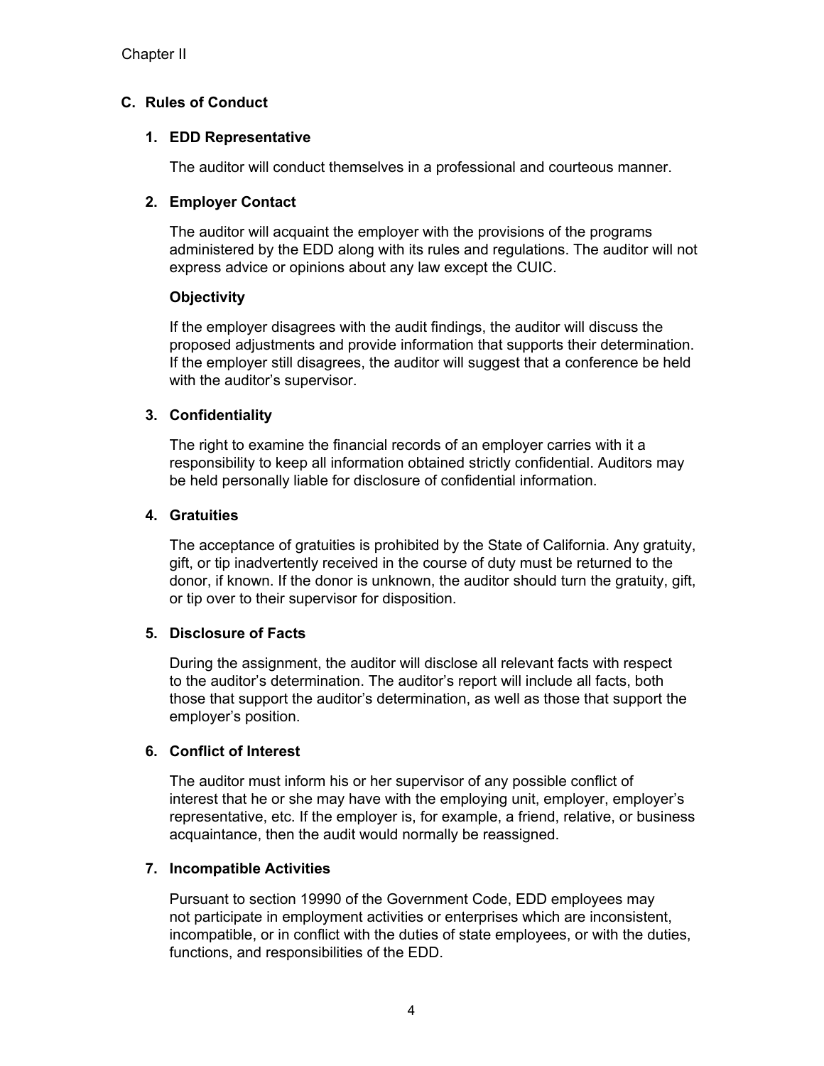## C. Rules of Conduct

### 1. EDD Representative

The auditor will conduct themselves in a professional and courteous manner.

### 2. Employer Contact

The auditor will acquaint the employer with the provisions of the programs administered by the EDD along with its rules and regulations. The auditor will not express advice or opinions about any law except the CUIC.

**Objectivity**

If the employer disagrees with the audit findings, the auditor will discuss the proposed adjustments and provide information that supports their determination. If the employer still disagrees, the auditor will suggest that a conference be held with the auditor's supervisor.

### 3. Confidentiality

The right to examine the financial records of an employer carries with it a responsibility to keep all information obtained strictly confidential. Auditors may be held personally liable for disclosure of confidential information.

### 4. Gratuities

The acceptance of gratuities is prohibited by the State of California. Any gratuity, gift, or tip inadvertently received in the course of duty must be returned to the donor, if known. If the donor is unknown, the auditor should turn the gratuity, gift, or tip over to their supervisor for disposition.

### 5. Disclosure of Facts

During the assignment, the auditor will disclose all relevant facts with respect to the auditor's determination. The auditor's report will include all facts, both those that support the auditor's determination, as well as those that support the employer's position.

### 6. Conflict of Interest

The auditor must inform his or her supervisor of any possible conflict of interest that he or she may have with the employing unit, employer, employer's representative, etc. If the employer is, for example, a friend, relative, or business acquaintance, then the audit would normally be reassigned.

### 7. Incompatible Activities

Pursuant to section 19990 of the Government Code, EDD employees may not participate in employment activities or enterprises which are inconsistent, incompatible, or in conflict with the duties of state employees, or with the duties, functions, and responsibilities of the EDD.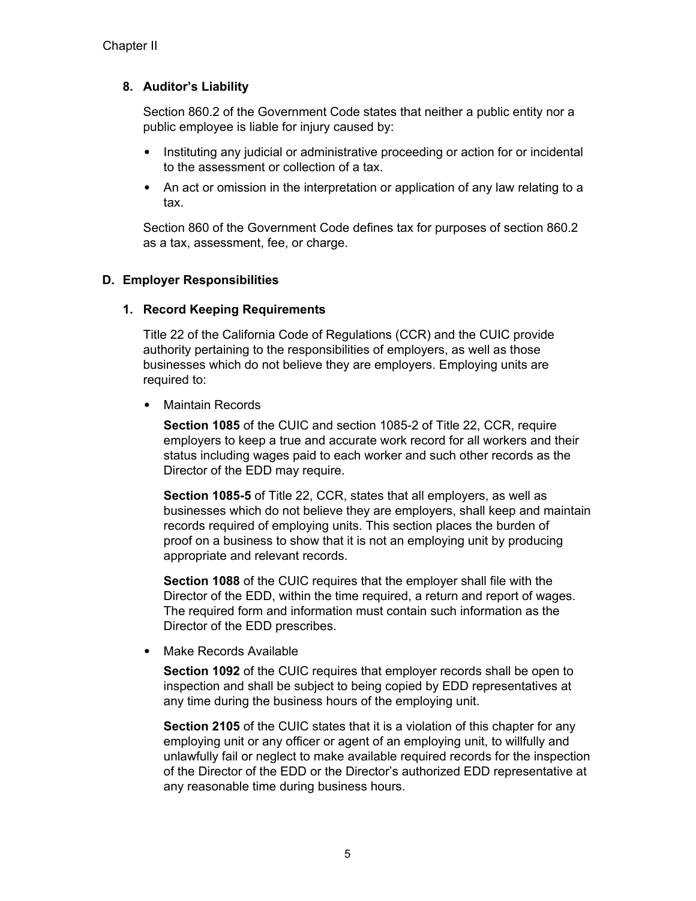### 8. Auditor's Liability

Section 860.2 of the Government Code states that neither a public entity nor a public employee is liable for injury caused by:

- Instituting any judicial or administrative proceeding or action for or incidental to the assessment or collection of a tax.
- An act or omission in the interpretation or application of any law relating to a tax.

Section 860 of the Government Code defines tax for purposes of section 860.2 as a tax, assessment, fee, or charge.

## D. Employer Responsibilities

### 1. Record Keeping Requirements

Title 22 of the California Code of Regulations (CCR) and the CUIC provide authority pertaining to the responsibilities of employers, as well as those businesses which do not believe they are employers. Employing units are required to:

- Maintain Records

  **Section 1085** of the CUIC and section 1085-2 of Title 22, CCR, require employers to keep a true and accurate work record for all workers and their status including wages paid to each worker and such other records as the Director of the EDD may require.

  **Section 1085-5** of Title 22, CCR, states that all employers, as well as businesses which do not believe they are employers, shall keep and maintain records required of employing units. This section places the burden of proof on a business to show that it is not an employing unit by producing appropriate and relevant records.

  **Section 1088** of the CUIC requires that the employer shall file with the Director of the EDD, within the time required, a return and report of wages. The required form and information must contain such information as the Director of the EDD prescribes.

- Make Records Available

  **Section 1092** of the CUIC requires that employer records shall be open to inspection and shall be subject to being copied by EDD representatives at any time during the business hours of the employing unit.

  **Section 2105** of the CUIC states that it is a violation of this chapter for any employing unit or any officer or agent of an employing unit, to willfully and unlawfully fail or neglect to make available required records for the inspection of the Director of the EDD or the Director's authorized EDD representative at any reasonable time during business hours.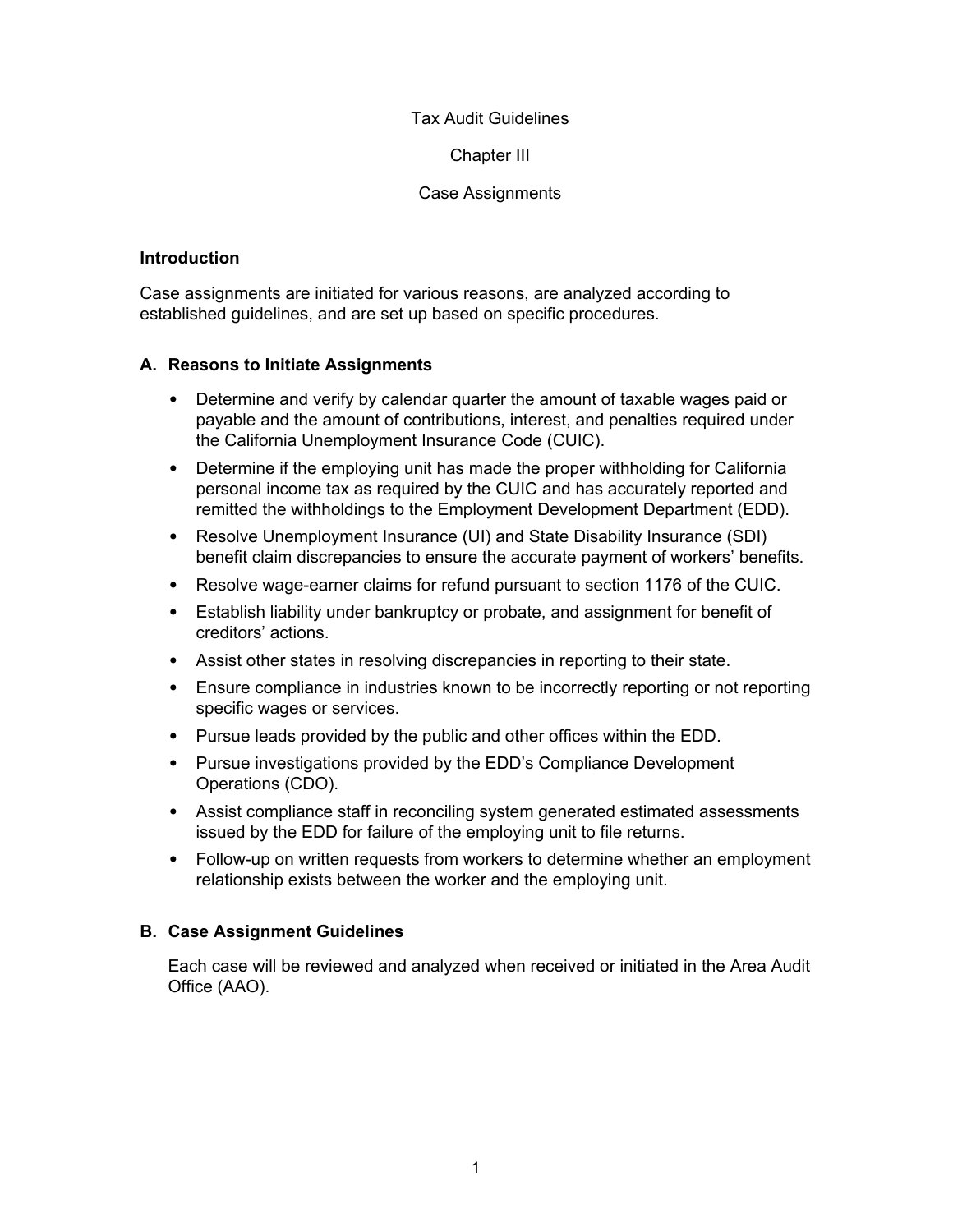Tax Audit Guidelines

Chapter III

Case Assignments

## Introduction

Case assignments are initiated for various reasons, are analyzed according to established guidelines, and are set up based on specific procedures.

## A. Reasons to Initiate Assignments

- Determine and verify by calendar quarter the amount of taxable wages paid or payable and the amount of contributions, interest, and penalties required under the California Unemployment Insurance Code (CUIC).
- Determine if the employing unit has made the proper withholding for California personal income tax as required by the CUIC and has accurately reported and remitted the withholdings to the Employment Development Department (EDD).
- Resolve Unemployment Insurance (UI) and State Disability Insurance (SDI) benefit claim discrepancies to ensure the accurate payment of workers' benefits.
- Resolve wage-earner claims for refund pursuant to section 1176 of the CUIC.
- Establish liability under bankruptcy or probate, and assignment for benefit of creditors' actions.
- Assist other states in resolving discrepancies in reporting to their state.
- Ensure compliance in industries known to be incorrectly reporting or not reporting specific wages or services.
- Pursue leads provided by the public and other offices within the EDD.
- Pursue investigations provided by the EDD's Compliance Development Operations (CDO).
- Assist compliance staff in reconciling system generated estimated assessments issued by the EDD for failure of the employing unit to file returns.
- Follow-up on written requests from workers to determine whether an employment relationship exists between the worker and the employing unit.

## B. Case Assignment Guidelines

Each case will be reviewed and analyzed when received or initiated in the Area Audit Office (AAO).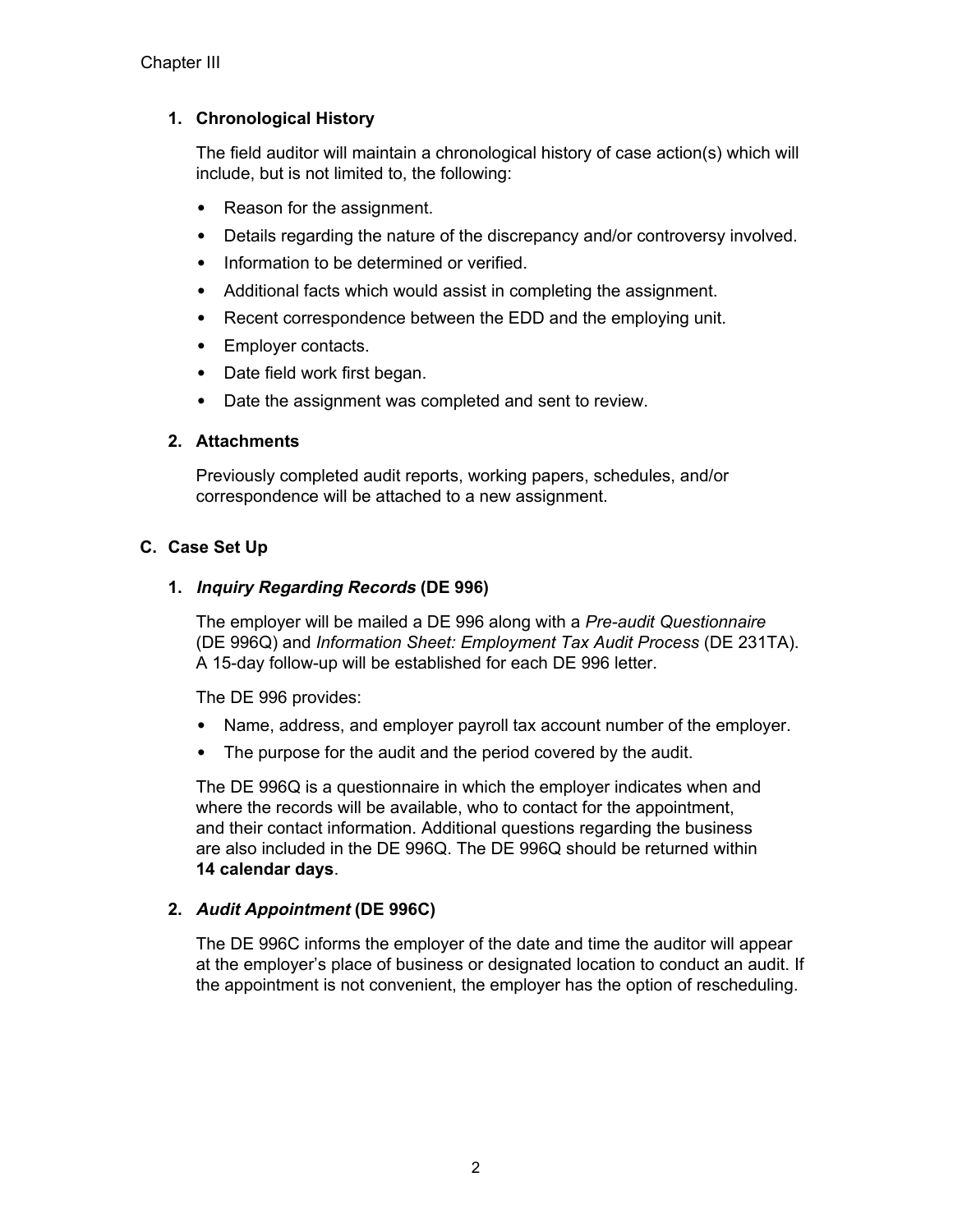### 1. Chronological History

The field auditor will maintain a chronological history of case action(s) which will include, but is not limited to, the following:

- Reason for the assignment.
- Details regarding the nature of the discrepancy and/or controversy involved.
- Information to be determined or verified.
- Additional facts which would assist in completing the assignment.
- Recent correspondence between the EDD and the employing unit.
- Employer contacts.
- Date field work first began.
- Date the assignment was completed and sent to review.

### 2. Attachments

Previously completed audit reports, working papers, schedules, and/or correspondence will be attached to a new assignment.

## C. Case Set Up

### 1. *Inquiry Regarding Records* (DE 996)

The employer will be mailed a DE 996 along with a *Pre-audit Questionnaire* (DE 996Q) and *Information Sheet: Employment Tax Audit Process* (DE 231TA). A 15-day follow-up will be established for each DE 996 letter.

The DE 996 provides:

- Name, address, and employer payroll tax account number of the employer.
- The purpose for the audit and the period covered by the audit.

The DE 996Q is a questionnaire in which the employer indicates when and where the records will be available, who to contact for the appointment, and their contact information. Additional questions regarding the business are also included in the DE 996Q. The DE 996Q should be returned within **14 calendar days**.

### 2. *Audit Appointment* (DE 996C)

The DE 996C informs the employer of the date and time the auditor will appear at the employer's place of business or designated location to conduct an audit. If the appointment is not convenient, the employer has the option of rescheduling.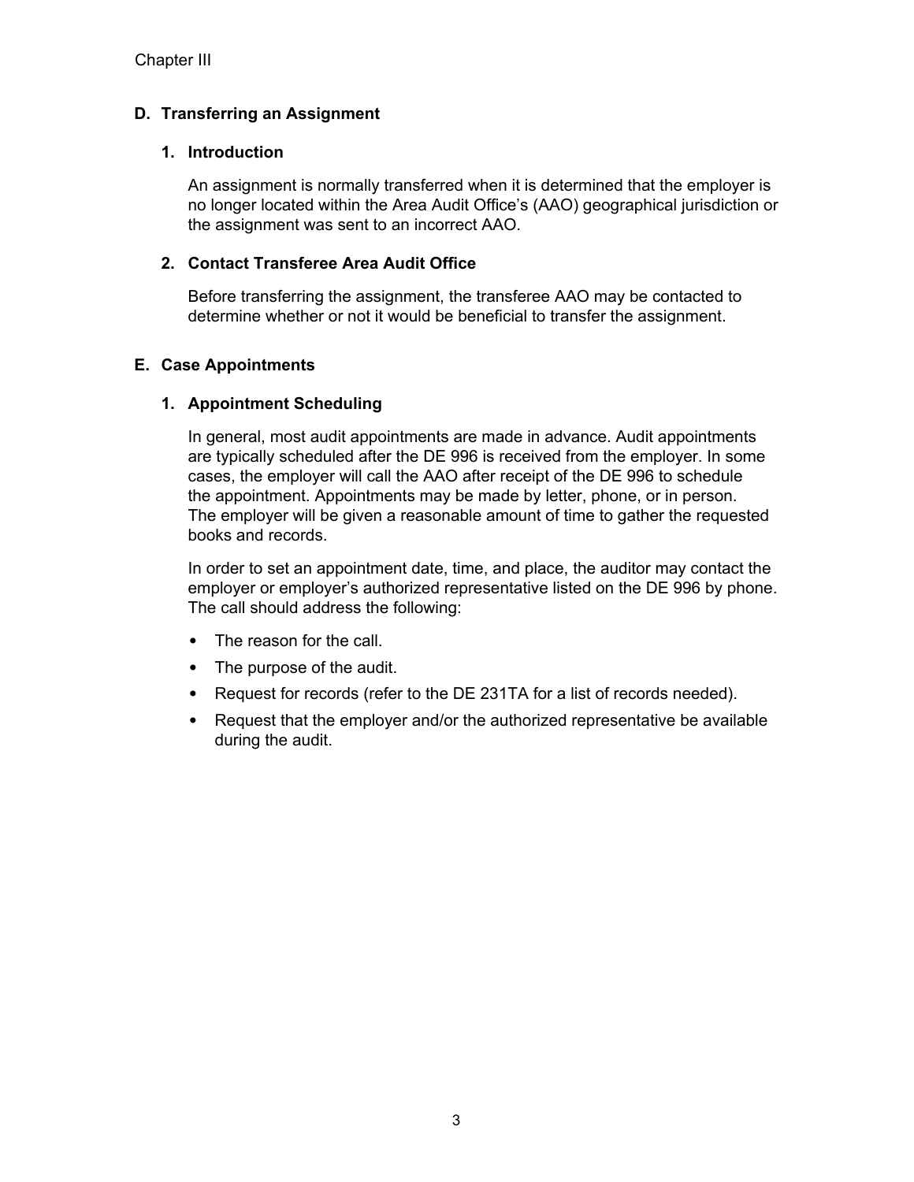## D. Transferring an Assignment

### 1. Introduction

An assignment is normally transferred when it is determined that the employer is no longer located within the Area Audit Office's (AAO) geographical jurisdiction or the assignment was sent to an incorrect AAO.

### 2. Contact Transferee Area Audit Office

Before transferring the assignment, the transferee AAO may be contacted to determine whether or not it would be beneficial to transfer the assignment.

## E. Case Appointments

### 1. Appointment Scheduling

In general, most audit appointments are made in advance. Audit appointments are typically scheduled after the DE 996 is received from the employer. In some cases, the employer will call the AAO after receipt of the DE 996 to schedule the appointment. Appointments may be made by letter, phone, or in person. The employer will be given a reasonable amount of time to gather the requested books and records.

In order to set an appointment date, time, and place, the auditor may contact the employer or employer's authorized representative listed on the DE 996 by phone. The call should address the following:

- The reason for the call.
- The purpose of the audit.
- Request for records (refer to the DE 231TA for a list of records needed).
- Request that the employer and/or the authorized representative be available during the audit.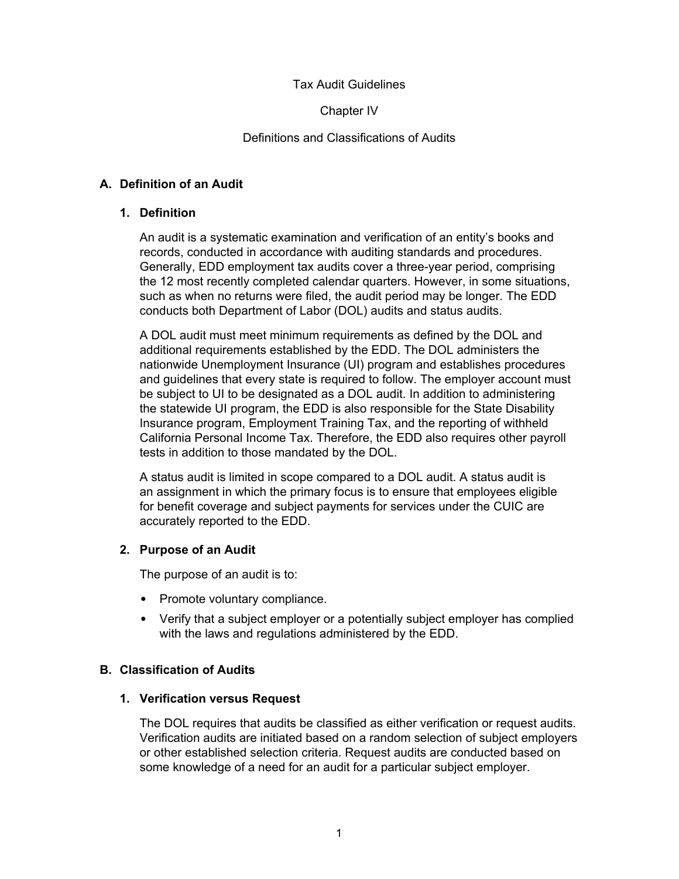# Tax Audit Guidelines

## Chapter IV

## Definitions and Classifications of Audits

### A. Definition of an Audit

#### 1. Definition

An audit is a systematic examination and verification of an entity's books and records, conducted in accordance with auditing standards and procedures. Generally, EDD employment tax audits cover a three-year period, comprising the 12 most recently completed calendar quarters. However, in some situations, such as when no returns were filed, the audit period may be longer. The EDD conducts both Department of Labor (DOL) audits and status audits.

A DOL audit must meet minimum requirements as defined by the DOL and additional requirements established by the EDD. The DOL administers the nationwide Unemployment Insurance (UI) program and establishes procedures and guidelines that every state is required to follow. The employer account must be subject to UI to be designated as a DOL audit. In addition to administering the statewide UI program, the EDD is also responsible for the State Disability Insurance program, Employment Training Tax, and the reporting of withheld California Personal Income Tax. Therefore, the EDD also requires other payroll tests in addition to those mandated by the DOL.

A status audit is limited in scope compared to a DOL audit. A status audit is an assignment in which the primary focus is to ensure that employees eligible for benefit coverage and subject payments for services under the CUIC are accurately reported to the EDD.

#### 2. Purpose of an Audit

The purpose of an audit is to:

- Promote voluntary compliance.
- Verify that a subject employer or a potentially subject employer has complied with the laws and regulations administered by the EDD.

### B. Classification of Audits

#### 1. Verification versus Request

The DOL requires that audits be classified as either verification or request audits. Verification audits are initiated based on a random selection of subject employers or other established selection criteria. Request audits are conducted based on some knowledge of a need for an audit for a particular subject employer.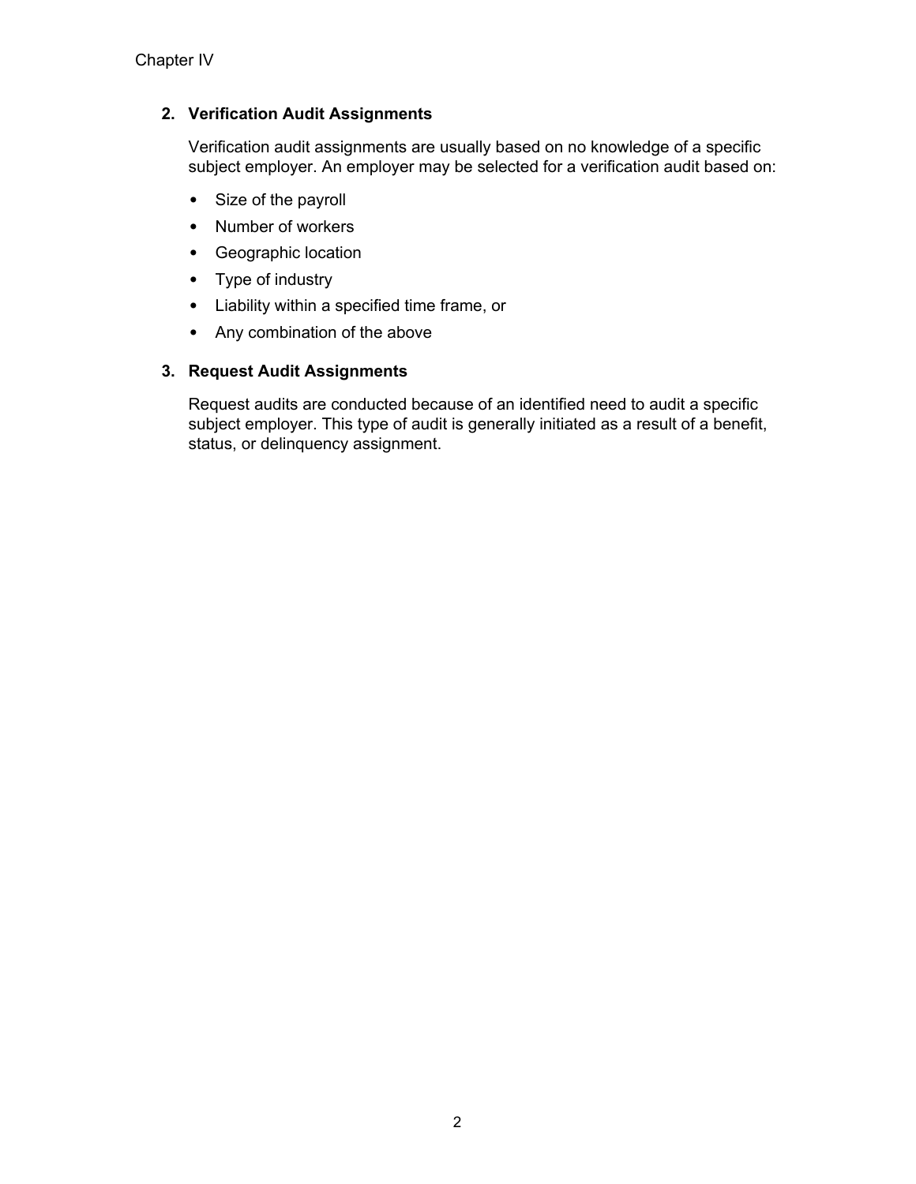## 2. Verification Audit Assignments

Verification audit assignments are usually based on no knowledge of a specific subject employer. An employer may be selected for a verification audit based on:

- Size of the payroll
- Number of workers
- Geographic location
- Type of industry
- Liability within a specified time frame, or
- Any combination of the above

## 3. Request Audit Assignments

Request audits are conducted because of an identified need to audit a specific subject employer. This type of audit is generally initiated as a result of a benefit, status, or delinquency assignment.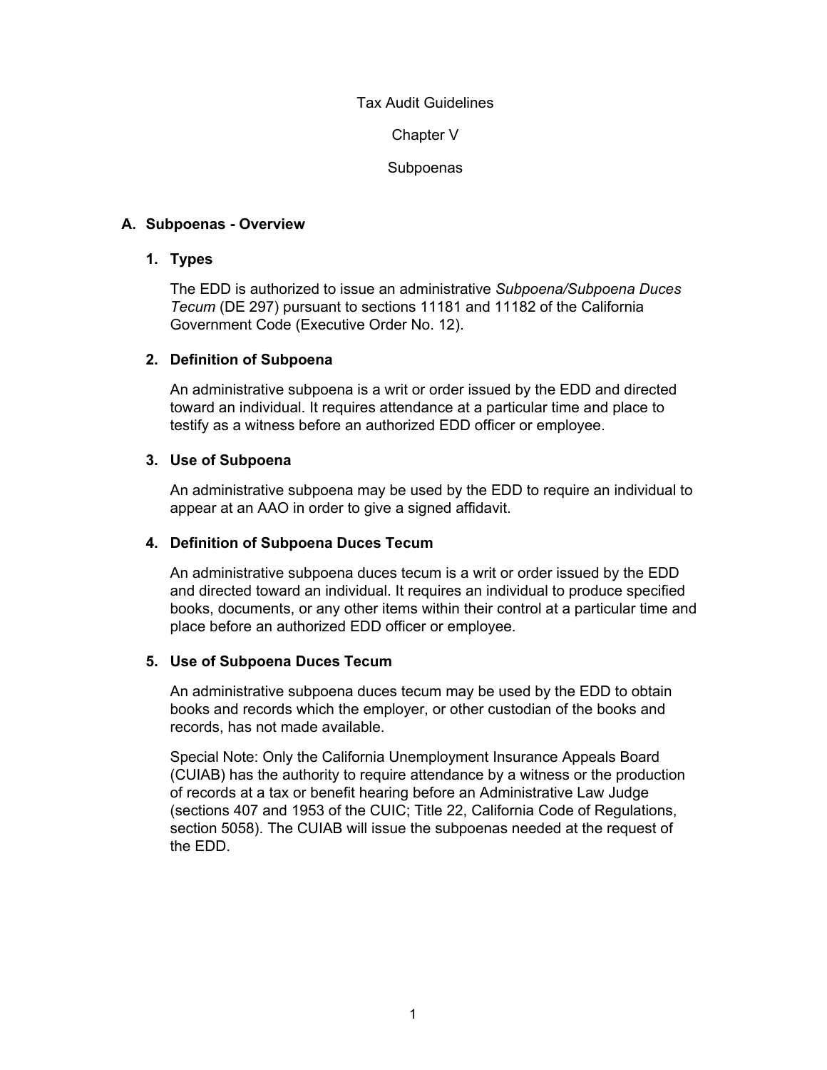Tax Audit Guidelines

Chapter V

Subpoenas

## A. Subpoenas - Overview

### 1. Types

The EDD is authorized to issue an administrative *Subpoena/Subpoena Duces Tecum* (DE 297) pursuant to sections 11181 and 11182 of the California Government Code (Executive Order No. 12).

### 2. Definition of Subpoena

An administrative subpoena is a writ or order issued by the EDD and directed toward an individual. It requires attendance at a particular time and place to testify as a witness before an authorized EDD officer or employee.

### 3. Use of Subpoena

An administrative subpoena may be used by the EDD to require an individual to appear at an AAO in order to give a signed affidavit.

### 4. Definition of Subpoena Duces Tecum

An administrative subpoena duces tecum is a writ or order issued by the EDD and directed toward an individual. It requires an individual to produce specified books, documents, or any other items within their control at a particular time and place before an authorized EDD officer or employee.

### 5. Use of Subpoena Duces Tecum

An administrative subpoena duces tecum may be used by the EDD to obtain books and records which the employer, or other custodian of the books and records, has not made available.

Special Note: Only the California Unemployment Insurance Appeals Board (CUIAB) has the authority to require attendance by a witness or the production of records at a tax or benefit hearing before an Administrative Law Judge (sections 407 and 1953 of the CUIC; Title 22, California Code of Regulations, section 5058). The CUIAB will issue the subpoenas needed at the request of the EDD.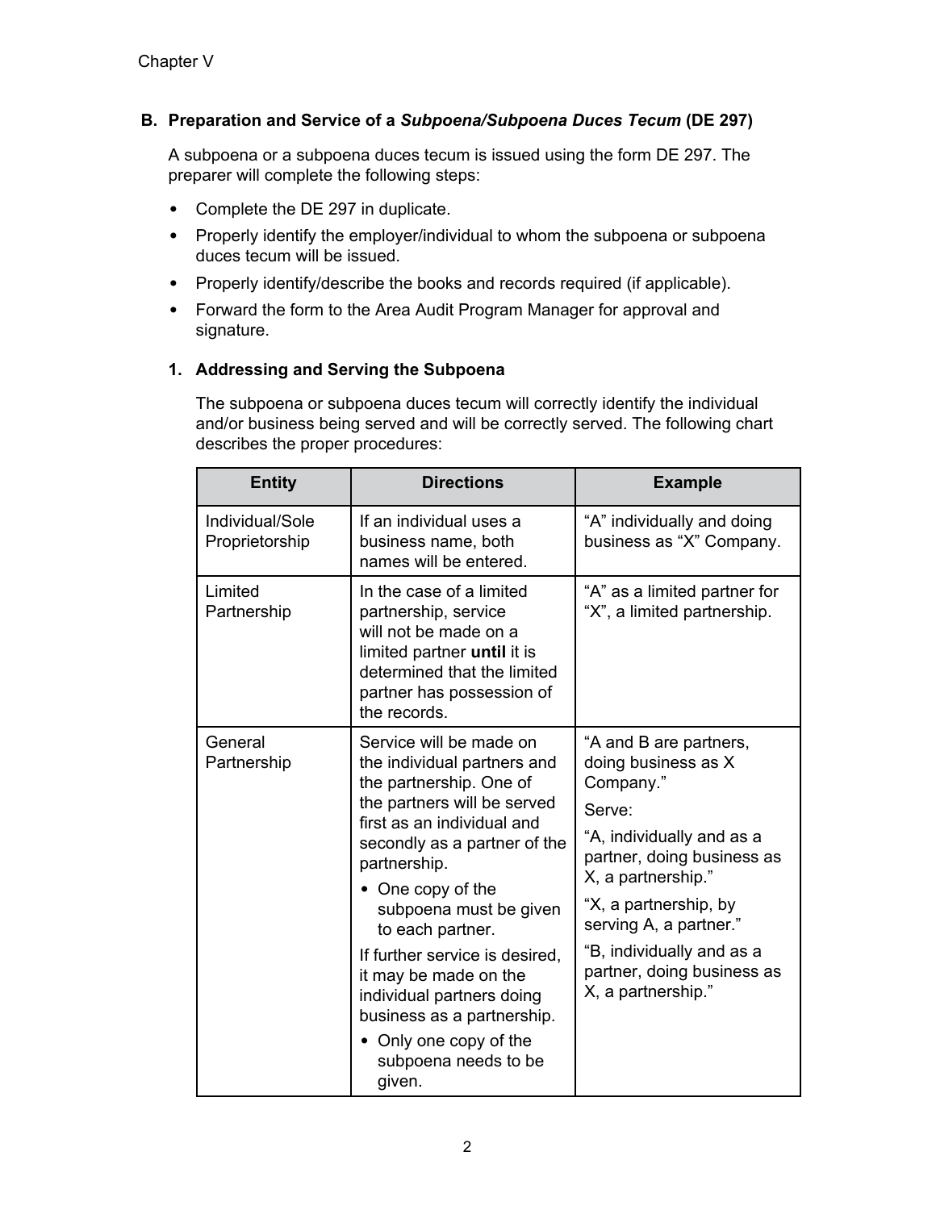Chapter V

## B. Preparation and Service of a *Subpoena/Subpoena Duces Tecum* (DE 297)

A subpoena or a subpoena duces tecum is issued using the form DE 297. The preparer will complete the following steps:

- Complete the DE 297 in duplicate.
- Properly identify the employer/individual to whom the subpoena or subpoena duces tecum will be issued.
- Properly identify/describe the books and records required (if applicable).
- Forward the form to the Area Audit Program Manager for approval and signature.

### 1. Addressing and Serving the Subpoena

The subpoena or subpoena duces tecum will correctly identify the individual and/or business being served and will be correctly served. The following chart describes the proper procedures:

| Entity | Directions | Example |
|---|---|---|
| Individual/Sole Proprietorship | If an individual uses a business name, both names will be entered. | "A" individually and doing business as "X" Company. |
| Limited Partnership | In the case of a limited partnership, service will not be made on a limited partner **until** it is determined that the limited partner has possession of the records. | "A" as a limited partner for "X", a limited partnership. |
| General Partnership | Service will be made on the individual partners and the partnership. One of the partners will be served first as an individual and secondly as a partner of the partnership.<br>• One copy of the subpoena must be given to each partner.<br>If further service is desired, it may be made on the individual partners doing business as a partnership.<br>• Only one copy of the subpoena needs to be given. | "A and B are partners, doing business as X Company."<br>Serve:<br>"A, individually and as a partner, doing business as X, a partnership."<br>"X, a partnership, by serving A, a partner."<br>"B, individually and as a partner, doing business as X, a partnership." |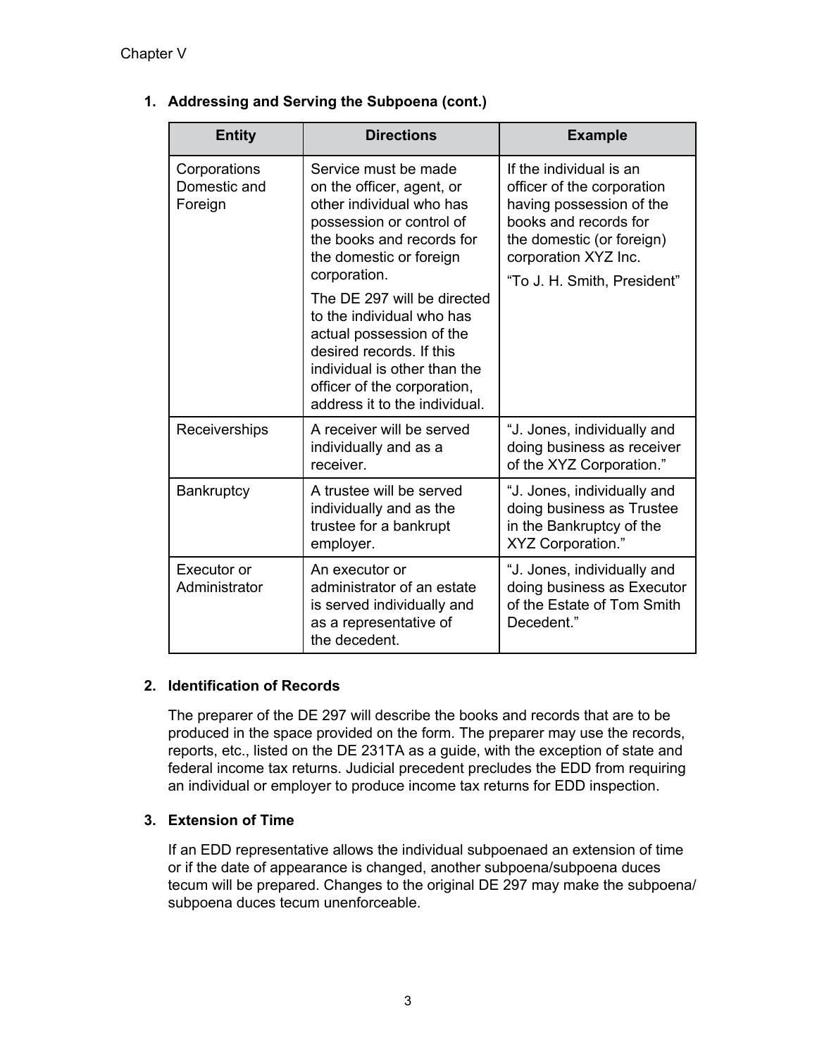1. **Addressing and Serving the Subpoena (cont.)**

| Entity | Directions | Example |
| --- | --- | --- |
| Corporations Domestic and Foreign | Service must be made on the officer, agent, or other individual who has possession or control of the books and records for the domestic or foreign corporation.<br><br>The DE 297 will be directed to the individual who has actual possession of the desired records. If this individual is other than the officer of the corporation, address it to the individual. | If the individual is an officer of the corporation having possession of the books and records for the domestic (or foreign) corporation XYZ Inc.<br><br>"To J. H. Smith, President" |
| Receiverships | A receiver will be served individually and as a receiver. | "J. Jones, individually and doing business as receiver of the XYZ Corporation." |
| Bankruptcy | A trustee will be served individually and as the trustee for a bankrupt employer. | "J. Jones, individually and doing business as Trustee in the Bankruptcy of the XYZ Corporation." |
| Executor or Administrator | An executor or administrator of an estate is served individually and as a representative of the decedent. | "J. Jones, individually and doing business as Executor of the Estate of Tom Smith Decedent." |

2. **Identification of Records**

   The preparer of the DE 297 will describe the books and records that are to be produced in the space provided on the form. The preparer may use the records, reports, etc., listed on the DE 231TA as a guide, with the exception of state and federal income tax returns. Judicial precedent precludes the EDD from requiring an individual or employer to produce income tax returns for EDD inspection.

3. **Extension of Time**

   If an EDD representative allows the individual subpoenaed an extension of time or if the date of appearance is changed, another subpoena/subpoena duces tecum will be prepared. Changes to the original DE 297 may make the subpoena/subpoena duces tecum unenforceable.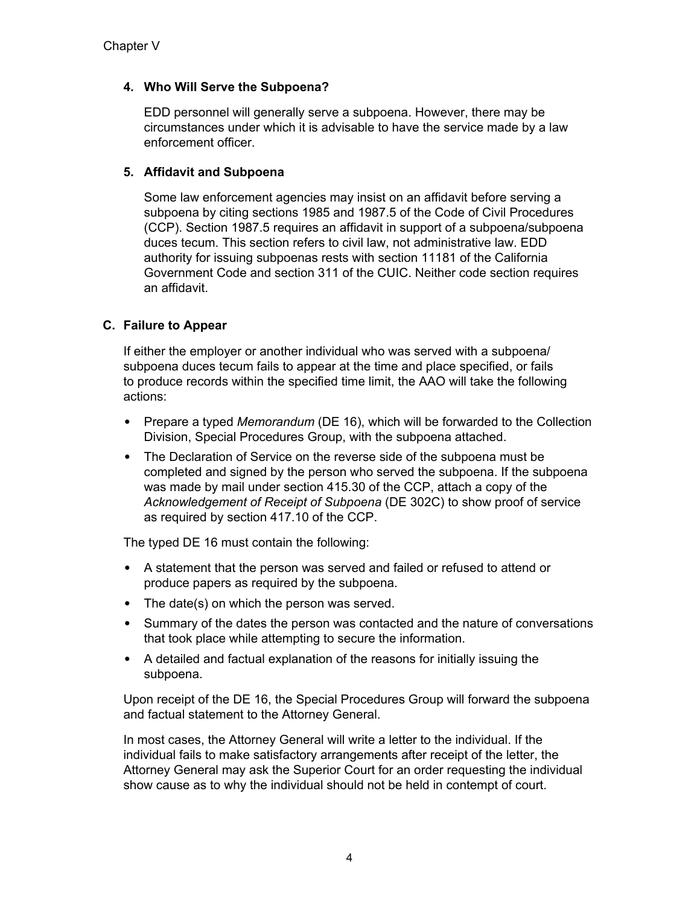### 4. Who Will Serve the Subpoena?

EDD personnel will generally serve a subpoena. However, there may be circumstances under which it is advisable to have the service made by a law enforcement officer.

### 5. Affidavit and Subpoena

Some law enforcement agencies may insist on an affidavit before serving a subpoena by citing sections 1985 and 1987.5 of the Code of Civil Procedures (CCP). Section 1987.5 requires an affidavit in support of a subpoena/subpoena duces tecum. This section refers to civil law, not administrative law. EDD authority for issuing subpoenas rests with section 11181 of the California Government Code and section 311 of the CUIC. Neither code section requires an affidavit.

## C. Failure to Appear

If either the employer or another individual who was served with a subpoena/ subpoena duces tecum fails to appear at the time and place specified, or fails to produce records within the specified time limit, the AAO will take the following actions:

- Prepare a typed *Memorandum* (DE 16), which will be forwarded to the Collection Division, Special Procedures Group, with the subpoena attached.
- The Declaration of Service on the reverse side of the subpoena must be completed and signed by the person who served the subpoena. If the subpoena was made by mail under section 415.30 of the CCP, attach a copy of the *Acknowledgement of Receipt of Subpoena* (DE 302C) to show proof of service as required by section 417.10 of the CCP.

The typed DE 16 must contain the following:

- A statement that the person was served and failed or refused to attend or produce papers as required by the subpoena.
- The date(s) on which the person was served.
- Summary of the dates the person was contacted and the nature of conversations that took place while attempting to secure the information.
- A detailed and factual explanation of the reasons for initially issuing the subpoena.

Upon receipt of the DE 16, the Special Procedures Group will forward the subpoena and factual statement to the Attorney General.

In most cases, the Attorney General will write a letter to the individual. If the individual fails to make satisfactory arrangements after receipt of the letter, the Attorney General may ask the Superior Court for an order requesting the individual show cause as to why the individual should not be held in contempt of court.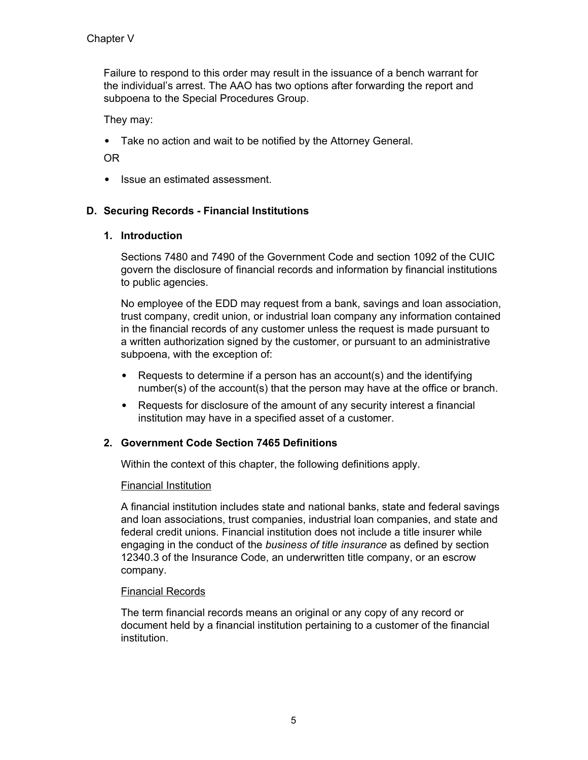Failure to respond to this order may result in the issuance of a bench warrant for the individual's arrest. The AAO has two options after forwarding the report and subpoena to the Special Procedures Group.

They may:

- Take no action and wait to be notified by the Attorney General.

OR

- Issue an estimated assessment.

## D. Securing Records - Financial Institutions

### 1. Introduction

Sections 7480 and 7490 of the Government Code and section 1092 of the CUIC govern the disclosure of financial records and information by financial institutions to public agencies.

No employee of the EDD may request from a bank, savings and loan association, trust company, credit union, or industrial loan company any information contained in the financial records of any customer unless the request is made pursuant to a written authorization signed by the customer, or pursuant to an administrative subpoena, with the exception of:

- Requests to determine if a person has an account(s) and the identifying number(s) of the account(s) that the person may have at the office or branch.
- Requests for disclosure of the amount of any security interest a financial institution may have in a specified asset of a customer.

### 2. Government Code Section 7465 Definitions

Within the context of this chapter, the following definitions apply.

Financial Institution

A financial institution includes state and national banks, state and federal savings and loan associations, trust companies, industrial loan companies, and state and federal credit unions. Financial institution does not include a title insurer while engaging in the conduct of the *business of title insurance* as defined by section 12340.3 of the Insurance Code, an underwritten title company, or an escrow company.

Financial Records

The term financial records means an original or any copy of any record or document held by a financial institution pertaining to a customer of the financial institution.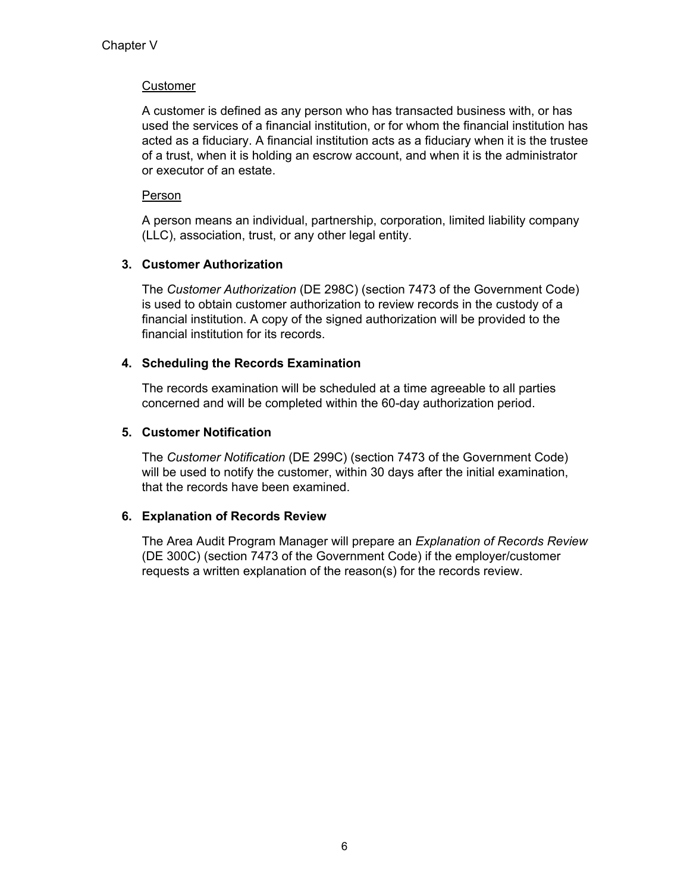Customer

A customer is defined as any person who has transacted business with, or has used the services of a financial institution, or for whom the financial institution has acted as a fiduciary. A financial institution acts as a fiduciary when it is the trustee of a trust, when it is holding an escrow account, and when it is the administrator or executor of an estate.

Person

A person means an individual, partnership, corporation, limited liability company (LLC), association, trust, or any other legal entity.

**3. Customer Authorization**

The *Customer Authorization* (DE 298C) (section 7473 of the Government Code) is used to obtain customer authorization to review records in the custody of a financial institution. A copy of the signed authorization will be provided to the financial institution for its records.

**4. Scheduling the Records Examination**

The records examination will be scheduled at a time agreeable to all parties concerned and will be completed within the 60-day authorization period.

**5. Customer Notification**

The *Customer Notification* (DE 299C) (section 7473 of the Government Code) will be used to notify the customer, within 30 days after the initial examination, that the records have been examined.

**6. Explanation of Records Review**

The Area Audit Program Manager will prepare an *Explanation of Records Review* (DE 300C) (section 7473 of the Government Code) if the employer/customer requests a written explanation of the reason(s) for the records review.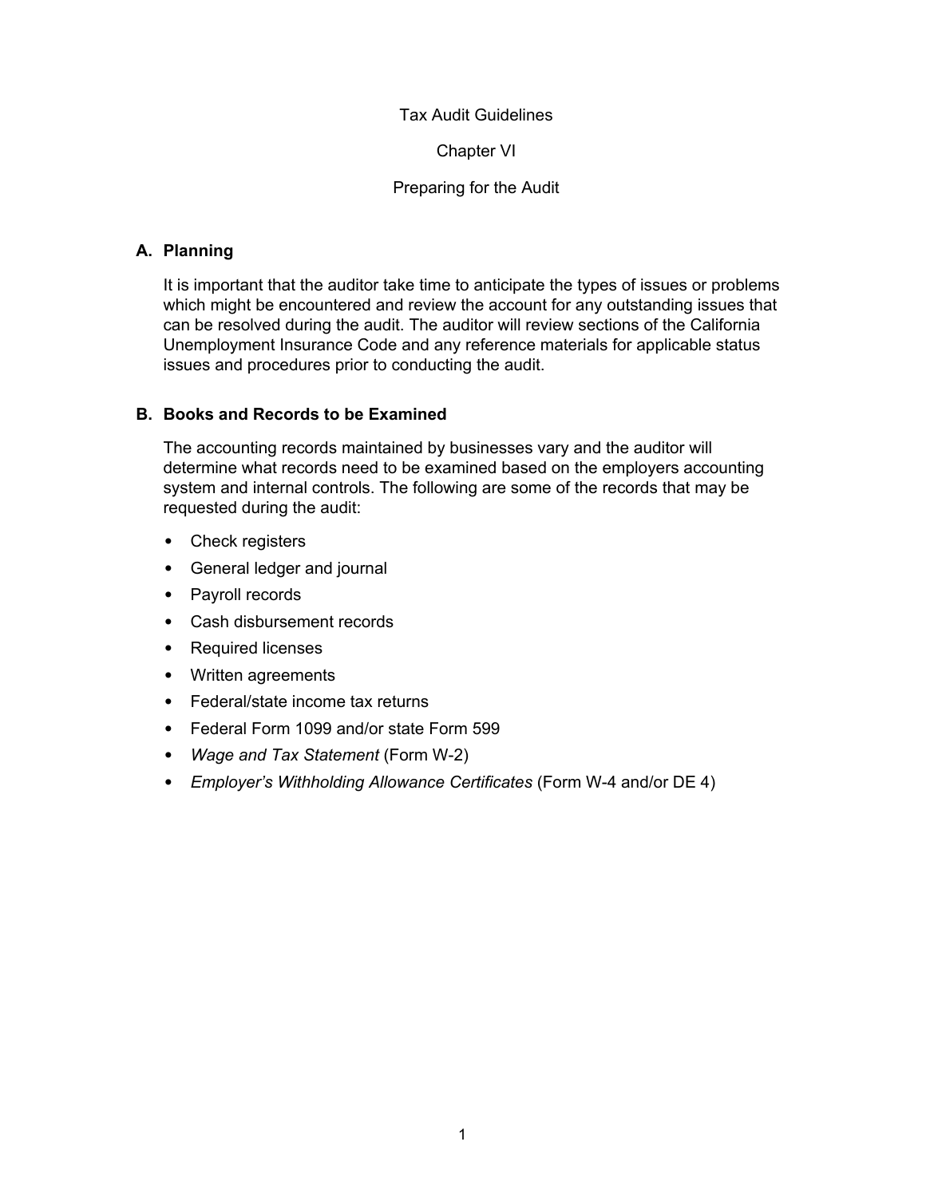# Tax Audit Guidelines

## Chapter VI

## Preparing for the Audit

### A. Planning

It is important that the auditor take time to anticipate the types of issues or problems which might be encountered and review the account for any outstanding issues that can be resolved during the audit. The auditor will review sections of the California Unemployment Insurance Code and any reference materials for applicable status issues and procedures prior to conducting the audit.

### B. Books and Records to be Examined

The accounting records maintained by businesses vary and the auditor will determine what records need to be examined based on the employers accounting system and internal controls. The following are some of the records that may be requested during the audit:

- Check registers
- General ledger and journal
- Payroll records
- Cash disbursement records
- Required licenses
- Written agreements
- Federal/state income tax returns
- Federal Form 1099 and/or state Form 599
- *Wage and Tax Statement* (Form W-2)
- *Employer's Withholding Allowance Certificates* (Form W-4 and/or DE 4)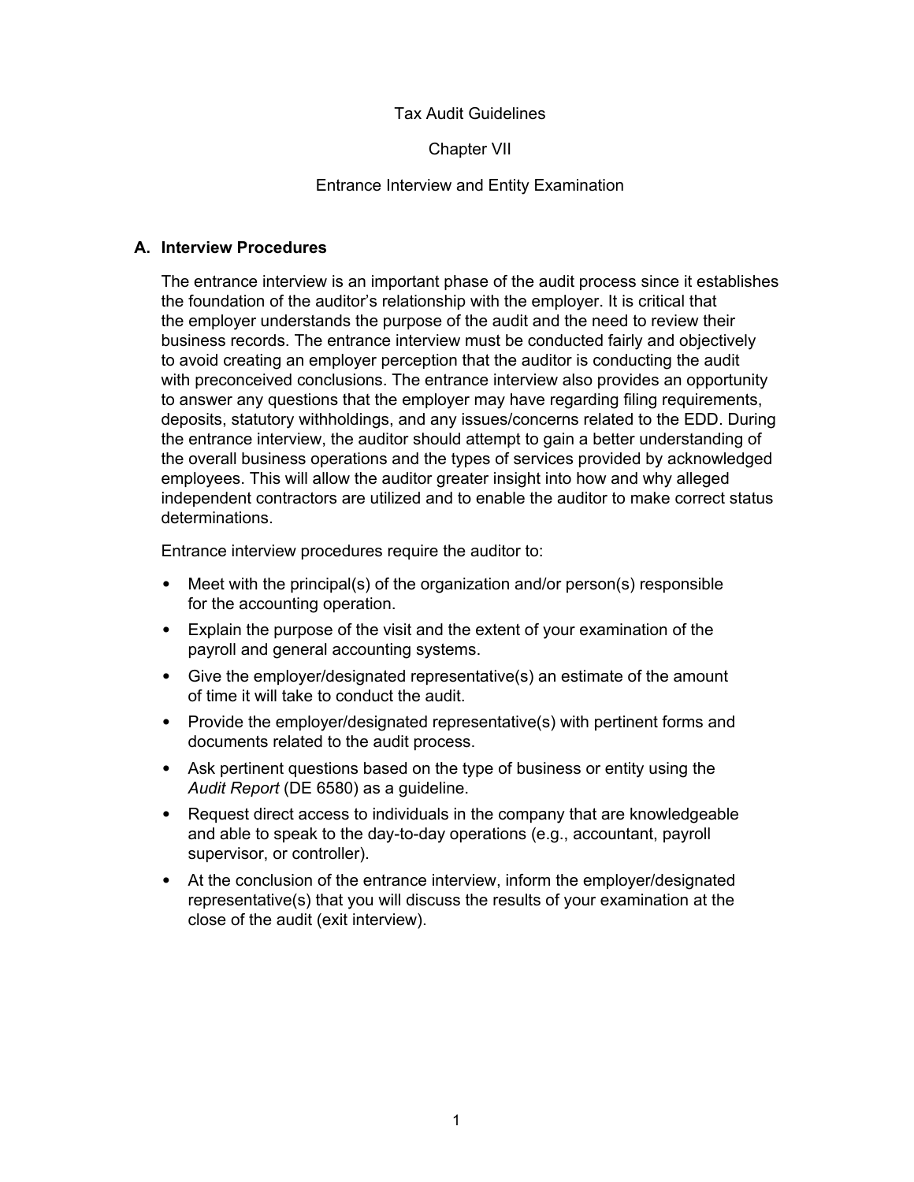Tax Audit Guidelines

Chapter VII

Entrance Interview and Entity Examination

## A. Interview Procedures

The entrance interview is an important phase of the audit process since it establishes the foundation of the auditor's relationship with the employer. It is critical that the employer understands the purpose of the audit and the need to review their business records. The entrance interview must be conducted fairly and objectively to avoid creating an employer perception that the auditor is conducting the audit with preconceived conclusions. The entrance interview also provides an opportunity to answer any questions that the employer may have regarding filing requirements, deposits, statutory withholdings, and any issues/concerns related to the EDD. During the entrance interview, the auditor should attempt to gain a better understanding of the overall business operations and the types of services provided by acknowledged employees. This will allow the auditor greater insight into how and why alleged independent contractors are utilized and to enable the auditor to make correct status determinations.

Entrance interview procedures require the auditor to:

- Meet with the principal(s) of the organization and/or person(s) responsible for the accounting operation.
- Explain the purpose of the visit and the extent of your examination of the payroll and general accounting systems.
- Give the employer/designated representative(s) an estimate of the amount of time it will take to conduct the audit.
- Provide the employer/designated representative(s) with pertinent forms and documents related to the audit process.
- Ask pertinent questions based on the type of business or entity using the *Audit Report* (DE 6580) as a guideline.
- Request direct access to individuals in the company that are knowledgeable and able to speak to the day-to-day operations (e.g., accountant, payroll supervisor, or controller).
- At the conclusion of the entrance interview, inform the employer/designated representative(s) that you will discuss the results of your examination at the close of the audit (exit interview).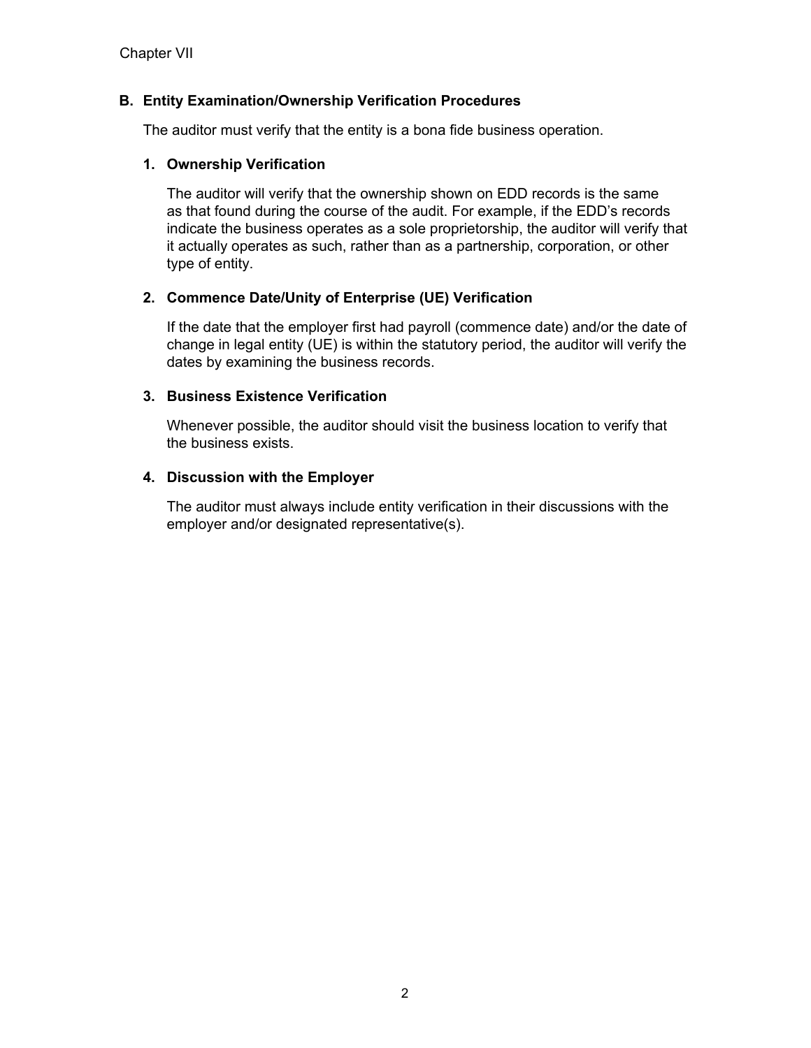## B. Entity Examination/Ownership Verification Procedures

The auditor must verify that the entity is a bona fide business operation.

### 1. Ownership Verification

The auditor will verify that the ownership shown on EDD records is the same as that found during the course of the audit. For example, if the EDD's records indicate the business operates as a sole proprietorship, the auditor will verify that it actually operates as such, rather than as a partnership, corporation, or other type of entity.

### 2. Commence Date/Unity of Enterprise (UE) Verification

If the date that the employer first had payroll (commence date) and/or the date of change in legal entity (UE) is within the statutory period, the auditor will verify the dates by examining the business records.

### 3. Business Existence Verification

Whenever possible, the auditor should visit the business location to verify that the business exists.

### 4. Discussion with the Employer

The auditor must always include entity verification in their discussions with the employer and/or designated representative(s).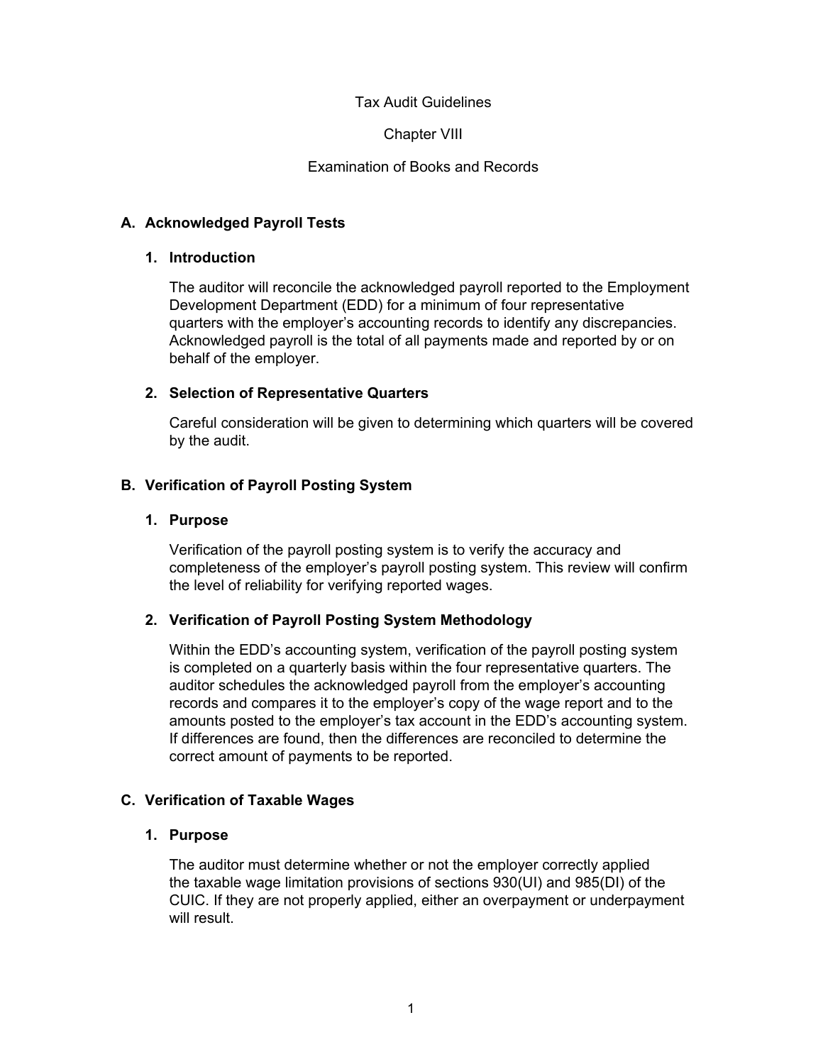# Tax Audit Guidelines

# Chapter VIII

# Examination of Books and Records

## A. Acknowledged Payroll Tests

### 1. Introduction

The auditor will reconcile the acknowledged payroll reported to the Employment Development Department (EDD) for a minimum of four representative quarters with the employer's accounting records to identify any discrepancies. Acknowledged payroll is the total of all payments made and reported by or on behalf of the employer.

### 2. Selection of Representative Quarters

Careful consideration will be given to determining which quarters will be covered by the audit.

## B. Verification of Payroll Posting System

### 1. Purpose

Verification of the payroll posting system is to verify the accuracy and completeness of the employer's payroll posting system. This review will confirm the level of reliability for verifying reported wages.

### 2. Verification of Payroll Posting System Methodology

Within the EDD's accounting system, verification of the payroll posting system is completed on a quarterly basis within the four representative quarters. The auditor schedules the acknowledged payroll from the employer's accounting records and compares it to the employer's copy of the wage report and to the amounts posted to the employer's tax account in the EDD's accounting system. If differences are found, then the differences are reconciled to determine the correct amount of payments to be reported.

## C. Verification of Taxable Wages

### 1. Purpose

The auditor must determine whether or not the employer correctly applied the taxable wage limitation provisions of sections 930(UI) and 985(DI) of the CUIC. If they are not properly applied, either an overpayment or underpayment will result.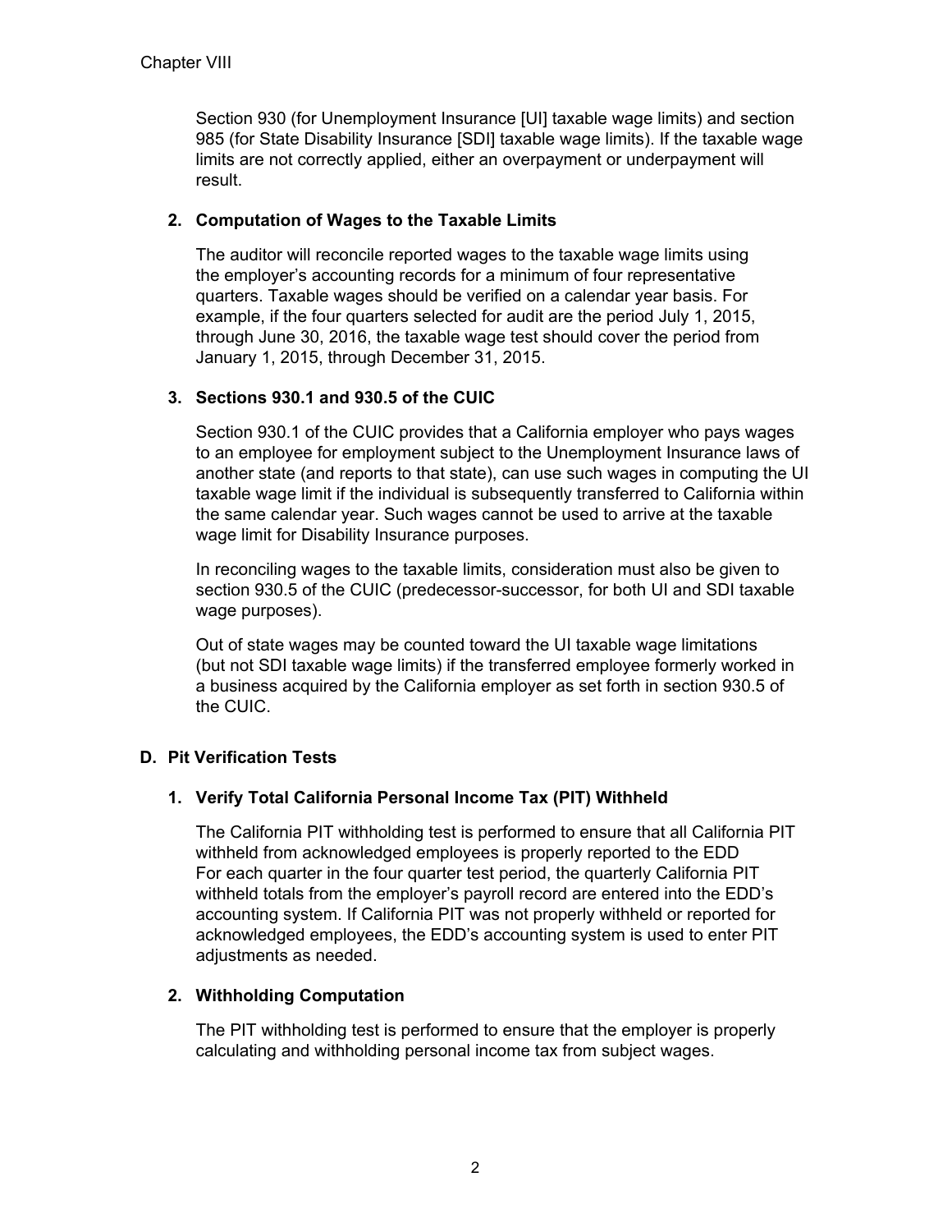Section 930 (for Unemployment Insurance [UI] taxable wage limits) and section 985 (for State Disability Insurance [SDI] taxable wage limits). If the taxable wage limits are not correctly applied, either an overpayment or underpayment will result.

### 2. Computation of Wages to the Taxable Limits

The auditor will reconcile reported wages to the taxable wage limits using the employer's accounting records for a minimum of four representative quarters. Taxable wages should be verified on a calendar year basis. For example, if the four quarters selected for audit are the period July 1, 2015, through June 30, 2016, the taxable wage test should cover the period from January 1, 2015, through December 31, 2015.

### 3. Sections 930.1 and 930.5 of the CUIC

Section 930.1 of the CUIC provides that a California employer who pays wages to an employee for employment subject to the Unemployment Insurance laws of another state (and reports to that state), can use such wages in computing the UI taxable wage limit if the individual is subsequently transferred to California within the same calendar year. Such wages cannot be used to arrive at the taxable wage limit for Disability Insurance purposes.

In reconciling wages to the taxable limits, consideration must also be given to section 930.5 of the CUIC (predecessor-successor, for both UI and SDI taxable wage purposes).

Out of state wages may be counted toward the UI taxable wage limitations (but not SDI taxable wage limits) if the transferred employee formerly worked in a business acquired by the California employer as set forth in section 930.5 of the CUIC.

## D. Pit Verification Tests

### 1. Verify Total California Personal Income Tax (PIT) Withheld

The California PIT withholding test is performed to ensure that all California PIT withheld from acknowledged employees is properly reported to the EDD For each quarter in the four quarter test period, the quarterly California PIT withheld totals from the employer's payroll record are entered into the EDD's accounting system. If California PIT was not properly withheld or reported for acknowledged employees, the EDD's accounting system is used to enter PIT adjustments as needed.

### 2. Withholding Computation

The PIT withholding test is performed to ensure that the employer is properly calculating and withholding personal income tax from subject wages.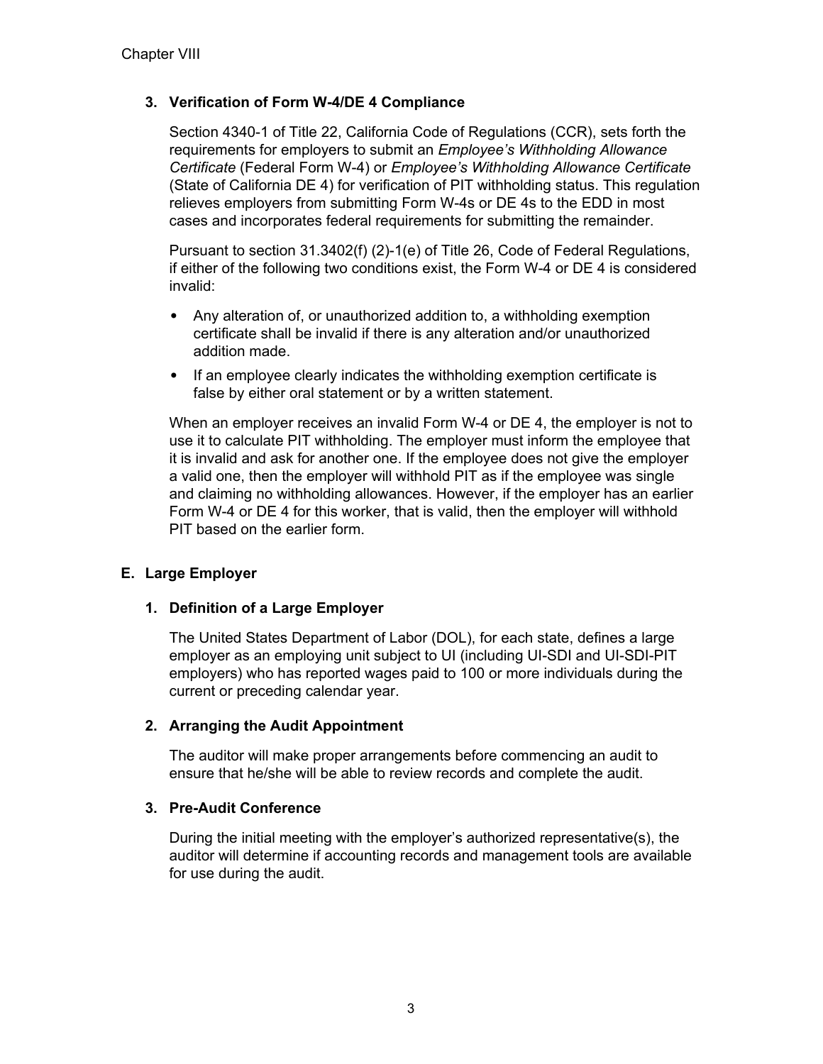### 3. Verification of Form W-4/DE 4 Compliance

Section 4340-1 of Title 22, California Code of Regulations (CCR), sets forth the requirements for employers to submit an *Employee's Withholding Allowance Certificate* (Federal Form W-4) or *Employee's Withholding Allowance Certificate* (State of California DE 4) for verification of PIT withholding status. This regulation relieves employers from submitting Form W-4s or DE 4s to the EDD in most cases and incorporates federal requirements for submitting the remainder.

Pursuant to section 31.3402(f) (2)-1(e) of Title 26, Code of Federal Regulations, if either of the following two conditions exist, the Form W-4 or DE 4 is considered invalid:

- Any alteration of, or unauthorized addition to, a withholding exemption certificate shall be invalid if there is any alteration and/or unauthorized addition made.
- If an employee clearly indicates the withholding exemption certificate is false by either oral statement or by a written statement.

When an employer receives an invalid Form W-4 or DE 4, the employer is not to use it to calculate PIT withholding. The employer must inform the employee that it is invalid and ask for another one. If the employee does not give the employer a valid one, then the employer will withhold PIT as if the employee was single and claiming no withholding allowances. However, if the employer has an earlier Form W-4 or DE 4 for this worker, that is valid, then the employer will withhold PIT based on the earlier form.

## E. Large Employer

### 1. Definition of a Large Employer

The United States Department of Labor (DOL), for each state, defines a large employer as an employing unit subject to UI (including UI-SDI and UI-SDI-PIT employers) who has reported wages paid to 100 or more individuals during the current or preceding calendar year.

### 2. Arranging the Audit Appointment

The auditor will make proper arrangements before commencing an audit to ensure that he/she will be able to review records and complete the audit.

### 3. Pre-Audit Conference

During the initial meeting with the employer's authorized representative(s), the auditor will determine if accounting records and management tools are available for use during the audit.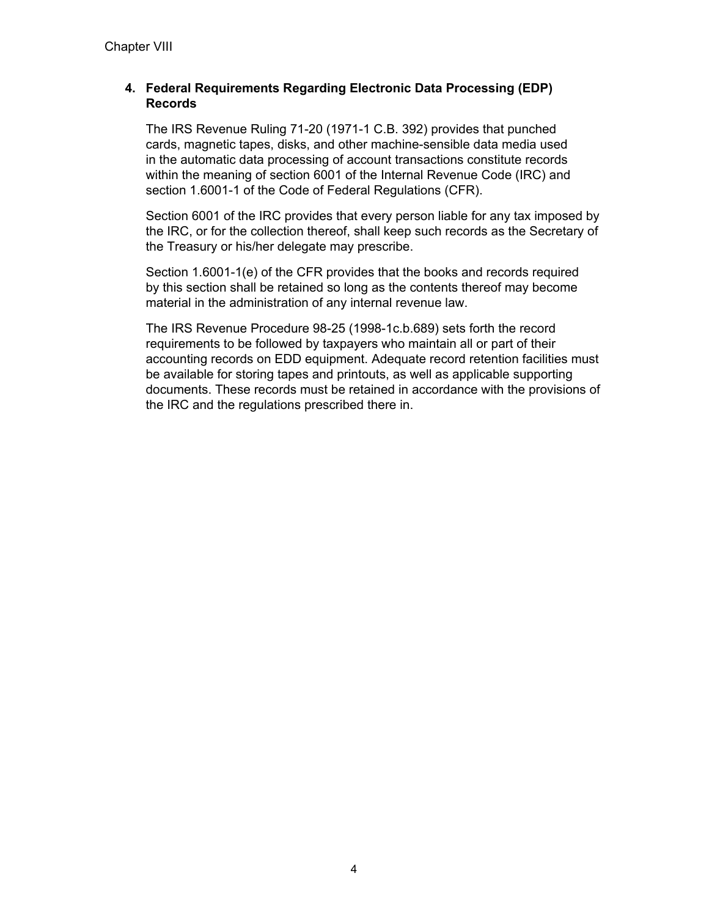## 4. Federal Requirements Regarding Electronic Data Processing (EDP) Records

The IRS Revenue Ruling 71-20 (1971-1 C.B. 392) provides that punched cards, magnetic tapes, disks, and other machine-sensible data media used in the automatic data processing of account transactions constitute records within the meaning of section 6001 of the Internal Revenue Code (IRC) and section 1.6001-1 of the Code of Federal Regulations (CFR).

Section 6001 of the IRC provides that every person liable for any tax imposed by the IRC, or for the collection thereof, shall keep such records as the Secretary of the Treasury or his/her delegate may prescribe.

Section 1.6001-1(e) of the CFR provides that the books and records required by this section shall be retained so long as the contents thereof may become material in the administration of any internal revenue law.

The IRS Revenue Procedure 98-25 (1998-1c.b.689) sets forth the record requirements to be followed by taxpayers who maintain all or part of their accounting records on EDD equipment. Adequate record retention facilities must be available for storing tapes and printouts, as well as applicable supporting documents. These records must be retained in accordance with the provisions of the IRC and the regulations prescribed there in.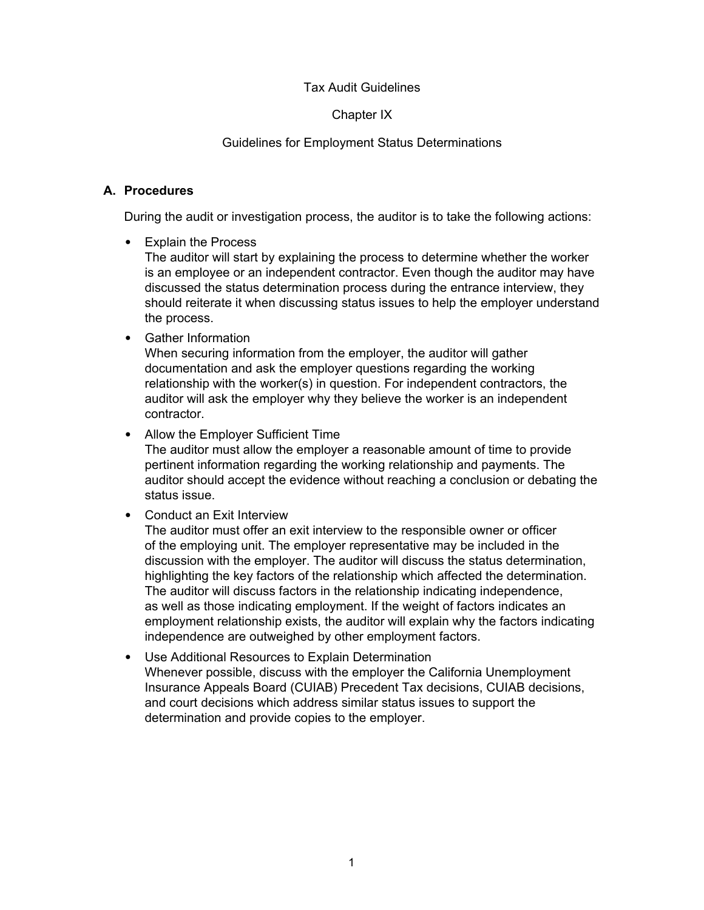Tax Audit Guidelines

Chapter IX

Guidelines for Employment Status Determinations

## A. Procedures

During the audit or investigation process, the auditor is to take the following actions:

- Explain the Process
  The auditor will start by explaining the process to determine whether the worker is an employee or an independent contractor. Even though the auditor may have discussed the status determination process during the entrance interview, they should reiterate it when discussing status issues to help the employer understand the process.
- Gather Information
  When securing information from the employer, the auditor will gather documentation and ask the employer questions regarding the working relationship with the worker(s) in question. For independent contractors, the auditor will ask the employer why they believe the worker is an independent contractor.
- Allow the Employer Sufficient Time
  The auditor must allow the employer a reasonable amount of time to provide pertinent information regarding the working relationship and payments. The auditor should accept the evidence without reaching a conclusion or debating the status issue.
- Conduct an Exit Interview
  The auditor must offer an exit interview to the responsible owner or officer of the employing unit. The employer representative may be included in the discussion with the employer. The auditor will discuss the status determination, highlighting the key factors of the relationship which affected the determination. The auditor will discuss factors in the relationship indicating independence, as well as those indicating employment. If the weight of factors indicates an employment relationship exists, the auditor will explain why the factors indicating independence are outweighed by other employment factors.
- Use Additional Resources to Explain Determination
  Whenever possible, discuss with the employer the California Unemployment Insurance Appeals Board (CUIAB) Precedent Tax decisions, CUIAB decisions, and court decisions which address similar status issues to support the determination and provide copies to the employer.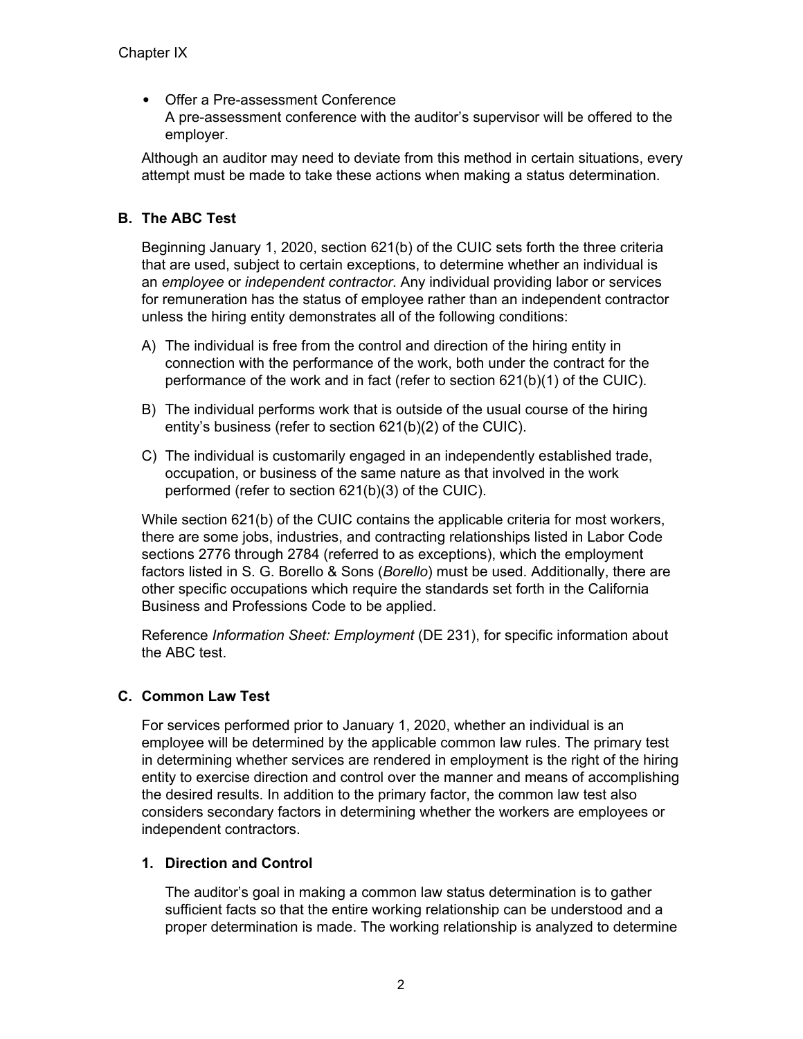- Offer a Pre-assessment Conference
  A pre-assessment conference with the auditor's supervisor will be offered to the employer.

Although an auditor may need to deviate from this method in certain situations, every attempt must be made to take these actions when making a status determination.

## B. The ABC Test

Beginning January 1, 2020, section 621(b) of the CUIC sets forth the three criteria that are used, subject to certain exceptions, to determine whether an individual is an *employee* or *independent contractor*. Any individual providing labor or services for remuneration has the status of employee rather than an independent contractor unless the hiring entity demonstrates all of the following conditions:

A) The individual is free from the control and direction of the hiring entity in connection with the performance of the work, both under the contract for the performance of the work and in fact (refer to section 621(b)(1) of the CUIC).

B) The individual performs work that is outside of the usual course of the hiring entity's business (refer to section 621(b)(2) of the CUIC).

C) The individual is customarily engaged in an independently established trade, occupation, or business of the same nature as that involved in the work performed (refer to section 621(b)(3) of the CUIC).

While section 621(b) of the CUIC contains the applicable criteria for most workers, there are some jobs, industries, and contracting relationships listed in Labor Code sections 2776 through 2784 (referred to as exceptions), which the employment factors listed in S. G. Borello & Sons (*Borello*) must be used. Additionally, there are other specific occupations which require the standards set forth in the California Business and Professions Code to be applied.

Reference *Information Sheet: Employment* (DE 231), for specific information about the ABC test.

## C. Common Law Test

For services performed prior to January 1, 2020, whether an individual is an employee will be determined by the applicable common law rules. The primary test in determining whether services are rendered in employment is the right of the hiring entity to exercise direction and control over the manner and means of accomplishing the desired results. In addition to the primary factor, the common law test also considers secondary factors in determining whether the workers are employees or independent contractors.

### 1. Direction and Control

The auditor's goal in making a common law status determination is to gather sufficient facts so that the entire working relationship can be understood and a proper determination is made. The working relationship is analyzed to determine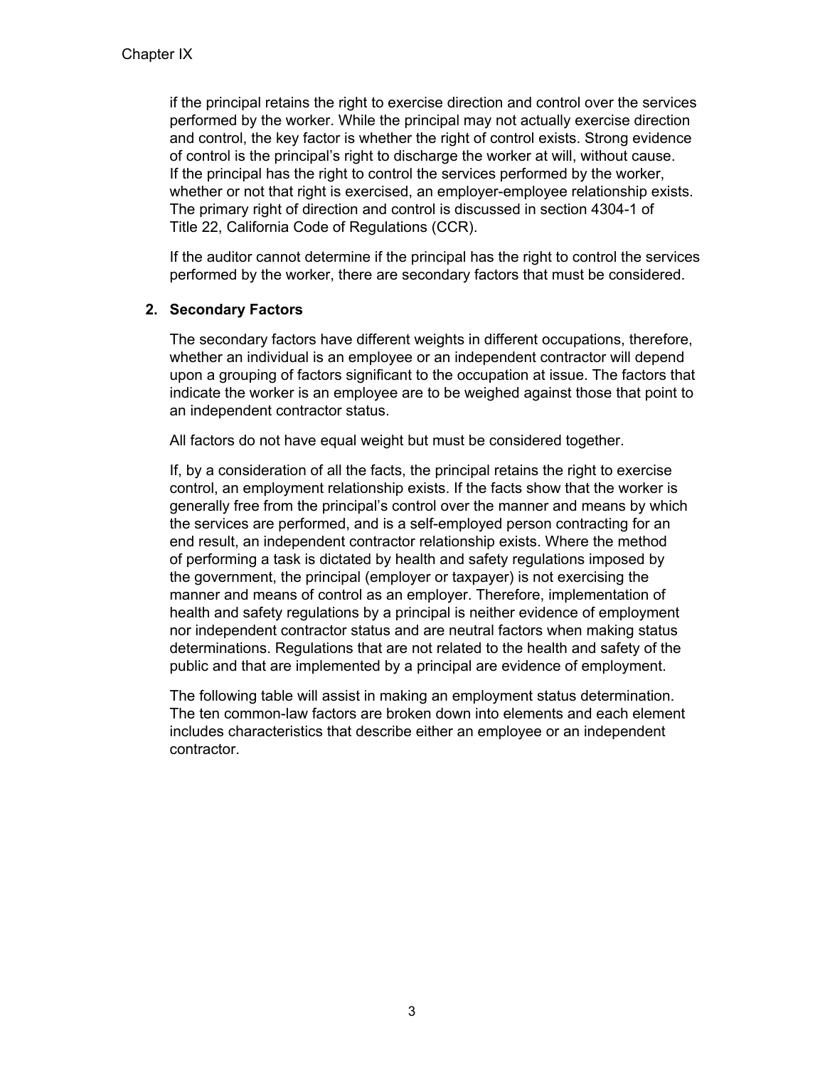if the principal retains the right to exercise direction and control over the services performed by the worker. While the principal may not actually exercise direction and control, the key factor is whether the right of control exists. Strong evidence of control is the principal's right to discharge the worker at will, without cause. If the principal has the right to control the services performed by the worker, whether or not that right is exercised, an employer-employee relationship exists. The primary right of direction and control is discussed in section 4304-1 of Title 22, California Code of Regulations (CCR).

If the auditor cannot determine if the principal has the right to control the services performed by the worker, there are secondary factors that must be considered.

### 2. Secondary Factors

The secondary factors have different weights in different occupations, therefore, whether an individual is an employee or an independent contractor will depend upon a grouping of factors significant to the occupation at issue. The factors that indicate the worker is an employee are to be weighed against those that point to an independent contractor status.

All factors do not have equal weight but must be considered together.

If, by a consideration of all the facts, the principal retains the right to exercise control, an employment relationship exists. If the facts show that the worker is generally free from the principal's control over the manner and means by which the services are performed, and is a self-employed person contracting for an end result, an independent contractor relationship exists. Where the method of performing a task is dictated by health and safety regulations imposed by the government, the principal (employer or taxpayer) is not exercising the manner and means of control as an employer. Therefore, implementation of health and safety regulations by a principal is neither evidence of employment nor independent contractor status and are neutral factors when making status determinations. Regulations that are not related to the health and safety of the public and that are implemented by a principal are evidence of employment.

The following table will assist in making an employment status determination. The ten common-law factors are broken down into elements and each element includes characteristics that describe either an employee or an independent contractor.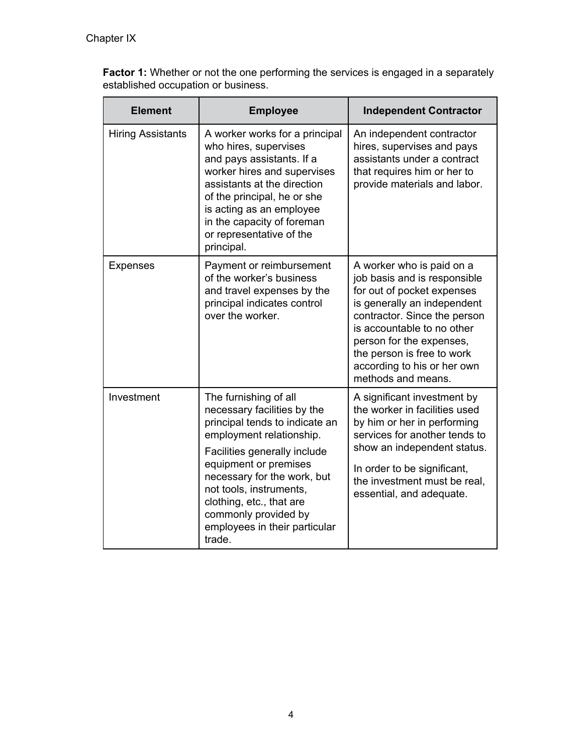**Factor 1:** Whether or not the one performing the services is engaged in a separately established occupation or business.

| Element | Employee | Independent Contractor |
|---|---|---|
| Hiring Assistants | A worker works for a principal who hires, supervises and pays assistants. If a worker hires and supervises assistants at the direction of the principal, he or she is acting as an employee in the capacity of foreman or representative of the principal. | An independent contractor hires, supervises and pays assistants under a contract that requires him or her to provide materials and labor. |
| Expenses | Payment or reimbursement of the worker's business and travel expenses by the principal indicates control over the worker. | A worker who is paid on a job basis and is responsible for out of pocket expenses is generally an independent contractor. Since the person is accountable to no other person for the expenses, the person is free to work according to his or her own methods and means. |
| Investment | The furnishing of all necessary facilities by the principal tends to indicate an employment relationship. Facilities generally include equipment or premises necessary for the work, but not tools, instruments, clothing, etc., that are commonly provided by employees in their particular trade. | A significant investment by the worker in facilities used by him or her in performing services for another tends to show an independent status. In order to be significant, the investment must be real, essential, and adequate. |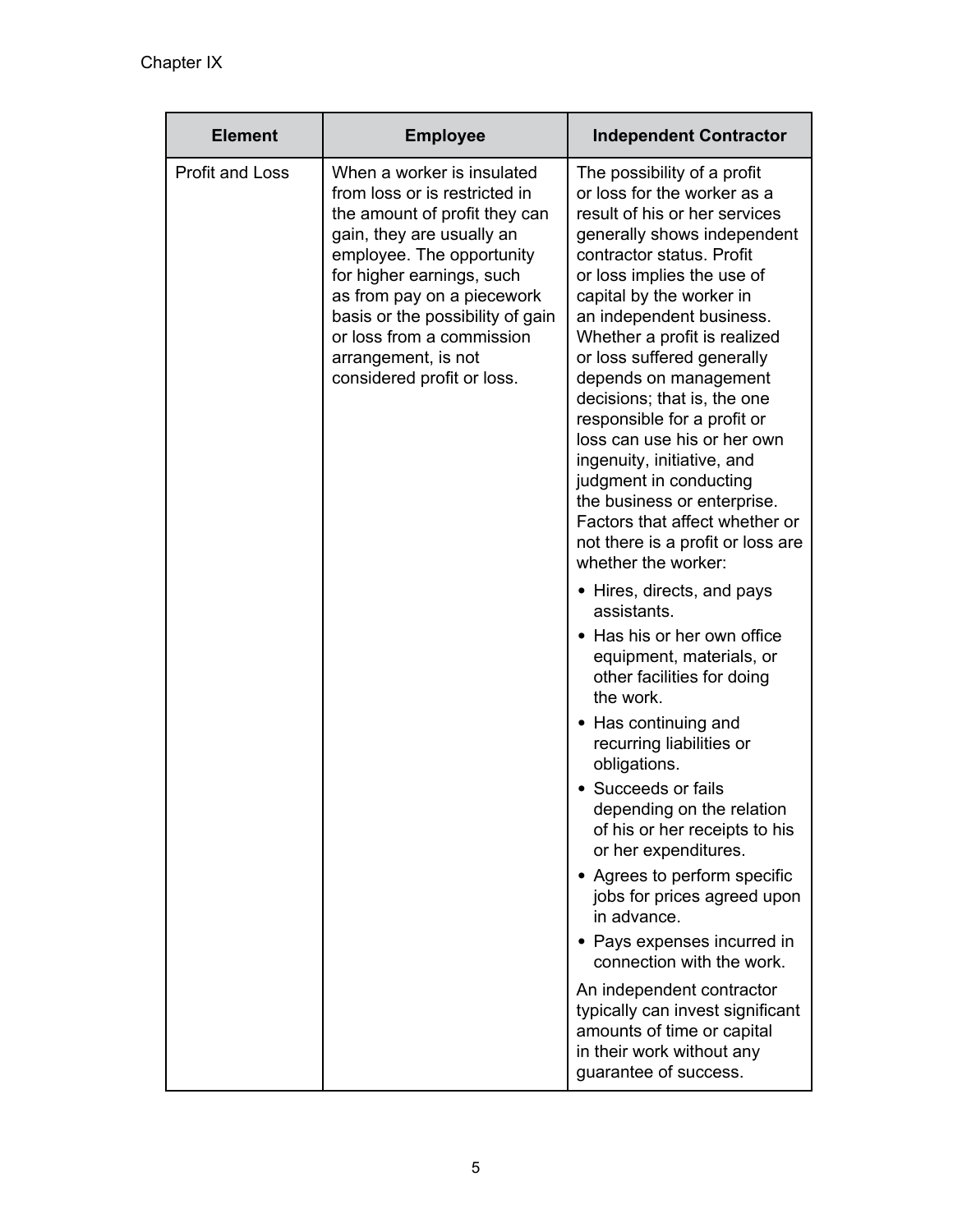| Element | Employee | Independent Contractor |
| --- | --- | --- |
| Profit and Loss | When a worker is insulated from loss or is restricted in the amount of profit they can gain, they are usually an employee. The opportunity for higher earnings, such as from pay on a piecework basis or the possibility of gain or loss from a commission arrangement, is not considered profit or loss. | The possibility of a profit or loss for the worker as a result of his or her services generally shows independent contractor status. Profit or loss implies the use of capital by the worker in an independent business. Whether a profit is realized or loss suffered generally depends on management decisions; that is, the one responsible for a profit or loss can use his or her own ingenuity, initiative, and judgment in conducting the business or enterprise. Factors that affect whether or not there is a profit or loss are whether the worker:<br>• Hires, directs, and pays assistants.<br>• Has his or her own office equipment, materials, or other facilities for doing the work.<br>• Has continuing and recurring liabilities or obligations.<br>• Succeeds or fails depending on the relation of his or her receipts to his or her expenditures.<br>• Agrees to perform specific jobs for prices agreed upon in advance.<br>• Pays expenses incurred in connection with the work.<br>An independent contractor typically can invest significant amounts of time or capital in their work without any guarantee of success. |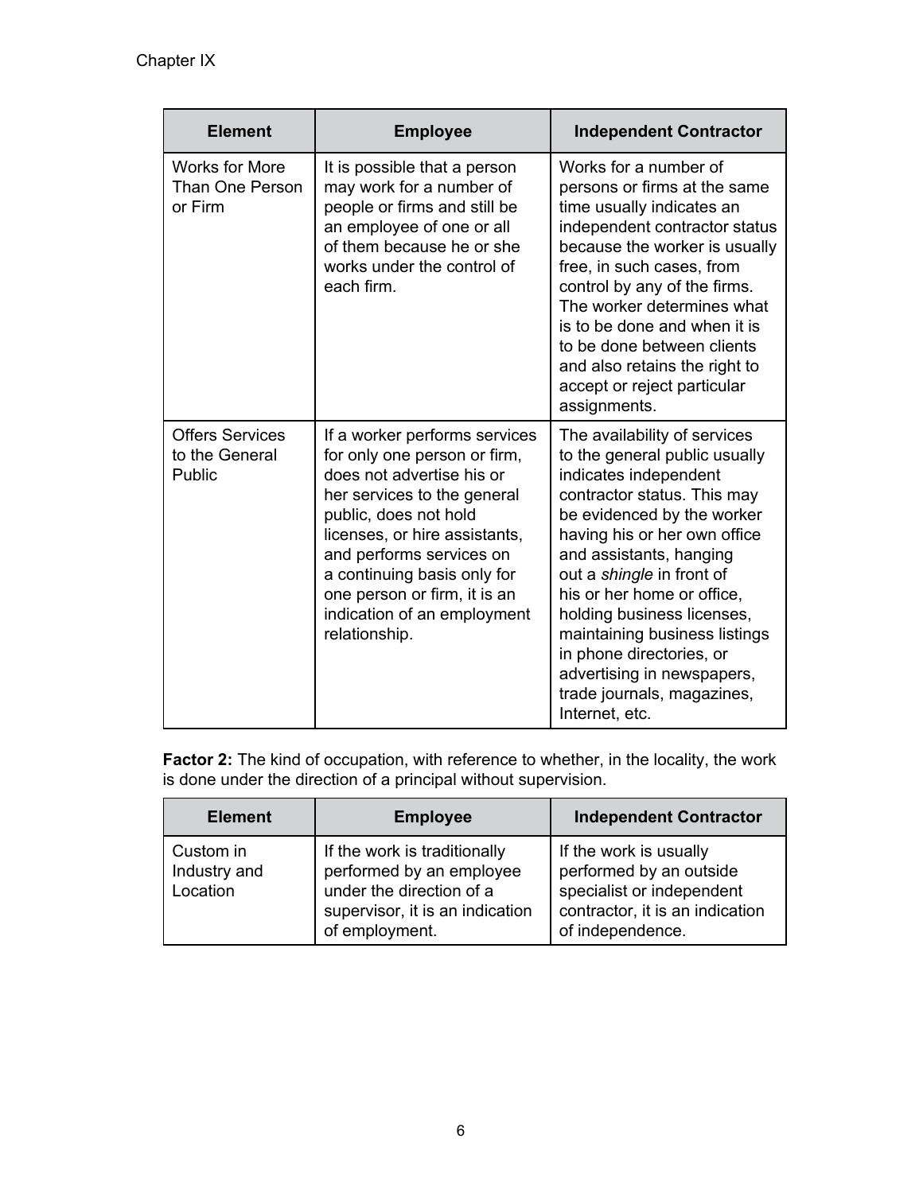| Element | Employee | Independent Contractor |
| --- | --- | --- |
| Works for More Than One Person or Firm | It is possible that a person may work for a number of people or firms and still be an employee of one or all of them because he or she works under the control of each firm. | Works for a number of persons or firms at the same time usually indicates an independent contractor status because the worker is usually free, in such cases, from control by any of the firms. The worker determines what is to be done and when it is to be done between clients and also retains the right to accept or reject particular assignments. |
| Offers Services to the General Public | If a worker performs services for only one person or firm, does not advertise his or her services to the general public, does not hold licenses, or hire assistants, and performs services on a continuing basis only for one person or firm, it is an indication of an employment relationship. | The availability of services to the general public usually indicates independent contractor status. This may be evidenced by the worker having his or her own office and assistants, hanging out a *shingle* in front of his or her home or office, holding business licenses, maintaining business listings in phone directories, or advertising in newspapers, trade journals, magazines, Internet, etc. |

**Factor 2:** The kind of occupation, with reference to whether, in the locality, the work is done under the direction of a principal without supervision.

| Element | Employee | Independent Contractor |
| --- | --- | --- |
| Custom in Industry and Location | If the work is traditionally performed by an employee under the direction of a supervisor, it is an indication of employment. | If the work is usually performed by an outside specialist or independent contractor, it is an indication of independence. |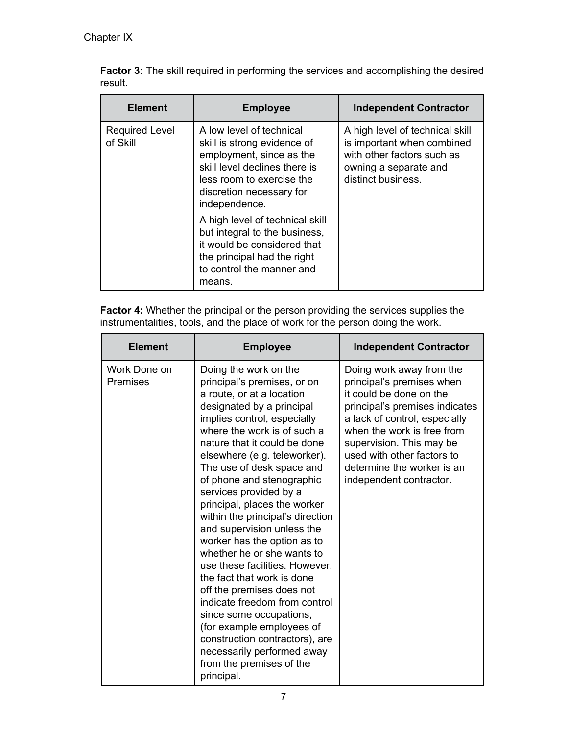**Factor 3:** The skill required in performing the services and accomplishing the desired result.

| Element | Employee | Independent Contractor |
|---|---|---|
| Required Level of Skill | A low level of technical skill is strong evidence of employment, since as the skill level declines there is less room to exercise the discretion necessary for independence.<br><br>A high level of technical skill but integral to the business, it would be considered that the principal had the right to control the manner and means. | A high level of technical skill is important when combined with other factors such as owning a separate and distinct business. |

**Factor 4:** Whether the principal or the person providing the services supplies the instrumentalities, tools, and the place of work for the person doing the work.

| Element | Employee | Independent Contractor |
|---|---|---|
| Work Done on Premises | Doing the work on the principal's premises, or on a route, or at a location designated by a principal implies control, especially where the work is of such a nature that it could be done elsewhere (e.g. teleworker). The use of desk space and of phone and stenographic services provided by a principal, places the worker within the principal's direction and supervision unless the worker has the option as to whether he or she wants to use these facilities. However, the fact that work is done off the premises does not indicate freedom from control since some occupations, (for example employees of construction contractors), are necessarily performed away from the premises of the principal. | Doing work away from the principal's premises when it could be done on the principal's premises indicates a lack of control, especially when the work is free from supervision. This may be used with other factors to determine the worker is an independent contractor. |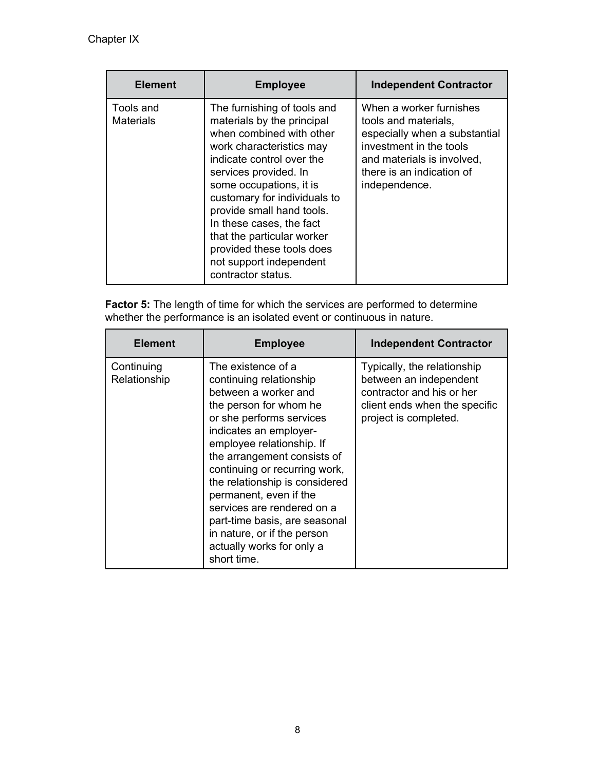| Element | Employee | Independent Contractor |
|---|---|---|
| Tools and Materials | The furnishing of tools and materials by the principal when combined with other work characteristics may indicate control over the services provided. In some occupations, it is customary for individuals to provide small hand tools. In these cases, the fact that the particular worker provided these tools does not support independent contractor status. | When a worker furnishes tools and materials, especially when a substantial investment in the tools and materials is involved, there is an indication of independence. |

**Factor 5:** The length of time for which the services are performed to determine whether the performance is an isolated event or continuous in nature.

| Element | Employee | Independent Contractor |
|---|---|---|
| Continuing Relationship | The existence of a continuing relationship between a worker and the person for whom he or she performs services indicates an employer-employee relationship. If the arrangement consists of continuing or recurring work, the relationship is considered permanent, even if the services are rendered on a part-time basis, are seasonal in nature, or if the person actually works for only a short time. | Typically, the relationship between an independent contractor and his or her client ends when the specific project is completed. |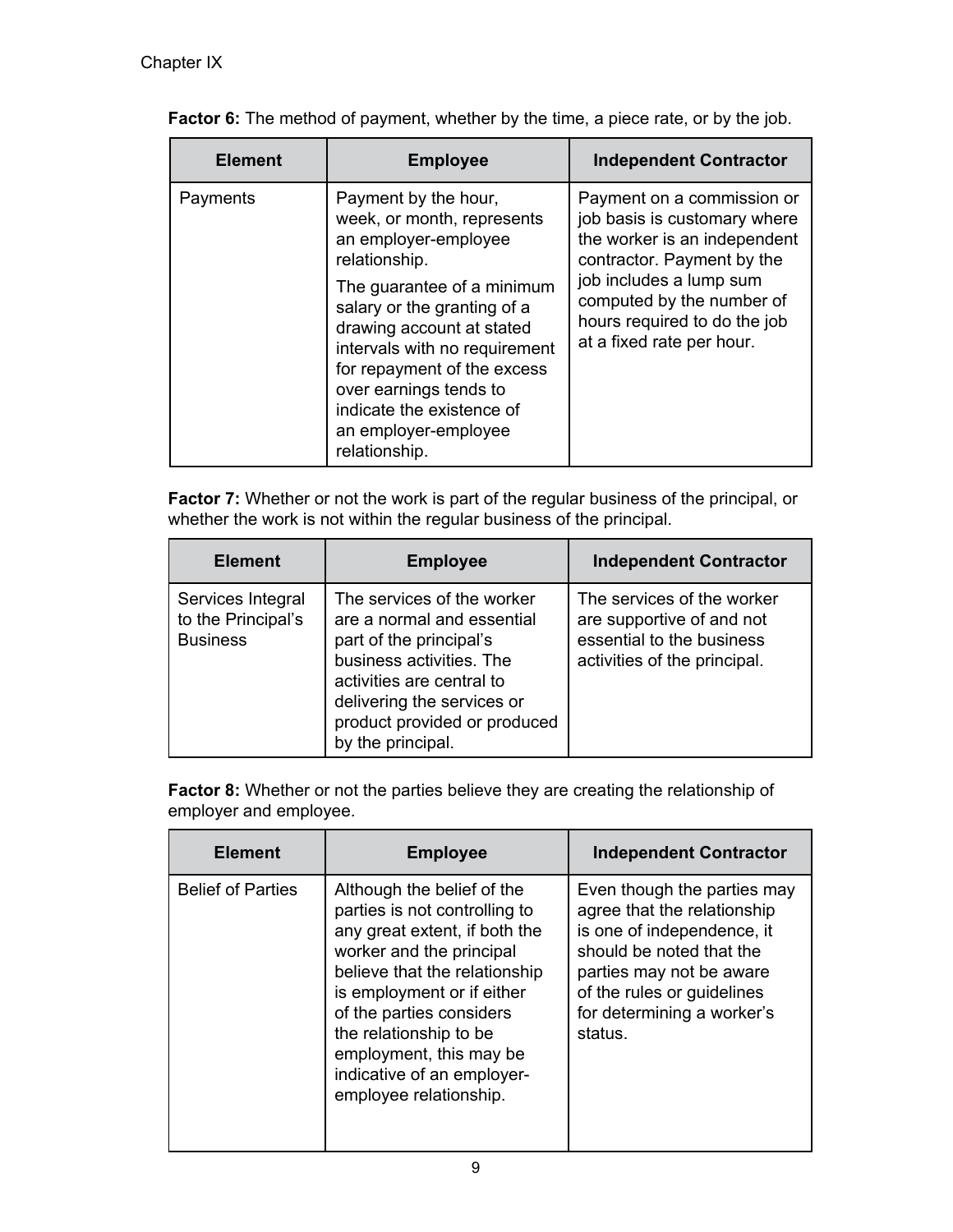**Factor 6:** The method of payment, whether by the time, a piece rate, or by the job.

| Element | Employee | Independent Contractor |
| --- | --- | --- |
| Payments | Payment by the hour, week, or month, represents an employer-employee relationship.<br><br>The guarantee of a minimum salary or the granting of a drawing account at stated intervals with no requirement for repayment of the excess over earnings tends to indicate the existence of an employer-employee relationship. | Payment on a commission or job basis is customary where the worker is an independent contractor. Payment by the job includes a lump sum computed by the number of hours required to do the job at a fixed rate per hour. |

**Factor 7:** Whether or not the work is part of the regular business of the principal, or whether the work is not within the regular business of the principal.

| Element | Employee | Independent Contractor |
| --- | --- | --- |
| Services Integral to the Principal's Business | The services of the worker are a normal and essential part of the principal's business activities. The activities are central to delivering the services or product provided or produced by the principal. | The services of the worker are supportive of and not essential to the business activities of the principal. |

**Factor 8:** Whether or not the parties believe they are creating the relationship of employer and employee.

| Element | Employee | Independent Contractor |
| --- | --- | --- |
| Belief of Parties | Although the belief of the parties is not controlling to any great extent, if both the worker and the principal believe that the relationship is employment or if either of the parties considers the relationship to be employment, this may be indicative of an employer-employee relationship. | Even though the parties may agree that the relationship is one of independence, it should be noted that the parties may not be aware of the rules or guidelines for determining a worker's status. |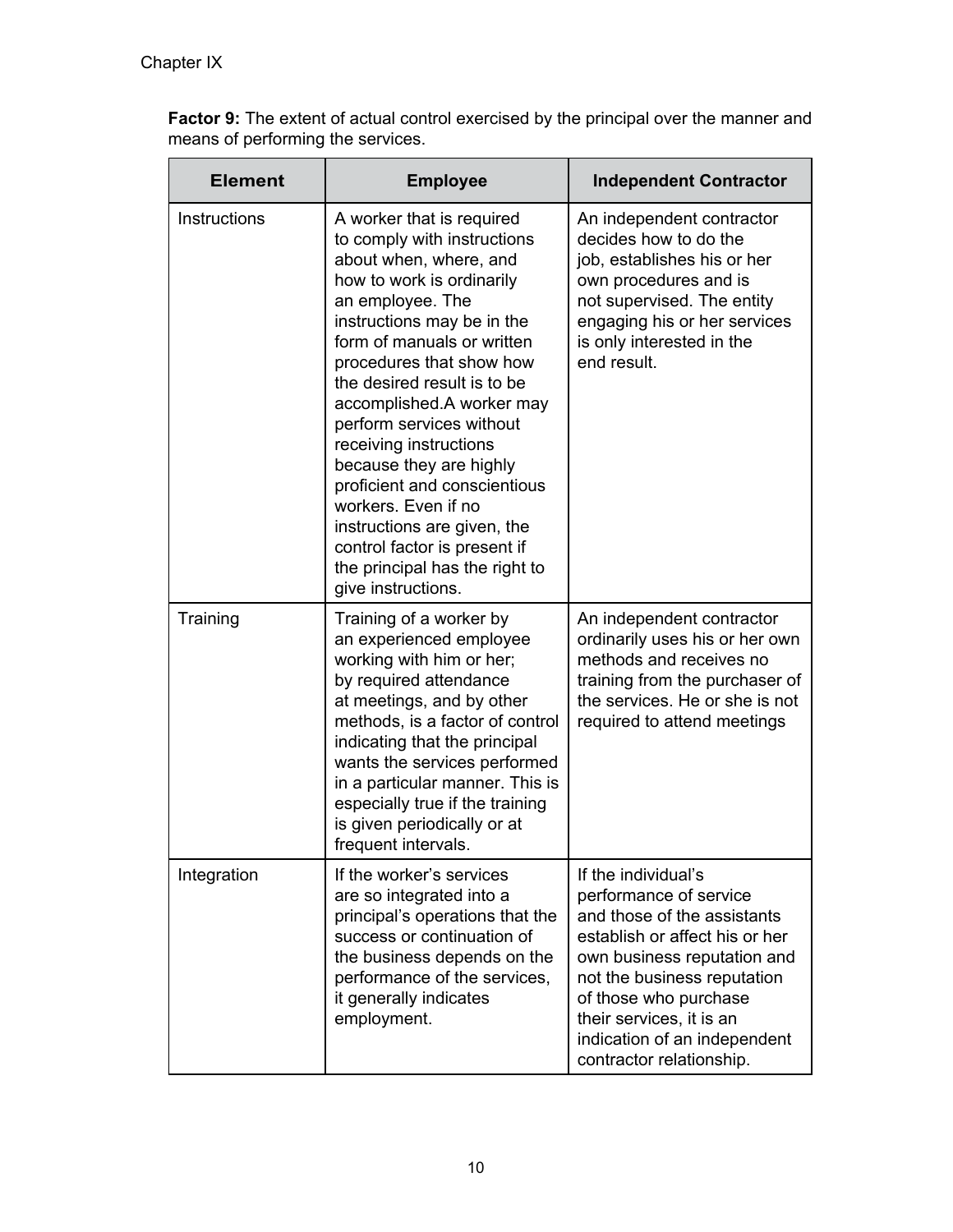**Factor 9:** The extent of actual control exercised by the principal over the manner and means of performing the services.

| Element | Employee | Independent Contractor |
|---|---|---|
| Instructions | A worker that is required to comply with instructions about when, where, and how to work is ordinarily an employee. The instructions may be in the form of manuals or written procedures that show how the desired result is to be accomplished.A worker may perform services without receiving instructions because they are highly proficient and conscientious workers. Even if no instructions are given, the control factor is present if the principal has the right to give instructions. | An independent contractor decides how to do the job, establishes his or her own procedures and is not supervised. The entity engaging his or her services is only interested in the end result. |
| Training | Training of a worker by an experienced employee working with him or her; by required attendance at meetings, and by other methods, is a factor of control indicating that the principal wants the services performed in a particular manner. This is especially true if the training is given periodically or at frequent intervals. | An independent contractor ordinarily uses his or her own methods and receives no training from the purchaser of the services. He or she is not required to attend meetings |
| Integration | If the worker's services are so integrated into a principal's operations that the success or continuation of the business depends on the performance of the services, it generally indicates employment. | If the individual's performance of service and those of the assistants establish or affect his or her own business reputation and not the business reputation of those who purchase their services, it is an indication of an independent contractor relationship. |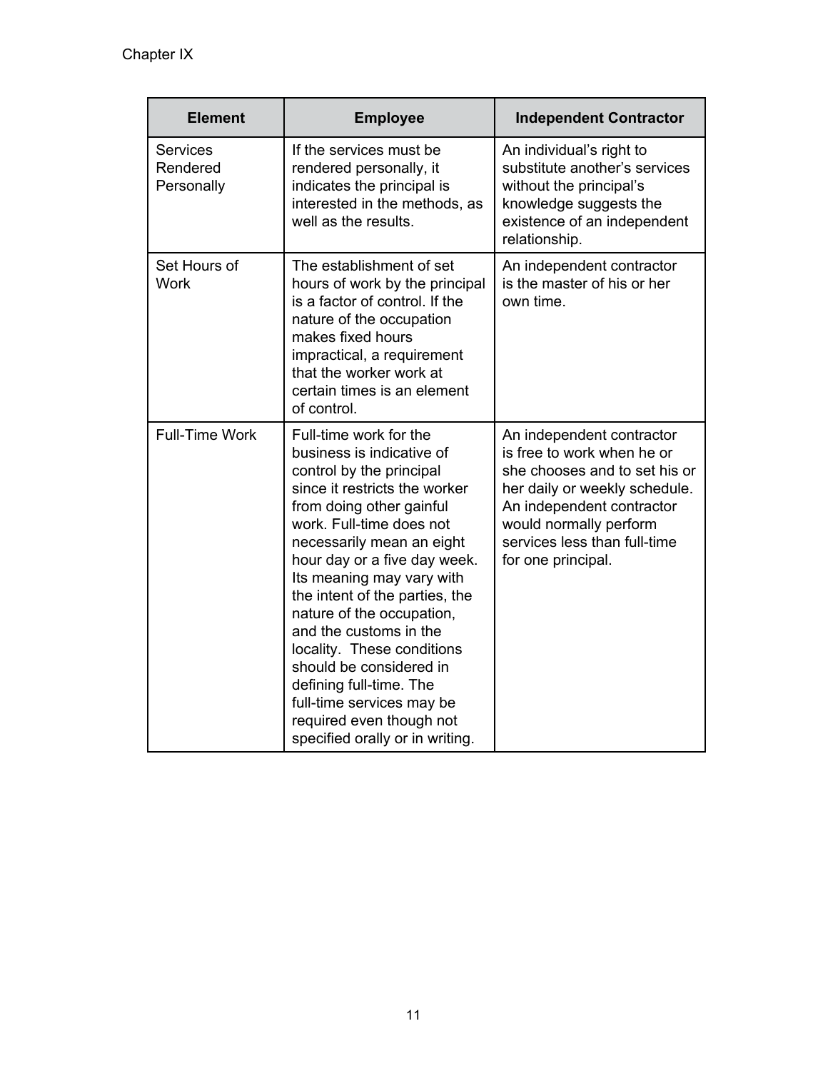| Element | Employee | Independent Contractor |
| --- | --- | --- |
| Services Rendered Personally | If the services must be rendered personally, it indicates the principal is interested in the methods, as well as the results. | An individual's right to substitute another's services without the principal's knowledge suggests the existence of an independent relationship. |
| Set Hours of Work | The establishment of set hours of work by the principal is a factor of control. If the nature of the occupation makes fixed hours impractical, a requirement that the worker work at certain times is an element of control. | An independent contractor is the master of his or her own time. |
| Full-Time Work | Full-time work for the business is indicative of control by the principal since it restricts the worker from doing other gainful work. Full-time does not necessarily mean an eight hour day or a five day week. Its meaning may vary with the intent of the parties, the nature of the occupation, and the customs in the locality. These conditions should be considered in defining full-time. The full-time services may be required even though not specified orally or in writing. | An independent contractor is free to work when he or she chooses and to set his or her daily or weekly schedule. An independent contractor would normally perform services less than full-time for one principal. |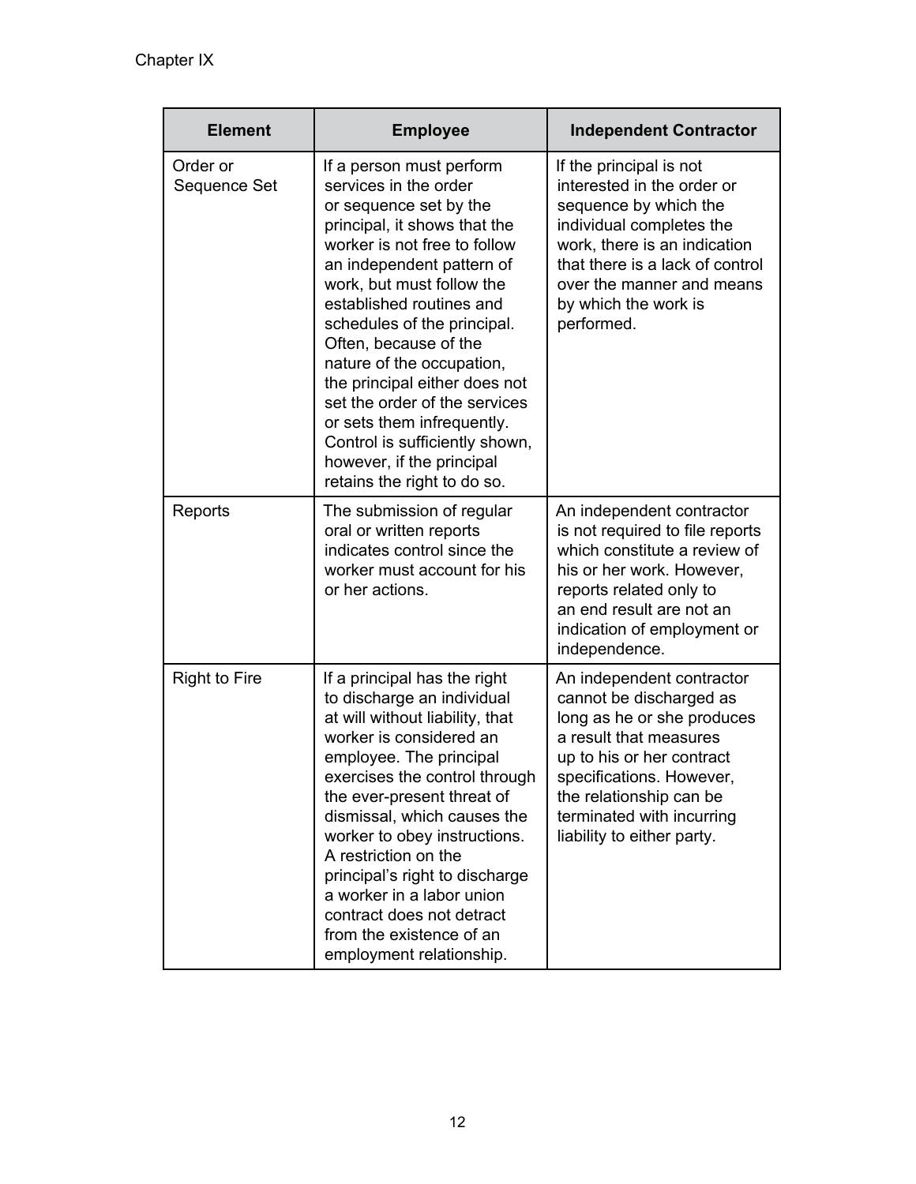| Element | Employee | Independent Contractor |
|---|---|---|
| Order or Sequence Set | If a person must perform services in the order or sequence set by the principal, it shows that the worker is not free to follow an independent pattern of work, but must follow the established routines and schedules of the principal. Often, because of the nature of the occupation, the principal either does not set the order of the services or sets them infrequently. Control is sufficiently shown, however, if the principal retains the right to do so. | If the principal is not interested in the order or sequence by which the individual completes the work, there is an indication that there is a lack of control over the manner and means by which the work is performed. |
| Reports | The submission of regular oral or written reports indicates control since the worker must account for his or her actions. | An independent contractor is not required to file reports which constitute a review of his or her work. However, reports related only to an end result are not an indication of employment or independence. |
| Right to Fire | If a principal has the right to discharge an individual at will without liability, that worker is considered an employee. The principal exercises the control through the ever-present threat of dismissal, which causes the worker to obey instructions. A restriction on the principal's right to discharge a worker in a labor union contract does not detract from the existence of an employment relationship. | An independent contractor cannot be discharged as long as he or she produces a result that measures up to his or her contract specifications. However, the relationship can be terminated with incurring liability to either party. |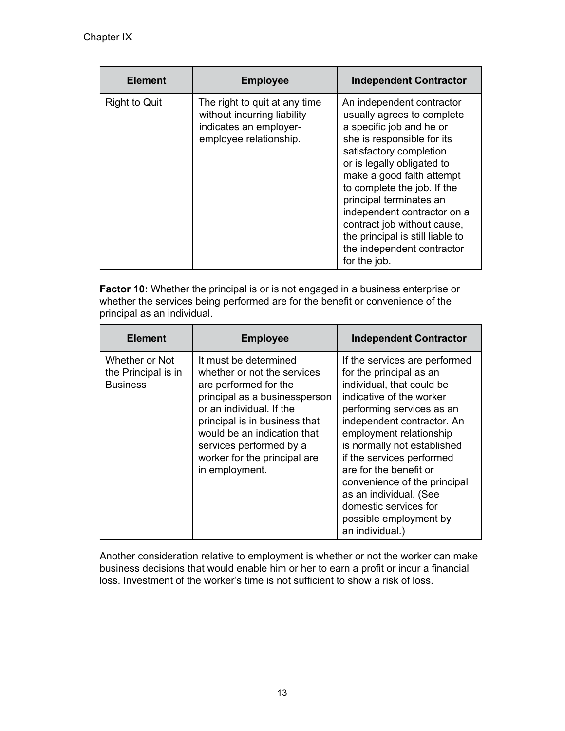| Element | Employee | Independent Contractor |
| --- | --- | --- |
| Right to Quit | The right to quit at any time without incurring liability indicates an employer-employee relationship. | An independent contractor usually agrees to complete a specific job and he or she is responsible for its satisfactory completion or is legally obligated to make a good faith attempt to complete the job. If the principal terminates an independent contractor on a contract job without cause, the principal is still liable to the independent contractor for the job. |

**Factor 10:** Whether the principal is or is not engaged in a business enterprise or whether the services being performed are for the benefit or convenience of the principal as an individual.

| Element | Employee | Independent Contractor |
| --- | --- | --- |
| Whether or Not the Principal is in Business | It must be determined whether or not the services are performed for the principal as a businessperson or an individual. If the principal is in business that would be an indication that services performed by a worker for the principal are in employment. | If the services are performed for the principal as an individual, that could be indicative of the worker performing services as an independent contractor. An employment relationship is normally not established if the services performed are for the benefit or convenience of the principal as an individual. (See domestic services for possible employment by an individual.) |

Another consideration relative to employment is whether or not the worker can make business decisions that would enable him or her to earn a profit or incur a financial loss. Investment of the worker's time is not sufficient to show a risk of loss.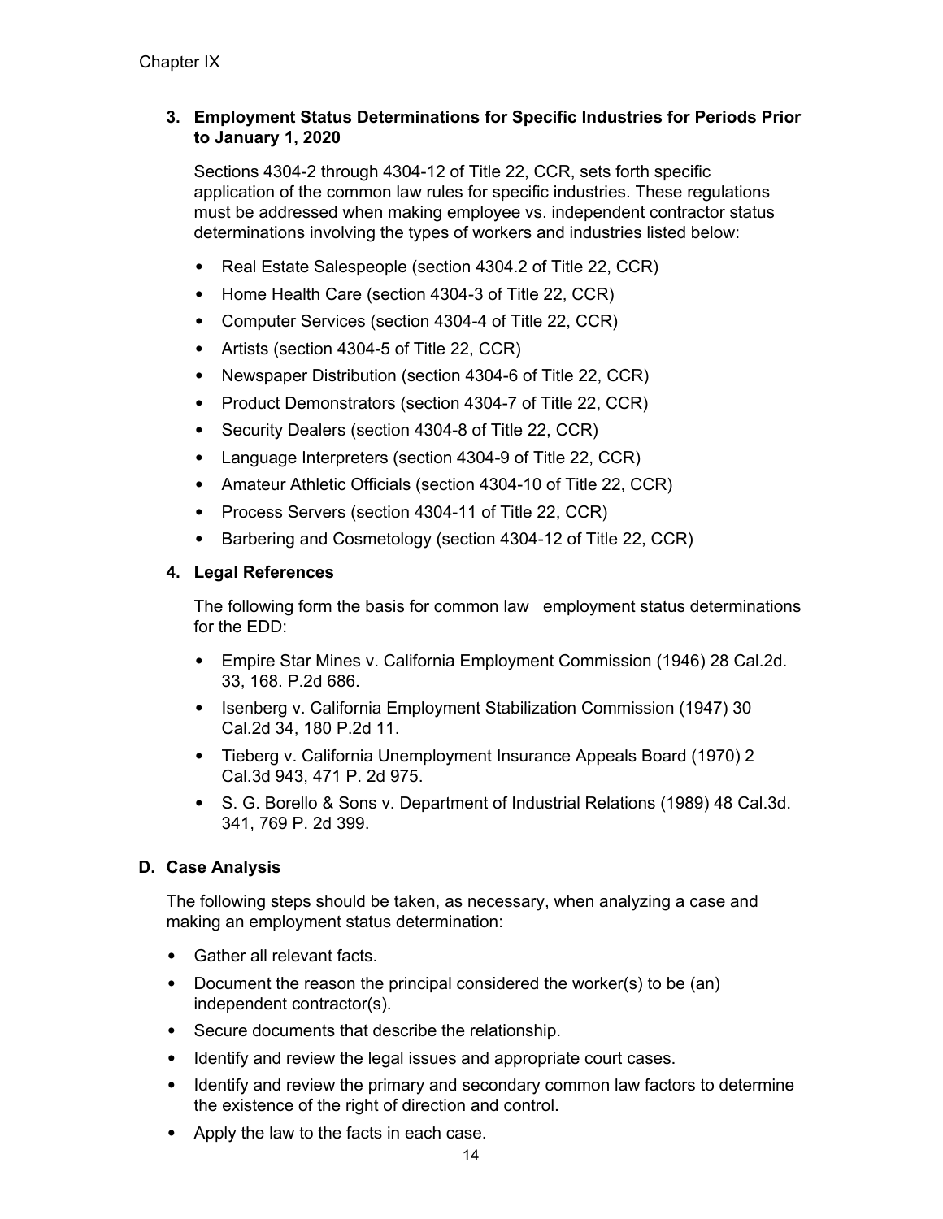### 3. Employment Status Determinations for Specific Industries for Periods Prior to January 1, 2020

Sections 4304-2 through 4304-12 of Title 22, CCR, sets forth specific application of the common law rules for specific industries. These regulations must be addressed when making employee vs. independent contractor status determinations involving the types of workers and industries listed below:

- Real Estate Salespeople (section 4304.2 of Title 22, CCR)
- Home Health Care (section 4304-3 of Title 22, CCR)
- Computer Services (section 4304-4 of Title 22, CCR)
- Artists (section 4304-5 of Title 22, CCR)
- Newspaper Distribution (section 4304-6 of Title 22, CCR)
- Product Demonstrators (section 4304-7 of Title 22, CCR)
- Security Dealers (section 4304-8 of Title 22, CCR)
- Language Interpreters (section 4304-9 of Title 22, CCR)
- Amateur Athletic Officials (section 4304-10 of Title 22, CCR)
- Process Servers (section 4304-11 of Title 22, CCR)
- Barbering and Cosmetology (section 4304-12 of Title 22, CCR)

### 4. Legal References

The following form the basis for common law employment status determinations for the EDD:

- Empire Star Mines v. California Employment Commission (1946) 28 Cal.2d. 33, 168. P.2d 686.
- Isenberg v. California Employment Stabilization Commission (1947) 30 Cal.2d 34, 180 P.2d 11.
- Tieberg v. California Unemployment Insurance Appeals Board (1970) 2 Cal.3d 943, 471 P. 2d 975.
- S. G. Borello & Sons v. Department of Industrial Relations (1989) 48 Cal.3d. 341, 769 P. 2d 399.

## D. Case Analysis

The following steps should be taken, as necessary, when analyzing a case and making an employment status determination:

- Gather all relevant facts.
- Document the reason the principal considered the worker(s) to be (an) independent contractor(s).
- Secure documents that describe the relationship.
- Identify and review the legal issues and appropriate court cases.
- Identify and review the primary and secondary common law factors to determine the existence of the right of direction and control.
- Apply the law to the facts in each case.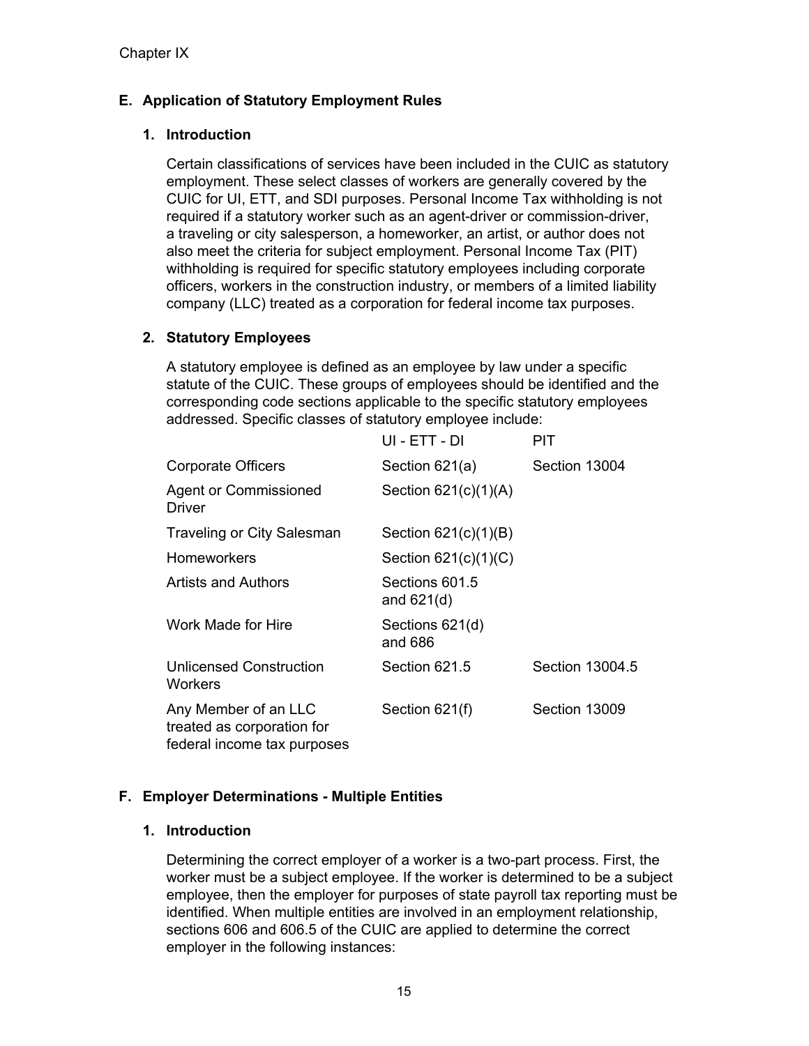Chapter IX

## E. Application of Statutory Employment Rules

### 1. Introduction

Certain classifications of services have been included in the CUIC as statutory employment. These select classes of workers are generally covered by the CUIC for UI, ETT, and SDI purposes. Personal Income Tax withholding is not required if a statutory worker such as an agent-driver or commission-driver, a traveling or city salesperson, a homeworker, an artist, or author does not also meet the criteria for subject employment. Personal Income Tax (PIT) withholding is required for specific statutory employees including corporate officers, workers in the construction industry, or members of a limited liability company (LLC) treated as a corporation for federal income tax purposes.

### 2. Statutory Employees

A statutory employee is defined as an employee by law under a specific statute of the CUIC. These groups of employees should be identified and the corresponding code sections applicable to the specific statutory employees addressed. Specific classes of statutory employee include:

| | UI - ETT - DI | PIT |
|---|---|---|
| Corporate Officers | Section 621(a) | Section 13004 |
| Agent or Commissioned Driver | Section 621(c)(1)(A) | |
| Traveling or City Salesman | Section 621(c)(1)(B) | |
| Homeworkers | Section 621(c)(1)(C) | |
| Artists and Authors | Sections 601.5 and 621(d) | |
| Work Made for Hire | Sections 621(d) and 686 | |
| Unlicensed Construction Workers | Section 621.5 | Section 13004.5 |
| Any Member of an LLC treated as corporation for federal income tax purposes | Section 621(f) | Section 13009 |

## F. Employer Determinations - Multiple Entities

### 1. Introduction

Determining the correct employer of a worker is a two-part process. First, the worker must be a subject employee. If the worker is determined to be a subject employee, then the employer for purposes of state payroll tax reporting must be identified. When multiple entities are involved in an employment relationship, sections 606 and 606.5 of the CUIC are applied to determine the correct employer in the following instances: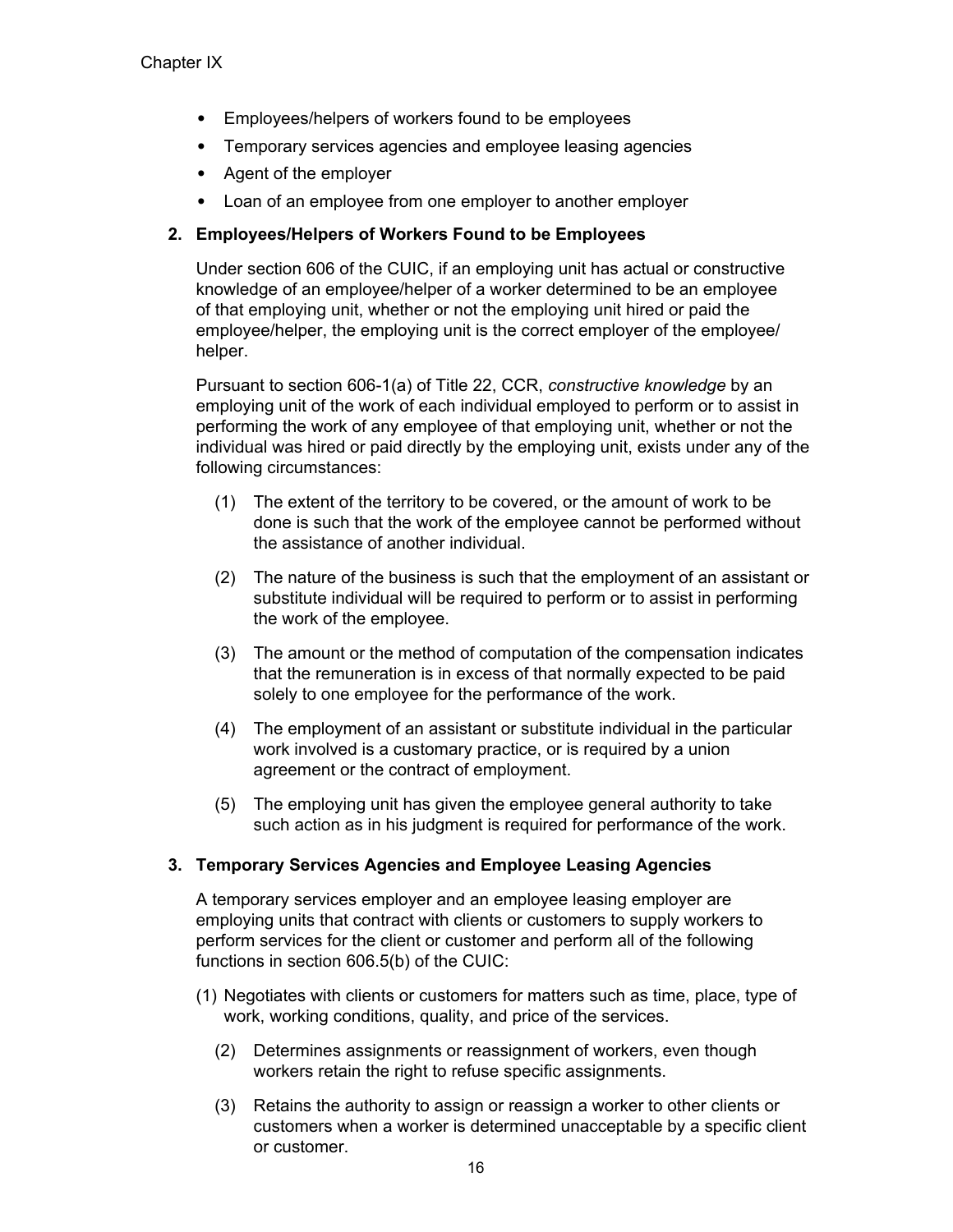- Employees/helpers of workers found to be employees
- Temporary services agencies and employee leasing agencies
- Agent of the employer
- Loan of an employee from one employer to another employer

### 2. Employees/Helpers of Workers Found to be Employees

Under section 606 of the CUIC, if an employing unit has actual or constructive knowledge of an employee/helper of a worker determined to be an employee of that employing unit, whether or not the employing unit hired or paid the employee/helper, the employing unit is the correct employer of the employee/helper.

Pursuant to section 606-1(a) of Title 22, CCR, *constructive knowledge* by an employing unit of the work of each individual employed to perform or to assist in performing the work of any employee of that employing unit, whether or not the individual was hired or paid directly by the employing unit, exists under any of the following circumstances:

(1) The extent of the territory to be covered, or the amount of work to be done is such that the work of the employee cannot be performed without the assistance of another individual.

(2) The nature of the business is such that the employment of an assistant or substitute individual will be required to perform or to assist in performing the work of the employee.

(3) The amount or the method of computation of the compensation indicates that the remuneration is in excess of that normally expected to be paid solely to one employee for the performance of the work.

(4) The employment of an assistant or substitute individual in the particular work involved is a customary practice, or is required by a union agreement or the contract of employment.

(5) The employing unit has given the employee general authority to take such action as in his judgment is required for performance of the work.

### 3. Temporary Services Agencies and Employee Leasing Agencies

A temporary services employer and an employee leasing employer are employing units that contract with clients or customers to supply workers to perform services for the client or customer and perform all of the following functions in section 606.5(b) of the CUIC:

(1) Negotiates with clients or customers for matters such as time, place, type of work, working conditions, quality, and price of the services.

(2) Determines assignments or reassignment of workers, even though workers retain the right to refuse specific assignments.

(3) Retains the authority to assign or reassign a worker to other clients or customers when a worker is determined unacceptable by a specific client or customer.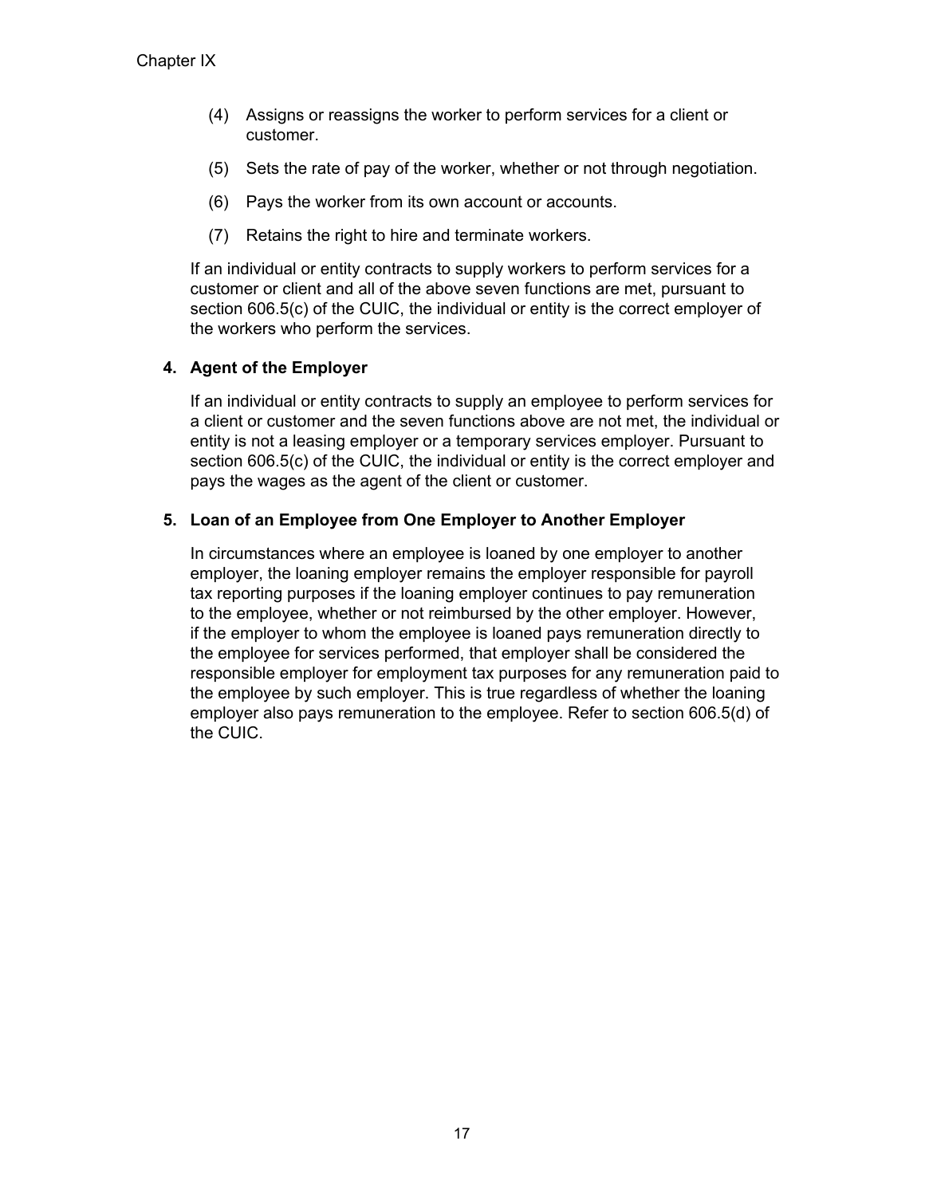(4) Assigns or reassigns the worker to perform services for a client or customer.

(5) Sets the rate of pay of the worker, whether or not through negotiation.

(6) Pays the worker from its own account or accounts.

(7) Retains the right to hire and terminate workers.

If an individual or entity contracts to supply workers to perform services for a customer or client and all of the above seven functions are met, pursuant to section 606.5(c) of the CUIC, the individual or entity is the correct employer of the workers who perform the services.

**4. Agent of the Employer**

If an individual or entity contracts to supply an employee to perform services for a client or customer and the seven functions above are not met, the individual or entity is not a leasing employer or a temporary services employer. Pursuant to section 606.5(c) of the CUIC, the individual or entity is the correct employer and pays the wages as the agent of the client or customer.

**5. Loan of an Employee from One Employer to Another Employer**

In circumstances where an employee is loaned by one employer to another employer, the loaning employer remains the employer responsible for payroll tax reporting purposes if the loaning employer continues to pay remuneration to the employee, whether or not reimbursed by the other employer. However, if the employer to whom the employee is loaned pays remuneration directly to the employee for services performed, that employer shall be considered the responsible employer for employment tax purposes for any remuneration paid to the employee by such employer. This is true regardless of whether the loaning employer also pays remuneration to the employee. Refer to section 606.5(d) of the CUIC.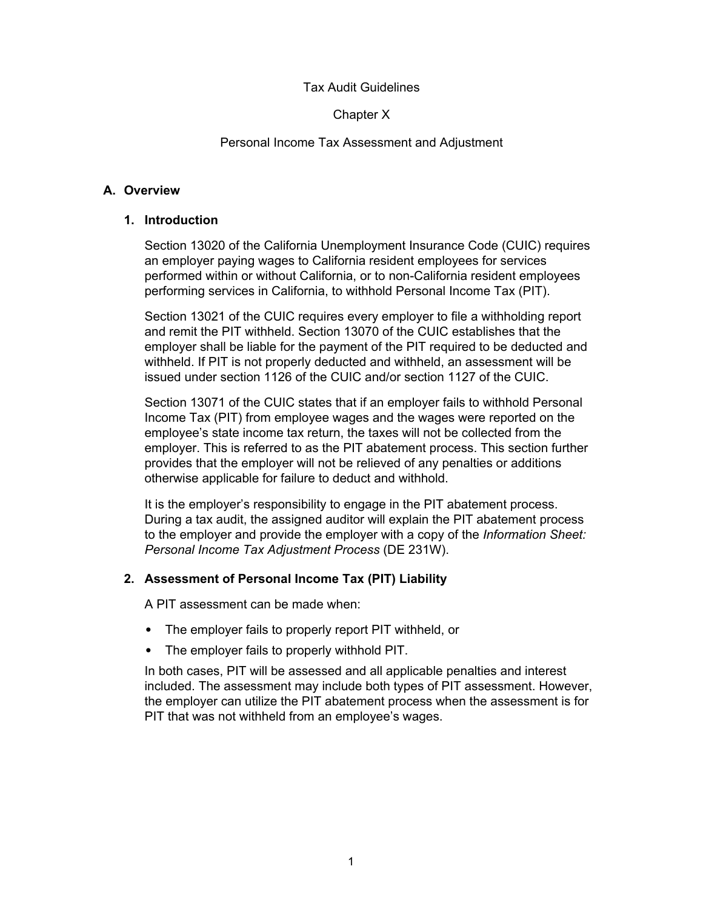Tax Audit Guidelines

Chapter X

Personal Income Tax Assessment and Adjustment

## A. Overview

### 1. Introduction

Section 13020 of the California Unemployment Insurance Code (CUIC) requires an employer paying wages to California resident employees for services performed within or without California, or to non-California resident employees performing services in California, to withhold Personal Income Tax (PIT).

Section 13021 of the CUIC requires every employer to file a withholding report and remit the PIT withheld. Section 13070 of the CUIC establishes that the employer shall be liable for the payment of the PIT required to be deducted and withheld. If PIT is not properly deducted and withheld, an assessment will be issued under section 1126 of the CUIC and/or section 1127 of the CUIC.

Section 13071 of the CUIC states that if an employer fails to withhold Personal Income Tax (PIT) from employee wages and the wages were reported on the employee's state income tax return, the taxes will not be collected from the employer. This is referred to as the PIT abatement process. This section further provides that the employer will not be relieved of any penalties or additions otherwise applicable for failure to deduct and withhold.

It is the employer's responsibility to engage in the PIT abatement process. During a tax audit, the assigned auditor will explain the PIT abatement process to the employer and provide the employer with a copy of the *Information Sheet: Personal Income Tax Adjustment Process* (DE 231W).

### 2. Assessment of Personal Income Tax (PIT) Liability

A PIT assessment can be made when:

- The employer fails to properly report PIT withheld, or
- The employer fails to properly withhold PIT.

In both cases, PIT will be assessed and all applicable penalties and interest included. The assessment may include both types of PIT assessment. However, the employer can utilize the PIT abatement process when the assessment is for PIT that was not withheld from an employee's wages.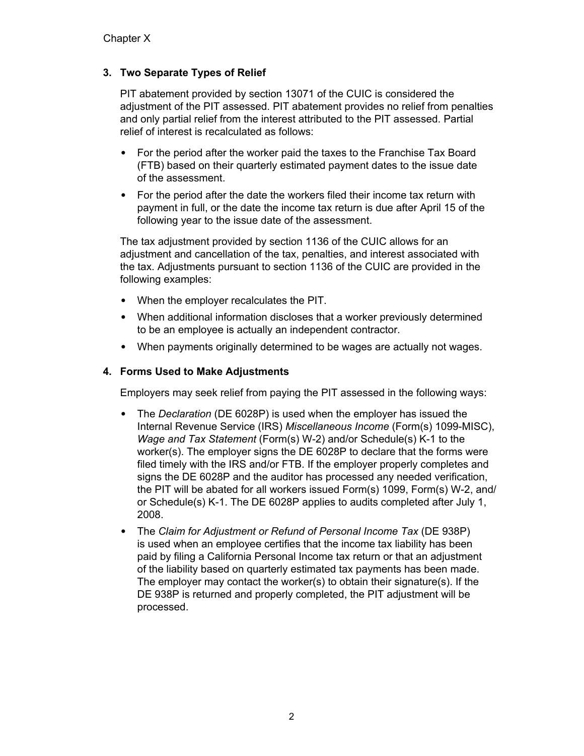### 3. Two Separate Types of Relief

PIT abatement provided by section 13071 of the CUIC is considered the adjustment of the PIT assessed. PIT abatement provides no relief from penalties and only partial relief from the interest attributed to the PIT assessed. Partial relief of interest is recalculated as follows:

- For the period after the worker paid the taxes to the Franchise Tax Board (FTB) based on their quarterly estimated payment dates to the issue date of the assessment.
- For the period after the date the workers filed their income tax return with payment in full, or the date the income tax return is due after April 15 of the following year to the issue date of the assessment.

The tax adjustment provided by section 1136 of the CUIC allows for an adjustment and cancellation of the tax, penalties, and interest associated with the tax. Adjustments pursuant to section 1136 of the CUIC are provided in the following examples:

- When the employer recalculates the PIT.
- When additional information discloses that a worker previously determined to be an employee is actually an independent contractor.
- When payments originally determined to be wages are actually not wages.

### 4. Forms Used to Make Adjustments

Employers may seek relief from paying the PIT assessed in the following ways:

- The *Declaration* (DE 6028P) is used when the employer has issued the Internal Revenue Service (IRS) *Miscellaneous Income* (Form(s) 1099-MISC), *Wage and Tax Statement* (Form(s) W-2) and/or Schedule(s) K-1 to the worker(s). The employer signs the DE 6028P to declare that the forms were filed timely with the IRS and/or FTB. If the employer properly completes and signs the DE 6028P and the auditor has processed any needed verification, the PIT will be abated for all workers issued Form(s) 1099, Form(s) W-2, and/or Schedule(s) K-1. The DE 6028P applies to audits completed after July 1, 2008.
- The *Claim for Adjustment or Refund of Personal Income Tax* (DE 938P) is used when an employee certifies that the income tax liability has been paid by filing a California Personal Income tax return or that an adjustment of the liability based on quarterly estimated tax payments has been made. The employer may contact the worker(s) to obtain their signature(s). If the DE 938P is returned and properly completed, the PIT adjustment will be processed.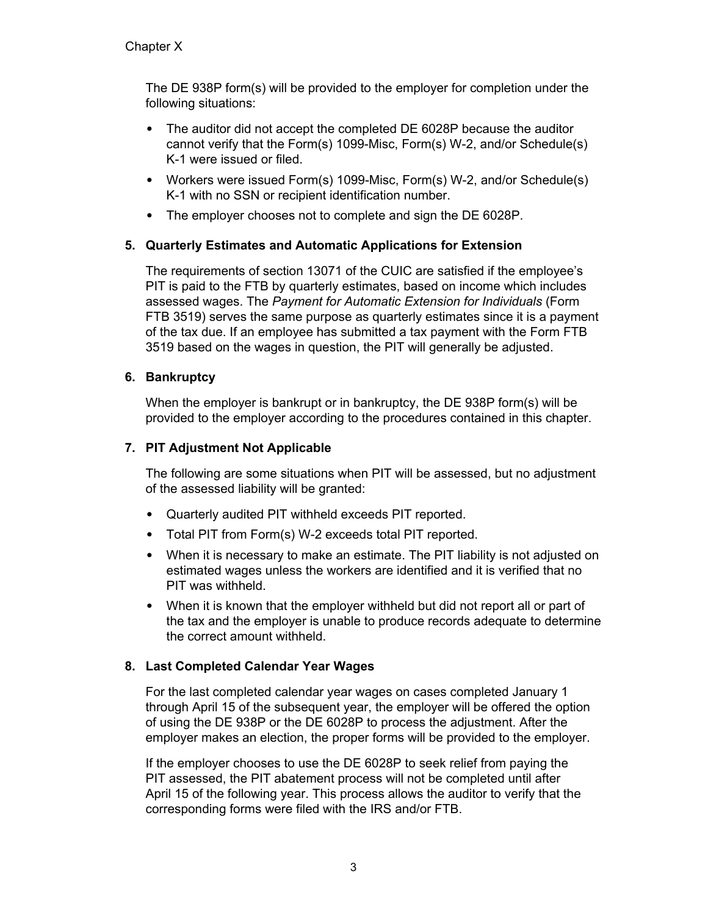The DE 938P form(s) will be provided to the employer for completion under the following situations:

- The auditor did not accept the completed DE 6028P because the auditor cannot verify that the Form(s) 1099-Misc, Form(s) W-2, and/or Schedule(s) K-1 were issued or filed.
- Workers were issued Form(s) 1099-Misc, Form(s) W-2, and/or Schedule(s) K-1 with no SSN or recipient identification number.
- The employer chooses not to complete and sign the DE 6028P.

### 5. Quarterly Estimates and Automatic Applications for Extension

The requirements of section 13071 of the CUIC are satisfied if the employee's PIT is paid to the FTB by quarterly estimates, based on income which includes assessed wages. The *Payment for Automatic Extension for Individuals* (Form FTB 3519) serves the same purpose as quarterly estimates since it is a payment of the tax due. If an employee has submitted a tax payment with the Form FTB 3519 based on the wages in question, the PIT will generally be adjusted.

### 6. Bankruptcy

When the employer is bankrupt or in bankruptcy, the DE 938P form(s) will be provided to the employer according to the procedures contained in this chapter.

### 7. PIT Adjustment Not Applicable

The following are some situations when PIT will be assessed, but no adjustment of the assessed liability will be granted:

- Quarterly audited PIT withheld exceeds PIT reported.
- Total PIT from Form(s) W-2 exceeds total PIT reported.
- When it is necessary to make an estimate. The PIT liability is not adjusted on estimated wages unless the workers are identified and it is verified that no PIT was withheld.
- When it is known that the employer withheld but did not report all or part of the tax and the employer is unable to produce records adequate to determine the correct amount withheld.

### 8. Last Completed Calendar Year Wages

For the last completed calendar year wages on cases completed January 1 through April 15 of the subsequent year, the employer will be offered the option of using the DE 938P or the DE 6028P to process the adjustment. After the employer makes an election, the proper forms will be provided to the employer.

If the employer chooses to use the DE 6028P to seek relief from paying the PIT assessed, the PIT abatement process will not be completed until after April 15 of the following year. This process allows the auditor to verify that the corresponding forms were filed with the IRS and/or FTB.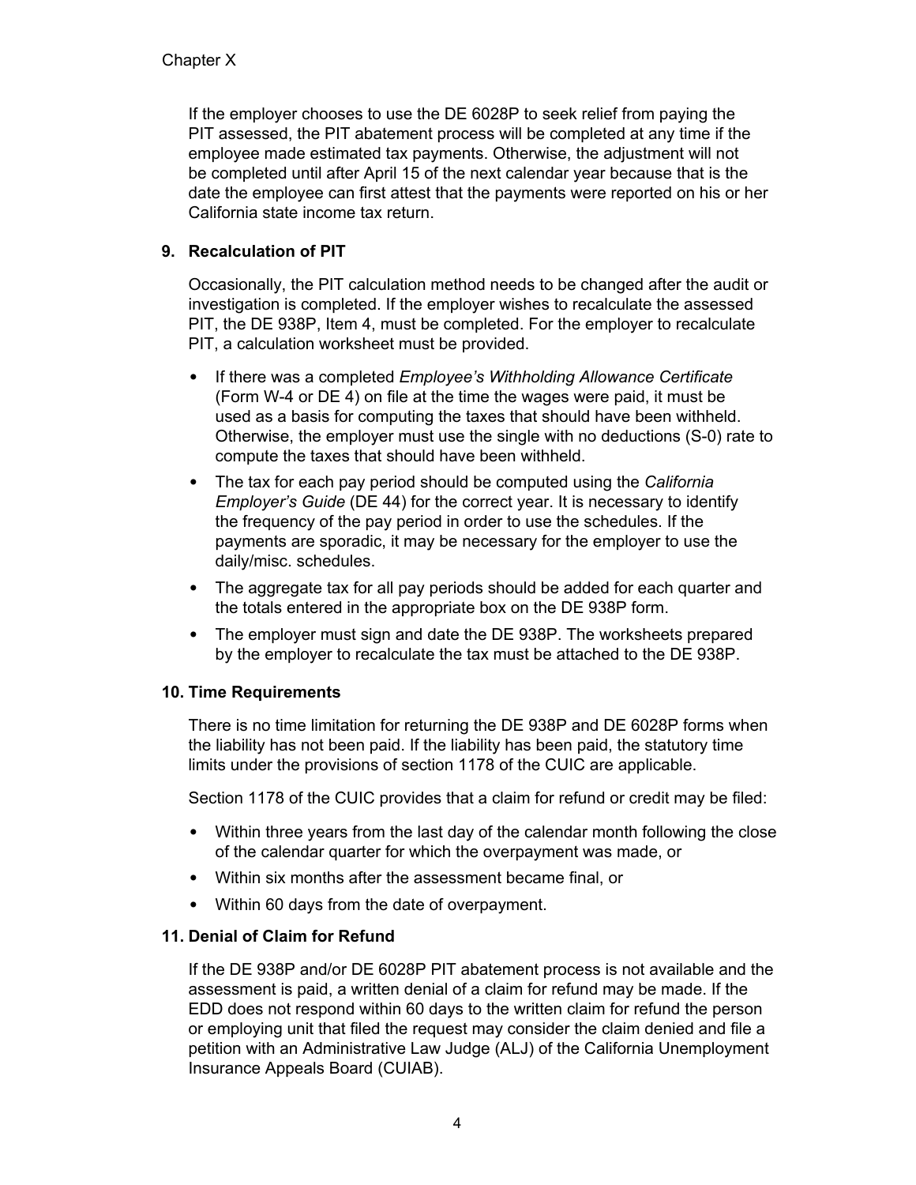If the employer chooses to use the DE 6028P to seek relief from paying the PIT assessed, the PIT abatement process will be completed at any time if the employee made estimated tax payments. Otherwise, the adjustment will not be completed until after April 15 of the next calendar year because that is the date the employee can first attest that the payments were reported on his or her California state income tax return.

### 9. Recalculation of PIT

Occasionally, the PIT calculation method needs to be changed after the audit or investigation is completed. If the employer wishes to recalculate the assessed PIT, the DE 938P, Item 4, must be completed. For the employer to recalculate PIT, a calculation worksheet must be provided.

- If there was a completed *Employee's Withholding Allowance Certificate* (Form W-4 or DE 4) on file at the time the wages were paid, it must be used as a basis for computing the taxes that should have been withheld. Otherwise, the employer must use the single with no deductions (S-0) rate to compute the taxes that should have been withheld.
- The tax for each pay period should be computed using the *California Employer's Guide* (DE 44) for the correct year. It is necessary to identify the frequency of the pay period in order to use the schedules. If the payments are sporadic, it may be necessary for the employer to use the daily/misc. schedules.
- The aggregate tax for all pay periods should be added for each quarter and the totals entered in the appropriate box on the DE 938P form.
- The employer must sign and date the DE 938P. The worksheets prepared by the employer to recalculate the tax must be attached to the DE 938P.

### 10. Time Requirements

There is no time limitation for returning the DE 938P and DE 6028P forms when the liability has not been paid. If the liability has been paid, the statutory time limits under the provisions of section 1178 of the CUIC are applicable.

Section 1178 of the CUIC provides that a claim for refund or credit may be filed:

- Within three years from the last day of the calendar month following the close of the calendar quarter for which the overpayment was made, or
- Within six months after the assessment became final, or
- Within 60 days from the date of overpayment.

### 11. Denial of Claim for Refund

If the DE 938P and/or DE 6028P PIT abatement process is not available and the assessment is paid, a written denial of a claim for refund may be made. If the EDD does not respond within 60 days to the written claim for refund the person or employing unit that filed the request may consider the claim denied and file a petition with an Administrative Law Judge (ALJ) of the California Unemployment Insurance Appeals Board (CUIAB).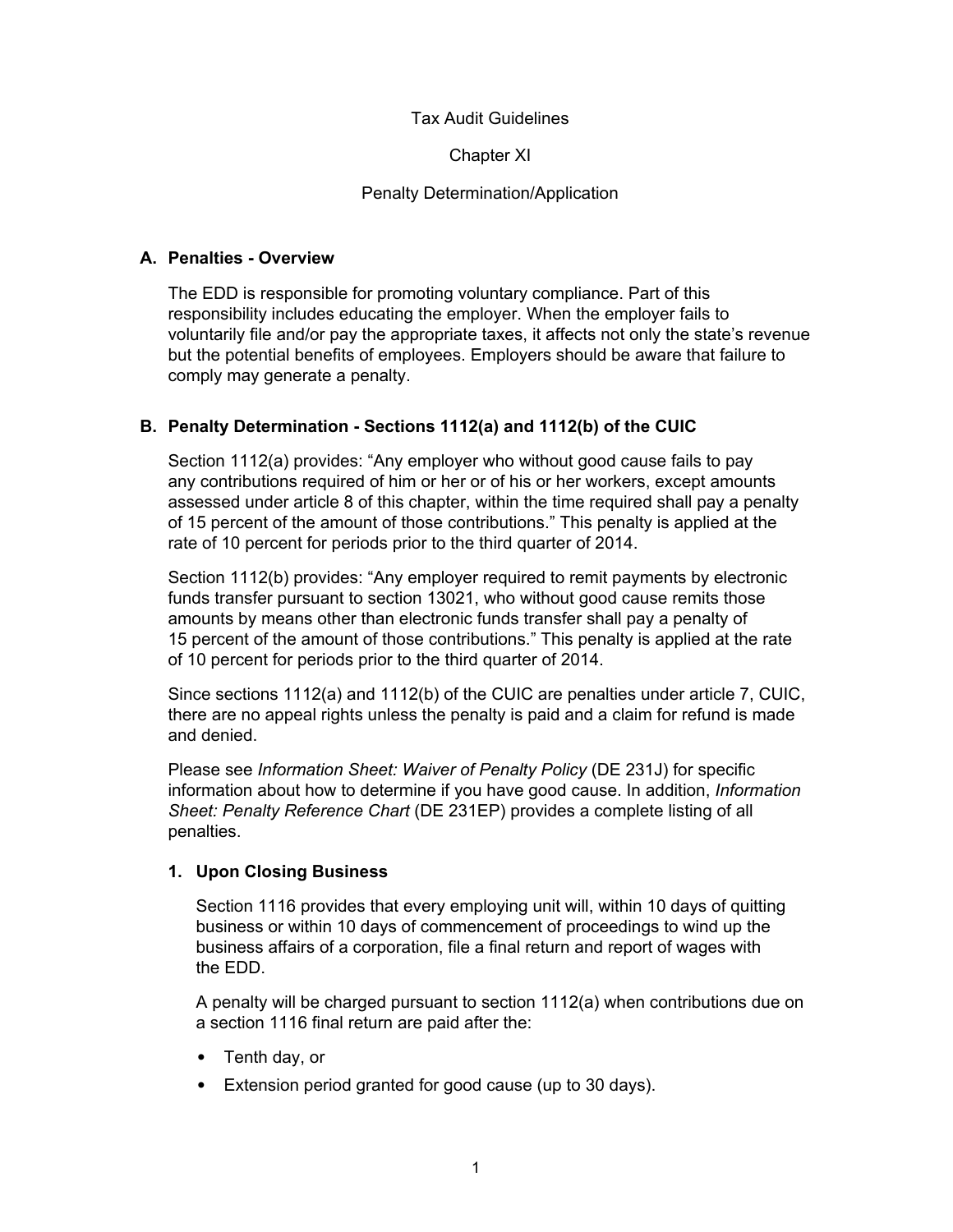# Tax Audit Guidelines

## Chapter XI

## Penalty Determination/Application

### A. Penalties - Overview

The EDD is responsible for promoting voluntary compliance. Part of this responsibility includes educating the employer. When the employer fails to voluntarily file and/or pay the appropriate taxes, it affects not only the state's revenue but the potential benefits of employees. Employers should be aware that failure to comply may generate a penalty.

### B. Penalty Determination - Sections 1112(a) and 1112(b) of the CUIC

Section 1112(a) provides: "Any employer who without good cause fails to pay any contributions required of him or her or of his or her workers, except amounts assessed under article 8 of this chapter, within the time required shall pay a penalty of 15 percent of the amount of those contributions." This penalty is applied at the rate of 10 percent for periods prior to the third quarter of 2014.

Section 1112(b) provides: "Any employer required to remit payments by electronic funds transfer pursuant to section 13021, who without good cause remits those amounts by means other than electronic funds transfer shall pay a penalty of 15 percent of the amount of those contributions." This penalty is applied at the rate of 10 percent for periods prior to the third quarter of 2014.

Since sections 1112(a) and 1112(b) of the CUIC are penalties under article 7, CUIC, there are no appeal rights unless the penalty is paid and a claim for refund is made and denied.

Please see *Information Sheet: Waiver of Penalty Policy* (DE 231J) for specific information about how to determine if you have good cause. In addition, *Information Sheet: Penalty Reference Chart* (DE 231EP) provides a complete listing of all penalties.

#### 1. Upon Closing Business

Section 1116 provides that every employing unit will, within 10 days of quitting business or within 10 days of commencement of proceedings to wind up the business affairs of a corporation, file a final return and report of wages with the EDD.

A penalty will be charged pursuant to section 1112(a) when contributions due on a section 1116 final return are paid after the:

- Tenth day, or
- Extension period granted for good cause (up to 30 days).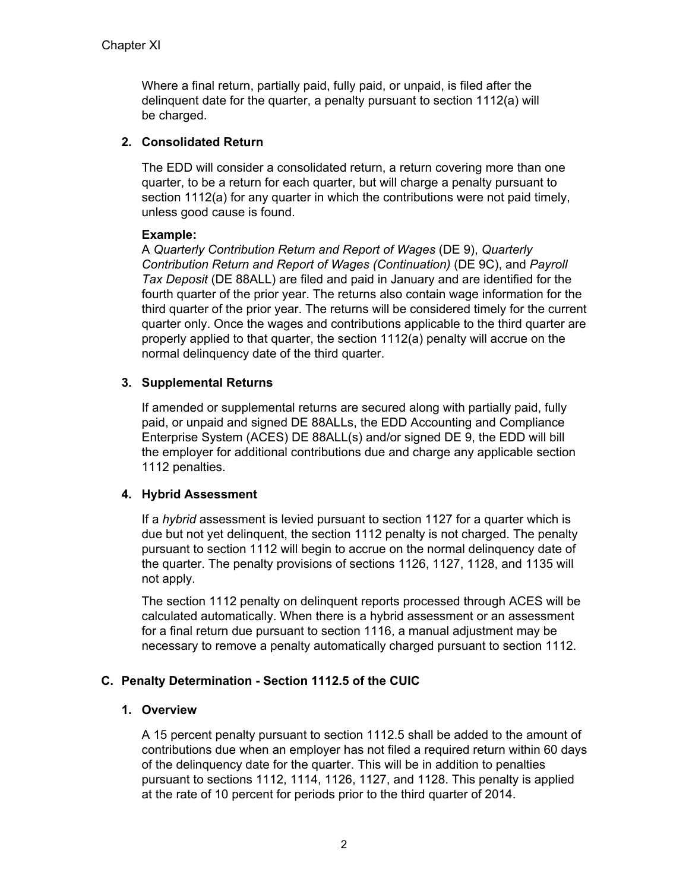Where a final return, partially paid, fully paid, or unpaid, is filed after the delinquent date for the quarter, a penalty pursuant to section 1112(a) will be charged.

### 2. Consolidated Return

The EDD will consider a consolidated return, a return covering more than one quarter, to be a return for each quarter, but will charge a penalty pursuant to section 1112(a) for any quarter in which the contributions were not paid timely, unless good cause is found.

**Example:**
A *Quarterly Contribution Return and Report of Wages* (DE 9), *Quarterly Contribution Return and Report of Wages (Continuation)* (DE 9C), and *Payroll Tax Deposit* (DE 88ALL) are filed and paid in January and are identified for the fourth quarter of the prior year. The returns also contain wage information for the third quarter of the prior year. The returns will be considered timely for the current quarter only. Once the wages and contributions applicable to the third quarter are properly applied to that quarter, the section 1112(a) penalty will accrue on the normal delinquency date of the third quarter.

### 3. Supplemental Returns

If amended or supplemental returns are secured along with partially paid, fully paid, or unpaid and signed DE 88ALLs, the EDD Accounting and Compliance Enterprise System (ACES) DE 88ALL(s) and/or signed DE 9, the EDD will bill the employer for additional contributions due and charge any applicable section 1112 penalties.

### 4. Hybrid Assessment

If a *hybrid* assessment is levied pursuant to section 1127 for a quarter which is due but not yet delinquent, the section 1112 penalty is not charged. The penalty pursuant to section 1112 will begin to accrue on the normal delinquency date of the quarter. The penalty provisions of sections 1126, 1127, 1128, and 1135 will not apply.

The section 1112 penalty on delinquent reports processed through ACES will be calculated automatically. When there is a hybrid assessment or an assessment for a final return due pursuant to section 1116, a manual adjustment may be necessary to remove a penalty automatically charged pursuant to section 1112.

## C. Penalty Determination - Section 1112.5 of the CUIC

### 1. Overview

A 15 percent penalty pursuant to section 1112.5 shall be added to the amount of contributions due when an employer has not filed a required return within 60 days of the delinquency date for the quarter. This will be in addition to penalties pursuant to sections 1112, 1114, 1126, 1127, and 1128. This penalty is applied at the rate of 10 percent for periods prior to the third quarter of 2014.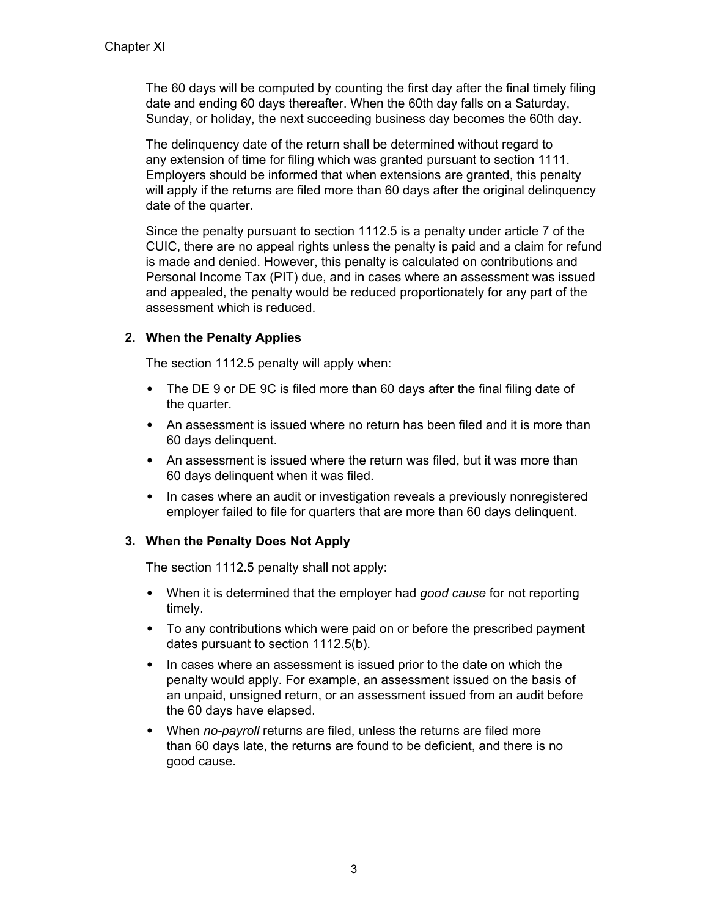The 60 days will be computed by counting the first day after the final timely filing date and ending 60 days thereafter. When the 60th day falls on a Saturday, Sunday, or holiday, the next succeeding business day becomes the 60th day.

The delinquency date of the return shall be determined without regard to any extension of time for filing which was granted pursuant to section 1111. Employers should be informed that when extensions are granted, this penalty will apply if the returns are filed more than 60 days after the original delinquency date of the quarter.

Since the penalty pursuant to section 1112.5 is a penalty under article 7 of the CUIC, there are no appeal rights unless the penalty is paid and a claim for refund is made and denied. However, this penalty is calculated on contributions and Personal Income Tax (PIT) due, and in cases where an assessment was issued and appealed, the penalty would be reduced proportionately for any part of the assessment which is reduced.

### 2. When the Penalty Applies

The section 1112.5 penalty will apply when:

- The DE 9 or DE 9C is filed more than 60 days after the final filing date of the quarter.
- An assessment is issued where no return has been filed and it is more than 60 days delinquent.
- An assessment is issued where the return was filed, but it was more than 60 days delinquent when it was filed.
- In cases where an audit or investigation reveals a previously nonregistered employer failed to file for quarters that are more than 60 days delinquent.

### 3. When the Penalty Does Not Apply

The section 1112.5 penalty shall not apply:

- When it is determined that the employer had *good cause* for not reporting timely.
- To any contributions which were paid on or before the prescribed payment dates pursuant to section 1112.5(b).
- In cases where an assessment is issued prior to the date on which the penalty would apply. For example, an assessment issued on the basis of an unpaid, unsigned return, or an assessment issued from an audit before the 60 days have elapsed.
- When *no-payroll* returns are filed, unless the returns are filed more than 60 days late, the returns are found to be deficient, and there is no good cause.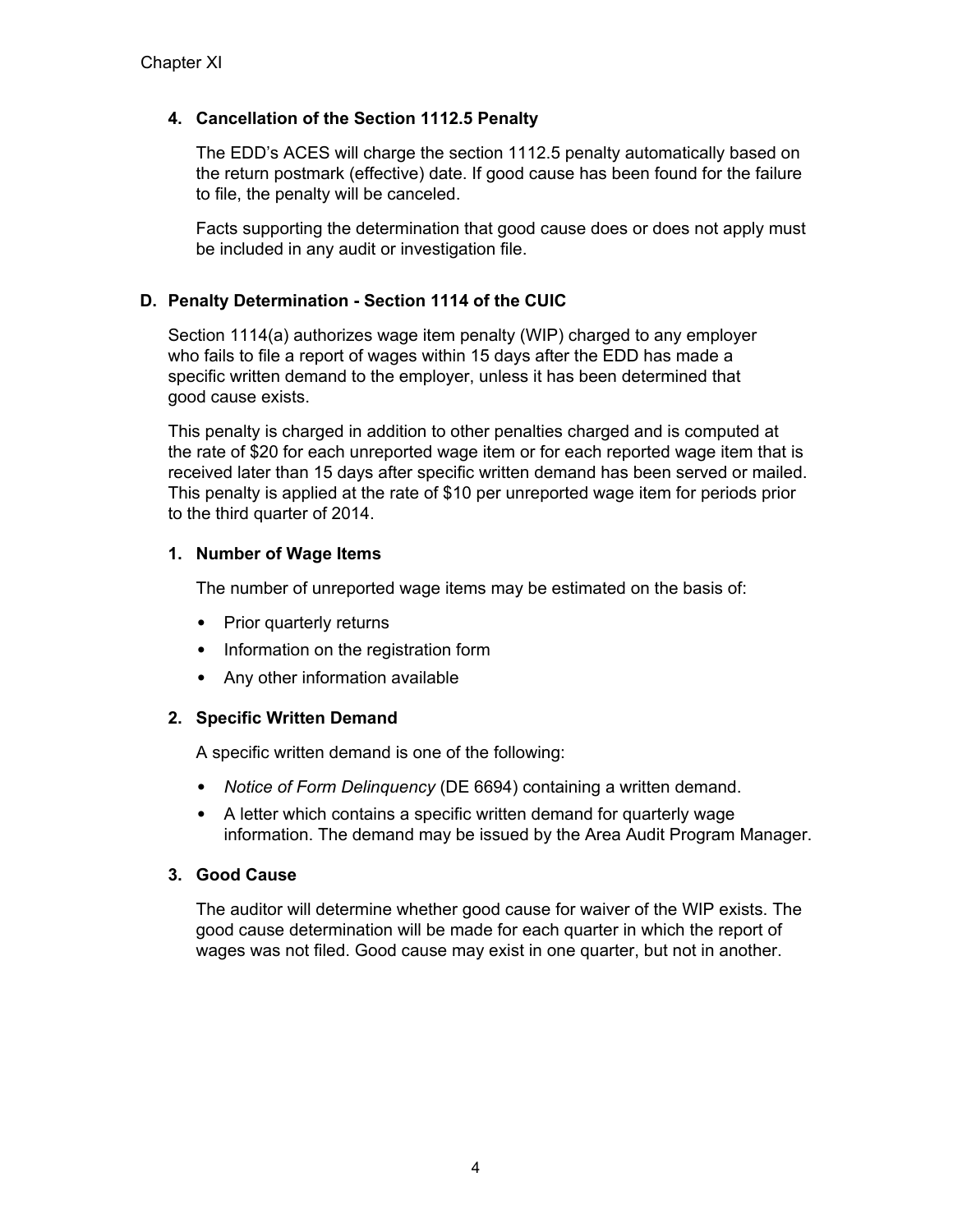#### 4. Cancellation of the Section 1112.5 Penalty

The EDD's ACES will charge the section 1112.5 penalty automatically based on the return postmark (effective) date. If good cause has been found for the failure to file, the penalty will be canceled.

Facts supporting the determination that good cause does or does not apply must be included in any audit or investigation file.

### D. Penalty Determination - Section 1114 of the CUIC

Section 1114(a) authorizes wage item penalty (WIP) charged to any employer who fails to file a report of wages within 15 days after the EDD has made a specific written demand to the employer, unless it has been determined that good cause exists.

This penalty is charged in addition to other penalties charged and is computed at the rate of $20 for each unreported wage item or for each reported wage item that is received later than 15 days after specific written demand has been served or mailed. This penalty is applied at the rate of $10 per unreported wage item for periods prior to the third quarter of 2014.

#### 1. Number of Wage Items

The number of unreported wage items may be estimated on the basis of:

- Prior quarterly returns
- Information on the registration form
- Any other information available

#### 2. Specific Written Demand

A specific written demand is one of the following:

- *Notice of Form Delinquency* (DE 6694) containing a written demand.
- A letter which contains a specific written demand for quarterly wage information. The demand may be issued by the Area Audit Program Manager.

#### 3. Good Cause

The auditor will determine whether good cause for waiver of the WIP exists. The good cause determination will be made for each quarter in which the report of wages was not filed. Good cause may exist in one quarter, but not in another.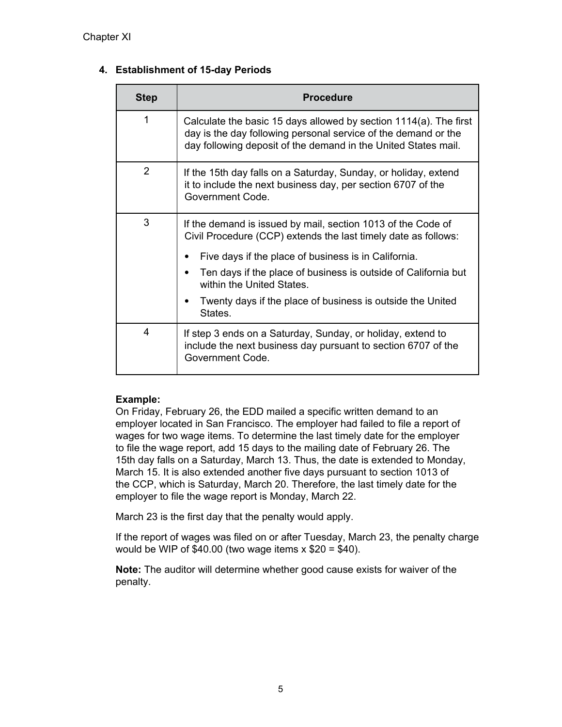## 4. Establishment of 15-day Periods

| Step | Procedure |
|---|---|
| 1 | Calculate the basic 15 days allowed by section 1114(a). The first day is the day following personal service of the demand or the day following deposit of the demand in the United States mail. |
| 2 | If the 15th day falls on a Saturday, Sunday, or holiday, extend it to include the next business day, per section 6707 of the Government Code. |
| 3 | If the demand is issued by mail, section 1013 of the Code of Civil Procedure (CCP) extends the last timely date as follows:<br>• Five days if the place of business is in California.<br>• Ten days if the place of business is outside of California but within the United States.<br>• Twenty days if the place of business is outside the United States. |
| 4 | If step 3 ends on a Saturday, Sunday, or holiday, extend to include the next business day pursuant to section 6707 of the Government Code. |

**Example:**
On Friday, February 26, the EDD mailed a specific written demand to an employer located in San Francisco. The employer had failed to file a report of wages for two wage items. To determine the last timely date for the employer to file the wage report, add 15 days to the mailing date of February 26. The 15th day falls on a Saturday, March 13. Thus, the date is extended to Monday, March 15. It is also extended another five days pursuant to section 1013 of the CCP, which is Saturday, March 20. Therefore, the last timely date for the employer to file the wage report is Monday, March 22.

March 23 is the first day that the penalty would apply.

If the report of wages was filed on or after Tuesday, March 23, the penalty charge would be WIP of $40.00 (two wage items x $20 = $40).

**Note:** The auditor will determine whether good cause exists for waiver of the penalty.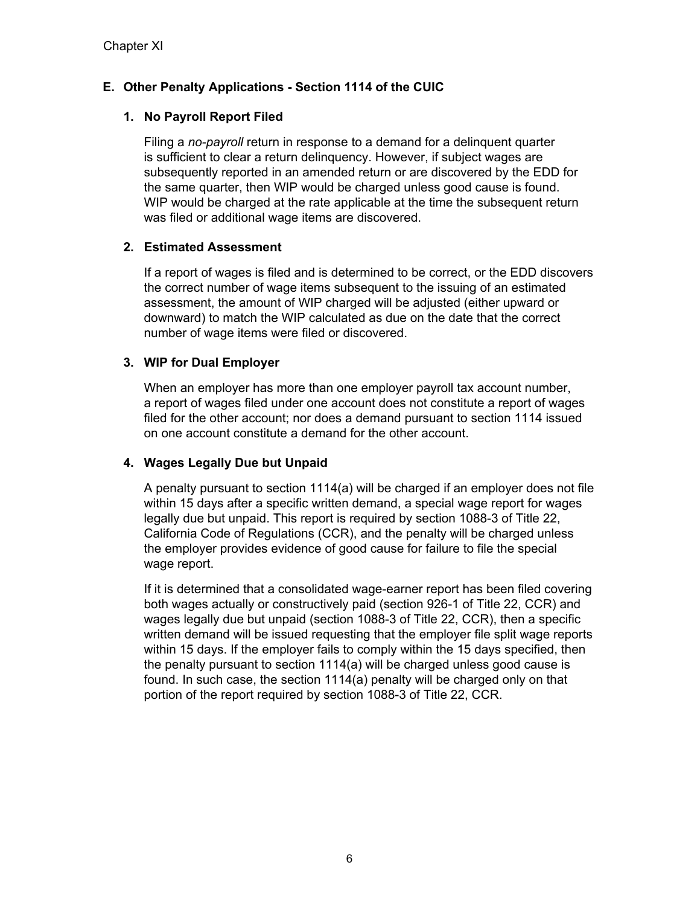## E. Other Penalty Applications - Section 1114 of the CUIC

### 1. No Payroll Report Filed

Filing a *no-payroll* return in response to a demand for a delinquent quarter is sufficient to clear a return delinquency. However, if subject wages are subsequently reported in an amended return or are discovered by the EDD for the same quarter, then WIP would be charged unless good cause is found. WIP would be charged at the rate applicable at the time the subsequent return was filed or additional wage items are discovered.

### 2. Estimated Assessment

If a report of wages is filed and is determined to be correct, or the EDD discovers the correct number of wage items subsequent to the issuing of an estimated assessment, the amount of WIP charged will be adjusted (either upward or downward) to match the WIP calculated as due on the date that the correct number of wage items were filed or discovered.

### 3. WIP for Dual Employer

When an employer has more than one employer payroll tax account number, a report of wages filed under one account does not constitute a report of wages filed for the other account; nor does a demand pursuant to section 1114 issued on one account constitute a demand for the other account.

### 4. Wages Legally Due but Unpaid

A penalty pursuant to section 1114(a) will be charged if an employer does not file within 15 days after a specific written demand, a special wage report for wages legally due but unpaid. This report is required by section 1088-3 of Title 22, California Code of Regulations (CCR), and the penalty will be charged unless the employer provides evidence of good cause for failure to file the special wage report.

If it is determined that a consolidated wage-earner report has been filed covering both wages actually or constructively paid (section 926-1 of Title 22, CCR) and wages legally due but unpaid (section 1088-3 of Title 22, CCR), then a specific written demand will be issued requesting that the employer file split wage reports within 15 days. If the employer fails to comply within the 15 days specified, then the penalty pursuant to section 1114(a) will be charged unless good cause is found. In such case, the section 1114(a) penalty will be charged only on that portion of the report required by section 1088-3 of Title 22, CCR.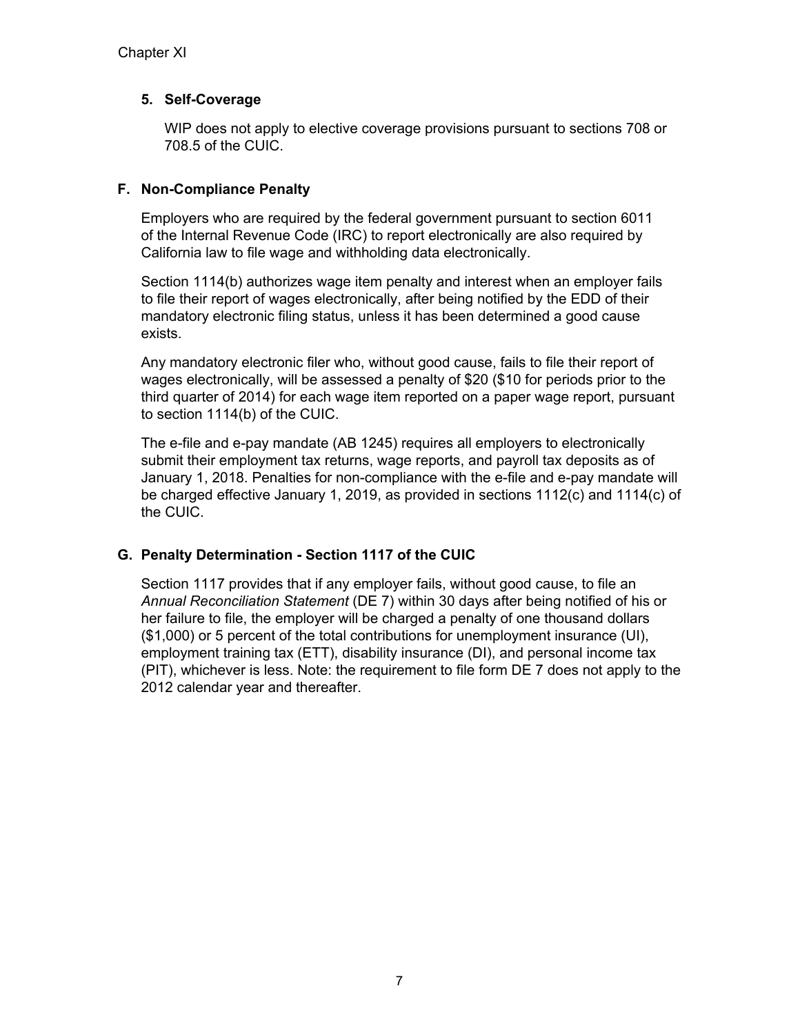### 5. Self-Coverage

WIP does not apply to elective coverage provisions pursuant to sections 708 or 708.5 of the CUIC.

## F. Non-Compliance Penalty

Employers who are required by the federal government pursuant to section 6011 of the Internal Revenue Code (IRC) to report electronically are also required by California law to file wage and withholding data electronically.

Section 1114(b) authorizes wage item penalty and interest when an employer fails to file their report of wages electronically, after being notified by the EDD of their mandatory electronic filing status, unless it has been determined a good cause exists.

Any mandatory electronic filer who, without good cause, fails to file their report of wages electronically, will be assessed a penalty of $20 ($10 for periods prior to the third quarter of 2014) for each wage item reported on a paper wage report, pursuant to section 1114(b) of the CUIC.

The e-file and e-pay mandate (AB 1245) requires all employers to electronically submit their employment tax returns, wage reports, and payroll tax deposits as of January 1, 2018. Penalties for non-compliance with the e-file and e-pay mandate will be charged effective January 1, 2019, as provided in sections 1112(c) and 1114(c) of the CUIC.

## G. Penalty Determination - Section 1117 of the CUIC

Section 1117 provides that if any employer fails, without good cause, to file an *Annual Reconciliation Statement* (DE 7) within 30 days after being notified of his or her failure to file, the employer will be charged a penalty of one thousand dollars ($1,000) or 5 percent of the total contributions for unemployment insurance (UI), employment training tax (ETT), disability insurance (DI), and personal income tax (PIT), whichever is less. Note: the requirement to file form DE 7 does not apply to the 2012 calendar year and thereafter.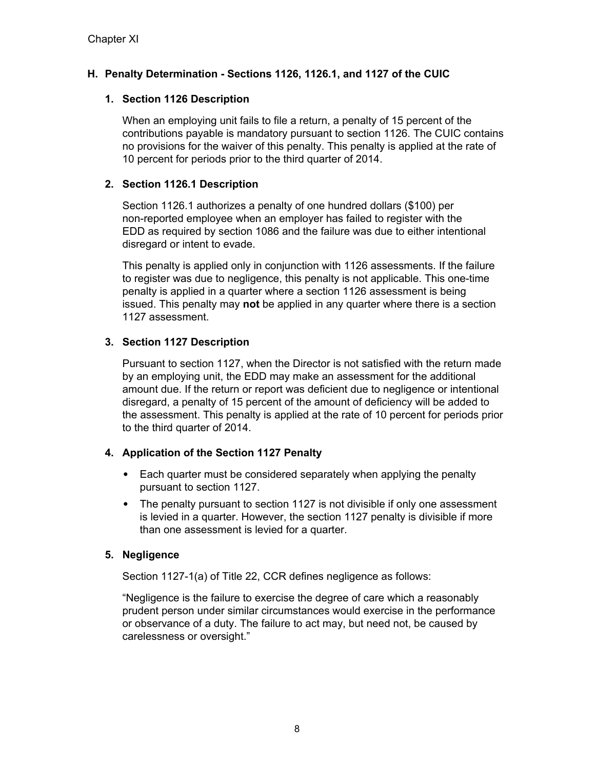## H. Penalty Determination - Sections 1126, 1126.1, and 1127 of the CUIC

### 1. Section 1126 Description

When an employing unit fails to file a return, a penalty of 15 percent of the contributions payable is mandatory pursuant to section 1126. The CUIC contains no provisions for the waiver of this penalty. This penalty is applied at the rate of 10 percent for periods prior to the third quarter of 2014.

### 2. Section 1126.1 Description

Section 1126.1 authorizes a penalty of one hundred dollars ($100) per non-reported employee when an employer has failed to register with the EDD as required by section 1086 and the failure was due to either intentional disregard or intent to evade.

This penalty is applied only in conjunction with 1126 assessments. If the failure to register was due to negligence, this penalty is not applicable. This one-time penalty is applied in a quarter where a section 1126 assessment is being issued. This penalty may **not** be applied in any quarter where there is a section 1127 assessment.

### 3. Section 1127 Description

Pursuant to section 1127, when the Director is not satisfied with the return made by an employing unit, the EDD may make an assessment for the additional amount due. If the return or report was deficient due to negligence or intentional disregard, a penalty of 15 percent of the amount of deficiency will be added to the assessment. This penalty is applied at the rate of 10 percent for periods prior to the third quarter of 2014.

### 4. Application of the Section 1127 Penalty

- Each quarter must be considered separately when applying the penalty pursuant to section 1127.
- The penalty pursuant to section 1127 is not divisible if only one assessment is levied in a quarter. However, the section 1127 penalty is divisible if more than one assessment is levied for a quarter.

### 5. Negligence

Section 1127-1(a) of Title 22, CCR defines negligence as follows:

"Negligence is the failure to exercise the degree of care which a reasonably prudent person under similar circumstances would exercise in the performance or observance of a duty. The failure to act may, but need not, be caused by carelessness or oversight."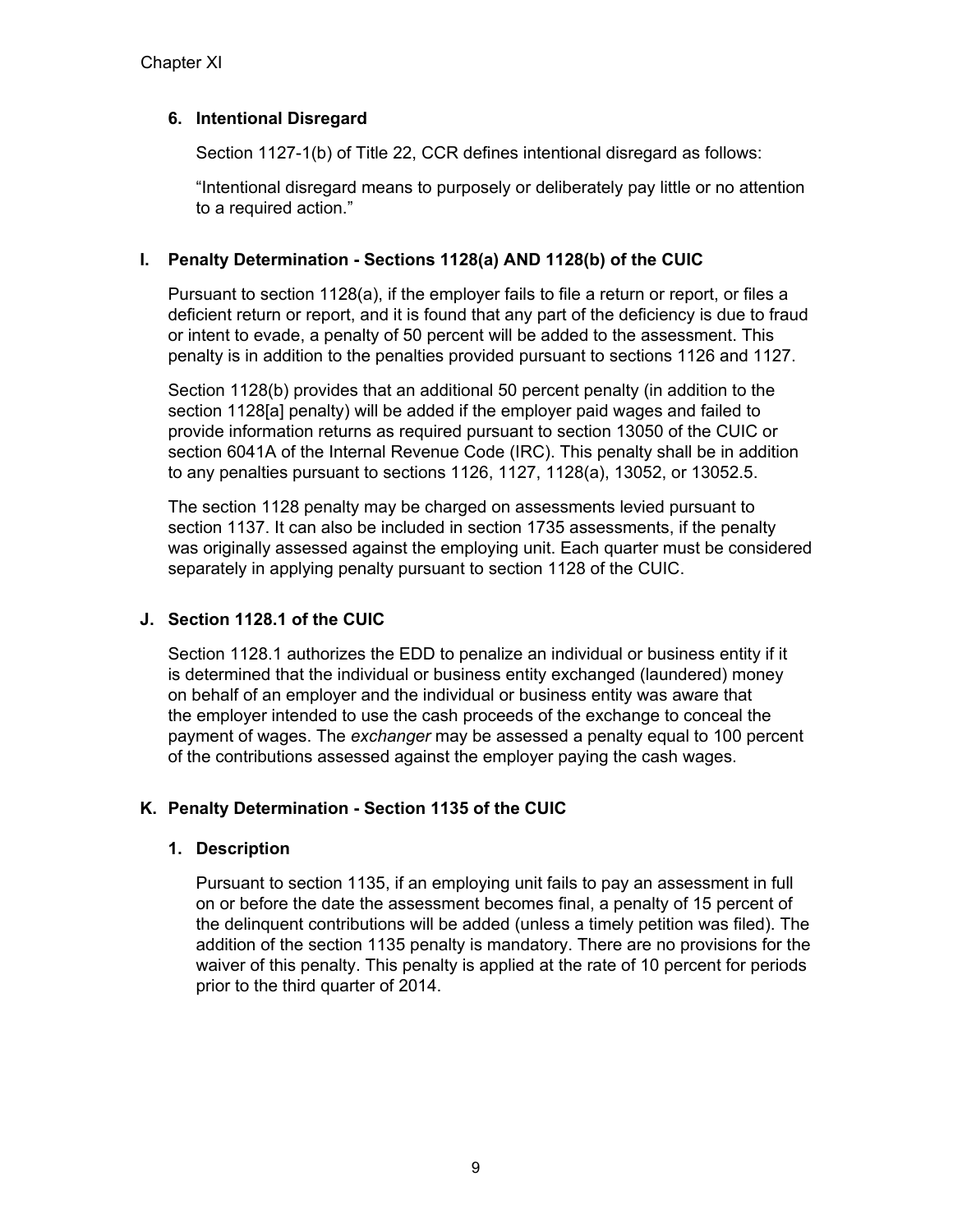### 6. Intentional Disregard

Section 1127-1(b) of Title 22, CCR defines intentional disregard as follows:

“Intentional disregard means to purposely or deliberately pay little or no attention to a required action.”

## I. Penalty Determination - Sections 1128(a) AND 1128(b) of the CUIC

Pursuant to section 1128(a), if the employer fails to file a return or report, or files a deficient return or report, and it is found that any part of the deficiency is due to fraud or intent to evade, a penalty of 50 percent will be added to the assessment. This penalty is in addition to the penalties provided pursuant to sections 1126 and 1127.

Section 1128(b) provides that an additional 50 percent penalty (in addition to the section 1128[a] penalty) will be added if the employer paid wages and failed to provide information returns as required pursuant to section 13050 of the CUIC or section 6041A of the Internal Revenue Code (IRC). This penalty shall be in addition to any penalties pursuant to sections 1126, 1127, 1128(a), 13052, or 13052.5.

The section 1128 penalty may be charged on assessments levied pursuant to section 1137. It can also be included in section 1735 assessments, if the penalty was originally assessed against the employing unit. Each quarter must be considered separately in applying penalty pursuant to section 1128 of the CUIC.

## J. Section 1128.1 of the CUIC

Section 1128.1 authorizes the EDD to penalize an individual or business entity if it is determined that the individual or business entity exchanged (laundered) money on behalf of an employer and the individual or business entity was aware that the employer intended to use the cash proceeds of the exchange to conceal the payment of wages. The *exchanger* may be assessed a penalty equal to 100 percent of the contributions assessed against the employer paying the cash wages.

## K. Penalty Determination - Section 1135 of the CUIC

### 1. Description

Pursuant to section 1135, if an employing unit fails to pay an assessment in full on or before the date the assessment becomes final, a penalty of 15 percent of the delinquent contributions will be added (unless a timely petition was filed). The addition of the section 1135 penalty is mandatory. There are no provisions for the waiver of this penalty. This penalty is applied at the rate of 10 percent for periods prior to the third quarter of 2014.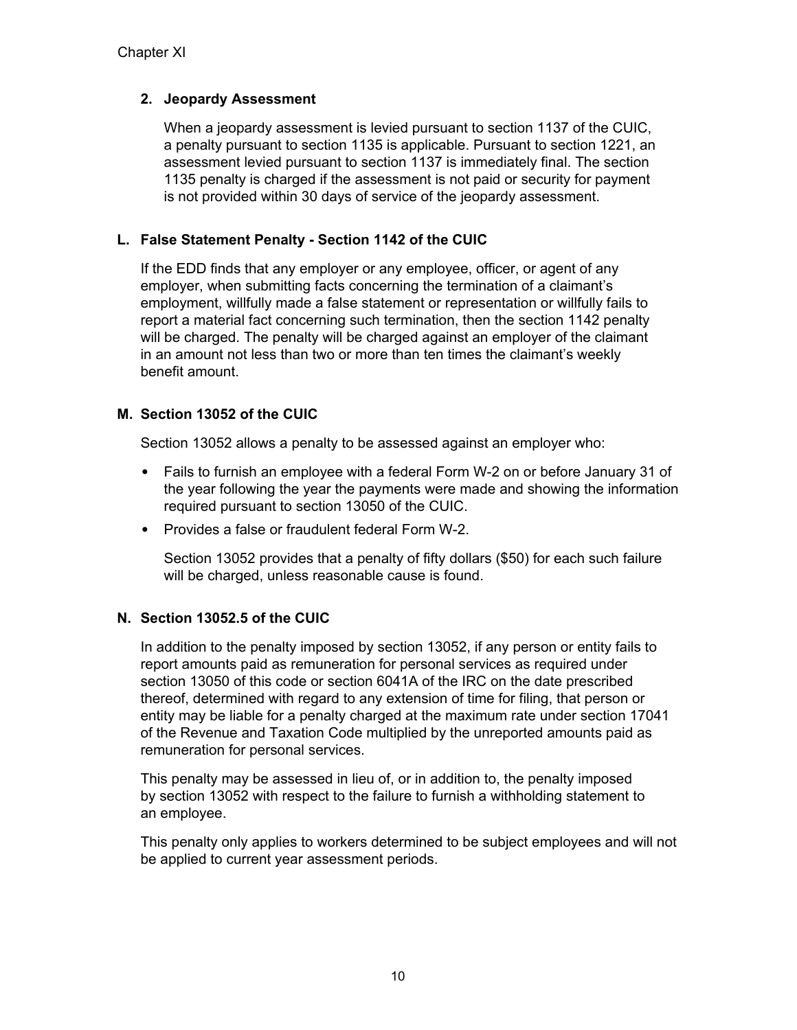### 2. Jeopardy Assessment

When a jeopardy assessment is levied pursuant to section 1137 of the CUIC, a penalty pursuant to section 1135 is applicable. Pursuant to section 1221, an assessment levied pursuant to section 1137 is immediately final. The section 1135 penalty is charged if the assessment is not paid or security for payment is not provided within 30 days of service of the jeopardy assessment.

## L. False Statement Penalty - Section 1142 of the CUIC

If the EDD finds that any employer or any employee, officer, or agent of any employer, when submitting facts concerning the termination of a claimant's employment, willfully made a false statement or representation or willfully fails to report a material fact concerning such termination, then the section 1142 penalty will be charged. The penalty will be charged against an employer of the claimant in an amount not less than two or more than ten times the claimant's weekly benefit amount.

## M. Section 13052 of the CUIC

Section 13052 allows a penalty to be assessed against an employer who:

- Fails to furnish an employee with a federal Form W-2 on or before January 31 of the year following the year the payments were made and showing the information required pursuant to section 13050 of the CUIC.
- Provides a false or fraudulent federal Form W-2.

  Section 13052 provides that a penalty of fifty dollars ($50) for each such failure will be charged, unless reasonable cause is found.

## N. Section 13052.5 of the CUIC

In addition to the penalty imposed by section 13052, if any person or entity fails to report amounts paid as remuneration for personal services as required under section 13050 of this code or section 6041A of the IRC on the date prescribed thereof, determined with regard to any extension of time for filing, that person or entity may be liable for a penalty charged at the maximum rate under section 17041 of the Revenue and Taxation Code multiplied by the unreported amounts paid as remuneration for personal services.

This penalty may be assessed in lieu of, or in addition to, the penalty imposed by section 13052 with respect to the failure to furnish a withholding statement to an employee.

This penalty only applies to workers determined to be subject employees and will not be applied to current year assessment periods.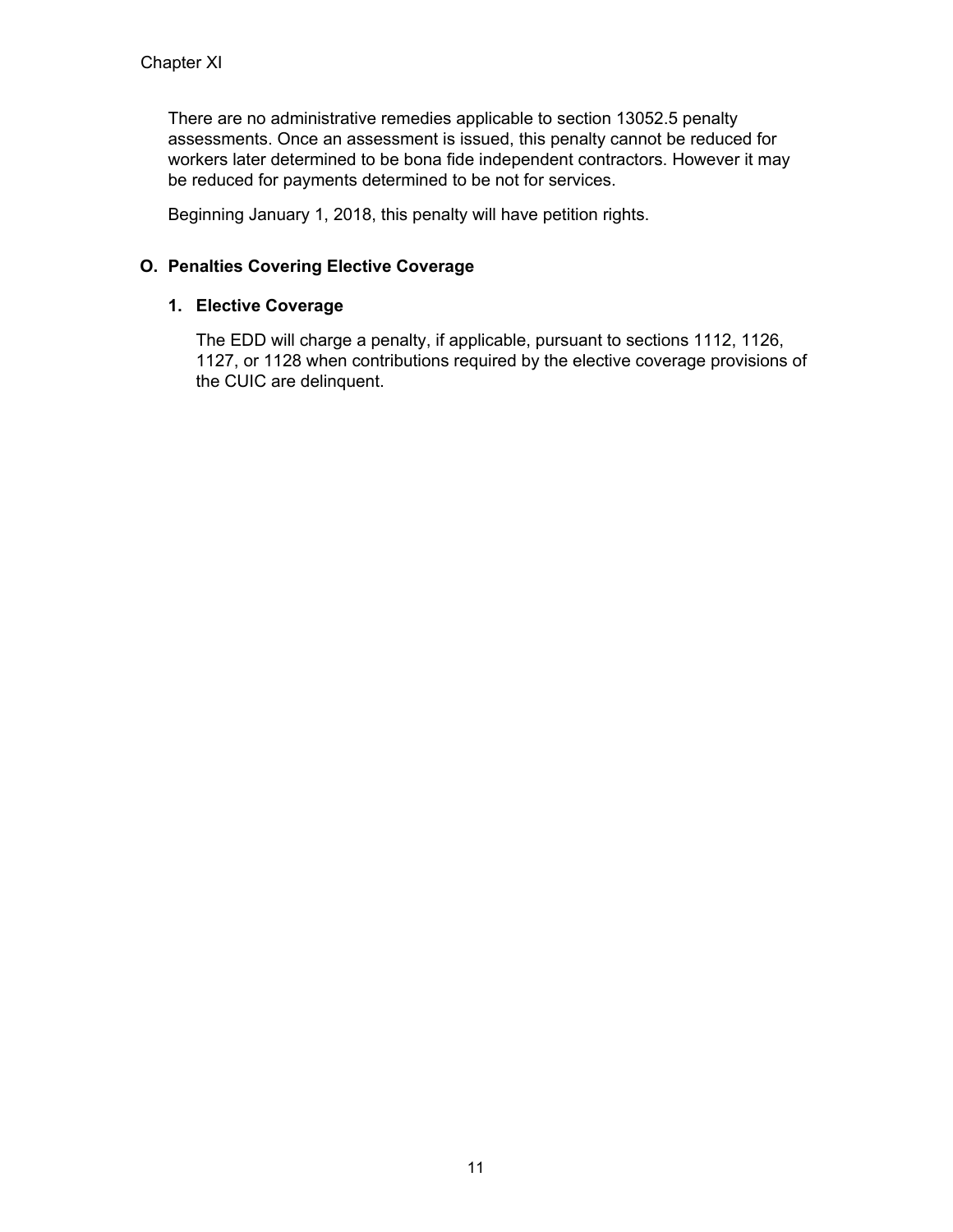There are no administrative remedies applicable to section 13052.5 penalty assessments. Once an assessment is issued, this penalty cannot be reduced for workers later determined to be bona fide independent contractors. However it may be reduced for payments determined to be not for services.

Beginning January 1, 2018, this penalty will have petition rights.

## O. Penalties Covering Elective Coverage

### 1. Elective Coverage

The EDD will charge a penalty, if applicable, pursuant to sections 1112, 1126, 1127, or 1128 when contributions required by the elective coverage provisions of the CUIC are delinquent.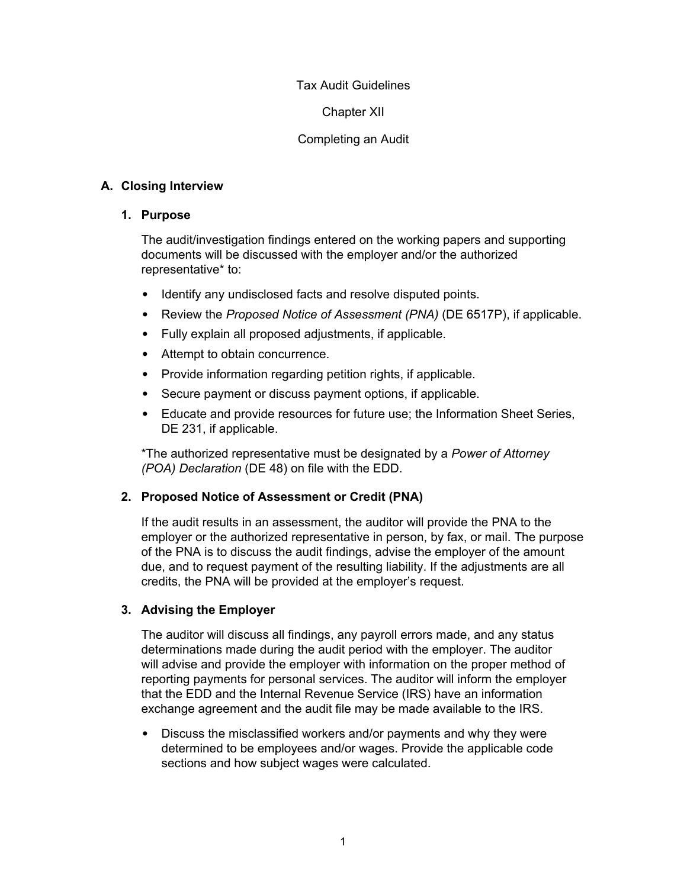Tax Audit Guidelines

Chapter XII

Completing an Audit

## A. Closing Interview

### 1. Purpose

The audit/investigation findings entered on the working papers and supporting documents will be discussed with the employer and/or the authorized representative* to:

- Identify any undisclosed facts and resolve disputed points.
- Review the *Proposed Notice of Assessment (PNA)* (DE 6517P), if applicable.
- Fully explain all proposed adjustments, if applicable.
- Attempt to obtain concurrence.
- Provide information regarding petition rights, if applicable.
- Secure payment or discuss payment options, if applicable.
- Educate and provide resources for future use; the Information Sheet Series, DE 231, if applicable.

*The authorized representative must be designated by a *Power of Attorney (POA) Declaration* (DE 48) on file with the EDD.

### 2. Proposed Notice of Assessment or Credit (PNA)

If the audit results in an assessment, the auditor will provide the PNA to the employer or the authorized representative in person, by fax, or mail. The purpose of the PNA is to discuss the audit findings, advise the employer of the amount due, and to request payment of the resulting liability. If the adjustments are all credits, the PNA will be provided at the employer's request.

### 3. Advising the Employer

The auditor will discuss all findings, any payroll errors made, and any status determinations made during the audit period with the employer. The auditor will advise and provide the employer with information on the proper method of reporting payments for personal services. The auditor will inform the employer that the EDD and the Internal Revenue Service (IRS) have an information exchange agreement and the audit file may be made available to the IRS.

- Discuss the misclassified workers and/or payments and why they were determined to be employees and/or wages. Provide the applicable code sections and how subject wages were calculated.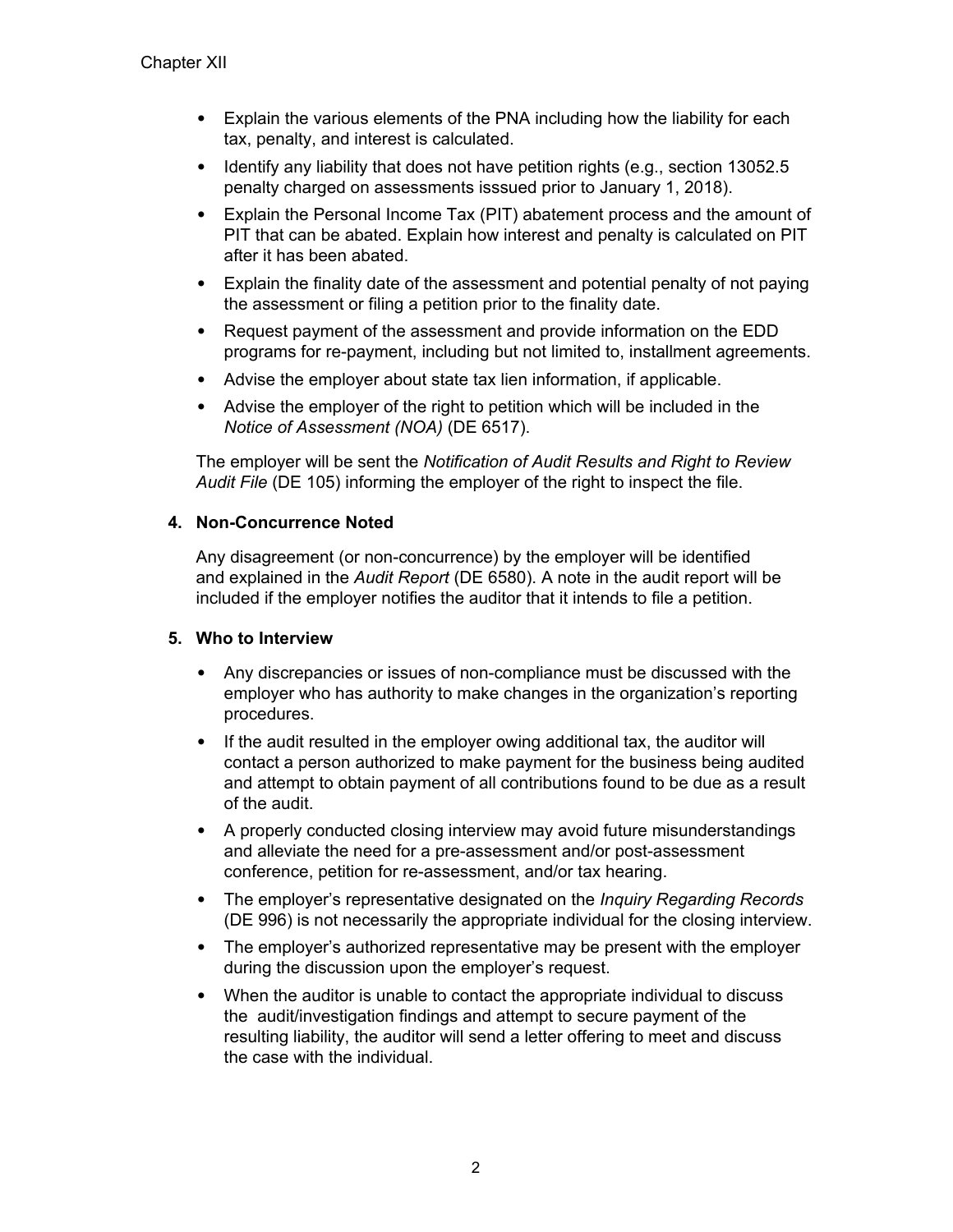- Explain the various elements of the PNA including how the liability for each tax, penalty, and interest is calculated.
- Identify any liability that does not have petition rights (e.g., section 13052.5 penalty charged on assessments isssued prior to January 1, 2018).
- Explain the Personal Income Tax (PIT) abatement process and the amount of PIT that can be abated. Explain how interest and penalty is calculated on PIT after it has been abated.
- Explain the finality date of the assessment and potential penalty of not paying the assessment or filing a petition prior to the finality date.
- Request payment of the assessment and provide information on the EDD programs for re-payment, including but not limited to, installment agreements.
- Advise the employer about state tax lien information, if applicable.
- Advise the employer of the right to petition which will be included in the *Notice of Assessment (NOA)* (DE 6517).

The employer will be sent the *Notification of Audit Results and Right to Review Audit File* (DE 105) informing the employer of the right to inspect the file.

#### 4. Non-Concurrence Noted

Any disagreement (or non-concurrence) by the employer will be identified and explained in the *Audit Report* (DE 6580). A note in the audit report will be included if the employer notifies the auditor that it intends to file a petition.

#### 5. Who to Interview

- Any discrepancies or issues of non-compliance must be discussed with the employer who has authority to make changes in the organization's reporting procedures.
- If the audit resulted in the employer owing additional tax, the auditor will contact a person authorized to make payment for the business being audited and attempt to obtain payment of all contributions found to be due as a result of the audit.
- A properly conducted closing interview may avoid future misunderstandings and alleviate the need for a pre-assessment and/or post-assessment conference, petition for re-assessment, and/or tax hearing.
- The employer's representative designated on the *Inquiry Regarding Records* (DE 996) is not necessarily the appropriate individual for the closing interview.
- The employer's authorized representative may be present with the employer during the discussion upon the employer's request.
- When the auditor is unable to contact the appropriate individual to discuss the audit/investigation findings and attempt to secure payment of the resulting liability, the auditor will send a letter offering to meet and discuss the case with the individual.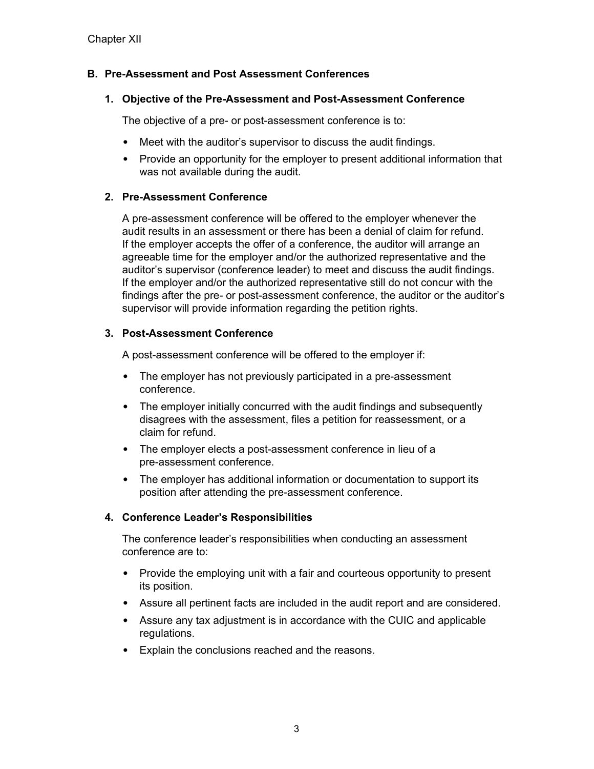## B. Pre-Assessment and Post Assessment Conferences

### 1. Objective of the Pre-Assessment and Post-Assessment Conference

The objective of a pre- or post-assessment conference is to:

- Meet with the auditor's supervisor to discuss the audit findings.
- Provide an opportunity for the employer to present additional information that was not available during the audit.

### 2. Pre-Assessment Conference

A pre-assessment conference will be offered to the employer whenever the audit results in an assessment or there has been a denial of claim for refund. If the employer accepts the offer of a conference, the auditor will arrange an agreeable time for the employer and/or the authorized representative and the auditor's supervisor (conference leader) to meet and discuss the audit findings. If the employer and/or the authorized representative still do not concur with the findings after the pre- or post-assessment conference, the auditor or the auditor's supervisor will provide information regarding the petition rights.

### 3. Post-Assessment Conference

A post-assessment conference will be offered to the employer if:

- The employer has not previously participated in a pre-assessment conference.
- The employer initially concurred with the audit findings and subsequently disagrees with the assessment, files a petition for reassessment, or a claim for refund.
- The employer elects a post-assessment conference in lieu of a pre-assessment conference.
- The employer has additional information or documentation to support its position after attending the pre-assessment conference.

### 4. Conference Leader's Responsibilities

The conference leader's responsibilities when conducting an assessment conference are to:

- Provide the employing unit with a fair and courteous opportunity to present its position.
- Assure all pertinent facts are included in the audit report and are considered.
- Assure any tax adjustment is in accordance with the CUIC and applicable regulations.
- Explain the conclusions reached and the reasons.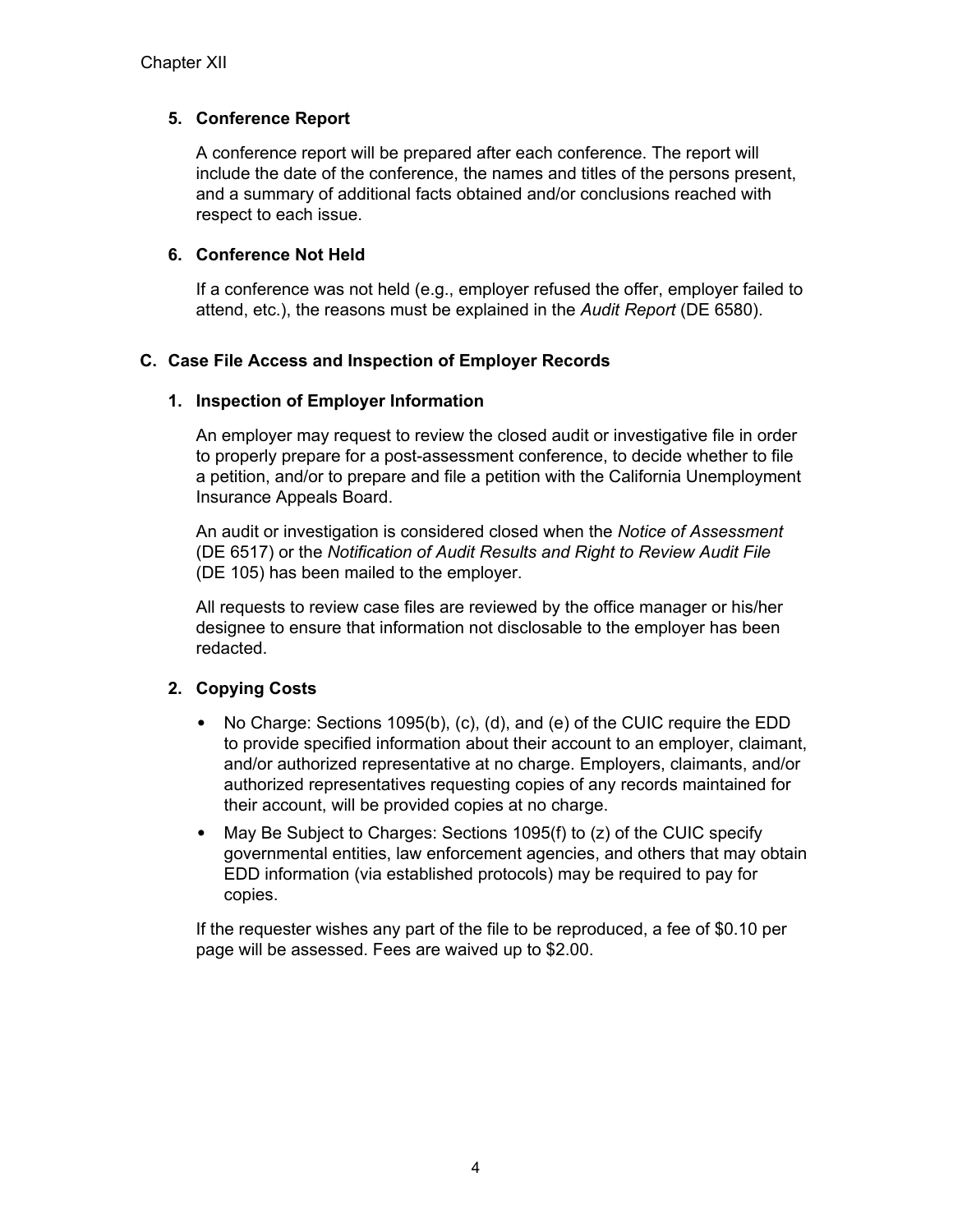### 5. Conference Report

A conference report will be prepared after each conference. The report will include the date of the conference, the names and titles of the persons present, and a summary of additional facts obtained and/or conclusions reached with respect to each issue.

### 6. Conference Not Held

If a conference was not held (e.g., employer refused the offer, employer failed to attend, etc.), the reasons must be explained in the *Audit Report* (DE 6580).

## C. Case File Access and Inspection of Employer Records

### 1. Inspection of Employer Information

An employer may request to review the closed audit or investigative file in order to properly prepare for a post-assessment conference, to decide whether to file a petition, and/or to prepare and file a petition with the California Unemployment Insurance Appeals Board.

An audit or investigation is considered closed when the *Notice of Assessment* (DE 6517) or the *Notification of Audit Results and Right to Review Audit File* (DE 105) has been mailed to the employer.

All requests to review case files are reviewed by the office manager or his/her designee to ensure that information not disclosable to the employer has been redacted.

### 2. Copying Costs

- No Charge: Sections 1095(b), (c), (d), and (e) of the CUIC require the EDD to provide specified information about their account to an employer, claimant, and/or authorized representative at no charge. Employers, claimants, and/or authorized representatives requesting copies of any records maintained for their account, will be provided copies at no charge.
- May Be Subject to Charges: Sections 1095(f) to (z) of the CUIC specify governmental entities, law enforcement agencies, and others that may obtain EDD information (via established protocols) may be required to pay for copies.

If the requester wishes any part of the file to be reproduced, a fee of $0.10 per page will be assessed. Fees are waived up to $2.00.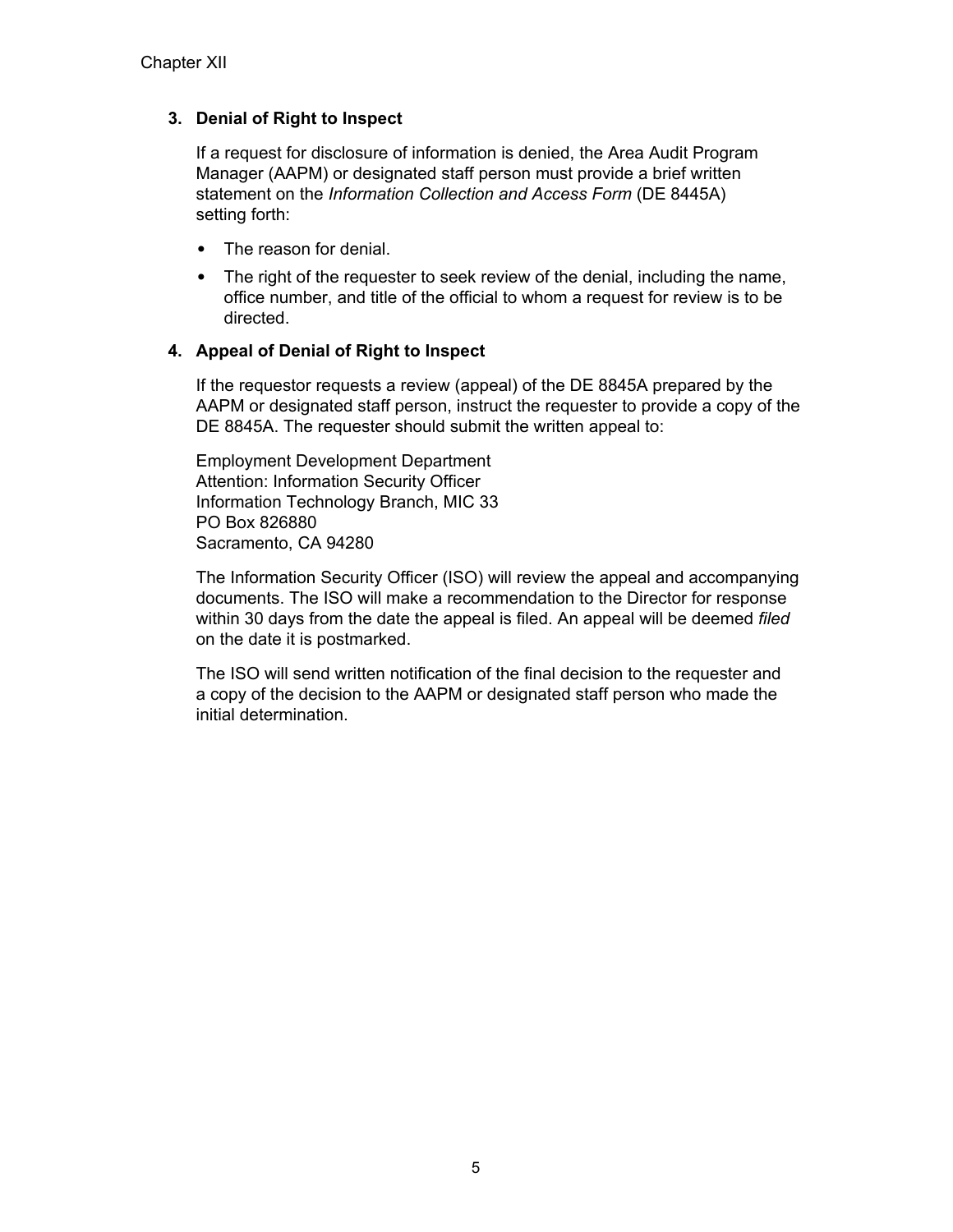### 3. Denial of Right to Inspect

If a request for disclosure of information is denied, the Area Audit Program Manager (AAPM) or designated staff person must provide a brief written statement on the *Information Collection and Access Form* (DE 8445A) setting forth:

- The reason for denial.
- The right of the requester to seek review of the denial, including the name, office number, and title of the official to whom a request for review is to be directed.

### 4. Appeal of Denial of Right to Inspect

If the requestor requests a review (appeal) of the DE 8845A prepared by the AAPM or designated staff person, instruct the requester to provide a copy of the DE 8845A. The requester should submit the written appeal to:

Employment Development Department  
Attention: Information Security Officer  
Information Technology Branch, MIC 33  
PO Box 826880  
Sacramento, CA 94280

The Information Security Officer (ISO) will review the appeal and accompanying documents. The ISO will make a recommendation to the Director for response within 30 days from the date the appeal is filed. An appeal will be deemed *filed* on the date it is postmarked.

The ISO will send written notification of the final decision to the requester and a copy of the decision to the AAPM or designated staff person who made the initial determination.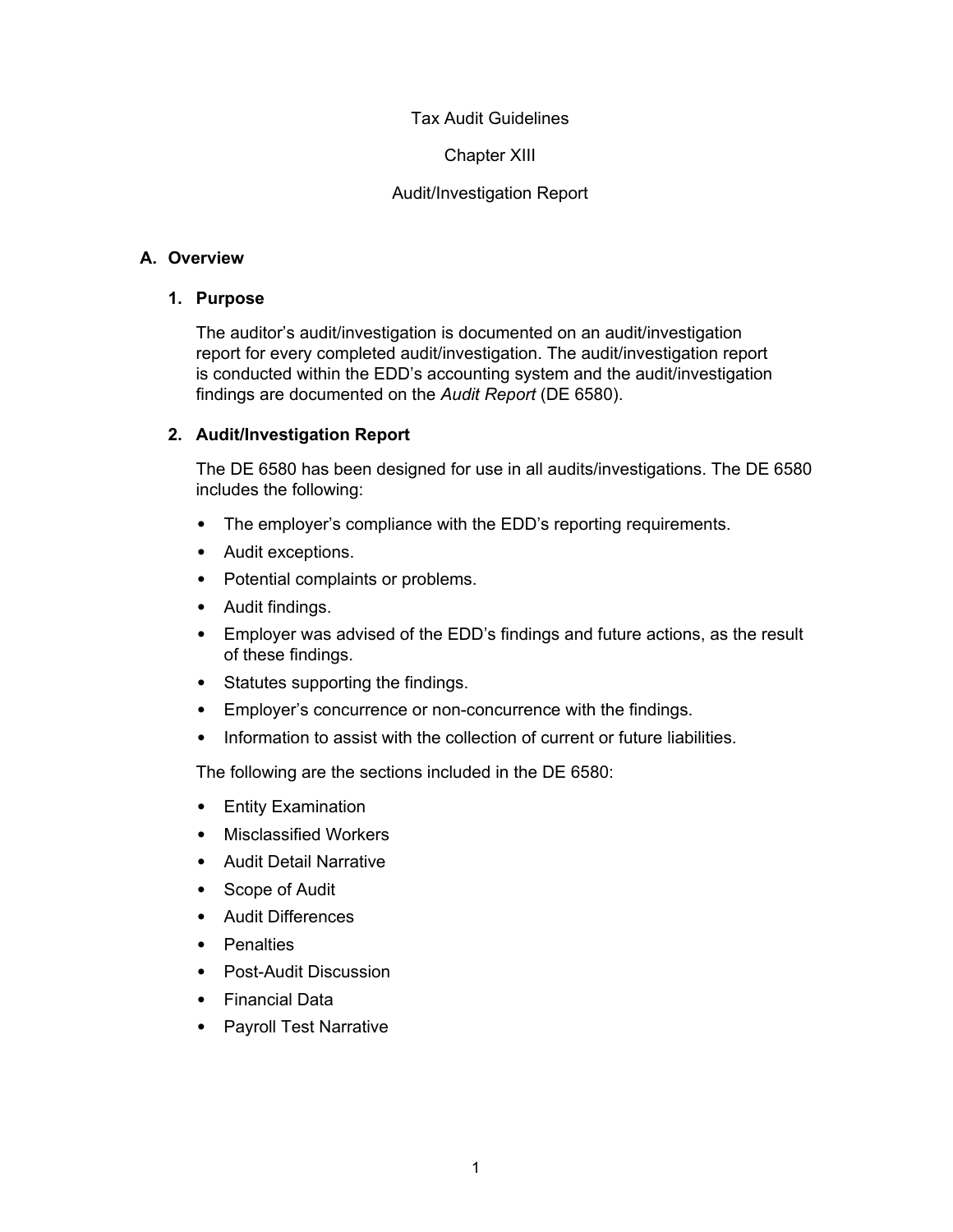# Tax Audit Guidelines

# Chapter XIII

# Audit/Investigation Report

## A. Overview

### 1. Purpose

The auditor's audit/investigation is documented on an audit/investigation report for every completed audit/investigation. The audit/investigation report is conducted within the EDD's accounting system and the audit/investigation findings are documented on the *Audit Report* (DE 6580).

### 2. Audit/Investigation Report

The DE 6580 has been designed for use in all audits/investigations. The DE 6580 includes the following:

- The employer's compliance with the EDD's reporting requirements.
- Audit exceptions.
- Potential complaints or problems.
- Audit findings.
- Employer was advised of the EDD's findings and future actions, as the result of these findings.
- Statutes supporting the findings.
- Employer's concurrence or non-concurrence with the findings.
- Information to assist with the collection of current or future liabilities.

The following are the sections included in the DE 6580:

- Entity Examination
- Misclassified Workers
- Audit Detail Narrative
- Scope of Audit
- Audit Differences
- Penalties
- Post-Audit Discussion
- Financial Data
- Payroll Test Narrative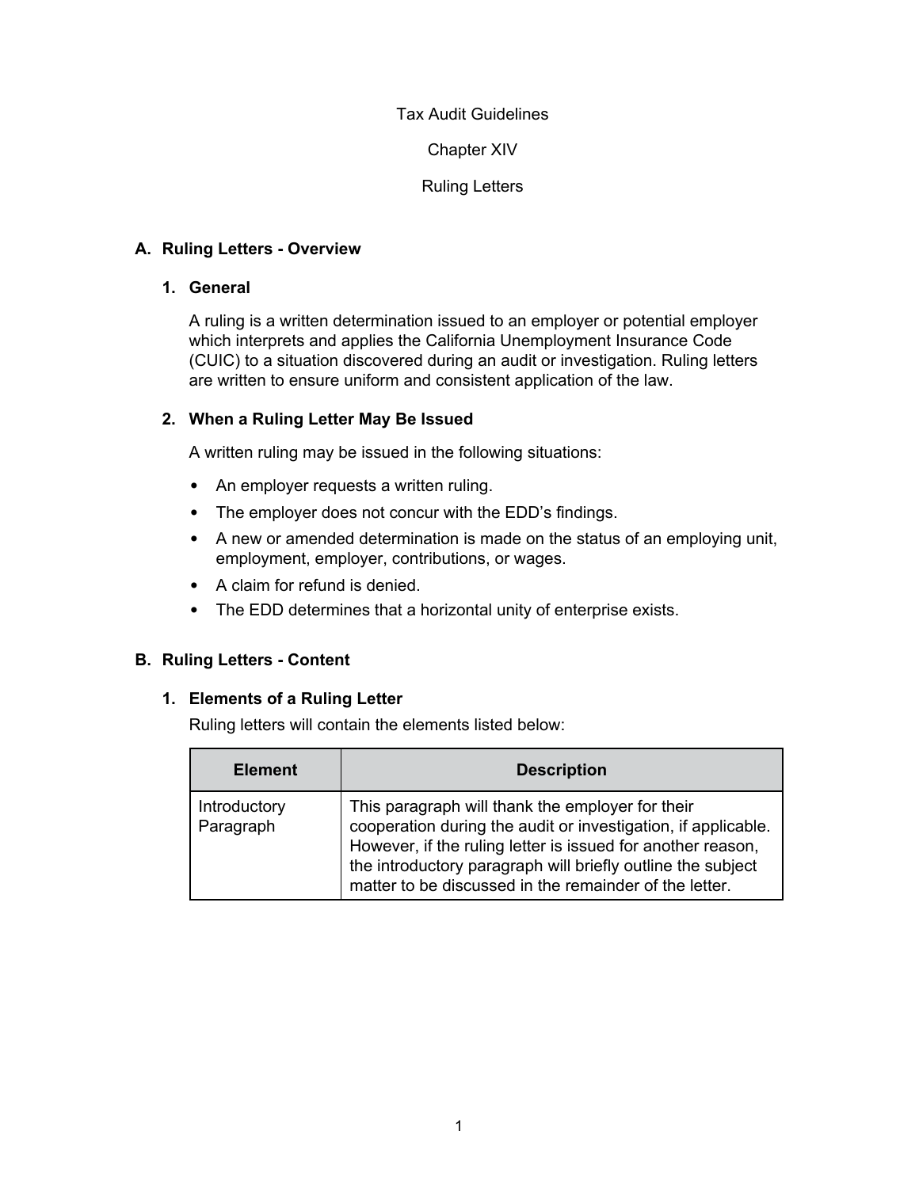Tax Audit Guidelines

Chapter XIV

Ruling Letters

## A. Ruling Letters - Overview

### 1. General

A ruling is a written determination issued to an employer or potential employer which interprets and applies the California Unemployment Insurance Code (CUIC) to a situation discovered during an audit or investigation. Ruling letters are written to ensure uniform and consistent application of the law.

### 2. When a Ruling Letter May Be Issued

A written ruling may be issued in the following situations:

- An employer requests a written ruling.
- The employer does not concur with the EDD's findings.
- A new or amended determination is made on the status of an employing unit, employment, employer, contributions, or wages.
- A claim for refund is denied.
- The EDD determines that a horizontal unity of enterprise exists.

## B. Ruling Letters - Content

### 1. Elements of a Ruling Letter

Ruling letters will contain the elements listed below:

| Element | Description |
| --- | --- |
| Introductory Paragraph | This paragraph will thank the employer for their cooperation during the audit or investigation, if applicable. However, if the ruling letter is issued for another reason, the introductory paragraph will briefly outline the subject matter to be discussed in the remainder of the letter. |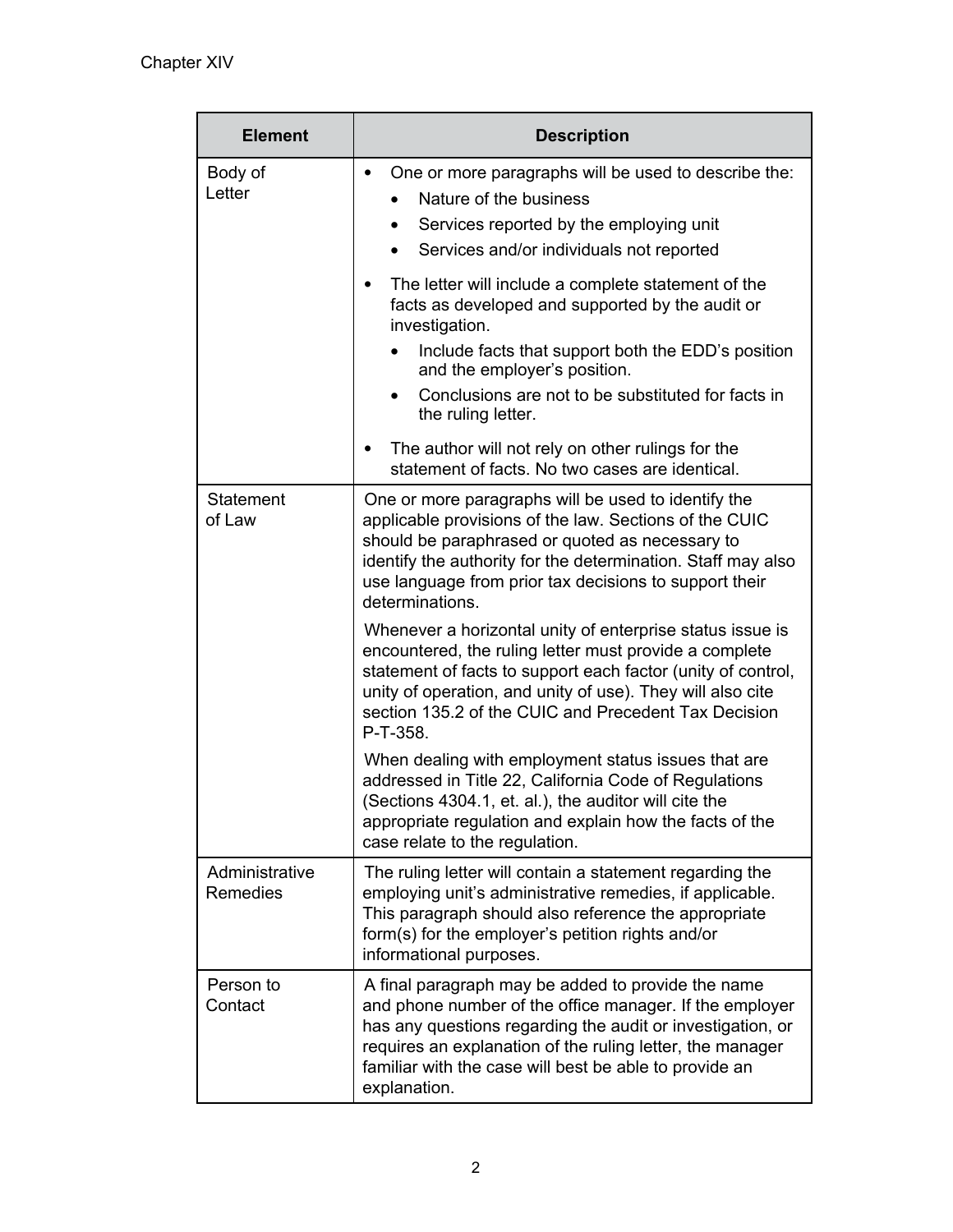| Element | Description |
|---|---|
| Body of Letter | • One or more paragraphs will be used to describe the:<br>  • Nature of the business<br>  • Services reported by the employing unit<br>  • Services and/or individuals not reported<br>• The letter will include a complete statement of the facts as developed and supported by the audit or investigation.<br>  • Include facts that support both the EDD's position and the employer's position.<br>  • Conclusions are not to be substituted for facts in the ruling letter.<br>• The author will not rely on other rulings for the statement of facts. No two cases are identical. |
| Statement of Law | One or more paragraphs will be used to identify the applicable provisions of the law. Sections of the CUIC should be paraphrased or quoted as necessary to identify the authority for the determination. Staff may also use language from prior tax decisions to support their determinations.<br><br>Whenever a horizontal unity of enterprise status issue is encountered, the ruling letter must provide a complete statement of facts to support each factor (unity of control, unity of operation, and unity of use). They will also cite section 135.2 of the CUIC and Precedent Tax Decision P-T-358.<br><br>When dealing with employment status issues that are addressed in Title 22, California Code of Regulations (Sections 4304.1, et. al.), the auditor will cite the appropriate regulation and explain how the facts of the case relate to the regulation. |
| Administrative Remedies | The ruling letter will contain a statement regarding the employing unit's administrative remedies, if applicable. This paragraph should also reference the appropriate form(s) for the employer's petition rights and/or informational purposes. |
| Person to Contact | A final paragraph may be added to provide the name and phone number of the office manager. If the employer has any questions regarding the audit or investigation, or requires an explanation of the ruling letter, the manager familiar with the case will best be able to provide an explanation. |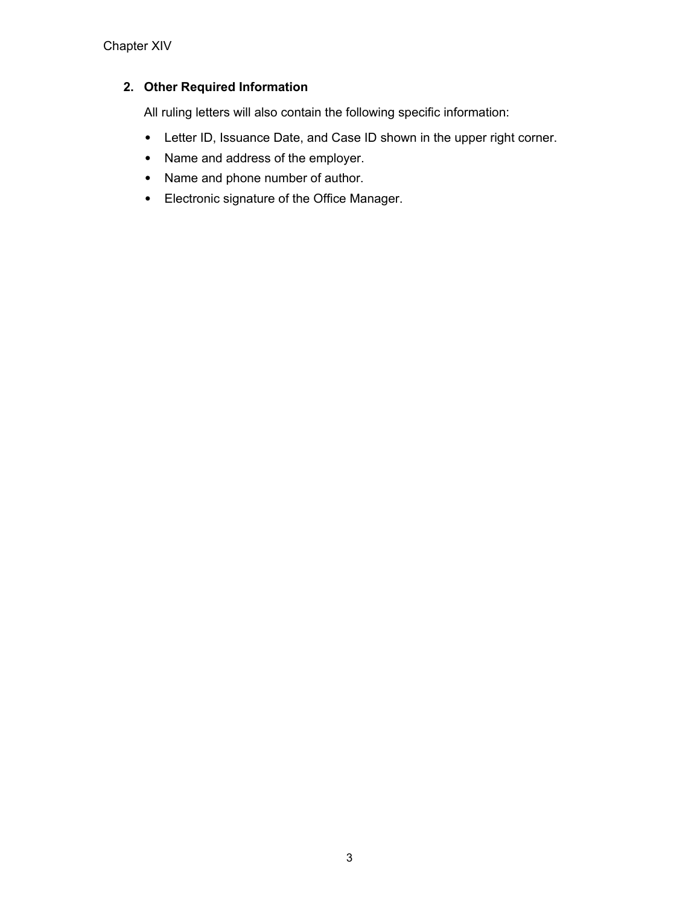## 2. Other Required Information

All ruling letters will also contain the following specific information:

- Letter ID, Issuance Date, and Case ID shown in the upper right corner.
- Name and address of the employer.
- Name and phone number of author.
- Electronic signature of the Office Manager.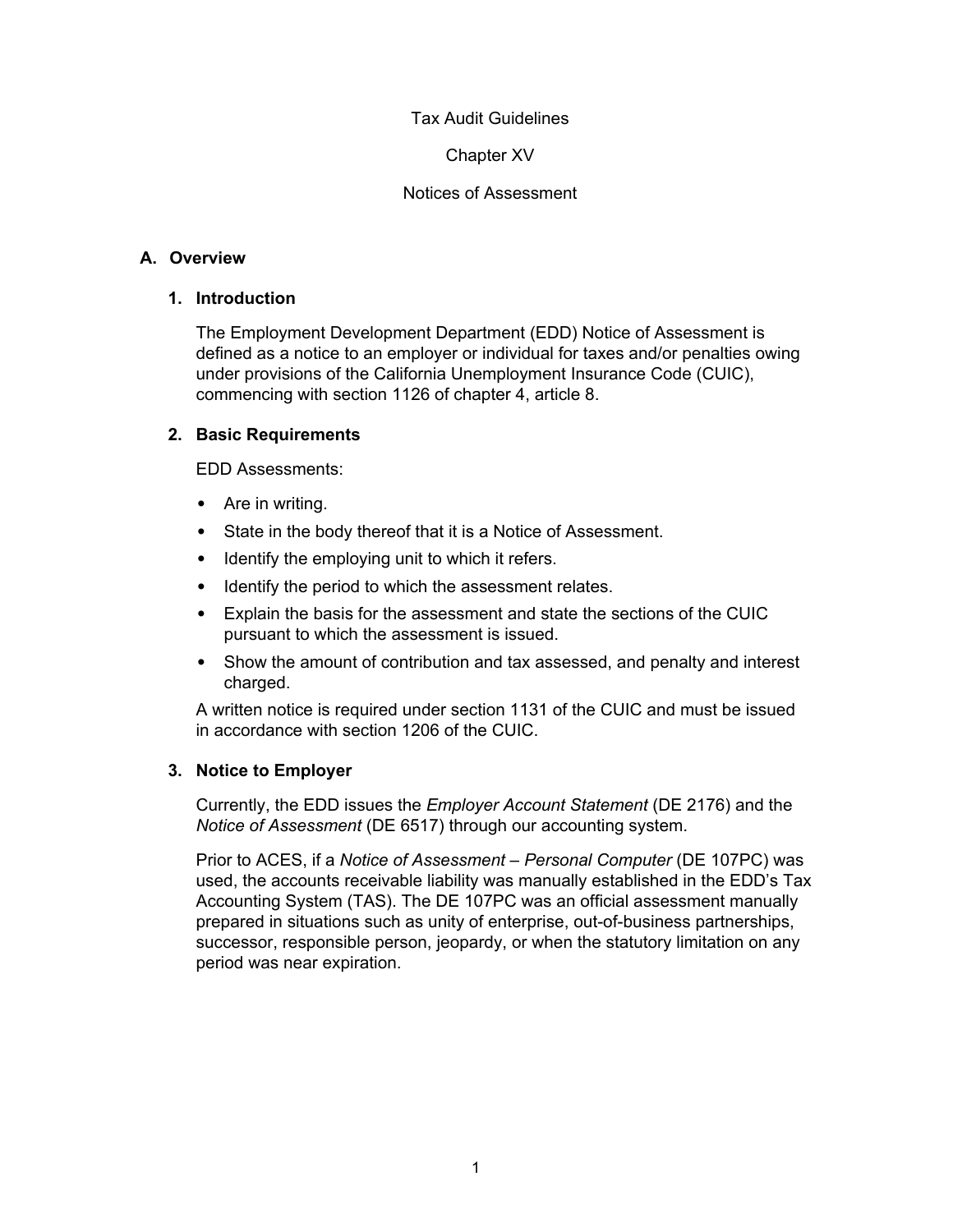Tax Audit Guidelines

Chapter XV

Notices of Assessment

## A. Overview

### 1. Introduction

The Employment Development Department (EDD) Notice of Assessment is defined as a notice to an employer or individual for taxes and/or penalties owing under provisions of the California Unemployment Insurance Code (CUIC), commencing with section 1126 of chapter 4, article 8.

### 2. Basic Requirements

EDD Assessments:

- Are in writing.
- State in the body thereof that it is a Notice of Assessment.
- Identify the employing unit to which it refers.
- Identify the period to which the assessment relates.
- Explain the basis for the assessment and state the sections of the CUIC pursuant to which the assessment is issued.
- Show the amount of contribution and tax assessed, and penalty and interest charged.

A written notice is required under section 1131 of the CUIC and must be issued in accordance with section 1206 of the CUIC.

### 3. Notice to Employer

Currently, the EDD issues the *Employer Account Statement* (DE 2176) and the *Notice of Assessment* (DE 6517) through our accounting system.

Prior to ACES, if a *Notice of Assessment – Personal Computer* (DE 107PC) was used, the accounts receivable liability was manually established in the EDD's Tax Accounting System (TAS). The DE 107PC was an official assessment manually prepared in situations such as unity of enterprise, out-of-business partnerships, successor, responsible person, jeopardy, or when the statutory limitation on any period was near expiration.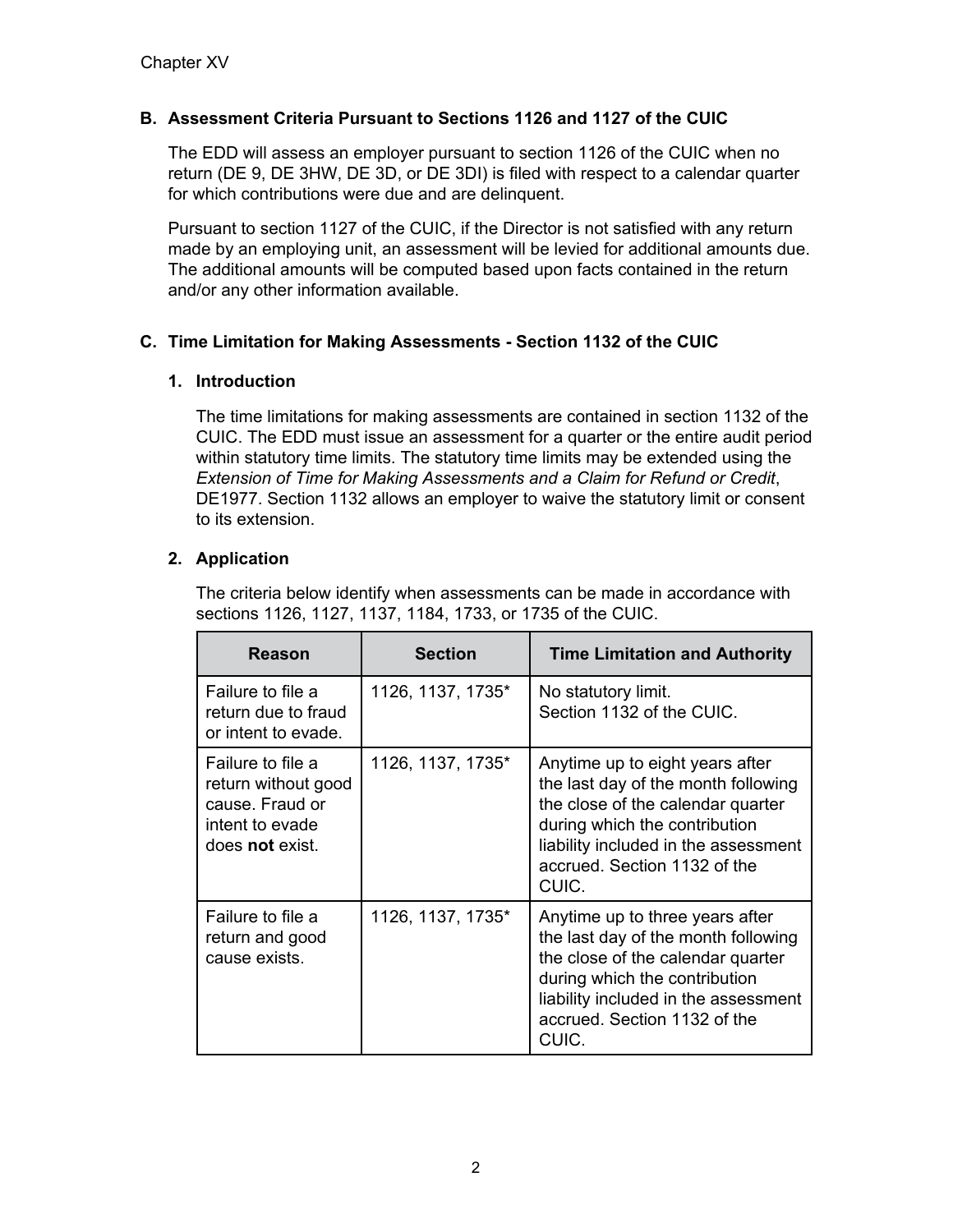### B. Assessment Criteria Pursuant to Sections 1126 and 1127 of the CUIC

The EDD will assess an employer pursuant to section 1126 of the CUIC when no return (DE 9, DE 3HW, DE 3D, or DE 3DI) is filed with respect to a calendar quarter for which contributions were due and are delinquent.

Pursuant to section 1127 of the CUIC, if the Director is not satisfied with any return made by an employing unit, an assessment will be levied for additional amounts due. The additional amounts will be computed based upon facts contained in the return and/or any other information available.

### C. Time Limitation for Making Assessments - Section 1132 of the CUIC

#### 1. Introduction

The time limitations for making assessments are contained in section 1132 of the CUIC. The EDD must issue an assessment for a quarter or the entire audit period within statutory time limits. The statutory time limits may be extended using the *Extension of Time for Making Assessments and a Claim for Refund or Credit*, DE1977. Section 1132 allows an employer to waive the statutory limit or consent to its extension.

#### 2. Application

The criteria below identify when assessments can be made in accordance with sections 1126, 1127, 1137, 1184, 1733, or 1735 of the CUIC.

| Reason | Section | Time Limitation and Authority |
|---|---|---|
| Failure to file a return due to fraud or intent to evade. | 1126, 1137, 1735* | No statutory limit. Section 1132 of the CUIC. |
| Failure to file a return without good cause. Fraud or intent to evade does **not** exist. | 1126, 1137, 1735* | Anytime up to eight years after the last day of the month following the close of the calendar quarter during which the contribution liability included in the assessment accrued. Section 1132 of the CUIC. |
| Failure to file a return and good cause exists. | 1126, 1137, 1735* | Anytime up to three years after the last day of the month following the close of the calendar quarter during which the contribution liability included in the assessment accrued. Section 1132 of the CUIC. |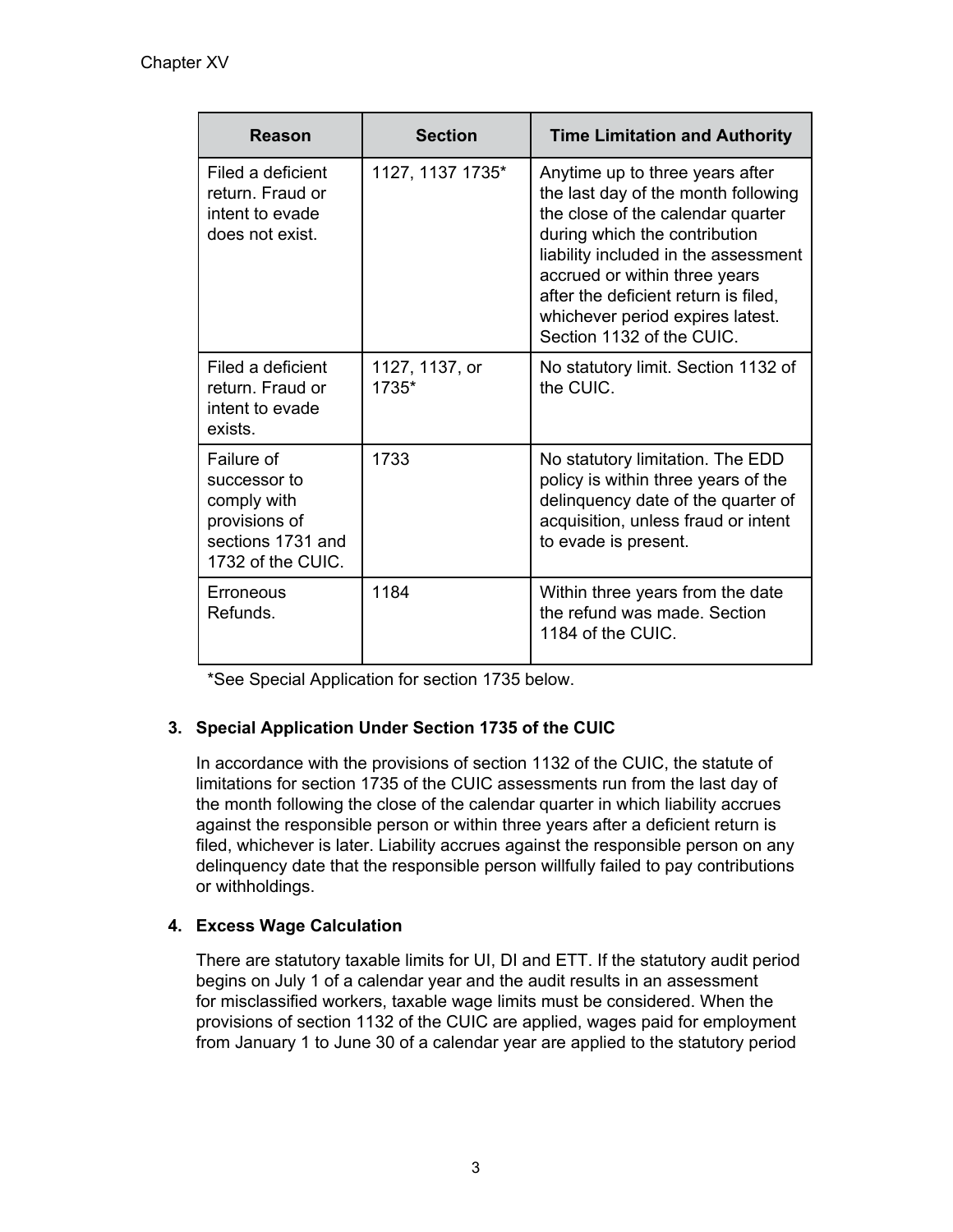| Reason | Section | Time Limitation and Authority |
|---|---|---|
| Filed a deficient return. Fraud or intent to evade does not exist. | 1127, 1137 1735* | Anytime up to three years after the last day of the month following the close of the calendar quarter during which the contribution liability included in the assessment accrued or within three years after the deficient return is filed, whichever period expires latest. Section 1132 of the CUIC. |
| Filed a deficient return. Fraud or intent to evade exists. | 1127, 1137, or 1735* | No statutory limit. Section 1132 of the CUIC. |
| Failure of successor to comply with provisions of sections 1731 and 1732 of the CUIC. | 1733 | No statutory limitation. The EDD policy is within three years of the delinquency date of the quarter of acquisition, unless fraud or intent to evade is present. |
| Erroneous Refunds. | 1184 | Within three years from the date the refund was made. Section 1184 of the CUIC. |

*See Special Application for section 1735 below.

### 3. Special Application Under Section 1735 of the CUIC

In accordance with the provisions of section 1132 of the CUIC, the statute of limitations for section 1735 of the CUIC assessments run from the last day of the month following the close of the calendar quarter in which liability accrues against the responsible person or within three years after a deficient return is filed, whichever is later. Liability accrues against the responsible person on any delinquency date that the responsible person willfully failed to pay contributions or withholdings.

### 4. Excess Wage Calculation

There are statutory taxable limits for UI, DI and ETT. If the statutory audit period begins on July 1 of a calendar year and the audit results in an assessment for misclassified workers, taxable wage limits must be considered. When the provisions of section 1132 of the CUIC are applied, wages paid for employment from January 1 to June 30 of a calendar year are applied to the statutory period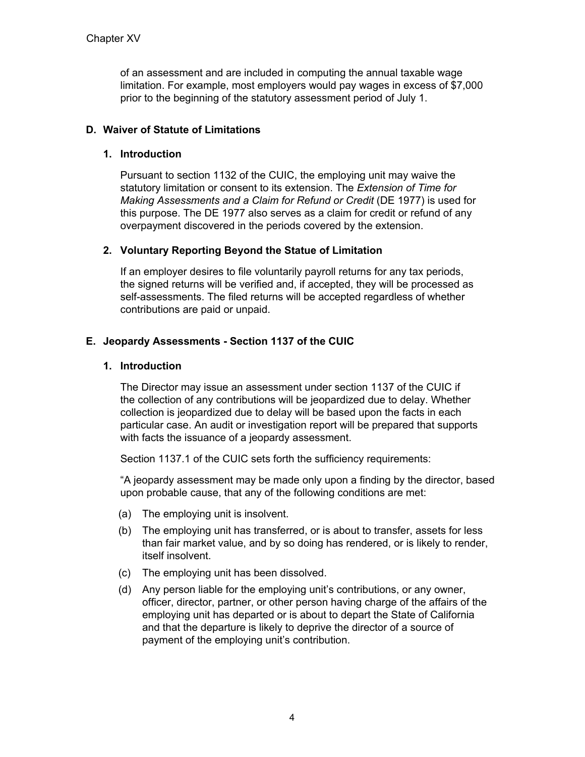of an assessment and are included in computing the annual taxable wage limitation. For example, most employers would pay wages in excess of $7,000 prior to the beginning of the statutory assessment period of July 1.

## D. Waiver of Statute of Limitations

### 1. Introduction

Pursuant to section 1132 of the CUIC, the employing unit may waive the statutory limitation or consent to its extension. The *Extension of Time for Making Assessments and a Claim for Refund or Credit* (DE 1977) is used for this purpose. The DE 1977 also serves as a claim for credit or refund of any overpayment discovered in the periods covered by the extension.

### 2. Voluntary Reporting Beyond the Statue of Limitation

If an employer desires to file voluntarily payroll returns for any tax periods, the signed returns will be verified and, if accepted, they will be processed as self-assessments. The filed returns will be accepted regardless of whether contributions are paid or unpaid.

## E. Jeopardy Assessments - Section 1137 of the CUIC

### 1. Introduction

The Director may issue an assessment under section 1137 of the CUIC if the collection of any contributions will be jeopardized due to delay. Whether collection is jeopardized due to delay will be based upon the facts in each particular case. An audit or investigation report will be prepared that supports with facts the issuance of a jeopardy assessment.

Section 1137.1 of the CUIC sets forth the sufficiency requirements:

"A jeopardy assessment may be made only upon a finding by the director, based upon probable cause, that any of the following conditions are met:

(a) The employing unit is insolvent.

(b) The employing unit has transferred, or is about to transfer, assets for less than fair market value, and by so doing has rendered, or is likely to render, itself insolvent.

(c) The employing unit has been dissolved.

(d) Any person liable for the employing unit's contributions, or any owner, officer, director, partner, or other person having charge of the affairs of the employing unit has departed or is about to depart the State of California and that the departure is likely to deprive the director of a source of payment of the employing unit's contribution.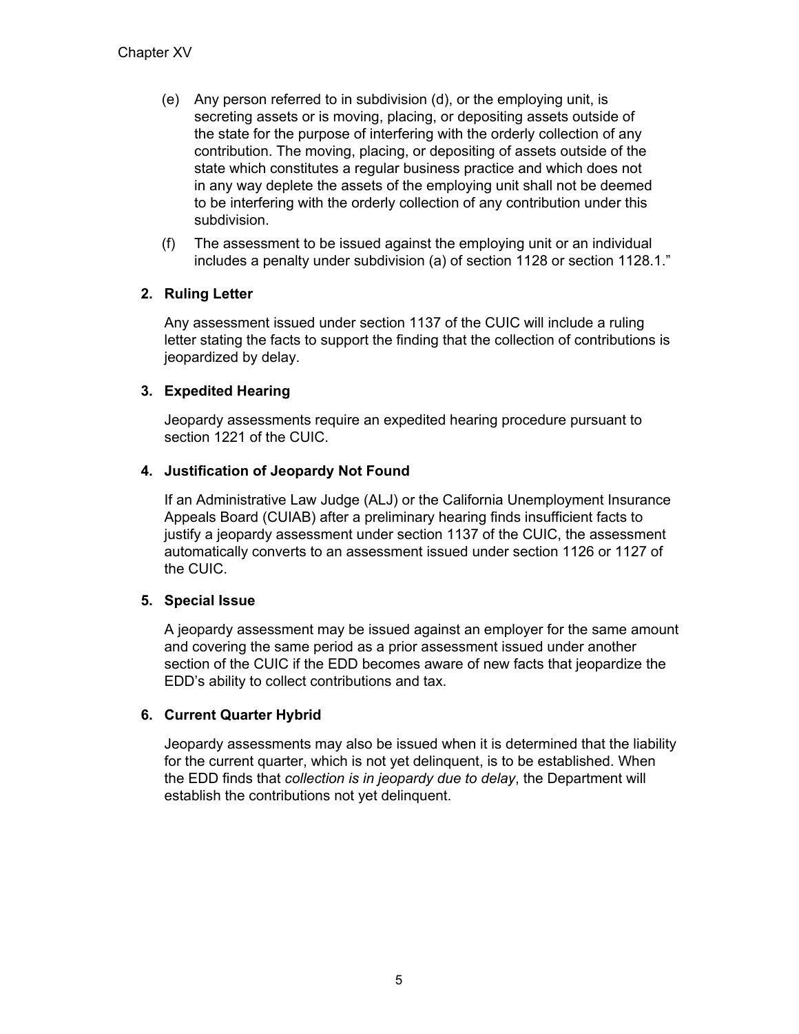(e) Any person referred to in subdivision (d), or the employing unit, is secreting assets or is moving, placing, or depositing assets outside of the state for the purpose of interfering with the orderly collection of any contribution. The moving, placing, or depositing of assets outside of the state which constitutes a regular business practice and which does not in any way deplete the assets of the employing unit shall not be deemed to be interfering with the orderly collection of any contribution under this subdivision.

(f) The assessment to be issued against the employing unit or an individual includes a penalty under subdivision (a) of section 1128 or section 1128.1."

### 2. Ruling Letter

Any assessment issued under section 1137 of the CUIC will include a ruling letter stating the facts to support the finding that the collection of contributions is jeopardized by delay.

### 3. Expedited Hearing

Jeopardy assessments require an expedited hearing procedure pursuant to section 1221 of the CUIC.

### 4. Justification of Jeopardy Not Found

If an Administrative Law Judge (ALJ) or the California Unemployment Insurance Appeals Board (CUIAB) after a preliminary hearing finds insufficient facts to justify a jeopardy assessment under section 1137 of the CUIC, the assessment automatically converts to an assessment issued under section 1126 or 1127 of the CUIC.

### 5. Special Issue

A jeopardy assessment may be issued against an employer for the same amount and covering the same period as a prior assessment issued under another section of the CUIC if the EDD becomes aware of new facts that jeopardize the EDD's ability to collect contributions and tax.

### 6. Current Quarter Hybrid

Jeopardy assessments may also be issued when it is determined that the liability for the current quarter, which is not yet delinquent, is to be established. When the EDD finds that *collection is in jeopardy due to delay*, the Department will establish the contributions not yet delinquent.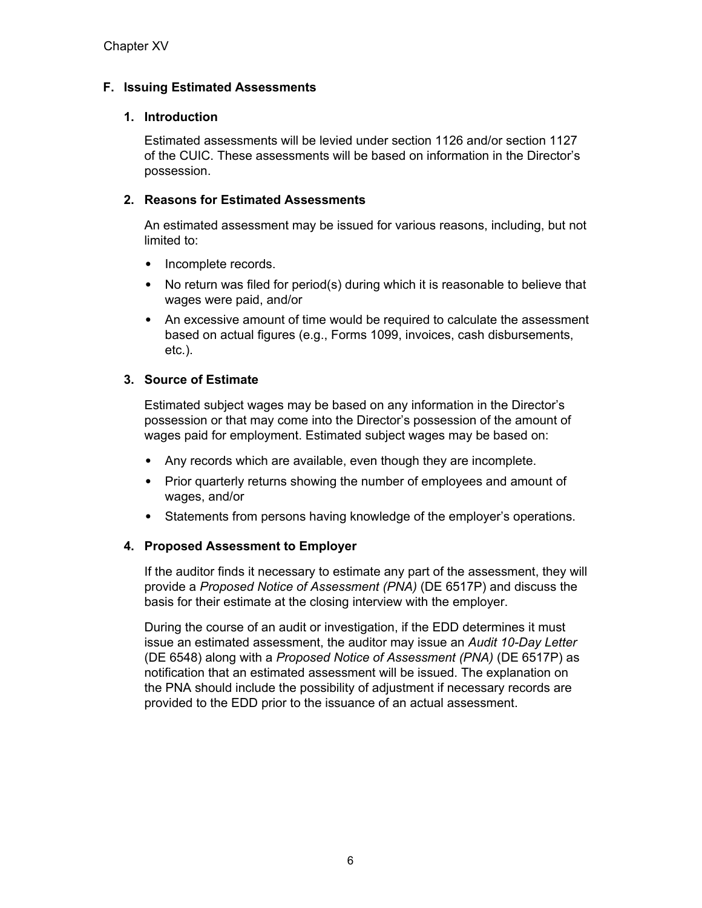## F. Issuing Estimated Assessments

### 1. Introduction

Estimated assessments will be levied under section 1126 and/or section 1127 of the CUIC. These assessments will be based on information in the Director's possession.

### 2. Reasons for Estimated Assessments

An estimated assessment may be issued for various reasons, including, but not limited to:

- Incomplete records.
- No return was filed for period(s) during which it is reasonable to believe that wages were paid, and/or
- An excessive amount of time would be required to calculate the assessment based on actual figures (e.g., Forms 1099, invoices, cash disbursements, etc.).

### 3. Source of Estimate

Estimated subject wages may be based on any information in the Director's possession or that may come into the Director's possession of the amount of wages paid for employment. Estimated subject wages may be based on:

- Any records which are available, even though they are incomplete.
- Prior quarterly returns showing the number of employees and amount of wages, and/or
- Statements from persons having knowledge of the employer's operations.

### 4. Proposed Assessment to Employer

If the auditor finds it necessary to estimate any part of the assessment, they will provide a *Proposed Notice of Assessment (PNA)* (DE 6517P) and discuss the basis for their estimate at the closing interview with the employer.

During the course of an audit or investigation, if the EDD determines it must issue an estimated assessment, the auditor may issue an *Audit 10-Day Letter* (DE 6548) along with a *Proposed Notice of Assessment (PNA)* (DE 6517P) as notification that an estimated assessment will be issued. The explanation on the PNA should include the possibility of adjustment if necessary records are provided to the EDD prior to the issuance of an actual assessment.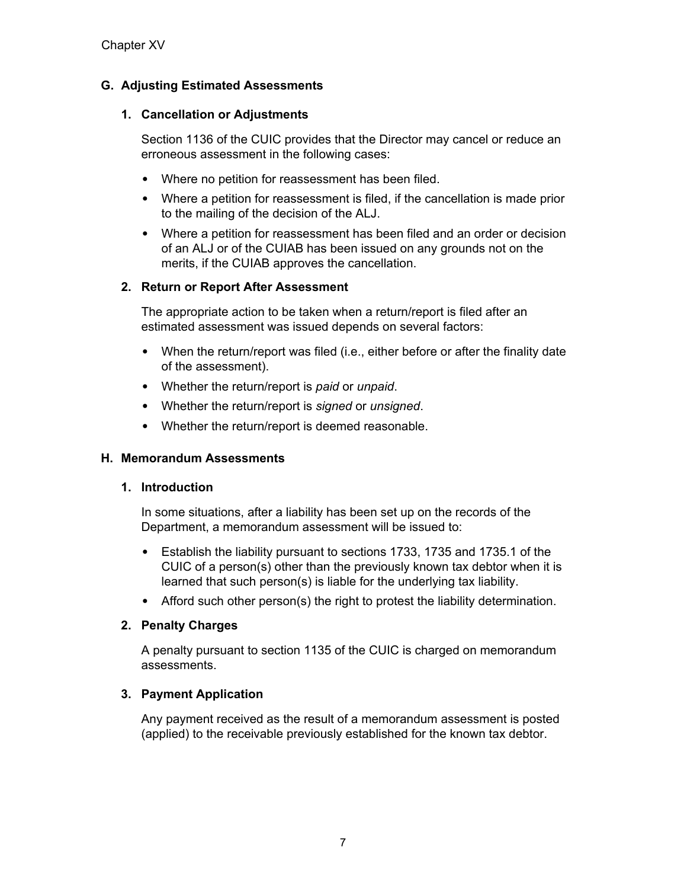## G. Adjusting Estimated Assessments

### 1. Cancellation or Adjustments

Section 1136 of the CUIC provides that the Director may cancel or reduce an erroneous assessment in the following cases:

- Where no petition for reassessment has been filed.
- Where a petition for reassessment is filed, if the cancellation is made prior to the mailing of the decision of the ALJ.
- Where a petition for reassessment has been filed and an order or decision of an ALJ or of the CUIAB has been issued on any grounds not on the merits, if the CUIAB approves the cancellation.

### 2. Return or Report After Assessment

The appropriate action to be taken when a return/report is filed after an estimated assessment was issued depends on several factors:

- When the return/report was filed (i.e., either before or after the finality date of the assessment).
- Whether the return/report is *paid* or *unpaid*.
- Whether the return/report is *signed* or *unsigned*.
- Whether the return/report is deemed reasonable.

## H. Memorandum Assessments

### 1. Introduction

In some situations, after a liability has been set up on the records of the Department, a memorandum assessment will be issued to:

- Establish the liability pursuant to sections 1733, 1735 and 1735.1 of the CUIC of a person(s) other than the previously known tax debtor when it is learned that such person(s) is liable for the underlying tax liability.
- Afford such other person(s) the right to protest the liability determination.

### 2. Penalty Charges

A penalty pursuant to section 1135 of the CUIC is charged on memorandum assessments.

### 3. Payment Application

Any payment received as the result of a memorandum assessment is posted (applied) to the receivable previously established for the known tax debtor.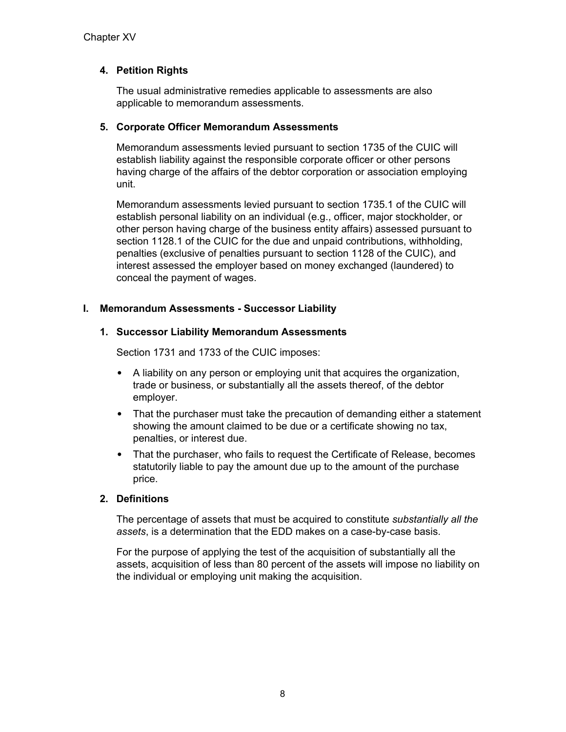#### 4. Petition Rights

The usual administrative remedies applicable to assessments are also applicable to memorandum assessments.

#### 5. Corporate Officer Memorandum Assessments

Memorandum assessments levied pursuant to section 1735 of the CUIC will establish liability against the responsible corporate officer or other persons having charge of the affairs of the debtor corporation or association employing unit.

Memorandum assessments levied pursuant to section 1735.1 of the CUIC will establish personal liability on an individual (e.g., officer, major stockholder, or other person having charge of the business entity affairs) assessed pursuant to section 1128.1 of the CUIC for the due and unpaid contributions, withholding, penalties (exclusive of penalties pursuant to section 1128 of the CUIC), and interest assessed the employer based on money exchanged (laundered) to conceal the payment of wages.

### I. Memorandum Assessments - Successor Liability

#### 1. Successor Liability Memorandum Assessments

Section 1731 and 1733 of the CUIC imposes:

- A liability on any person or employing unit that acquires the organization, trade or business, or substantially all the assets thereof, of the debtor employer.
- That the purchaser must take the precaution of demanding either a statement showing the amount claimed to be due or a certificate showing no tax, penalties, or interest due.
- That the purchaser, who fails to request the Certificate of Release, becomes statutorily liable to pay the amount due up to the amount of the purchase price.

#### 2. Definitions

The percentage of assets that must be acquired to constitute *substantially all the assets*, is a determination that the EDD makes on a case-by-case basis.

For the purpose of applying the test of the acquisition of substantially all the assets, acquisition of less than 80 percent of the assets will impose no liability on the individual or employing unit making the acquisition.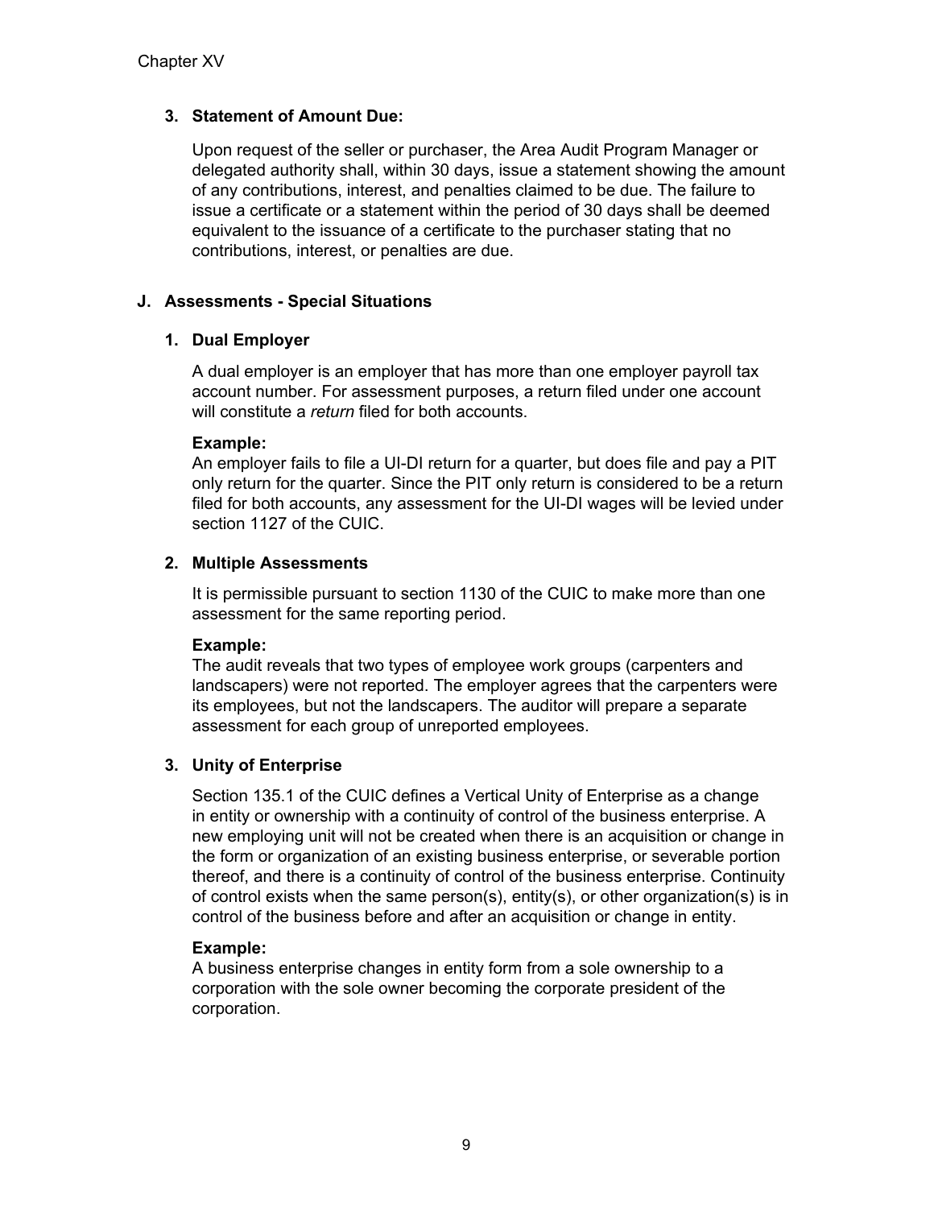### 3. Statement of Amount Due:

Upon request of the seller or purchaser, the Area Audit Program Manager or delegated authority shall, within 30 days, issue a statement showing the amount of any contributions, interest, and penalties claimed to be due. The failure to issue a certificate or a statement within the period of 30 days shall be deemed equivalent to the issuance of a certificate to the purchaser stating that no contributions, interest, or penalties are due.

## J. Assessments - Special Situations

### 1. Dual Employer

A dual employer is an employer that has more than one employer payroll tax account number. For assessment purposes, a return filed under one account will constitute a *return* filed for both accounts.

**Example:**
An employer fails to file a UI-DI return for a quarter, but does file and pay a PIT only return for the quarter. Since the PIT only return is considered to be a return filed for both accounts, any assessment for the UI-DI wages will be levied under section 1127 of the CUIC.

### 2. Multiple Assessments

It is permissible pursuant to section 1130 of the CUIC to make more than one assessment for the same reporting period.

**Example:**
The audit reveals that two types of employee work groups (carpenters and landscapers) were not reported. The employer agrees that the carpenters were its employees, but not the landscapers. The auditor will prepare a separate assessment for each group of unreported employees.

### 3. Unity of Enterprise

Section 135.1 of the CUIC defines a Vertical Unity of Enterprise as a change in entity or ownership with a continuity of control of the business enterprise. A new employing unit will not be created when there is an acquisition or change in the form or organization of an existing business enterprise, or severable portion thereof, and there is a continuity of control of the business enterprise. Continuity of control exists when the same person(s), entity(s), or other organization(s) is in control of the business before and after an acquisition or change in entity.

**Example:**
A business enterprise changes in entity form from a sole ownership to a corporation with the sole owner becoming the corporate president of the corporation.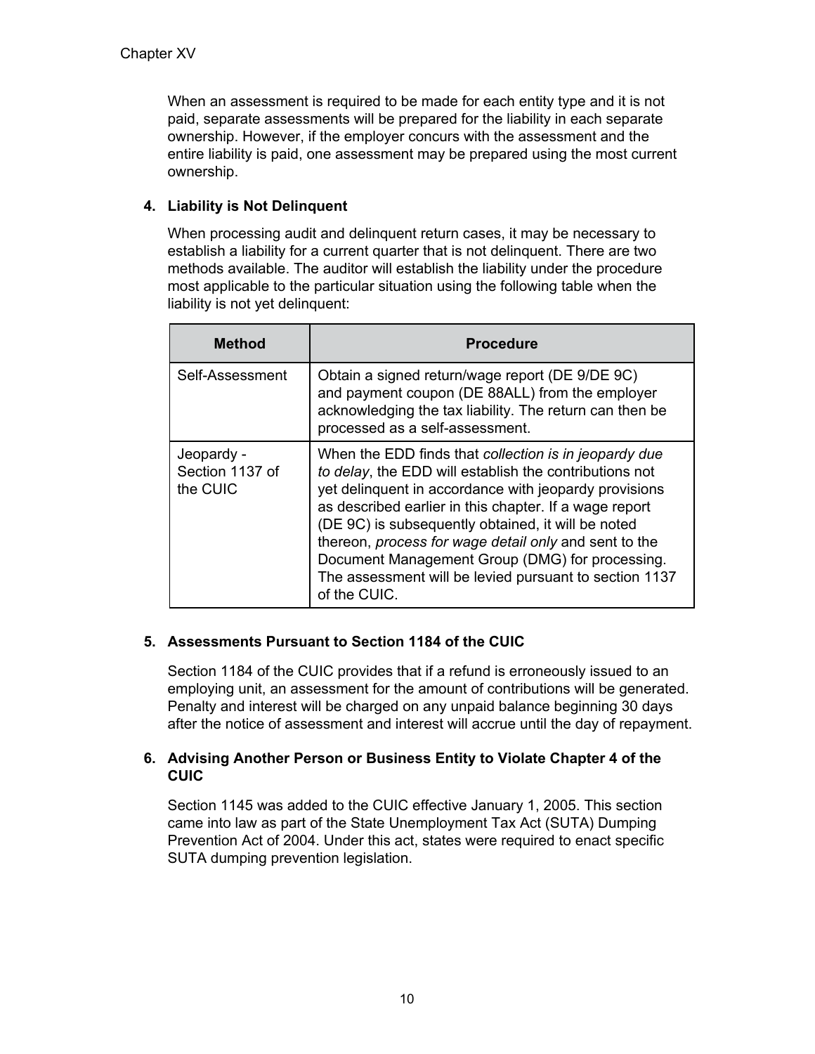When an assessment is required to be made for each entity type and it is not paid, separate assessments will be prepared for the liability in each separate ownership. However, if the employer concurs with the assessment and the entire liability is paid, one assessment may be prepared using the most current ownership.

**4. Liability is Not Delinquent**

When processing audit and delinquent return cases, it may be necessary to establish a liability for a current quarter that is not delinquent. There are two methods available. The auditor will establish the liability under the procedure most applicable to the particular situation using the following table when the liability is not yet delinquent:

| Method | Procedure |
| --- | --- |
| Self-Assessment | Obtain a signed return/wage report (DE 9/DE 9C) and payment coupon (DE 88ALL) from the employer acknowledging the tax liability. The return can then be processed as a self-assessment. |
| Jeopardy - Section 1137 of the CUIC | When the EDD finds that *collection is in jeopardy due to delay*, the EDD will establish the contributions not yet delinquent in accordance with jeopardy provisions as described earlier in this chapter. If a wage report (DE 9C) is subsequently obtained, it will be noted thereon, *process for wage detail only* and sent to the Document Management Group (DMG) for processing. The assessment will be levied pursuant to section 1137 of the CUIC. |

**5. Assessments Pursuant to Section 1184 of the CUIC**

Section 1184 of the CUIC provides that if a refund is erroneously issued to an employing unit, an assessment for the amount of contributions will be generated. Penalty and interest will be charged on any unpaid balance beginning 30 days after the notice of assessment and interest will accrue until the day of repayment.

**6. Advising Another Person or Business Entity to Violate Chapter 4 of the CUIC**

Section 1145 was added to the CUIC effective January 1, 2005. This section came into law as part of the State Unemployment Tax Act (SUTA) Dumping Prevention Act of 2004. Under this act, states were required to enact specific SUTA dumping prevention legislation.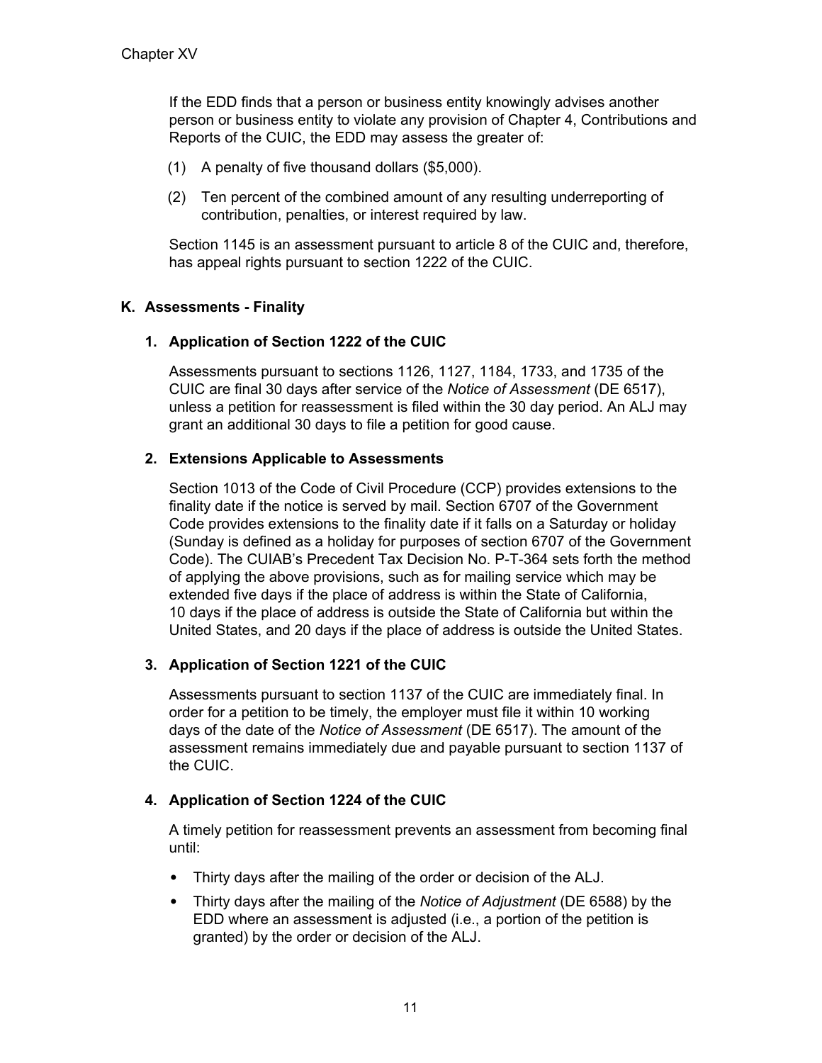If the EDD finds that a person or business entity knowingly advises another person or business entity to violate any provision of Chapter 4, Contributions and Reports of the CUIC, the EDD may assess the greater of:

(1) A penalty of five thousand dollars ($5,000).

(2) Ten percent of the combined amount of any resulting underreporting of contribution, penalties, or interest required by law.

Section 1145 is an assessment pursuant to article 8 of the CUIC and, therefore, has appeal rights pursuant to section 1222 of the CUIC.

## K. Assessments - Finality

### 1. Application of Section 1222 of the CUIC

Assessments pursuant to sections 1126, 1127, 1184, 1733, and 1735 of the CUIC are final 30 days after service of the *Notice of Assessment* (DE 6517), unless a petition for reassessment is filed within the 30 day period. An ALJ may grant an additional 30 days to file a petition for good cause.

### 2. Extensions Applicable to Assessments

Section 1013 of the Code of Civil Procedure (CCP) provides extensions to the finality date if the notice is served by mail. Section 6707 of the Government Code provides extensions to the finality date if it falls on a Saturday or holiday (Sunday is defined as a holiday for purposes of section 6707 of the Government Code). The CUIAB's Precedent Tax Decision No. P-T-364 sets forth the method of applying the above provisions, such as for mailing service which may be extended five days if the place of address is within the State of California, 10 days if the place of address is outside the State of California but within the United States, and 20 days if the place of address is outside the United States.

### 3. Application of Section 1221 of the CUIC

Assessments pursuant to section 1137 of the CUIC are immediately final. In order for a petition to be timely, the employer must file it within 10 working days of the date of the *Notice of Assessment* (DE 6517). The amount of the assessment remains immediately due and payable pursuant to section 1137 of the CUIC.

### 4. Application of Section 1224 of the CUIC

A timely petition for reassessment prevents an assessment from becoming final until:

- Thirty days after the mailing of the order or decision of the ALJ.
- Thirty days after the mailing of the *Notice of Adjustment* (DE 6588) by the EDD where an assessment is adjusted (i.e., a portion of the petition is granted) by the order or decision of the ALJ.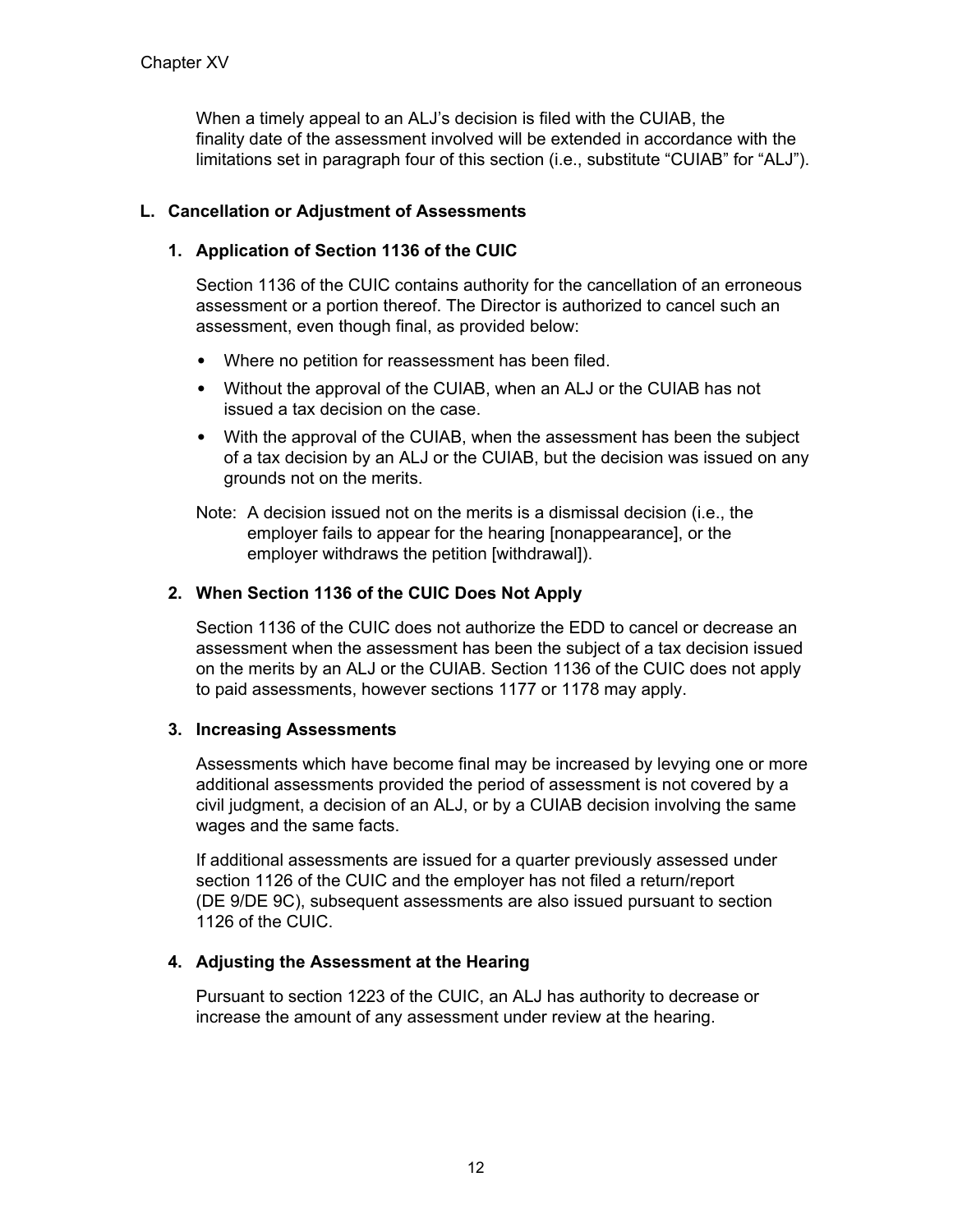When a timely appeal to an ALJ's decision is filed with the CUIAB, the finality date of the assessment involved will be extended in accordance with the limitations set in paragraph four of this section (i.e., substitute "CUIAB" for "ALJ").

## L. Cancellation or Adjustment of Assessments

### 1. Application of Section 1136 of the CUIC

Section 1136 of the CUIC contains authority for the cancellation of an erroneous assessment or a portion thereof. The Director is authorized to cancel such an assessment, even though final, as provided below:

- Where no petition for reassessment has been filed.
- Without the approval of the CUIAB, when an ALJ or the CUIAB has not issued a tax decision on the case.
- With the approval of the CUIAB, when the assessment has been the subject of a tax decision by an ALJ or the CUIAB, but the decision was issued on any grounds not on the merits.

Note: A decision issued not on the merits is a dismissal decision (i.e., the employer fails to appear for the hearing [nonappearance], or the employer withdraws the petition [withdrawal]).

### 2. When Section 1136 of the CUIC Does Not Apply

Section 1136 of the CUIC does not authorize the EDD to cancel or decrease an assessment when the assessment has been the subject of a tax decision issued on the merits by an ALJ or the CUIAB. Section 1136 of the CUIC does not apply to paid assessments, however sections 1177 or 1178 may apply.

### 3. Increasing Assessments

Assessments which have become final may be increased by levying one or more additional assessments provided the period of assessment is not covered by a civil judgment, a decision of an ALJ, or by a CUIAB decision involving the same wages and the same facts.

If additional assessments are issued for a quarter previously assessed under section 1126 of the CUIC and the employer has not filed a return/report (DE 9/DE 9C), subsequent assessments are also issued pursuant to section 1126 of the CUIC.

### 4. Adjusting the Assessment at the Hearing

Pursuant to section 1223 of the CUIC, an ALJ has authority to decrease or increase the amount of any assessment under review at the hearing.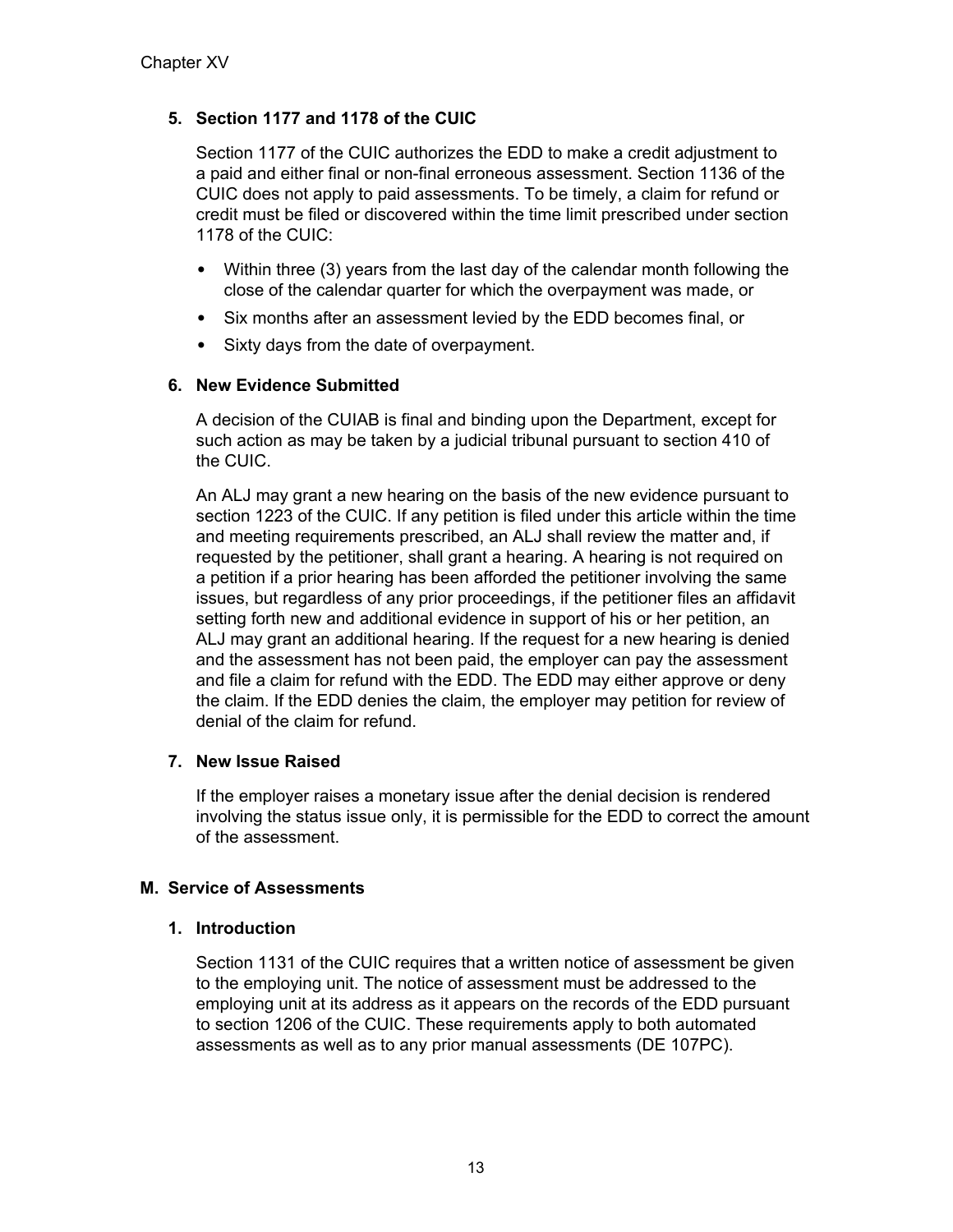### 5. Section 1177 and 1178 of the CUIC

Section 1177 of the CUIC authorizes the EDD to make a credit adjustment to a paid and either final or non-final erroneous assessment. Section 1136 of the CUIC does not apply to paid assessments. To be timely, a claim for refund or credit must be filed or discovered within the time limit prescribed under section 1178 of the CUIC:

- Within three (3) years from the last day of the calendar month following the close of the calendar quarter for which the overpayment was made, or
- Six months after an assessment levied by the EDD becomes final, or
- Sixty days from the date of overpayment.

### 6. New Evidence Submitted

A decision of the CUIAB is final and binding upon the Department, except for such action as may be taken by a judicial tribunal pursuant to section 410 of the CUIC.

An ALJ may grant a new hearing on the basis of the new evidence pursuant to section 1223 of the CUIC. If any petition is filed under this article within the time and meeting requirements prescribed, an ALJ shall review the matter and, if requested by the petitioner, shall grant a hearing. A hearing is not required on a petition if a prior hearing has been afforded the petitioner involving the same issues, but regardless of any prior proceedings, if the petitioner files an affidavit setting forth new and additional evidence in support of his or her petition, an ALJ may grant an additional hearing. If the request for a new hearing is denied and the assessment has not been paid, the employer can pay the assessment and file a claim for refund with the EDD. The EDD may either approve or deny the claim. If the EDD denies the claim, the employer may petition for review of denial of the claim for refund.

### 7. New Issue Raised

If the employer raises a monetary issue after the denial decision is rendered involving the status issue only, it is permissible for the EDD to correct the amount of the assessment.

## M. Service of Assessments

### 1. Introduction

Section 1131 of the CUIC requires that a written notice of assessment be given to the employing unit. The notice of assessment must be addressed to the employing unit at its address as it appears on the records of the EDD pursuant to section 1206 of the CUIC. These requirements apply to both automated assessments as well as to any prior manual assessments (DE 107PC).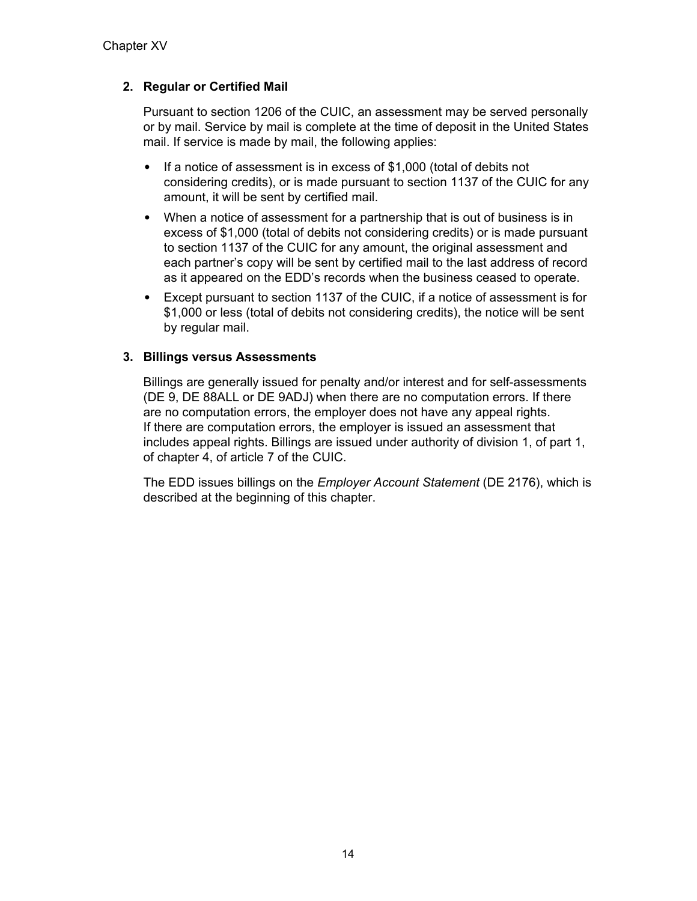**2. Regular or Certified Mail**

Pursuant to section 1206 of the CUIC, an assessment may be served personally or by mail. Service by mail is complete at the time of deposit in the United States mail. If service is made by mail, the following applies:

- If a notice of assessment is in excess of $1,000 (total of debits not considering credits), or is made pursuant to section 1137 of the CUIC for any amount, it will be sent by certified mail.
- When a notice of assessment for a partnership that is out of business is in excess of $1,000 (total of debits not considering credits) or is made pursuant to section 1137 of the CUIC for any amount, the original assessment and each partner's copy will be sent by certified mail to the last address of record as it appeared on the EDD's records when the business ceased to operate.
- Except pursuant to section 1137 of the CUIC, if a notice of assessment is for $1,000 or less (total of debits not considering credits), the notice will be sent by regular mail.

**3. Billings versus Assessments**

Billings are generally issued for penalty and/or interest and for self-assessments (DE 9, DE 88ALL or DE 9ADJ) when there are no computation errors. If there are no computation errors, the employer does not have any appeal rights. If there are computation errors, the employer is issued an assessment that includes appeal rights. Billings are issued under authority of division 1, of part 1, of chapter 4, of article 7 of the CUIC.

The EDD issues billings on the *Employer Account Statement* (DE 2176), which is described at the beginning of this chapter.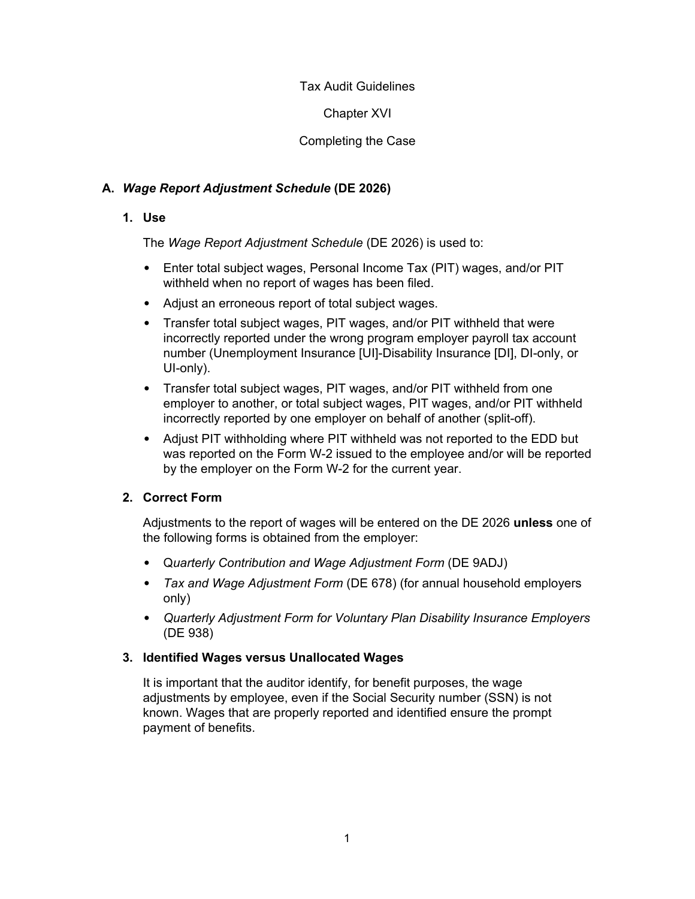Tax Audit Guidelines

Chapter XVI

Completing the Case

## A. *Wage Report Adjustment Schedule* (DE 2026)

### 1. Use

The *Wage Report Adjustment Schedule* (DE 2026) is used to:

- Enter total subject wages, Personal Income Tax (PIT) wages, and/or PIT withheld when no report of wages has been filed.
- Adjust an erroneous report of total subject wages.
- Transfer total subject wages, PIT wages, and/or PIT withheld that were incorrectly reported under the wrong program employer payroll tax account number (Unemployment Insurance [UI]-Disability Insurance [DI], DI-only, or UI-only).
- Transfer total subject wages, PIT wages, and/or PIT withheld from one employer to another, or total subject wages, PIT wages, and/or PIT withheld incorrectly reported by one employer on behalf of another (split-off).
- Adjust PIT withholding where PIT withheld was not reported to the EDD but was reported on the Form W-2 issued to the employee and/or will be reported by the employer on the Form W-2 for the current year.

### 2. Correct Form

Adjustments to the report of wages will be entered on the DE 2026 **unless** one of the following forms is obtained from the employer:

- Q*uarterly Contribution and Wage Adjustment Form* (DE 9ADJ)
- *Tax and Wage Adjustment Form* (DE 678) (for annual household employers only)
- *Quarterly Adjustment Form for Voluntary Plan Disability Insurance Employers* (DE 938)

### 3. Identified Wages versus Unallocated Wages

It is important that the auditor identify, for benefit purposes, the wage adjustments by employee, even if the Social Security number (SSN) is not known. Wages that are properly reported and identified ensure the prompt payment of benefits.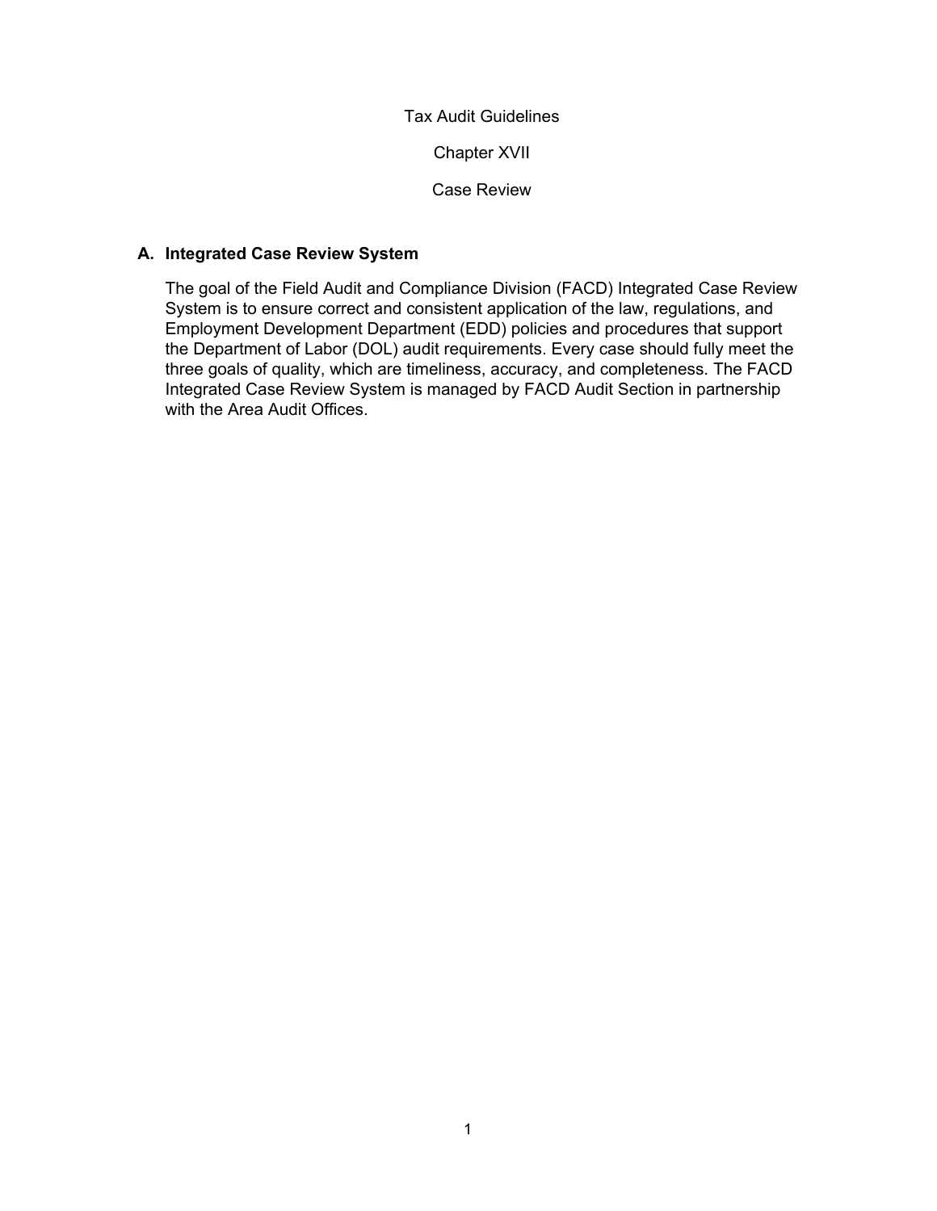# Tax Audit Guidelines

# Chapter XVII

# Case Review

## A. Integrated Case Review System

The goal of the Field Audit and Compliance Division (FACD) Integrated Case Review System is to ensure correct and consistent application of the law, regulations, and Employment Development Department (EDD) policies and procedures that support the Department of Labor (DOL) audit requirements. Every case should fully meet the three goals of quality, which are timeliness, accuracy, and completeness. The FACD Integrated Case Review System is managed by FACD Audit Section in partnership with the Area Audit Offices.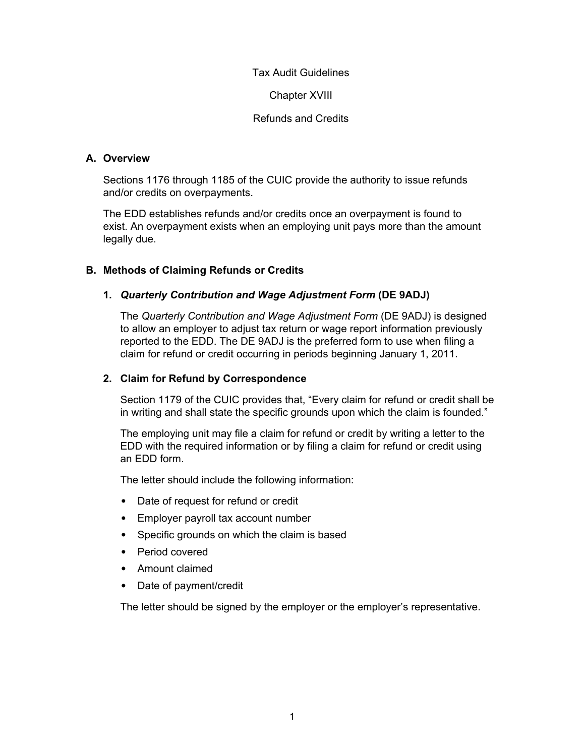# Tax Audit Guidelines

## Chapter XVIII

## Refunds and Credits

### A. Overview

Sections 1176 through 1185 of the CUIC provide the authority to issue refunds and/or credits on overpayments.

The EDD establishes refunds and/or credits once an overpayment is found to exist. An overpayment exists when an employing unit pays more than the amount legally due.

### B. Methods of Claiming Refunds or Credits

#### 1. *Quarterly Contribution and Wage Adjustment Form* (DE 9ADJ)

The *Quarterly Contribution and Wage Adjustment Form* (DE 9ADJ) is designed to allow an employer to adjust tax return or wage report information previously reported to the EDD. The DE 9ADJ is the preferred form to use when filing a claim for refund or credit occurring in periods beginning January 1, 2011.

#### 2. Claim for Refund by Correspondence

Section 1179 of the CUIC provides that, "Every claim for refund or credit shall be in writing and shall state the specific grounds upon which the claim is founded."

The employing unit may file a claim for refund or credit by writing a letter to the EDD with the required information or by filing a claim for refund or credit using an EDD form.

The letter should include the following information:

- Date of request for refund or credit
- Employer payroll tax account number
- Specific grounds on which the claim is based
- Period covered
- Amount claimed
- Date of payment/credit

The letter should be signed by the employer or the employer's representative.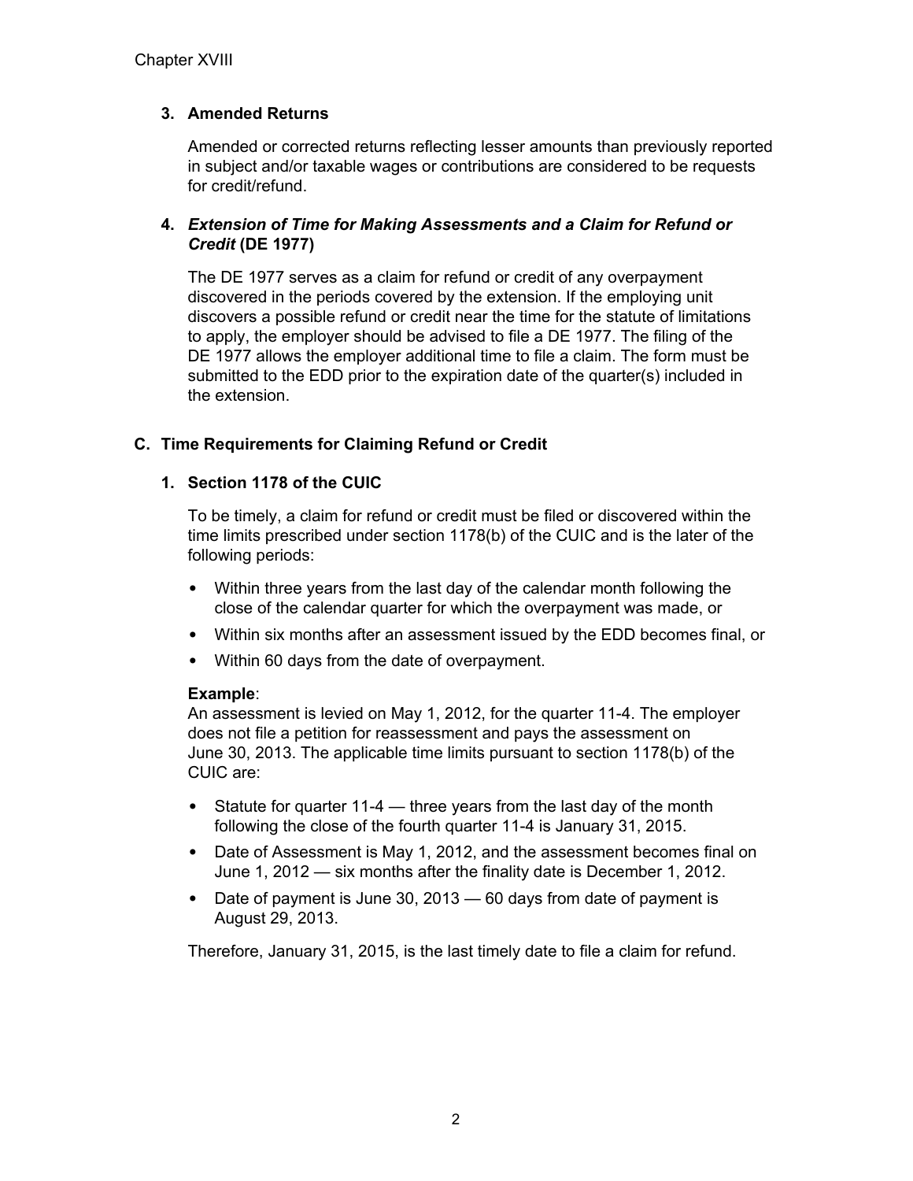### 3. Amended Returns

Amended or corrected returns reflecting lesser amounts than previously reported in subject and/or taxable wages or contributions are considered to be requests for credit/refund.

### 4. *Extension of Time for Making Assessments and a Claim for Refund or Credit* (DE 1977)

The DE 1977 serves as a claim for refund or credit of any overpayment discovered in the periods covered by the extension. If the employing unit discovers a possible refund or credit near the time for the statute of limitations to apply, the employer should be advised to file a DE 1977. The filing of the DE 1977 allows the employer additional time to file a claim. The form must be submitted to the EDD prior to the expiration date of the quarter(s) included in the extension.

## C. Time Requirements for Claiming Refund or Credit

### 1. Section 1178 of the CUIC

To be timely, a claim for refund or credit must be filed or discovered within the time limits prescribed under section 1178(b) of the CUIC and is the later of the following periods:

- Within three years from the last day of the calendar month following the close of the calendar quarter for which the overpayment was made, or
- Within six months after an assessment issued by the EDD becomes final, or
- Within 60 days from the date of overpayment.

**Example**:
An assessment is levied on May 1, 2012, for the quarter 11-4. The employer does not file a petition for reassessment and pays the assessment on June 30, 2013. The applicable time limits pursuant to section 1178(b) of the CUIC are:

- Statute for quarter 11-4 — three years from the last day of the month following the close of the fourth quarter 11-4 is January 31, 2015.
- Date of Assessment is May 1, 2012, and the assessment becomes final on June 1, 2012 — six months after the finality date is December 1, 2012.
- Date of payment is June 30, 2013 — 60 days from date of payment is August 29, 2013.

Therefore, January 31, 2015, is the last timely date to file a claim for refund.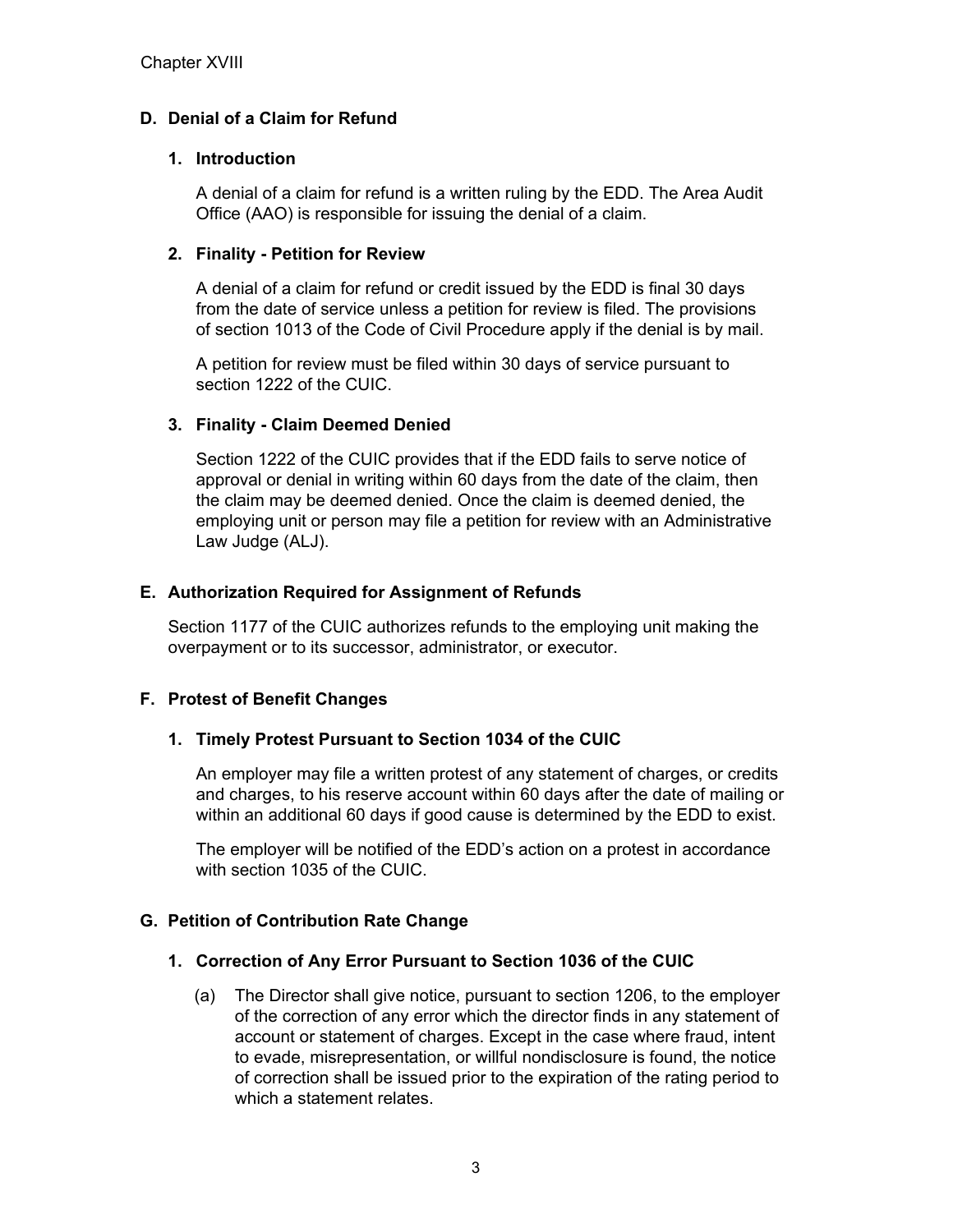## D. Denial of a Claim for Refund

### 1. Introduction

A denial of a claim for refund is a written ruling by the EDD. The Area Audit Office (AAO) is responsible for issuing the denial of a claim.

### 2. Finality - Petition for Review

A denial of a claim for refund or credit issued by the EDD is final 30 days from the date of service unless a petition for review is filed. The provisions of section 1013 of the Code of Civil Procedure apply if the denial is by mail.

A petition for review must be filed within 30 days of service pursuant to section 1222 of the CUIC.

### 3. Finality - Claim Deemed Denied

Section 1222 of the CUIC provides that if the EDD fails to serve notice of approval or denial in writing within 60 days from the date of the claim, then the claim may be deemed denied. Once the claim is deemed denied, the employing unit or person may file a petition for review with an Administrative Law Judge (ALJ).

## E. Authorization Required for Assignment of Refunds

Section 1177 of the CUIC authorizes refunds to the employing unit making the overpayment or to its successor, administrator, or executor.

## F. Protest of Benefit Changes

### 1. Timely Protest Pursuant to Section 1034 of the CUIC

An employer may file a written protest of any statement of charges, or credits and charges, to his reserve account within 60 days after the date of mailing or within an additional 60 days if good cause is determined by the EDD to exist.

The employer will be notified of the EDD's action on a protest in accordance with section 1035 of the CUIC.

## G. Petition of Contribution Rate Change

### 1. Correction of Any Error Pursuant to Section 1036 of the CUIC

(a) The Director shall give notice, pursuant to section 1206, to the employer of the correction of any error which the director finds in any statement of account or statement of charges. Except in the case where fraud, intent to evade, misrepresentation, or willful nondisclosure is found, the notice of correction shall be issued prior to the expiration of the rating period to which a statement relates.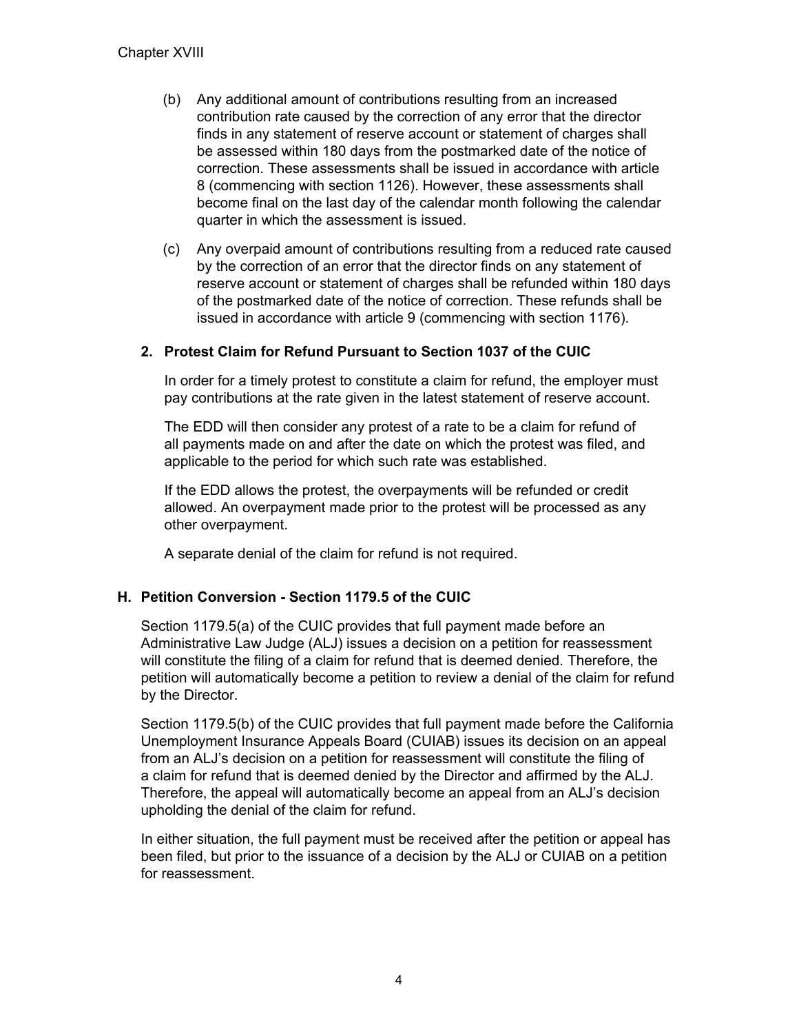(b) Any additional amount of contributions resulting from an increased contribution rate caused by the correction of any error that the director finds in any statement of reserve account or statement of charges shall be assessed within 180 days from the postmarked date of the notice of correction. These assessments shall be issued in accordance with article 8 (commencing with section 1126). However, these assessments shall become final on the last day of the calendar month following the calendar quarter in which the assessment is issued.

(c) Any overpaid amount of contributions resulting from a reduced rate caused by the correction of an error that the director finds on any statement of reserve account or statement of charges shall be refunded within 180 days of the postmarked date of the notice of correction. These refunds shall be issued in accordance with article 9 (commencing with section 1176).

### 2. Protest Claim for Refund Pursuant to Section 1037 of the CUIC

In order for a timely protest to constitute a claim for refund, the employer must pay contributions at the rate given in the latest statement of reserve account.

The EDD will then consider any protest of a rate to be a claim for refund of all payments made on and after the date on which the protest was filed, and applicable to the period for which such rate was established.

If the EDD allows the protest, the overpayments will be refunded or credit allowed. An overpayment made prior to the protest will be processed as any other overpayment.

A separate denial of the claim for refund is not required.

## H. Petition Conversion - Section 1179.5 of the CUIC

Section 1179.5(a) of the CUIC provides that full payment made before an Administrative Law Judge (ALJ) issues a decision on a petition for reassessment will constitute the filing of a claim for refund that is deemed denied. Therefore, the petition will automatically become a petition to review a denial of the claim for refund by the Director.

Section 1179.5(b) of the CUIC provides that full payment made before the California Unemployment Insurance Appeals Board (CUIAB) issues its decision on an appeal from an ALJ's decision on a petition for reassessment will constitute the filing of a claim for refund that is deemed denied by the Director and affirmed by the ALJ. Therefore, the appeal will automatically become an appeal from an ALJ's decision upholding the denial of the claim for refund.

In either situation, the full payment must be received after the petition or appeal has been filed, but prior to the issuance of a decision by the ALJ or CUIAB on a petition for reassessment.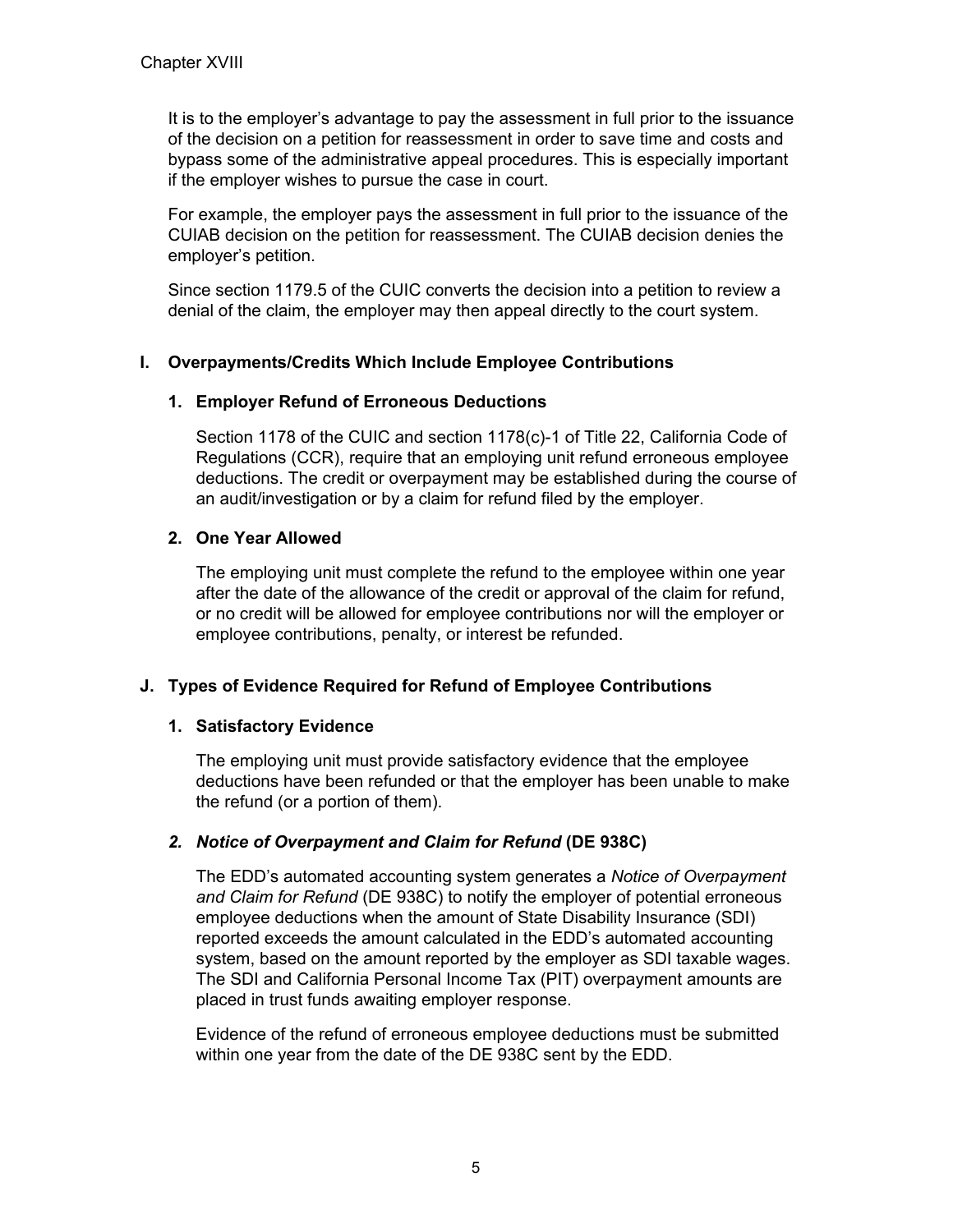It is to the employer's advantage to pay the assessment in full prior to the issuance of the decision on a petition for reassessment in order to save time and costs and bypass some of the administrative appeal procedures. This is especially important if the employer wishes to pursue the case in court.

For example, the employer pays the assessment in full prior to the issuance of the CUIAB decision on the petition for reassessment. The CUIAB decision denies the employer's petition.

Since section 1179.5 of the CUIC converts the decision into a petition to review a denial of the claim, the employer may then appeal directly to the court system.

## I. Overpayments/Credits Which Include Employee Contributions

### 1. Employer Refund of Erroneous Deductions

Section 1178 of the CUIC and section 1178(c)-1 of Title 22, California Code of Regulations (CCR), require that an employing unit refund erroneous employee deductions. The credit or overpayment may be established during the course of an audit/investigation or by a claim for refund filed by the employer.

### 2. One Year Allowed

The employing unit must complete the refund to the employee within one year after the date of the allowance of the credit or approval of the claim for refund, or no credit will be allowed for employee contributions nor will the employer or employee contributions, penalty, or interest be refunded.

## J. Types of Evidence Required for Refund of Employee Contributions

### 1. Satisfactory Evidence

The employing unit must provide satisfactory evidence that the employee deductions have been refunded or that the employer has been unable to make the refund (or a portion of them).

### 2. *Notice of Overpayment and Claim for Refund* (DE 938C)

The EDD's automated accounting system generates a *Notice of Overpayment and Claim for Refund* (DE 938C) to notify the employer of potential erroneous employee deductions when the amount of State Disability Insurance (SDI) reported exceeds the amount calculated in the EDD's automated accounting system, based on the amount reported by the employer as SDI taxable wages. The SDI and California Personal Income Tax (PIT) overpayment amounts are placed in trust funds awaiting employer response.

Evidence of the refund of erroneous employee deductions must be submitted within one year from the date of the DE 938C sent by the EDD.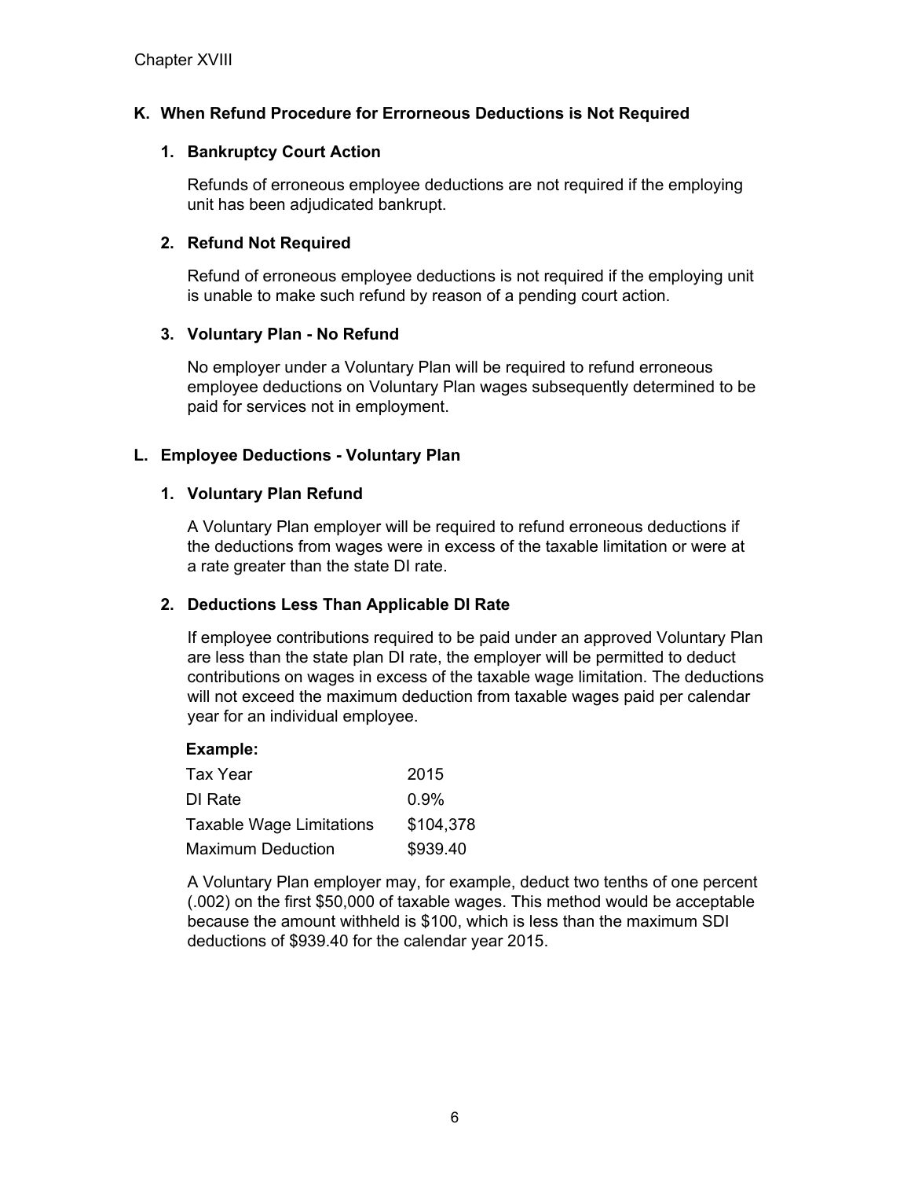### K. When Refund Procedure for Errorneous Deductions is Not Required

#### 1. Bankruptcy Court Action

Refunds of erroneous employee deductions are not required if the employing unit has been adjudicated bankrupt.

#### 2. Refund Not Required

Refund of erroneous employee deductions is not required if the employing unit is unable to make such refund by reason of a pending court action.

#### 3. Voluntary Plan - No Refund

No employer under a Voluntary Plan will be required to refund erroneous employee deductions on Voluntary Plan wages subsequently determined to be paid for services not in employment.

### L. Employee Deductions - Voluntary Plan

#### 1. Voluntary Plan Refund

A Voluntary Plan employer will be required to refund erroneous deductions if the deductions from wages were in excess of the taxable limitation or were at a rate greater than the state DI rate.

#### 2. Deductions Less Than Applicable DI Rate

If employee contributions required to be paid under an approved Voluntary Plan are less than the state plan DI rate, the employer will be permitted to deduct contributions on wages in excess of the taxable wage limitation. The deductions will not exceed the maximum deduction from taxable wages paid per calendar year for an individual employee.

**Example:**

| | |
|---|---|
| Tax Year | 2015 |
| DI Rate | 0.9% |
| Taxable Wage Limitations | $104,378 |
| Maximum Deduction | $939.40 |

A Voluntary Plan employer may, for example, deduct two tenths of one percent (.002) on the first $50,000 of taxable wages. This method would be acceptable because the amount withheld is $100, which is less than the maximum SDI deductions of $939.40 for the calendar year 2015.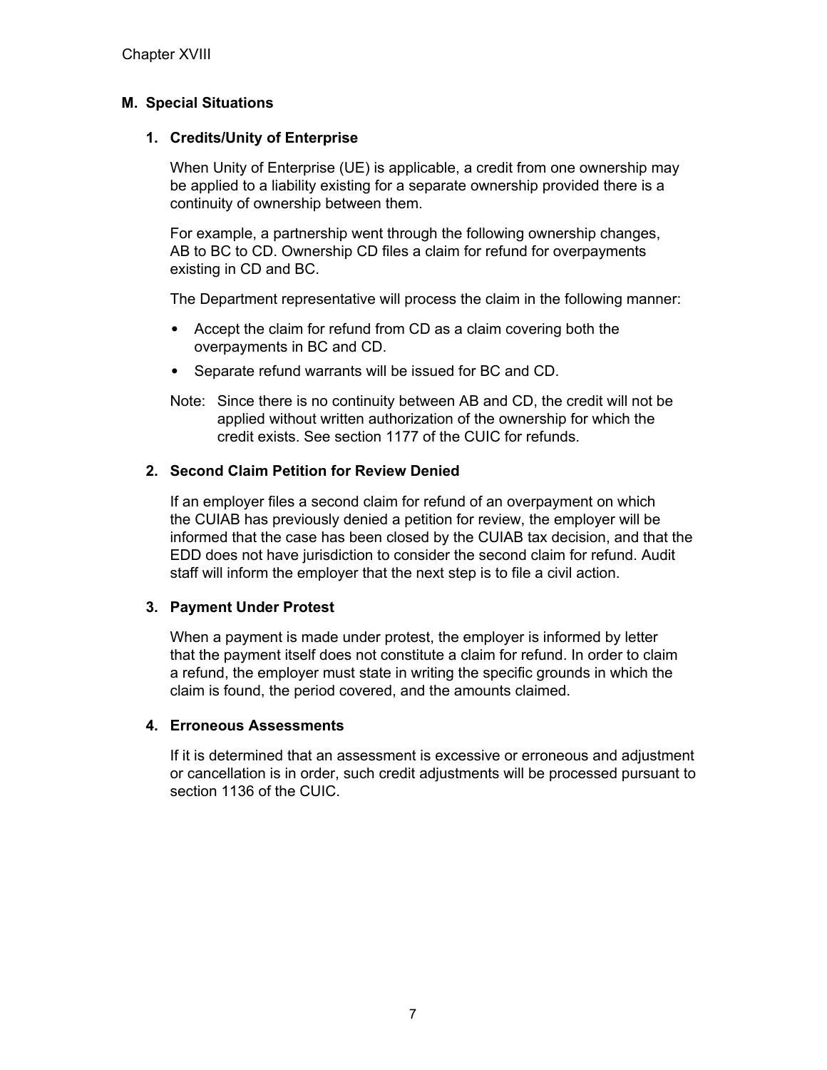## M. Special Situations

### 1. Credits/Unity of Enterprise

When Unity of Enterprise (UE) is applicable, a credit from one ownership may be applied to a liability existing for a separate ownership provided there is a continuity of ownership between them.

For example, a partnership went through the following ownership changes, AB to BC to CD. Ownership CD files a claim for refund for overpayments existing in CD and BC.

The Department representative will process the claim in the following manner:

- Accept the claim for refund from CD as a claim covering both the overpayments in BC and CD.
- Separate refund warrants will be issued for BC and CD.

Note: Since there is no continuity between AB and CD, the credit will not be applied without written authorization of the ownership for which the credit exists. See section 1177 of the CUIC for refunds.

### 2. Second Claim Petition for Review Denied

If an employer files a second claim for refund of an overpayment on which the CUIAB has previously denied a petition for review, the employer will be informed that the case has been closed by the CUIAB tax decision, and that the EDD does not have jurisdiction to consider the second claim for refund. Audit staff will inform the employer that the next step is to file a civil action.

### 3. Payment Under Protest

When a payment is made under protest, the employer is informed by letter that the payment itself does not constitute a claim for refund. In order to claim a refund, the employer must state in writing the specific grounds in which the claim is found, the period covered, and the amounts claimed.

### 4. Erroneous Assessments

If it is determined that an assessment is excessive or erroneous and adjustment or cancellation is in order, such credit adjustments will be processed pursuant to section 1136 of the CUIC.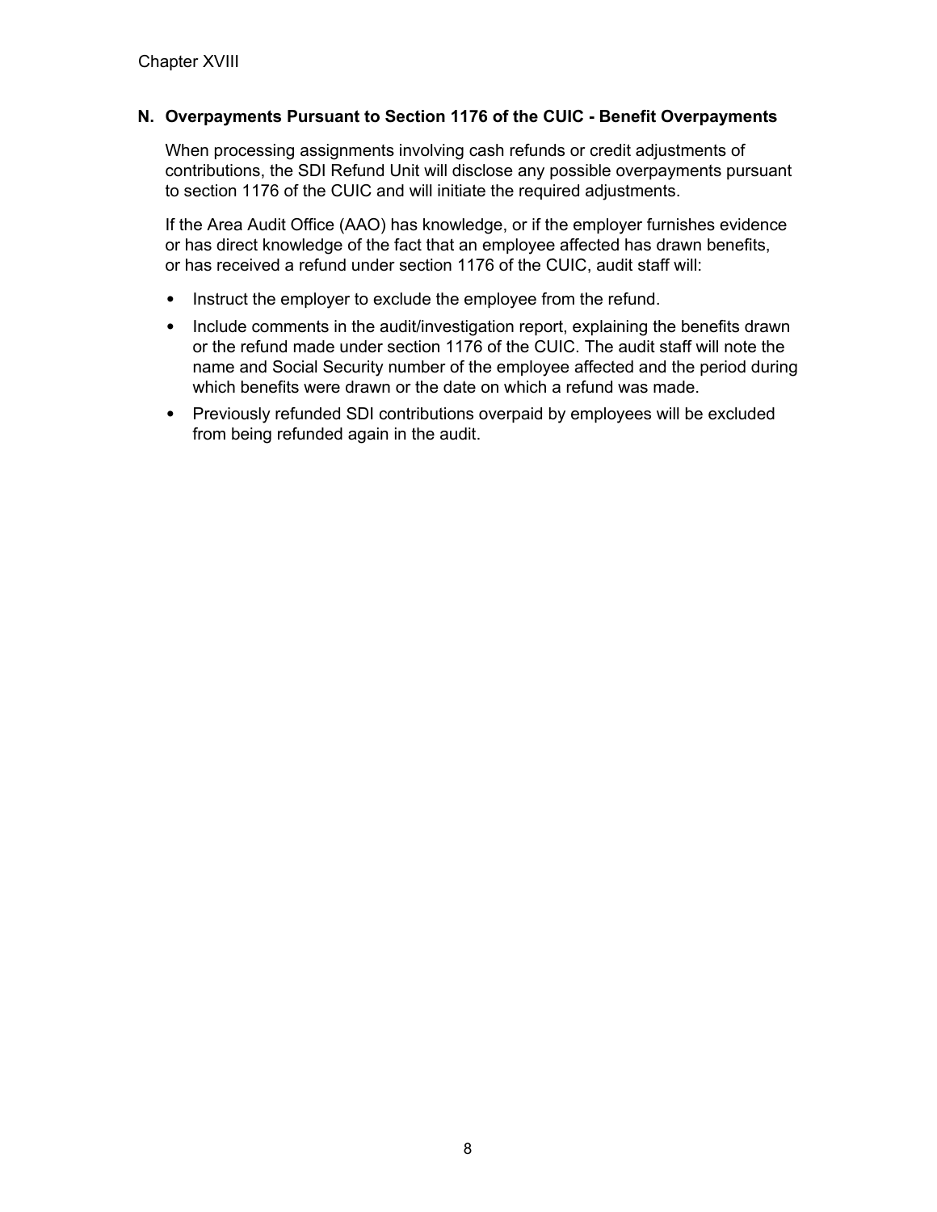## N. Overpayments Pursuant to Section 1176 of the CUIC - Benefit Overpayments

When processing assignments involving cash refunds or credit adjustments of contributions, the SDI Refund Unit will disclose any possible overpayments pursuant to section 1176 of the CUIC and will initiate the required adjustments.

If the Area Audit Office (AAO) has knowledge, or if the employer furnishes evidence or has direct knowledge of the fact that an employee affected has drawn benefits, or has received a refund under section 1176 of the CUIC, audit staff will:

- Instruct the employer to exclude the employee from the refund.
- Include comments in the audit/investigation report, explaining the benefits drawn or the refund made under section 1176 of the CUIC. The audit staff will note the name and Social Security number of the employee affected and the period during which benefits were drawn or the date on which a refund was made.
- Previously refunded SDI contributions overpaid by employees will be excluded from being refunded again in the audit.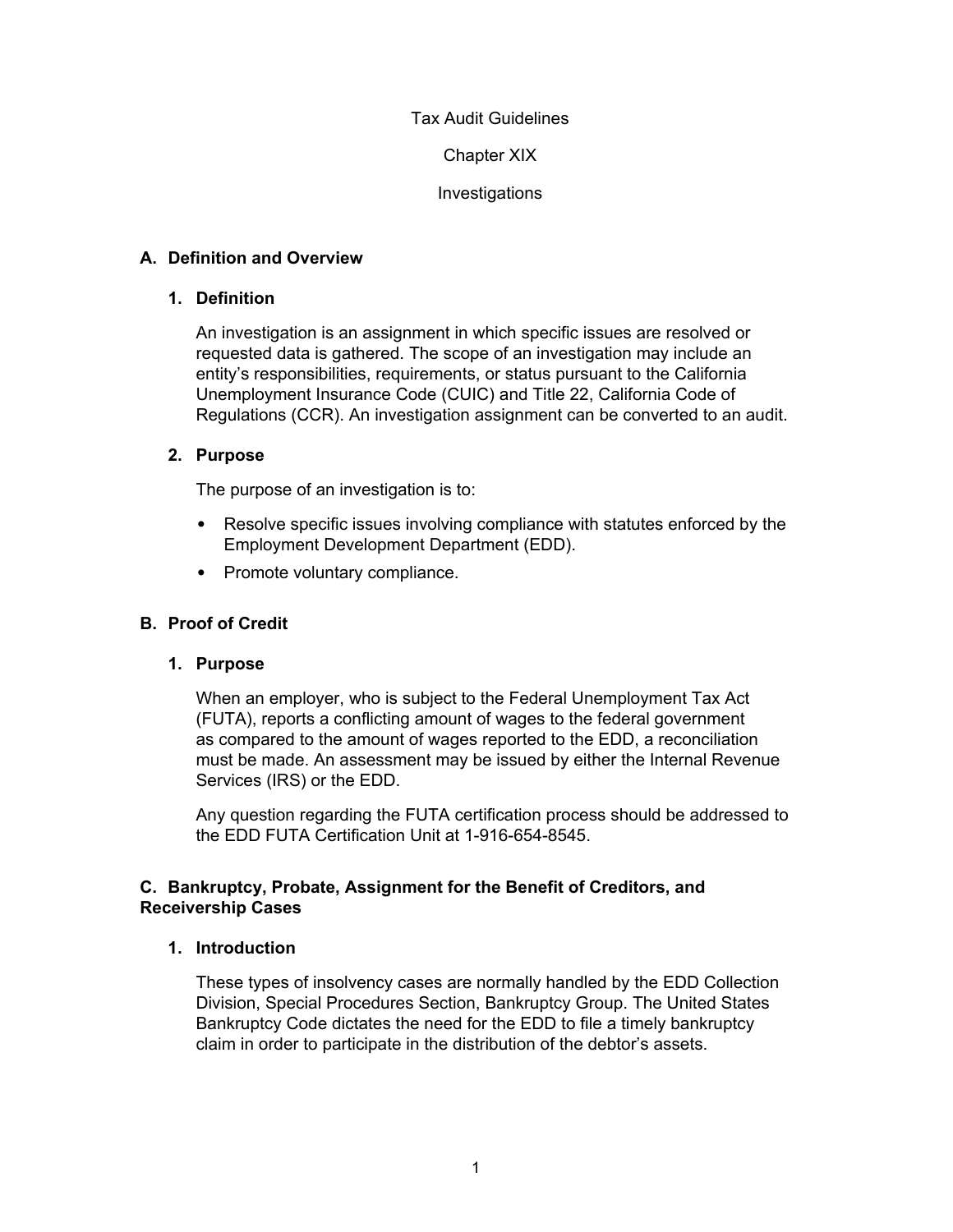Tax Audit Guidelines

Chapter XIX

Investigations

## A. Definition and Overview

### 1. Definition

An investigation is an assignment in which specific issues are resolved or requested data is gathered. The scope of an investigation may include an entity's responsibilities, requirements, or status pursuant to the California Unemployment Insurance Code (CUIC) and Title 22, California Code of Regulations (CCR). An investigation assignment can be converted to an audit.

### 2. Purpose

The purpose of an investigation is to:

- Resolve specific issues involving compliance with statutes enforced by the Employment Development Department (EDD).
- Promote voluntary compliance.

## B. Proof of Credit

### 1. Purpose

When an employer, who is subject to the Federal Unemployment Tax Act (FUTA), reports a conflicting amount of wages to the federal government as compared to the amount of wages reported to the EDD, a reconciliation must be made. An assessment may be issued by either the Internal Revenue Services (IRS) or the EDD.

Any question regarding the FUTA certification process should be addressed to the EDD FUTA Certification Unit at 1-916-654-8545.

## C. Bankruptcy, Probate, Assignment for the Benefit of Creditors, and Receivership Cases

### 1. Introduction

These types of insolvency cases are normally handled by the EDD Collection Division, Special Procedures Section, Bankruptcy Group. The United States Bankruptcy Code dictates the need for the EDD to file a timely bankruptcy claim in order to participate in the distribution of the debtor's assets.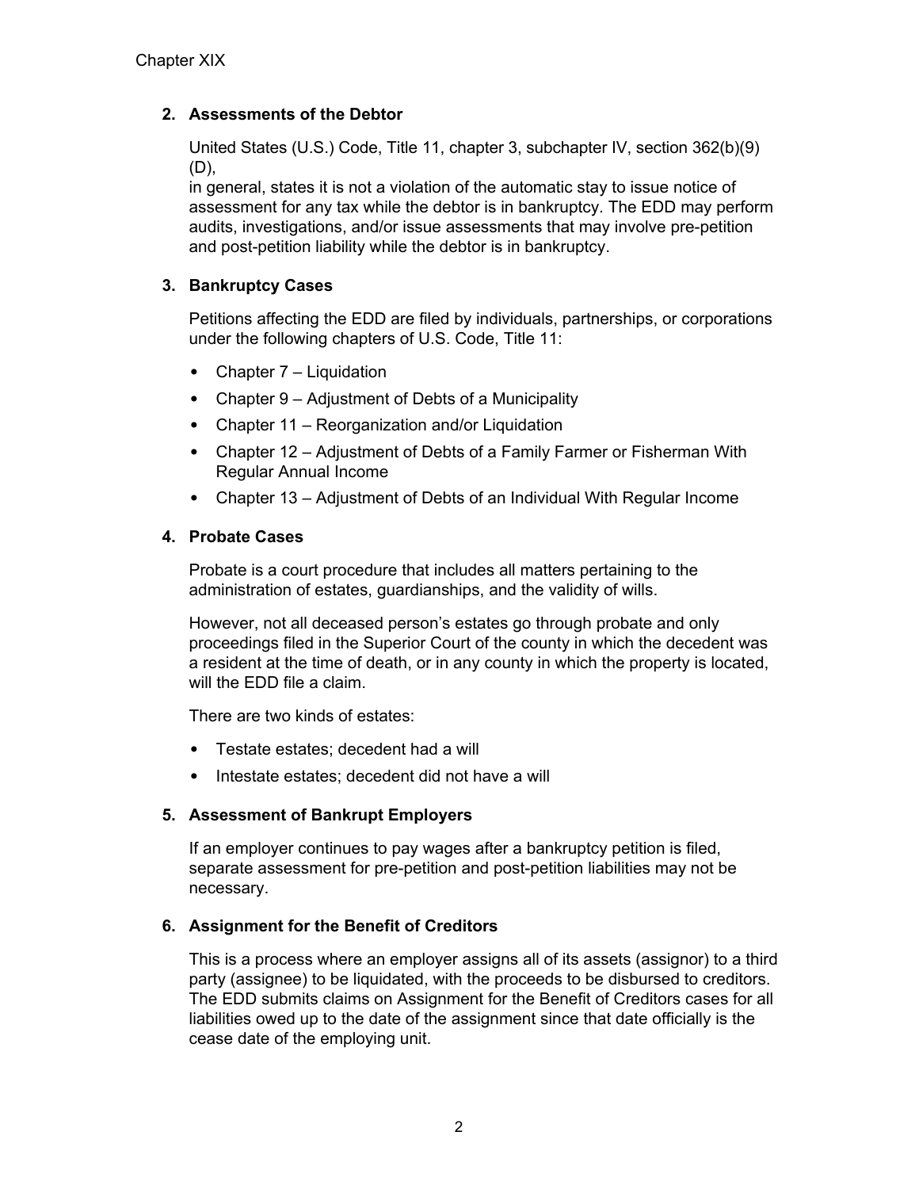## 2. Assessments of the Debtor

United States (U.S.) Code, Title 11, chapter 3, subchapter IV, section 362(b)(9)(D),
in general, states it is not a violation of the automatic stay to issue notice of assessment for any tax while the debtor is in bankruptcy. The EDD may perform audits, investigations, and/or issue assessments that may involve pre-petition and post-petition liability while the debtor is in bankruptcy.

## 3. Bankruptcy Cases

Petitions affecting the EDD are filed by individuals, partnerships, or corporations under the following chapters of U.S. Code, Title 11:

- Chapter 7 – Liquidation
- Chapter 9 – Adjustment of Debts of a Municipality
- Chapter 11 – Reorganization and/or Liquidation
- Chapter 12 – Adjustment of Debts of a Family Farmer or Fisherman With Regular Annual Income
- Chapter 13 – Adjustment of Debts of an Individual With Regular Income

## 4. Probate Cases

Probate is a court procedure that includes all matters pertaining to the administration of estates, guardianships, and the validity of wills.

However, not all deceased person's estates go through probate and only proceedings filed in the Superior Court of the county in which the decedent was a resident at the time of death, or in any county in which the property is located, will the EDD file a claim.

There are two kinds of estates:

- Testate estates; decedent had a will
- Intestate estates; decedent did not have a will

## 5. Assessment of Bankrupt Employers

If an employer continues to pay wages after a bankruptcy petition is filed, separate assessment for pre-petition and post-petition liabilities may not be necessary.

## 6. Assignment for the Benefit of Creditors

This is a process where an employer assigns all of its assets (assignor) to a third party (assignee) to be liquidated, with the proceeds to be disbursed to creditors. The EDD submits claims on Assignment for the Benefit of Creditors cases for all liabilities owed up to the date of the assignment since that date officially is the cease date of the employing unit.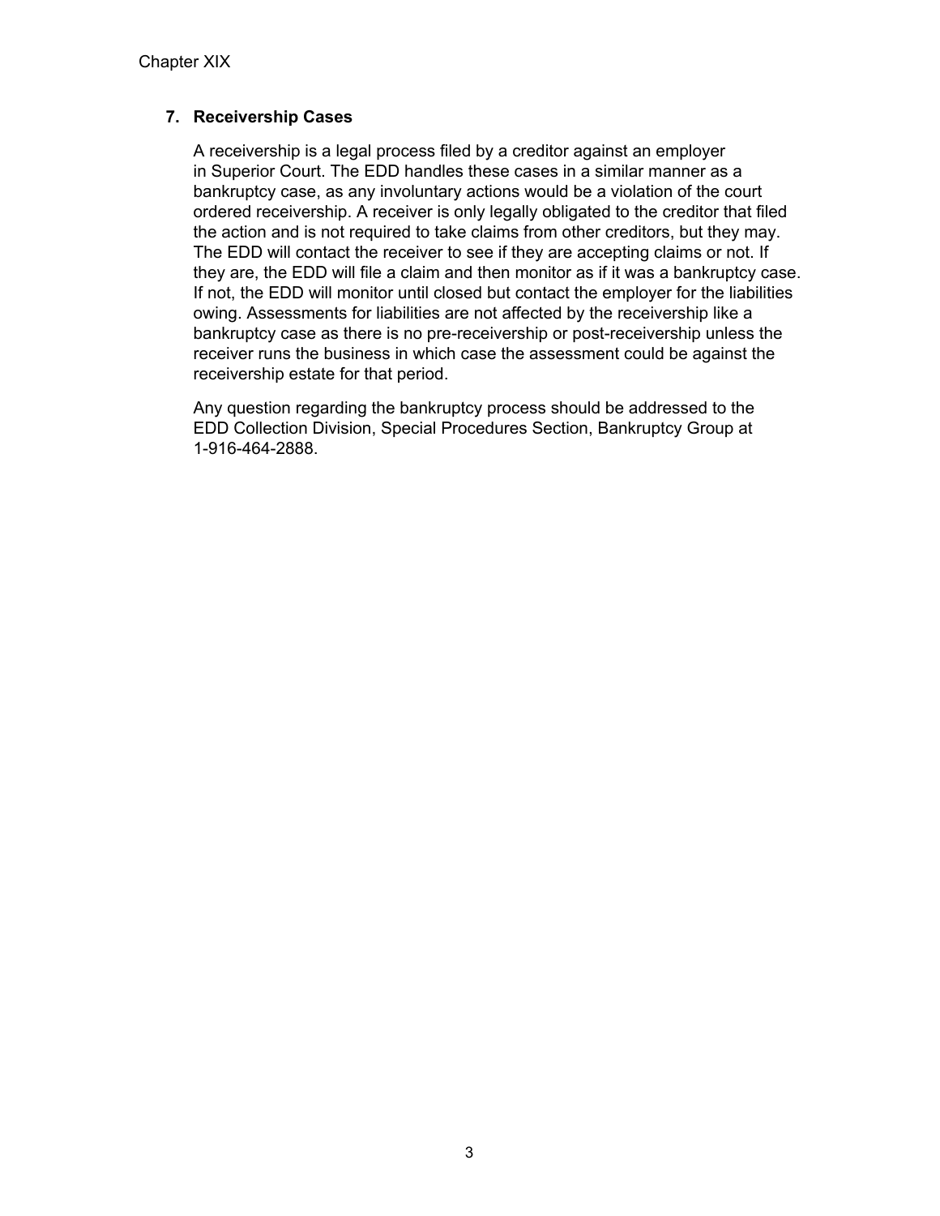### 7. Receivership Cases

A receivership is a legal process filed by a creditor against an employer in Superior Court. The EDD handles these cases in a similar manner as a bankruptcy case, as any involuntary actions would be a violation of the court ordered receivership. A receiver is only legally obligated to the creditor that filed the action and is not required to take claims from other creditors, but they may. The EDD will contact the receiver to see if they are accepting claims or not. If they are, the EDD will file a claim and then monitor as if it was a bankruptcy case. If not, the EDD will monitor until closed but contact the employer for the liabilities owing. Assessments for liabilities are not affected by the receivership like a bankruptcy case as there is no pre-receivership or post-receivership unless the receiver runs the business in which case the assessment could be against the receivership estate for that period.

Any question regarding the bankruptcy process should be addressed to the EDD Collection Division, Special Procedures Section, Bankruptcy Group at 1-916-464-2888.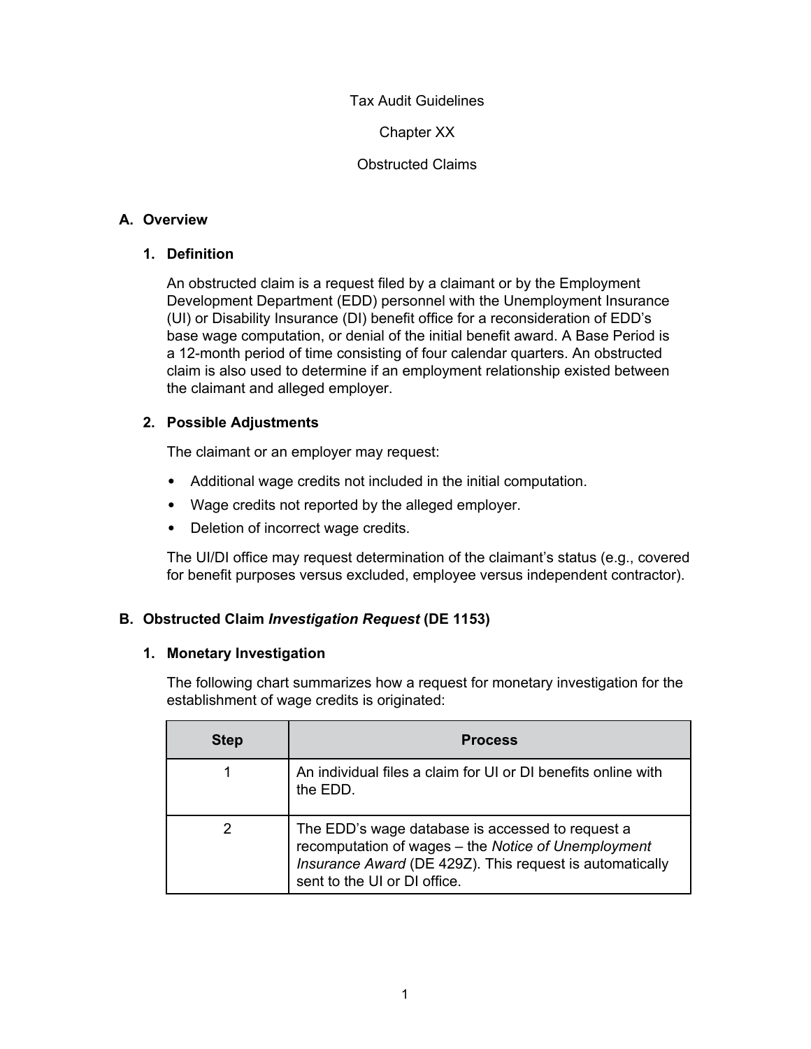Tax Audit Guidelines

Chapter XX

Obstructed Claims

## A. Overview

### 1. Definition

An obstructed claim is a request filed by a claimant or by the Employment Development Department (EDD) personnel with the Unemployment Insurance (UI) or Disability Insurance (DI) benefit office for a reconsideration of EDD's base wage computation, or denial of the initial benefit award. A Base Period is a 12-month period of time consisting of four calendar quarters. An obstructed claim is also used to determine if an employment relationship existed between the claimant and alleged employer.

### 2. Possible Adjustments

The claimant or an employer may request:

- Additional wage credits not included in the initial computation.
- Wage credits not reported by the alleged employer.
- Deletion of incorrect wage credits.

The UI/DI office may request determination of the claimant's status (e.g., covered for benefit purposes versus excluded, employee versus independent contractor).

## B. Obstructed Claim *Investigation Request* (DE 1153)

### 1. Monetary Investigation

The following chart summarizes how a request for monetary investigation for the establishment of wage credits is originated:

| Step | Process |
| --- | --- |
| 1 | An individual files a claim for UI or DI benefits online with the EDD. |
| 2 | The EDD's wage database is accessed to request a recomputation of wages – the *Notice of Unemployment Insurance Award* (DE 429Z). This request is automatically sent to the UI or DI office. |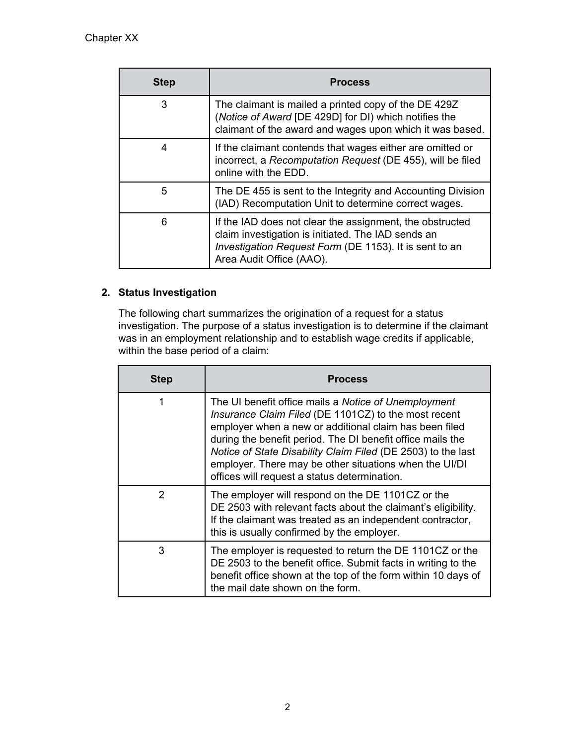| Step | Process |
|---|---|
| 3 | The claimant is mailed a printed copy of the DE 429Z (*Notice of Award* [DE 429D] for DI) which notifies the claimant of the award and wages upon which it was based. |
| 4 | If the claimant contends that wages either are omitted or incorrect, a *Recomputation Request* (DE 455), will be filed online with the EDD. |
| 5 | The DE 455 is sent to the Integrity and Accounting Division (IAD) Recomputation Unit to determine correct wages. |
| 6 | If the IAD does not clear the assignment, the obstructed claim investigation is initiated. The IAD sends an *Investigation Request Form* (DE 1153). It is sent to an Area Audit Office (AAO). |

**2. Status Investigation**

The following chart summarizes the origination of a request for a status investigation. The purpose of a status investigation is to determine if the claimant was in an employment relationship and to establish wage credits if applicable, within the base period of a claim:

| Step | Process |
|---|---|
| 1 | The UI benefit office mails a *Notice of Unemployment Insurance Claim Filed* (DE 1101CZ) to the most recent employer when a new or additional claim has been filed during the benefit period. The DI benefit office mails the *Notice of State Disability Claim Filed* (DE 2503) to the last employer. There may be other situations when the UI/DI offices will request a status determination. |
| 2 | The employer will respond on the DE 1101CZ or the DE 2503 with relevant facts about the claimant's eligibility. If the claimant was treated as an independent contractor, this is usually confirmed by the employer. |
| 3 | The employer is requested to return the DE 1101CZ or the DE 2503 to the benefit office. Submit facts in writing to the benefit office shown at the top of the form within 10 days of the mail date shown on the form. |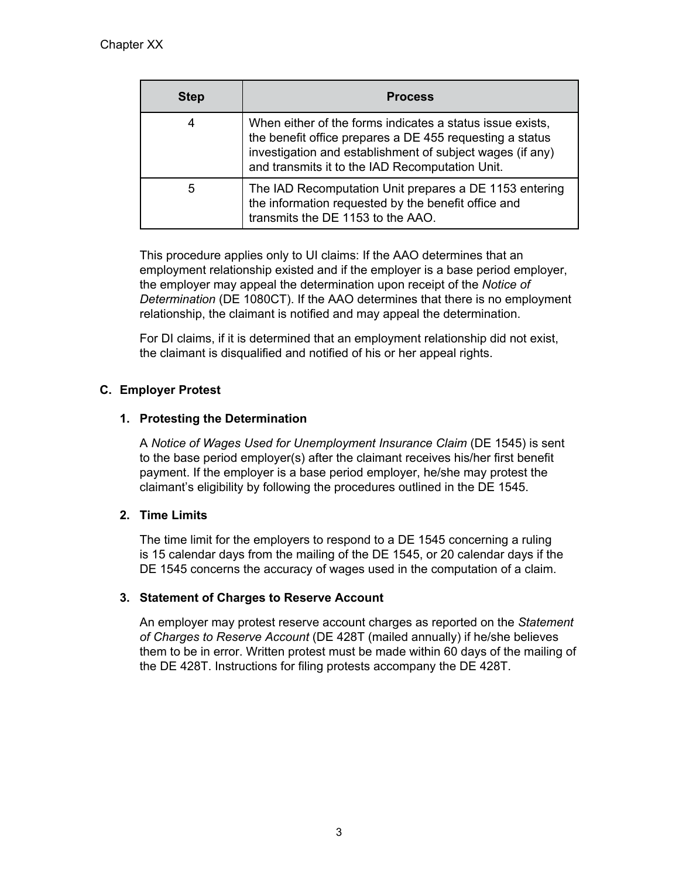| Step | Process |
|---|---|
| 4 | When either of the forms indicates a status issue exists, the benefit office prepares a DE 455 requesting a status investigation and establishment of subject wages (if any) and transmits it to the IAD Recomputation Unit. |
| 5 | The IAD Recomputation Unit prepares a DE 1153 entering the information requested by the benefit office and transmits the DE 1153 to the AAO. |

This procedure applies only to UI claims: If the AAO determines that an employment relationship existed and if the employer is a base period employer, the employer may appeal the determination upon receipt of the *Notice of Determination* (DE 1080CT). If the AAO determines that there is no employment relationship, the claimant is notified and may appeal the determination.

For DI claims, if it is determined that an employment relationship did not exist, the claimant is disqualified and notified of his or her appeal rights.

## C. Employer Protest

### 1. Protesting the Determination

A *Notice of Wages Used for Unemployment Insurance Claim* (DE 1545) is sent to the base period employer(s) after the claimant receives his/her first benefit payment. If the employer is a base period employer, he/she may protest the claimant's eligibility by following the procedures outlined in the DE 1545.

### 2. Time Limits

The time limit for the employers to respond to a DE 1545 concerning a ruling is 15 calendar days from the mailing of the DE 1545, or 20 calendar days if the DE 1545 concerns the accuracy of wages used in the computation of a claim.

### 3. Statement of Charges to Reserve Account

An employer may protest reserve account charges as reported on the *Statement of Charges to Reserve Account* (DE 428T (mailed annually) if he/she believes them to be in error. Written protest must be made within 60 days of the mailing of the DE 428T. Instructions for filing protests accompany the DE 428T.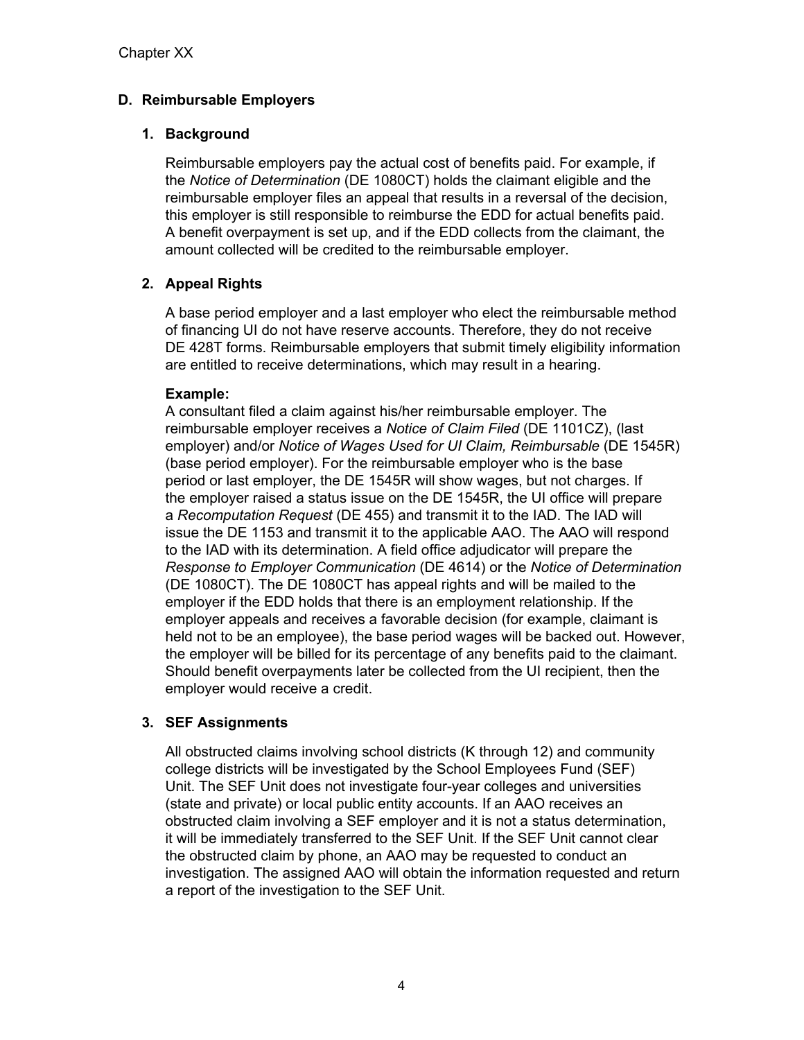## D. Reimbursable Employers

### 1. Background

Reimbursable employers pay the actual cost of benefits paid. For example, if the *Notice of Determination* (DE 1080CT) holds the claimant eligible and the reimbursable employer files an appeal that results in a reversal of the decision, this employer is still responsible to reimburse the EDD for actual benefits paid. A benefit overpayment is set up, and if the EDD collects from the claimant, the amount collected will be credited to the reimbursable employer.

### 2. Appeal Rights

A base period employer and a last employer who elect the reimbursable method of financing UI do not have reserve accounts. Therefore, they do not receive DE 428T forms. Reimbursable employers that submit timely eligibility information are entitled to receive determinations, which may result in a hearing.

**Example:**
A consultant filed a claim against his/her reimbursable employer. The reimbursable employer receives a *Notice of Claim Filed* (DE 1101CZ), (last employer) and/or *Notice of Wages Used for UI Claim, Reimbursable* (DE 1545R) (base period employer). For the reimbursable employer who is the base period or last employer, the DE 1545R will show wages, but not charges. If the employer raised a status issue on the DE 1545R, the UI office will prepare a *Recomputation Request* (DE 455) and transmit it to the IAD. The IAD will issue the DE 1153 and transmit it to the applicable AAO. The AAO will respond to the IAD with its determination. A field office adjudicator will prepare the *Response to Employer Communication* (DE 4614) or the *Notice of Determination* (DE 1080CT). The DE 1080CT has appeal rights and will be mailed to the employer if the EDD holds that there is an employment relationship. If the employer appeals and receives a favorable decision (for example, claimant is held not to be an employee), the base period wages will be backed out. However, the employer will be billed for its percentage of any benefits paid to the claimant. Should benefit overpayments later be collected from the UI recipient, then the employer would receive a credit.

### 3. SEF Assignments

All obstructed claims involving school districts (K through 12) and community college districts will be investigated by the School Employees Fund (SEF) Unit. The SEF Unit does not investigate four-year colleges and universities (state and private) or local public entity accounts. If an AAO receives an obstructed claim involving a SEF employer and it is not a status determination, it will be immediately transferred to the SEF Unit. If the SEF Unit cannot clear the obstructed claim by phone, an AAO may be requested to conduct an investigation. The assigned AAO will obtain the information requested and return a report of the investigation to the SEF Unit.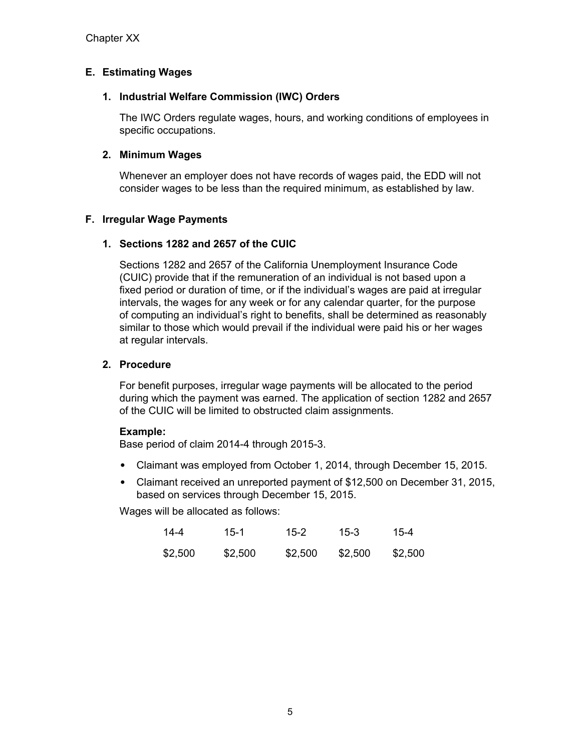### E. Estimating Wages

#### 1. Industrial Welfare Commission (IWC) Orders

The IWC Orders regulate wages, hours, and working conditions of employees in specific occupations.

#### 2. Minimum Wages

Whenever an employer does not have records of wages paid, the EDD will not consider wages to be less than the required minimum, as established by law.

### F. Irregular Wage Payments

#### 1. Sections 1282 and 2657 of the CUIC

Sections 1282 and 2657 of the California Unemployment Insurance Code (CUIC) provide that if the remuneration of an individual is not based upon a fixed period or duration of time, or if the individual's wages are paid at irregular intervals, the wages for any week or for any calendar quarter, for the purpose of computing an individual's right to benefits, shall be determined as reasonably similar to those which would prevail if the individual were paid his or her wages at regular intervals.

#### 2. Procedure

For benefit purposes, irregular wage payments will be allocated to the period during which the payment was earned. The application of section 1282 and 2657 of the CUIC will be limited to obstructed claim assignments.

**Example:**
Base period of claim 2014-4 through 2015-3.

- Claimant was employed from October 1, 2014, through December 15, 2015.
- Claimant received an unreported payment of $12,500 on December 31, 2015, based on services through December 15, 2015.

Wages will be allocated as follows:

| 14-4 | 15-1 | 15-2 | 15-3 | 15-4 |
|---|---|---|---|---|
| $2,500 | $2,500 | $2,500 | $2,500 | $2,500 |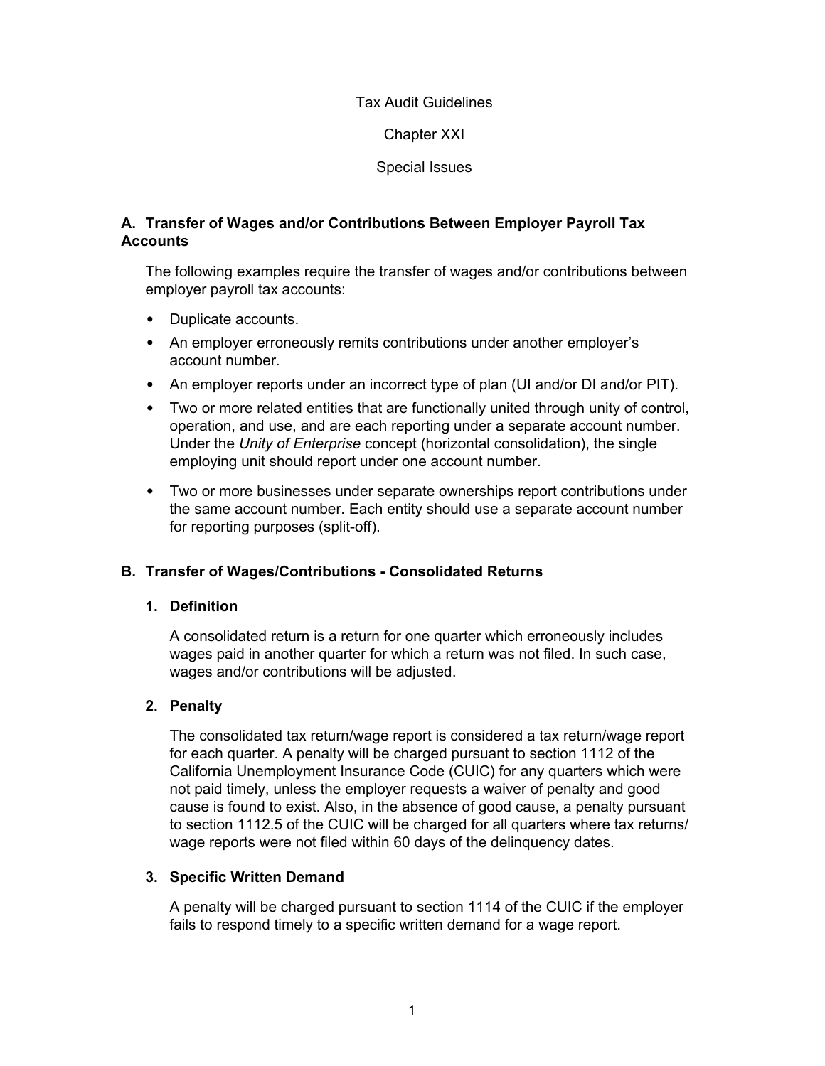Tax Audit Guidelines

Chapter XXI

Special Issues

## A. Transfer of Wages and/or Contributions Between Employer Payroll Tax Accounts

The following examples require the transfer of wages and/or contributions between employer payroll tax accounts:

- Duplicate accounts.
- An employer erroneously remits contributions under another employer's account number.
- An employer reports under an incorrect type of plan (UI and/or DI and/or PIT).
- Two or more related entities that are functionally united through unity of control, operation, and use, and are each reporting under a separate account number. Under the *Unity of Enterprise* concept (horizontal consolidation), the single employing unit should report under one account number.
- Two or more businesses under separate ownerships report contributions under the same account number. Each entity should use a separate account number for reporting purposes (split-off).

## B. Transfer of Wages/Contributions - Consolidated Returns

### 1. Definition

A consolidated return is a return for one quarter which erroneously includes wages paid in another quarter for which a return was not filed. In such case, wages and/or contributions will be adjusted.

### 2. Penalty

The consolidated tax return/wage report is considered a tax return/wage report for each quarter. A penalty will be charged pursuant to section 1112 of the California Unemployment Insurance Code (CUIC) for any quarters which were not paid timely, unless the employer requests a waiver of penalty and good cause is found to exist. Also, in the absence of good cause, a penalty pursuant to section 1112.5 of the CUIC will be charged for all quarters where tax returns/wage reports were not filed within 60 days of the delinquency dates.

### 3. Specific Written Demand

A penalty will be charged pursuant to section 1114 of the CUIC if the employer fails to respond timely to a specific written demand for a wage report.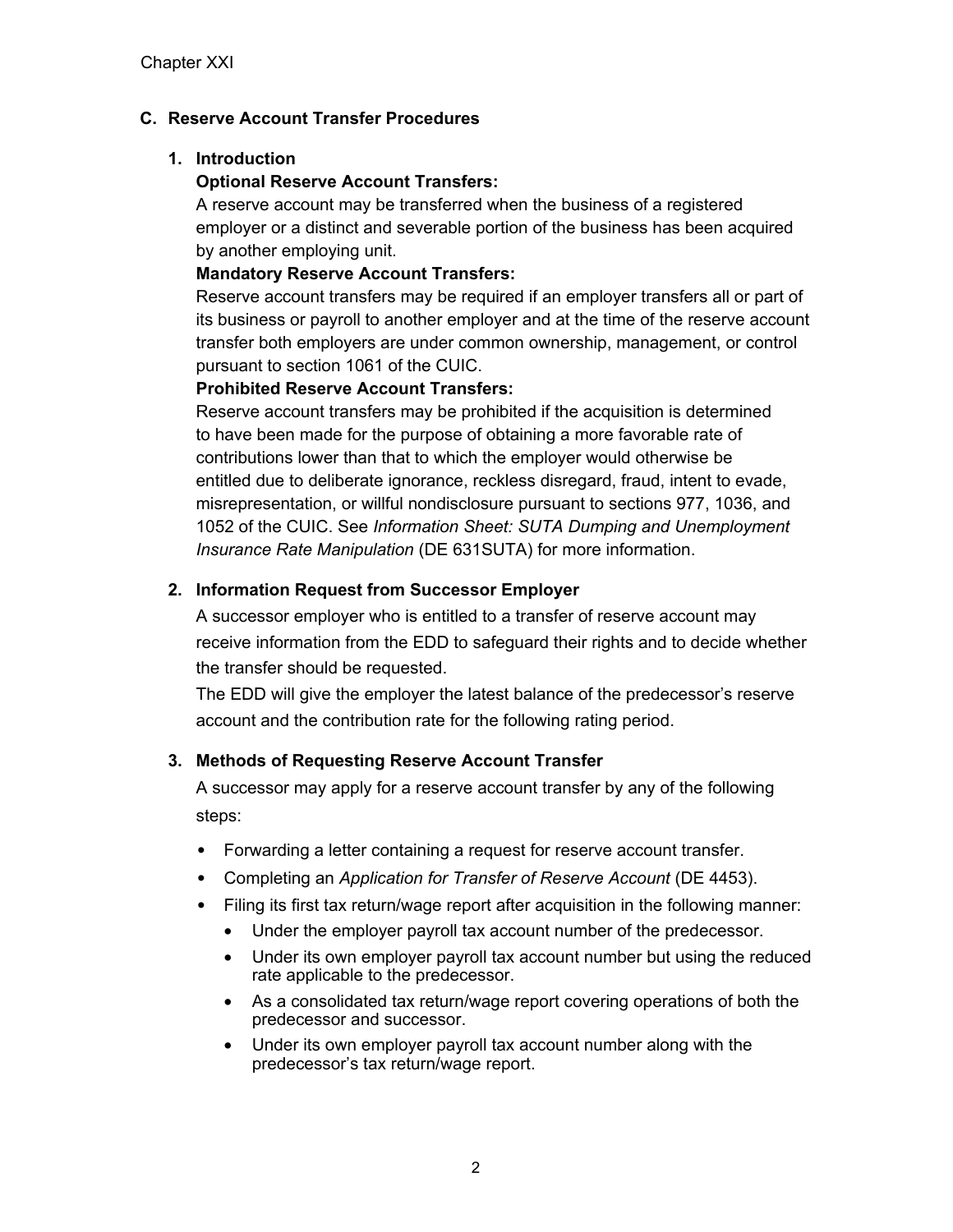## C. Reserve Account Transfer Procedures

### 1. Introduction

**Optional Reserve Account Transfers:**

A reserve account may be transferred when the business of a registered employer or a distinct and severable portion of the business has been acquired by another employing unit.

**Mandatory Reserve Account Transfers:**

Reserve account transfers may be required if an employer transfers all or part of its business or payroll to another employer and at the time of the reserve account transfer both employers are under common ownership, management, or control pursuant to section 1061 of the CUIC.

**Prohibited Reserve Account Transfers:**

Reserve account transfers may be prohibited if the acquisition is determined to have been made for the purpose of obtaining a more favorable rate of contributions lower than that to which the employer would otherwise be entitled due to deliberate ignorance, reckless disregard, fraud, intent to evade, misrepresentation, or willful nondisclosure pursuant to sections 977, 1036, and 1052 of the CUIC. See *Information Sheet: SUTA Dumping and Unemployment Insurance Rate Manipulation* (DE 631SUTA) for more information.

### 2. Information Request from Successor Employer

A successor employer who is entitled to a transfer of reserve account may receive information from the EDD to safeguard their rights and to decide whether the transfer should be requested.

The EDD will give the employer the latest balance of the predecessor's reserve account and the contribution rate for the following rating period.

### 3. Methods of Requesting Reserve Account Transfer

A successor may apply for a reserve account transfer by any of the following steps:

- Forwarding a letter containing a request for reserve account transfer.
- Completing an *Application for Transfer of Reserve Account* (DE 4453).
- Filing its first tax return/wage report after acquisition in the following manner:
  - Under the employer payroll tax account number of the predecessor.
  - Under its own employer payroll tax account number but using the reduced rate applicable to the predecessor.
  - As a consolidated tax return/wage report covering operations of both the predecessor and successor.
  - Under its own employer payroll tax account number along with the predecessor's tax return/wage report.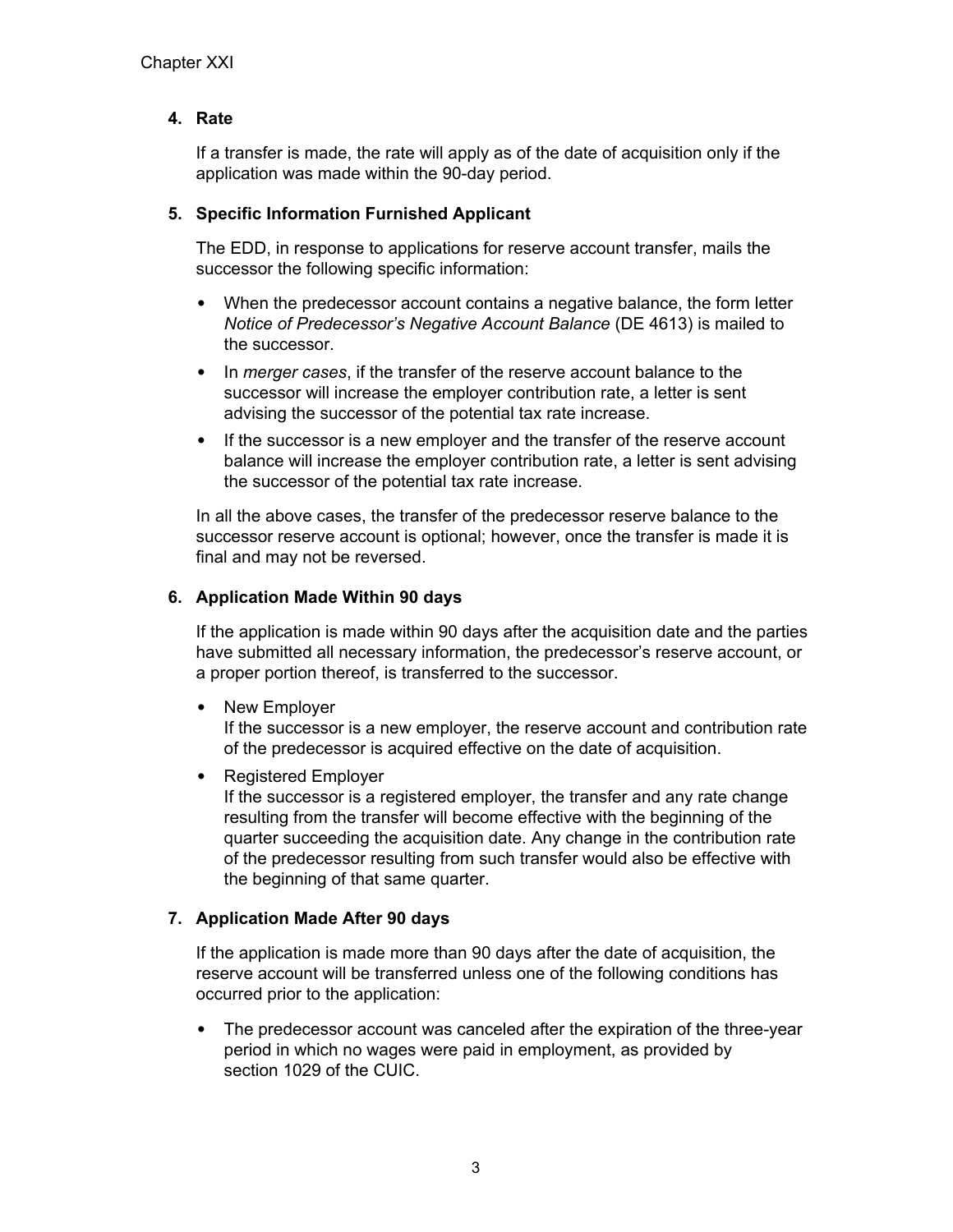**4. Rate**

If a transfer is made, the rate will apply as of the date of acquisition only if the application was made within the 90-day period.

**5. Specific Information Furnished Applicant**

The EDD, in response to applications for reserve account transfer, mails the successor the following specific information:

- When the predecessor account contains a negative balance, the form letter *Notice of Predecessor's Negative Account Balance* (DE 4613) is mailed to the successor.
- In *merger cases*, if the transfer of the reserve account balance to the successor will increase the employer contribution rate, a letter is sent advising the successor of the potential tax rate increase.
- If the successor is a new employer and the transfer of the reserve account balance will increase the employer contribution rate, a letter is sent advising the successor of the potential tax rate increase.

In all the above cases, the transfer of the predecessor reserve balance to the successor reserve account is optional; however, once the transfer is made it is final and may not be reversed.

**6. Application Made Within 90 days**

If the application is made within 90 days after the acquisition date and the parties have submitted all necessary information, the predecessor's reserve account, or a proper portion thereof, is transferred to the successor.

- New Employer
  If the successor is a new employer, the reserve account and contribution rate of the predecessor is acquired effective on the date of acquisition.
- Registered Employer
  If the successor is a registered employer, the transfer and any rate change resulting from the transfer will become effective with the beginning of the quarter succeeding the acquisition date. Any change in the contribution rate of the predecessor resulting from such transfer would also be effective with the beginning of that same quarter.

**7. Application Made After 90 days**

If the application is made more than 90 days after the date of acquisition, the reserve account will be transferred unless one of the following conditions has occurred prior to the application:

- The predecessor account was canceled after the expiration of the three-year period in which no wages were paid in employment, as provided by section 1029 of the CUIC.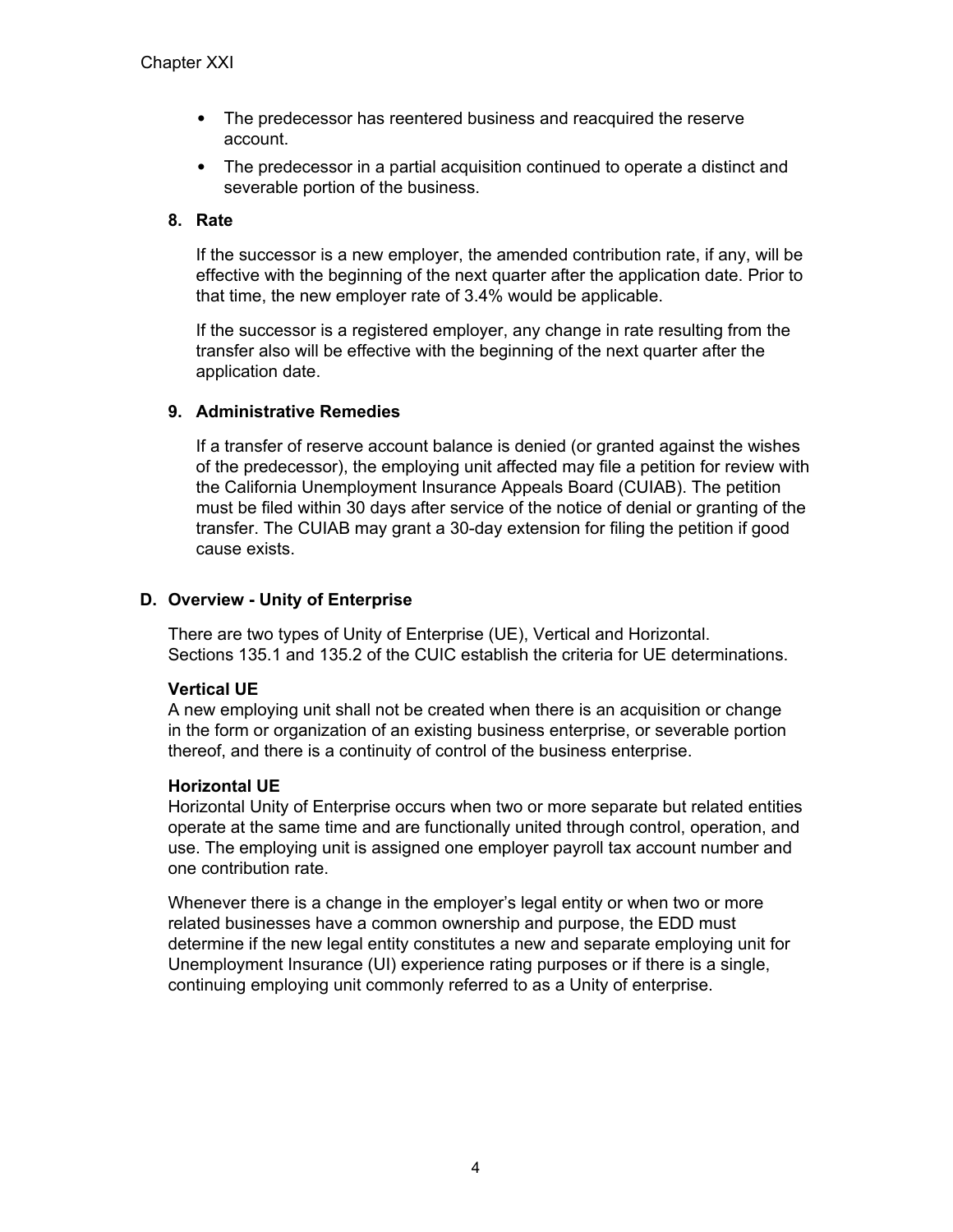- The predecessor has reentered business and reacquired the reserve account.
- The predecessor in a partial acquisition continued to operate a distinct and severable portion of the business.

### 8. Rate

If the successor is a new employer, the amended contribution rate, if any, will be effective with the beginning of the next quarter after the application date. Prior to that time, the new employer rate of 3.4% would be applicable.

If the successor is a registered employer, any change in rate resulting from the transfer also will be effective with the beginning of the next quarter after the application date.

### 9. Administrative Remedies

If a transfer of reserve account balance is denied (or granted against the wishes of the predecessor), the employing unit affected may file a petition for review with the California Unemployment Insurance Appeals Board (CUIAB). The petition must be filed within 30 days after service of the notice of denial or granting of the transfer. The CUIAB may grant a 30-day extension for filing the petition if good cause exists.

## D. Overview - Unity of Enterprise

There are two types of Unity of Enterprise (UE), Vertical and Horizontal. Sections 135.1 and 135.2 of the CUIC establish the criteria for UE determinations.

**Vertical UE**
A new employing unit shall not be created when there is an acquisition or change in the form or organization of an existing business enterprise, or severable portion thereof, and there is a continuity of control of the business enterprise.

**Horizontal UE**
Horizontal Unity of Enterprise occurs when two or more separate but related entities operate at the same time and are functionally united through control, operation, and use. The employing unit is assigned one employer payroll tax account number and one contribution rate.

Whenever there is a change in the employer's legal entity or when two or more related businesses have a common ownership and purpose, the EDD must determine if the new legal entity constitutes a new and separate employing unit for Unemployment Insurance (UI) experience rating purposes or if there is a single, continuing employing unit commonly referred to as a Unity of enterprise.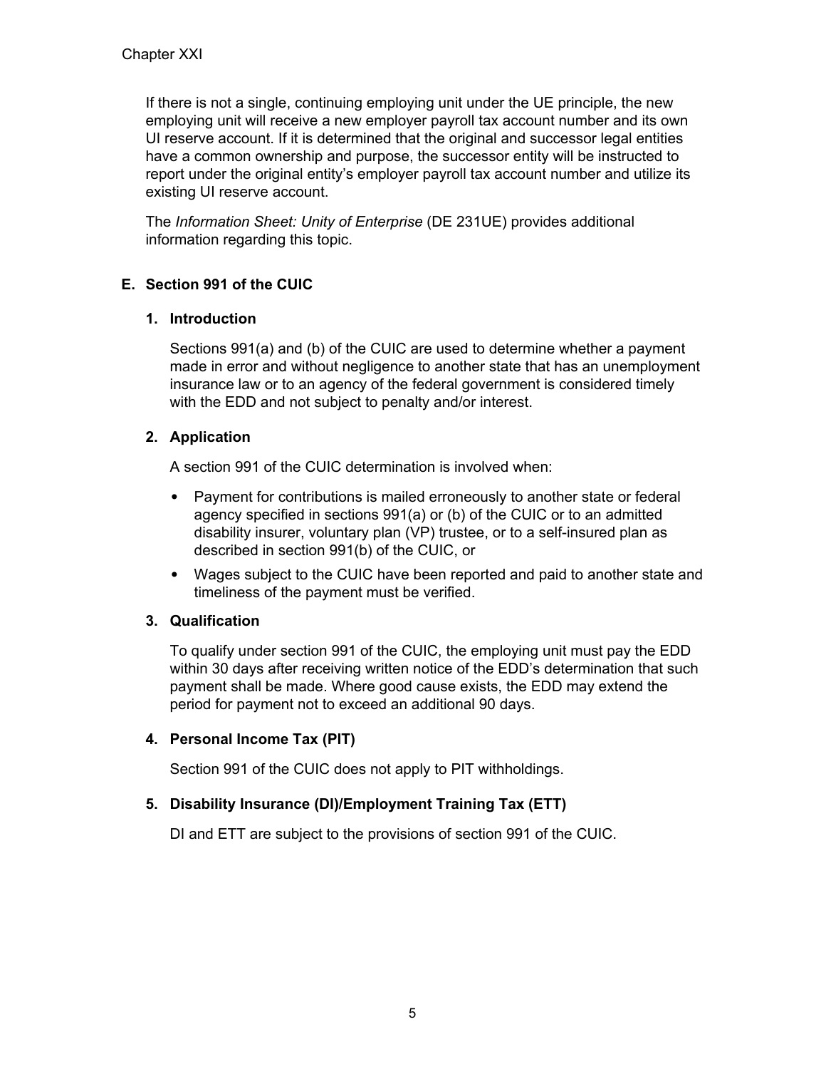If there is not a single, continuing employing unit under the UE principle, the new employing unit will receive a new employer payroll tax account number and its own UI reserve account. If it is determined that the original and successor legal entities have a common ownership and purpose, the successor entity will be instructed to report under the original entity's employer payroll tax account number and utilize its existing UI reserve account.

The *Information Sheet: Unity of Enterprise* (DE 231UE) provides additional information regarding this topic.

## E. Section 991 of the CUIC

### 1. Introduction

Sections 991(a) and (b) of the CUIC are used to determine whether a payment made in error and without negligence to another state that has an unemployment insurance law or to an agency of the federal government is considered timely with the EDD and not subject to penalty and/or interest.

### 2. Application

A section 991 of the CUIC determination is involved when:

- Payment for contributions is mailed erroneously to another state or federal agency specified in sections 991(a) or (b) of the CUIC or to an admitted disability insurer, voluntary plan (VP) trustee, or to a self-insured plan as described in section 991(b) of the CUIC, or
- Wages subject to the CUIC have been reported and paid to another state and timeliness of the payment must be verified.

### 3. Qualification

To qualify under section 991 of the CUIC, the employing unit must pay the EDD within 30 days after receiving written notice of the EDD's determination that such payment shall be made. Where good cause exists, the EDD may extend the period for payment not to exceed an additional 90 days.

### 4. Personal Income Tax (PIT)

Section 991 of the CUIC does not apply to PIT withholdings.

### 5. Disability Insurance (DI)/Employment Training Tax (ETT)

DI and ETT are subject to the provisions of section 991 of the CUIC.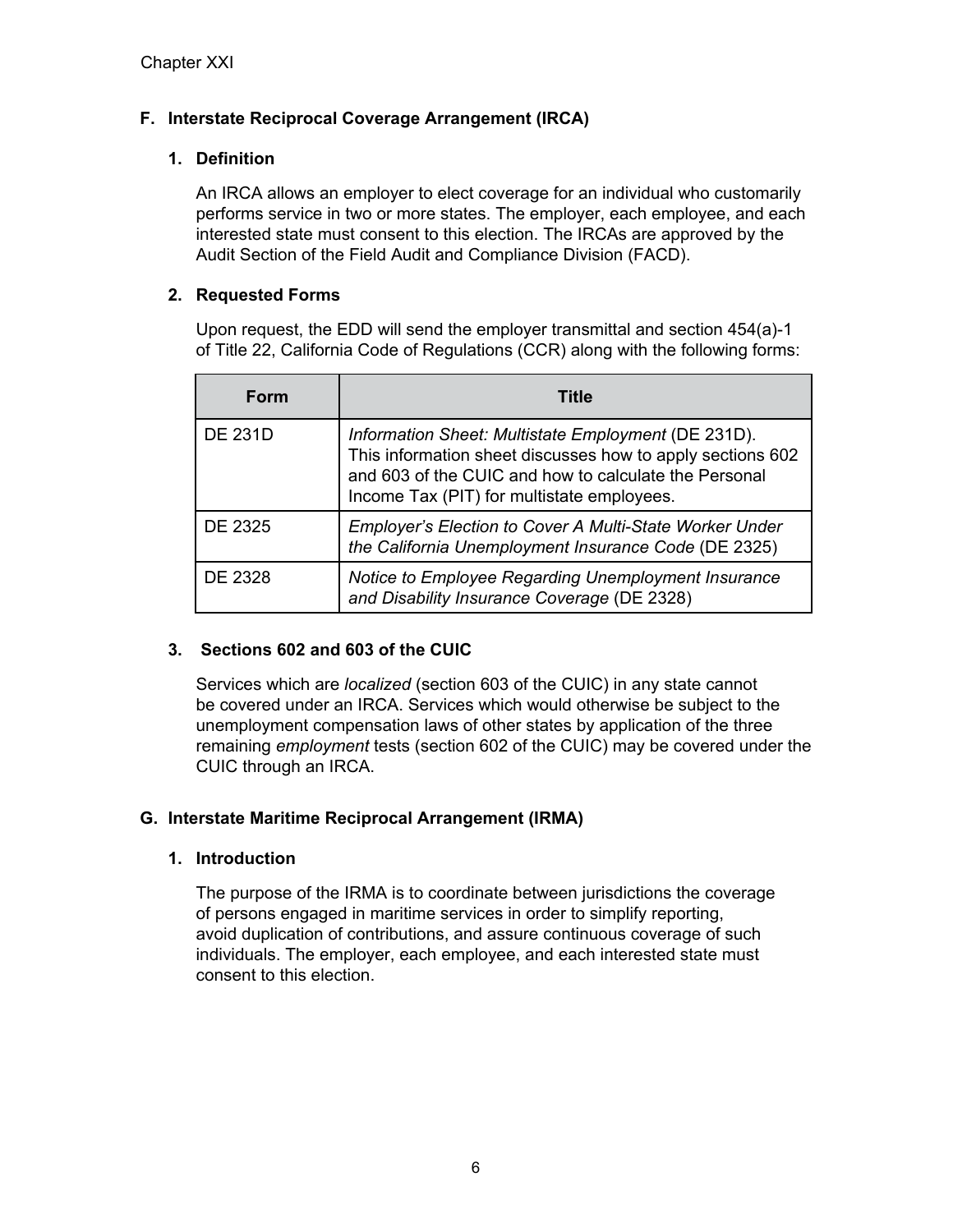## F. Interstate Reciprocal Coverage Arrangement (IRCA)

### 1. Definition

An IRCA allows an employer to elect coverage for an individual who customarily performs service in two or more states. The employer, each employee, and each interested state must consent to this election. The IRCAs are approved by the Audit Section of the Field Audit and Compliance Division (FACD).

### 2. Requested Forms

Upon request, the EDD will send the employer transmittal and section 454(a)-1 of Title 22, California Code of Regulations (CCR) along with the following forms:

| Form | Title |
|---|---|
| DE 231D | *Information Sheet: Multistate Employment* (DE 231D). This information sheet discusses how to apply sections 602 and 603 of the CUIC and how to calculate the Personal Income Tax (PIT) for multistate employees. |
| DE 2325 | *Employer's Election to Cover A Multi-State Worker Under the California Unemployment Insurance Code* (DE 2325) |
| DE 2328 | *Notice to Employee Regarding Unemployment Insurance and Disability Insurance Coverage* (DE 2328) |

### 3. Sections 602 and 603 of the CUIC

Services which are *localized* (section 603 of the CUIC) in any state cannot be covered under an IRCA. Services which would otherwise be subject to the unemployment compensation laws of other states by application of the three remaining *employment* tests (section 602 of the CUIC) may be covered under the CUIC through an IRCA.

## G. Interstate Maritime Reciprocal Arrangement (IRMA)

### 1. Introduction

The purpose of the IRMA is to coordinate between jurisdictions the coverage of persons engaged in maritime services in order to simplify reporting, avoid duplication of contributions, and assure continuous coverage of such individuals. The employer, each employee, and each interested state must consent to this election.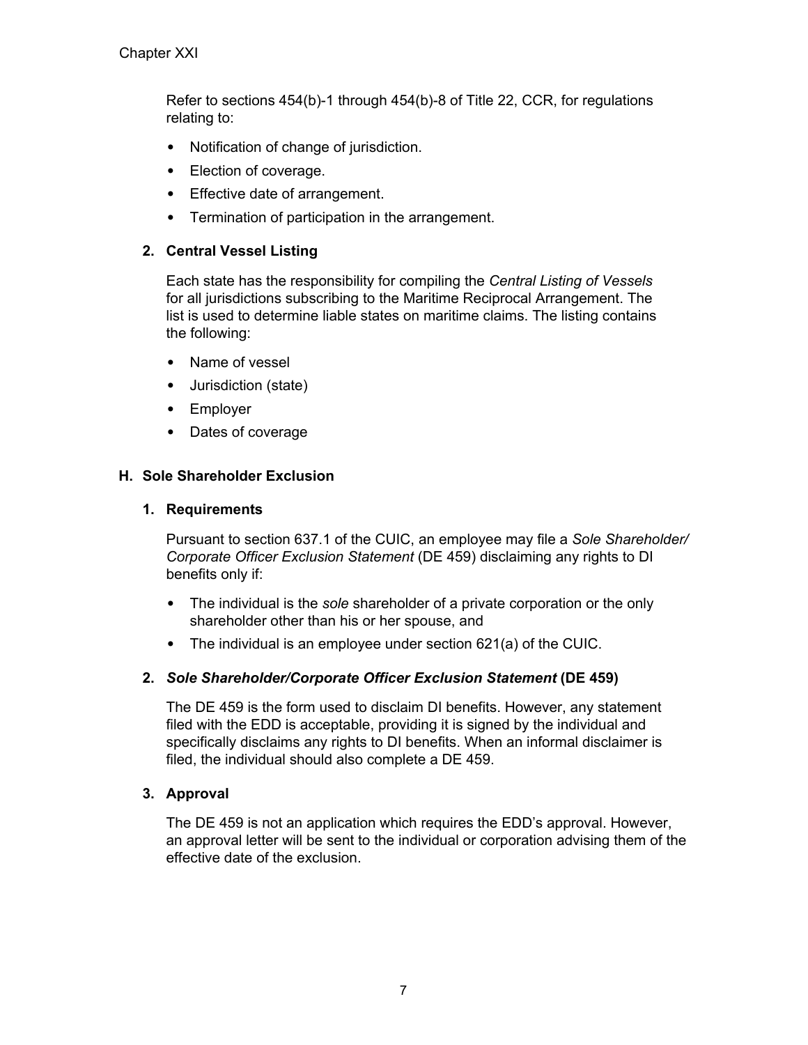Refer to sections 454(b)-1 through 454(b)-8 of Title 22, CCR, for regulations relating to:

- Notification of change of jurisdiction.
- Election of coverage.
- Effective date of arrangement.
- Termination of participation in the arrangement.

### 2. Central Vessel Listing

Each state has the responsibility for compiling the *Central Listing of Vessels* for all jurisdictions subscribing to the Maritime Reciprocal Arrangement. The list is used to determine liable states on maritime claims. The listing contains the following:

- Name of vessel
- Jurisdiction (state)
- Employer
- Dates of coverage

## H. Sole Shareholder Exclusion

### 1. Requirements

Pursuant to section 637.1 of the CUIC, an employee may file a *Sole Shareholder/ Corporate Officer Exclusion Statement* (DE 459) disclaiming any rights to DI benefits only if:

- The individual is the *sole* shareholder of a private corporation or the only shareholder other than his or her spouse, and
- The individual is an employee under section 621(a) of the CUIC.

### 2. *Sole Shareholder/Corporate Officer Exclusion Statement* (DE 459)

The DE 459 is the form used to disclaim DI benefits. However, any statement filed with the EDD is acceptable, providing it is signed by the individual and specifically disclaims any rights to DI benefits. When an informal disclaimer is filed, the individual should also complete a DE 459.

### 3. Approval

The DE 459 is not an application which requires the EDD's approval. However, an approval letter will be sent to the individual or corporation advising them of the effective date of the exclusion.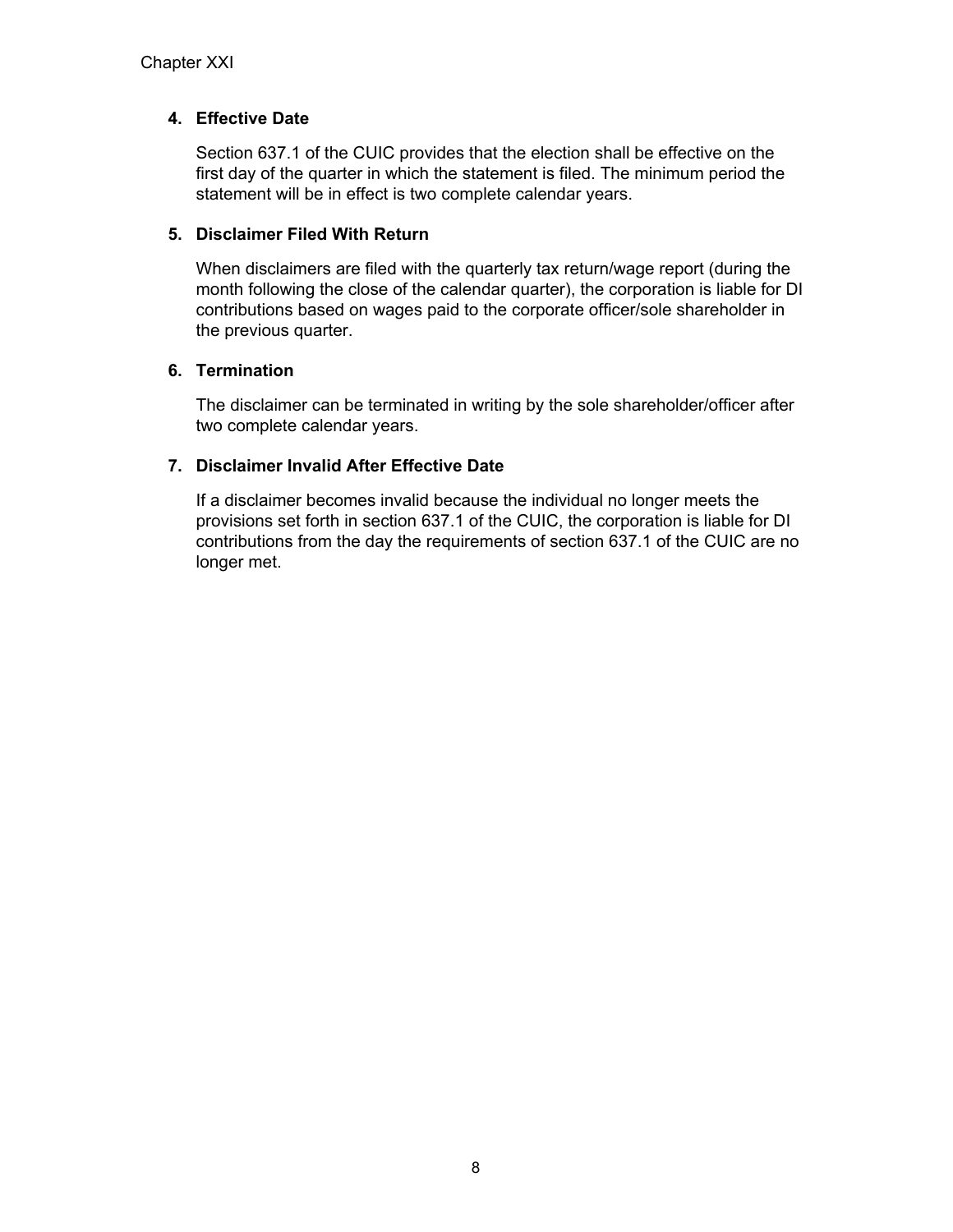**4. Effective Date**

Section 637.1 of the CUIC provides that the election shall be effective on the first day of the quarter in which the statement is filed. The minimum period the statement will be in effect is two complete calendar years.

**5. Disclaimer Filed With Return**

When disclaimers are filed with the quarterly tax return/wage report (during the month following the close of the calendar quarter), the corporation is liable for DI contributions based on wages paid to the corporate officer/sole shareholder in the previous quarter.

**6. Termination**

The disclaimer can be terminated in writing by the sole shareholder/officer after two complete calendar years.

**7. Disclaimer Invalid After Effective Date**

If a disclaimer becomes invalid because the individual no longer meets the provisions set forth in section 637.1 of the CUIC, the corporation is liable for DI contributions from the day the requirements of section 637.1 of the CUIC are no longer met.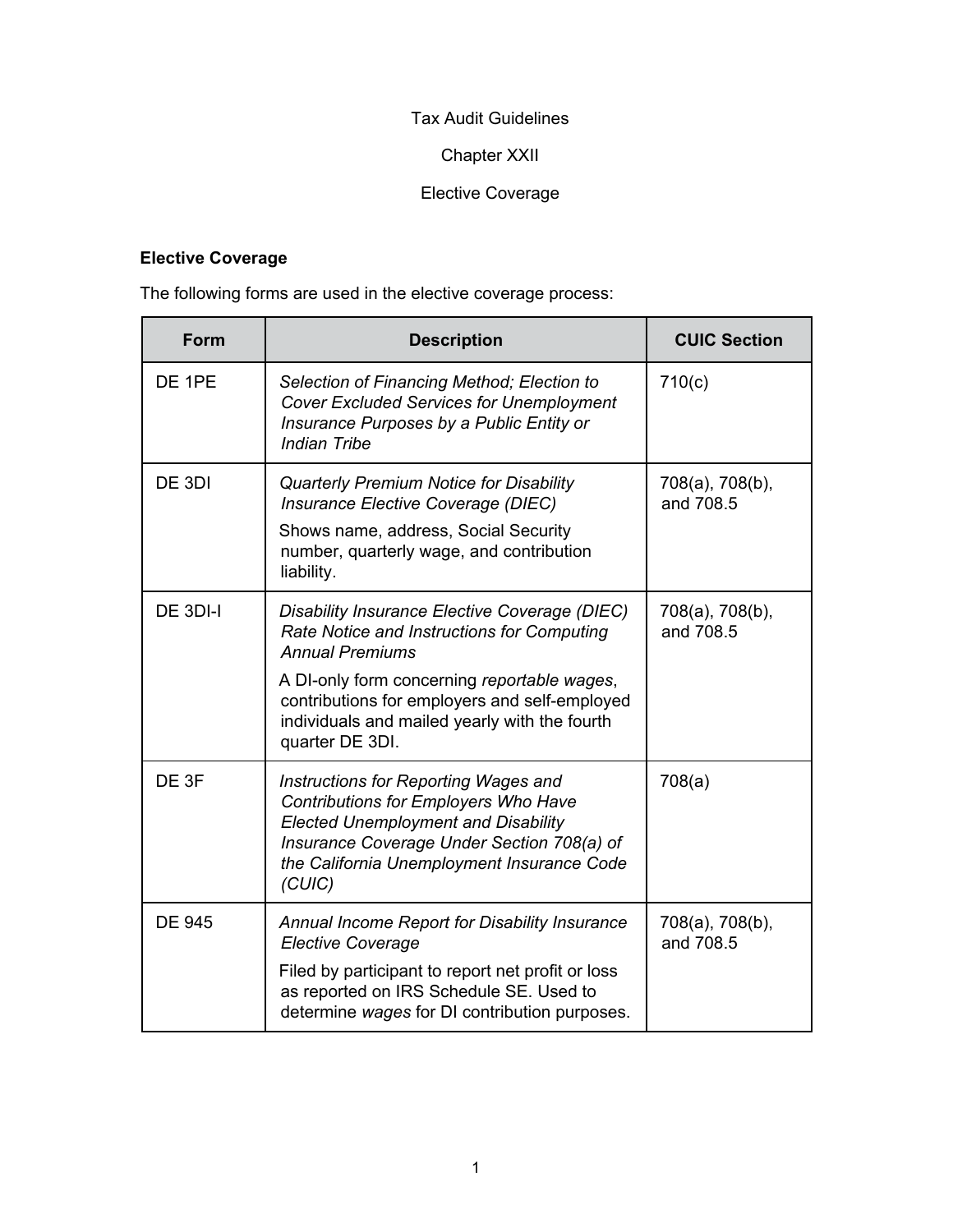Tax Audit Guidelines

Chapter XXII

Elective Coverage

## Elective Coverage

The following forms are used in the elective coverage process:

| Form | Description | CUIC Section |
| --- | --- | --- |
| DE 1PE | *Selection of Financing Method; Election to Cover Excluded Services for Unemployment Insurance Purposes by a Public Entity or Indian Tribe* | 710(c) |
| DE 3DI | *Quarterly Premium Notice for Disability Insurance Elective Coverage (DIEC)*<br>Shows name, address, Social Security number, quarterly wage, and contribution liability. | 708(a), 708(b), and 708.5 |
| DE 3DI-I | *Disability Insurance Elective Coverage (DIEC) Rate Notice and Instructions for Computing Annual Premiums*<br>A DI-only form concerning *reportable wages*, contributions for employers and self-employed individuals and mailed yearly with the fourth quarter DE 3DI. | 708(a), 708(b), and 708.5 |
| DE 3F | *Instructions for Reporting Wages and Contributions for Employers Who Have Elected Unemployment and Disability Insurance Coverage Under Section 708(a) of the California Unemployment Insurance Code (CUIC)* | 708(a) |
| DE 945 | *Annual Income Report for Disability Insurance Elective Coverage*<br>Filed by participant to report net profit or loss as reported on IRS Schedule SE. Used to determine *wages* for DI contribution purposes. | 708(a), 708(b), and 708.5 |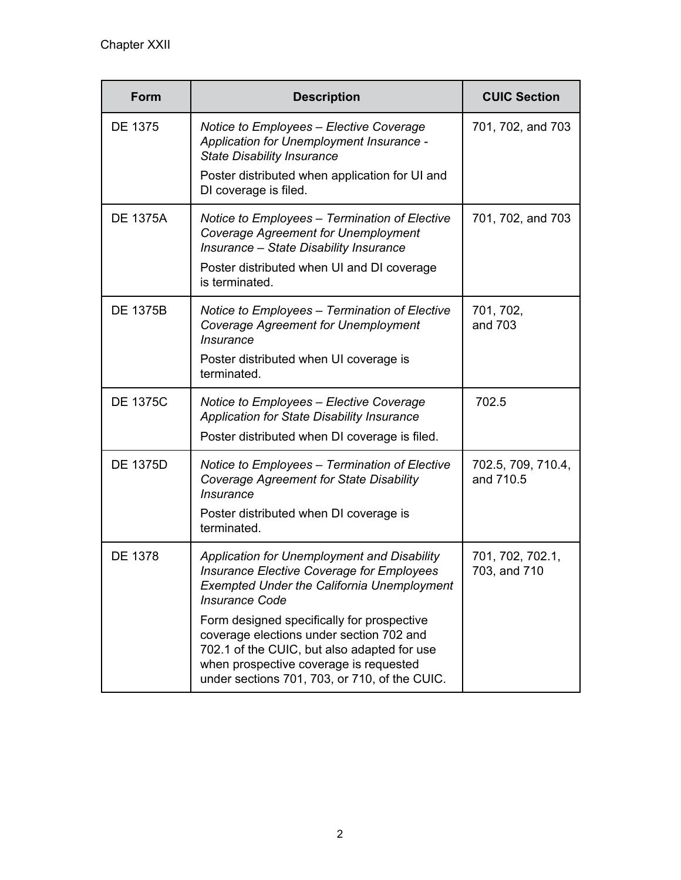| Form | Description | CUIC Section |
|---|---|---|
| DE 1375 | *Notice to Employees – Elective Coverage Application for Unemployment Insurance - State Disability Insurance*<br>Poster distributed when application for UI and DI coverage is filed. | 701, 702, and 703 |
| DE 1375A | *Notice to Employees – Termination of Elective Coverage Agreement for Unemployment Insurance – State Disability Insurance*<br>Poster distributed when UI and DI coverage is terminated. | 701, 702, and 703 |
| DE 1375B | *Notice to Employees – Termination of Elective Coverage Agreement for Unemployment Insurance*<br>Poster distributed when UI coverage is terminated. | 701, 702, and 703 |
| DE 1375C | *Notice to Employees – Elective Coverage Application for State Disability Insurance*<br>Poster distributed when DI coverage is filed. | 702.5 |
| DE 1375D | *Notice to Employees – Termination of Elective Coverage Agreement for State Disability Insurance*<br>Poster distributed when DI coverage is terminated. | 702.5, 709, 710.4, and 710.5 |
| DE 1378 | *Application for Unemployment and Disability Insurance Elective Coverage for Employees Exempted Under the California Unemployment Insurance Code*<br>Form designed specifically for prospective coverage elections under section 702 and 702.1 of the CUIC, but also adapted for use when prospective coverage is requested under sections 701, 703, or 710, of the CUIC. | 701, 702, 702.1, 703, and 710 |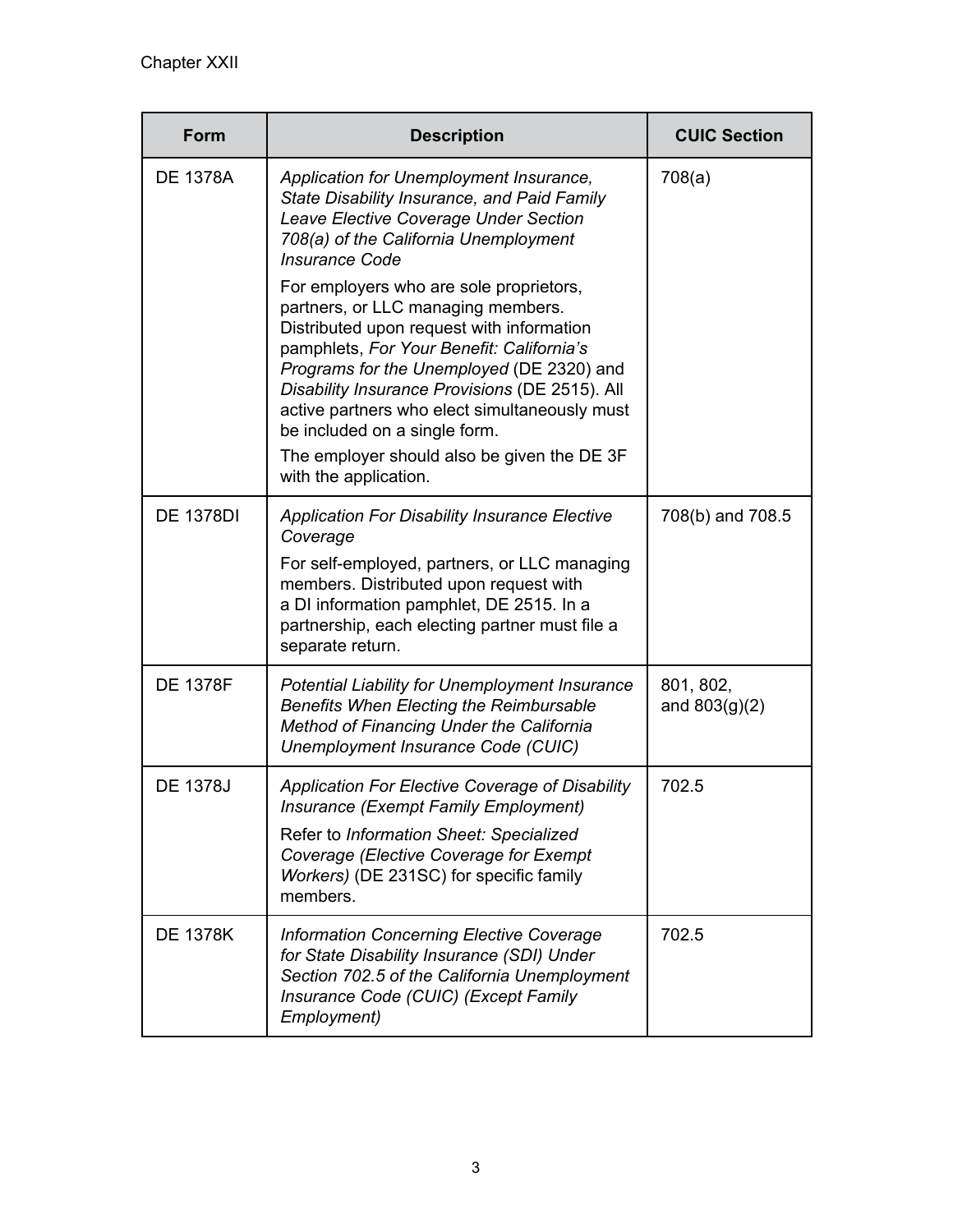| Form | Description | CUIC Section |
|---|---|---|
| DE 1378A | *Application for Unemployment Insurance, State Disability Insurance, and Paid Family Leave Elective Coverage Under Section 708(a) of the California Unemployment Insurance Code*<br><br>For employers who are sole proprietors, partners, or LLC managing members. Distributed upon request with information pamphlets, *For Your Benefit: California's Programs for the Unemployed* (DE 2320) and *Disability Insurance Provisions* (DE 2515). All active partners who elect simultaneously must be included on a single form.<br><br>The employer should also be given the DE 3F with the application. | 708(a) |
| DE 1378DI | *Application For Disability Insurance Elective Coverage*<br><br>For self-employed, partners, or LLC managing members. Distributed upon request with a DI information pamphlet, DE 2515. In a partnership, each electing partner must file a separate return. | 708(b) and 708.5 |
| DE 1378F | *Potential Liability for Unemployment Insurance Benefits When Electing the Reimbursable Method of Financing Under the California Unemployment Insurance Code (CUIC)* | 801, 802, and 803(g)(2) |
| DE 1378J | *Application For Elective Coverage of Disability Insurance (Exempt Family Employment)*<br><br>Refer to *Information Sheet: Specialized Coverage (Elective Coverage for Exempt Workers)* (DE 231SC) for specific family members. | 702.5 |
| DE 1378K | *Information Concerning Elective Coverage for State Disability Insurance (SDI) Under Section 702.5 of the California Unemployment Insurance Code (CUIC) (Except Family Employment)* | 702.5 |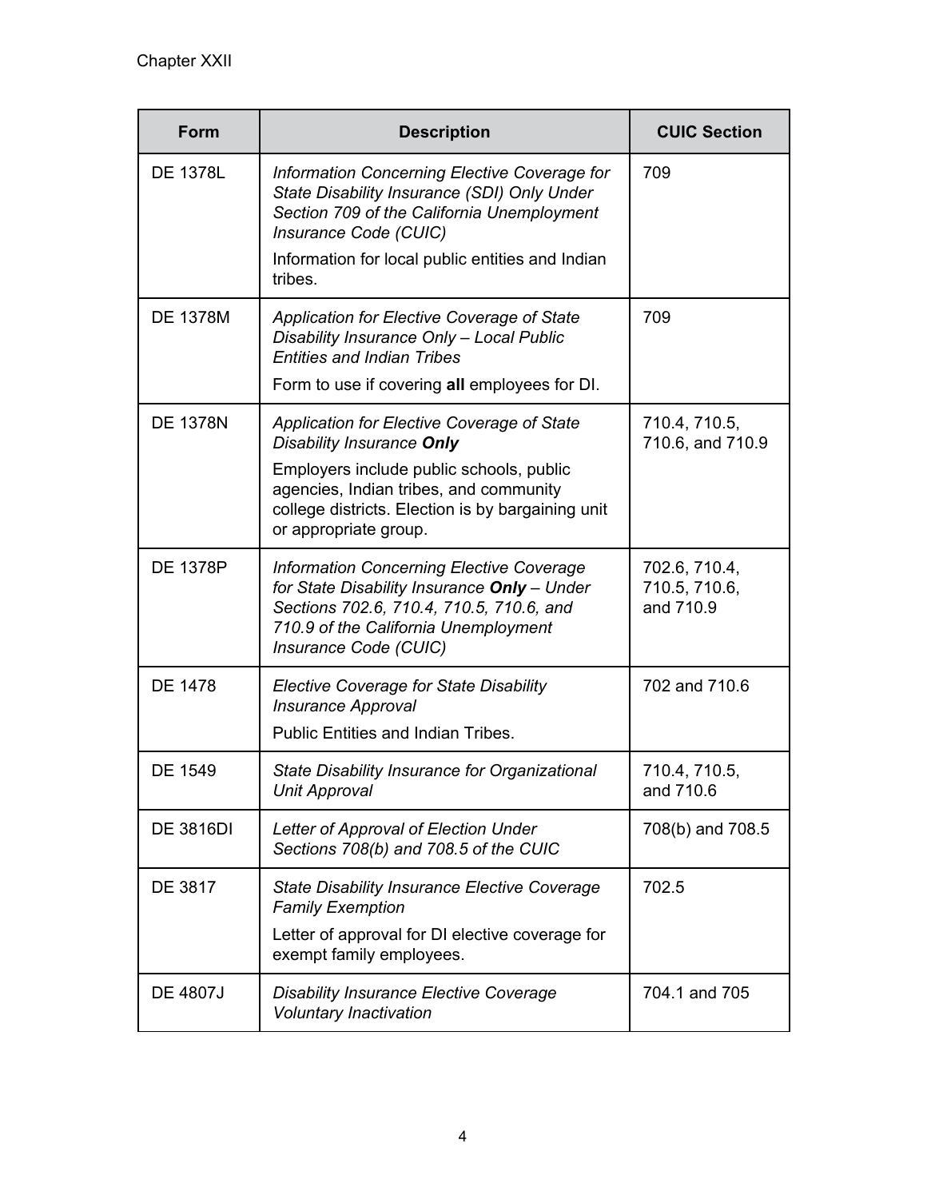| Form | Description | CUIC Section |
|---|---|---|
| DE 1378L | *Information Concerning Elective Coverage for State Disability Insurance (SDI) Only Under Section 709 of the California Unemployment Insurance Code (CUIC)* Information for local public entities and Indian tribes. | 709 |
| DE 1378M | *Application for Elective Coverage of State Disability Insurance Only – Local Public Entities and Indian Tribes* Form to use if covering **all** employees for DI. | 709 |
| DE 1378N | *Application for Elective Coverage of State Disability Insurance **Only*** Employers include public schools, public agencies, Indian tribes, and community college districts. Election is by bargaining unit or appropriate group. | 710.4, 710.5, 710.6, and 710.9 |
| DE 1378P | *Information Concerning Elective Coverage for State Disability Insurance **Only** – Under Sections 702.6, 710.4, 710.5, 710.6, and 710.9 of the California Unemployment Insurance Code (CUIC)* | 702.6, 710.4, 710.5, 710.6, and 710.9 |
| DE 1478 | *Elective Coverage for State Disability Insurance Approval* Public Entities and Indian Tribes. | 702 and 710.6 |
| DE 1549 | *State Disability Insurance for Organizational Unit Approval* | 710.4, 710.5, and 710.6 |
| DE 3816DI | *Letter of Approval of Election Under Sections 708(b) and 708.5 of the CUIC* | 708(b) and 708.5 |
| DE 3817 | *State Disability Insurance Elective Coverage Family Exemption* Letter of approval for DI elective coverage for exempt family employees. | 702.5 |
| DE 4807J | *Disability Insurance Elective Coverage Voluntary Inactivation* | 704.1 and 705 |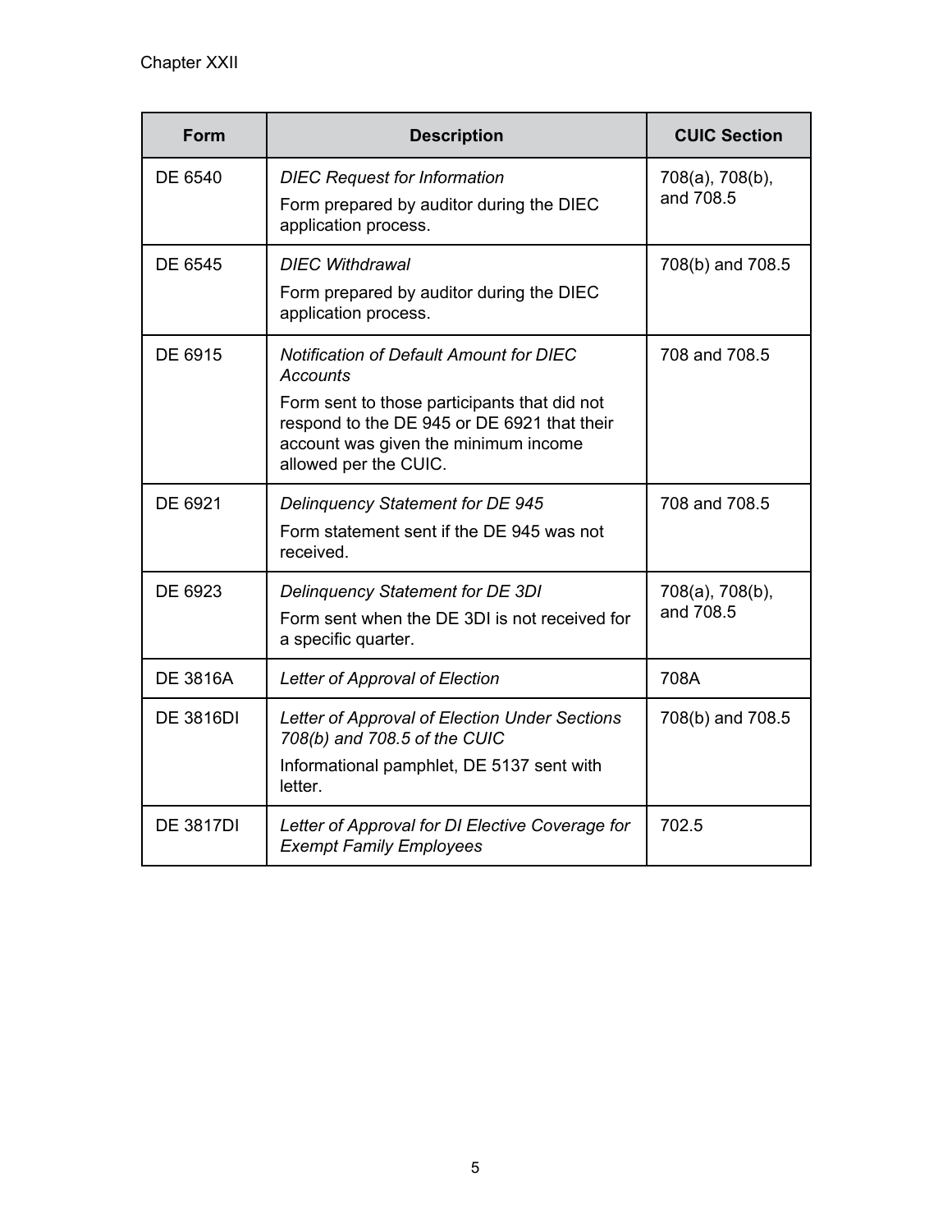| Form | Description | CUIC Section |
| --- | --- | --- |
| DE 6540 | *DIEC Request for Information*<br>Form prepared by auditor during the DIEC application process. | 708(a), 708(b), and 708.5 |
| DE 6545 | *DIEC Withdrawal*<br>Form prepared by auditor during the DIEC application process. | 708(b) and 708.5 |
| DE 6915 | *Notification of Default Amount for DIEC Accounts*<br>Form sent to those participants that did not respond to the DE 945 or DE 6921 that their account was given the minimum income allowed per the CUIC. | 708 and 708.5 |
| DE 6921 | *Delinquency Statement for DE 945*<br>Form statement sent if the DE 945 was not received. | 708 and 708.5 |
| DE 6923 | *Delinquency Statement for DE 3DI*<br>Form sent when the DE 3DI is not received for a specific quarter. | 708(a), 708(b), and 708.5 |
| DE 3816A | *Letter of Approval of Election* | 708A |
| DE 3816DI | *Letter of Approval of Election Under Sections 708(b) and 708.5 of the CUIC*<br>Informational pamphlet, DE 5137 sent with letter. | 708(b) and 708.5 |
| DE 3817DI | *Letter of Approval for DI Elective Coverage for Exempt Family Employees* | 702.5 |